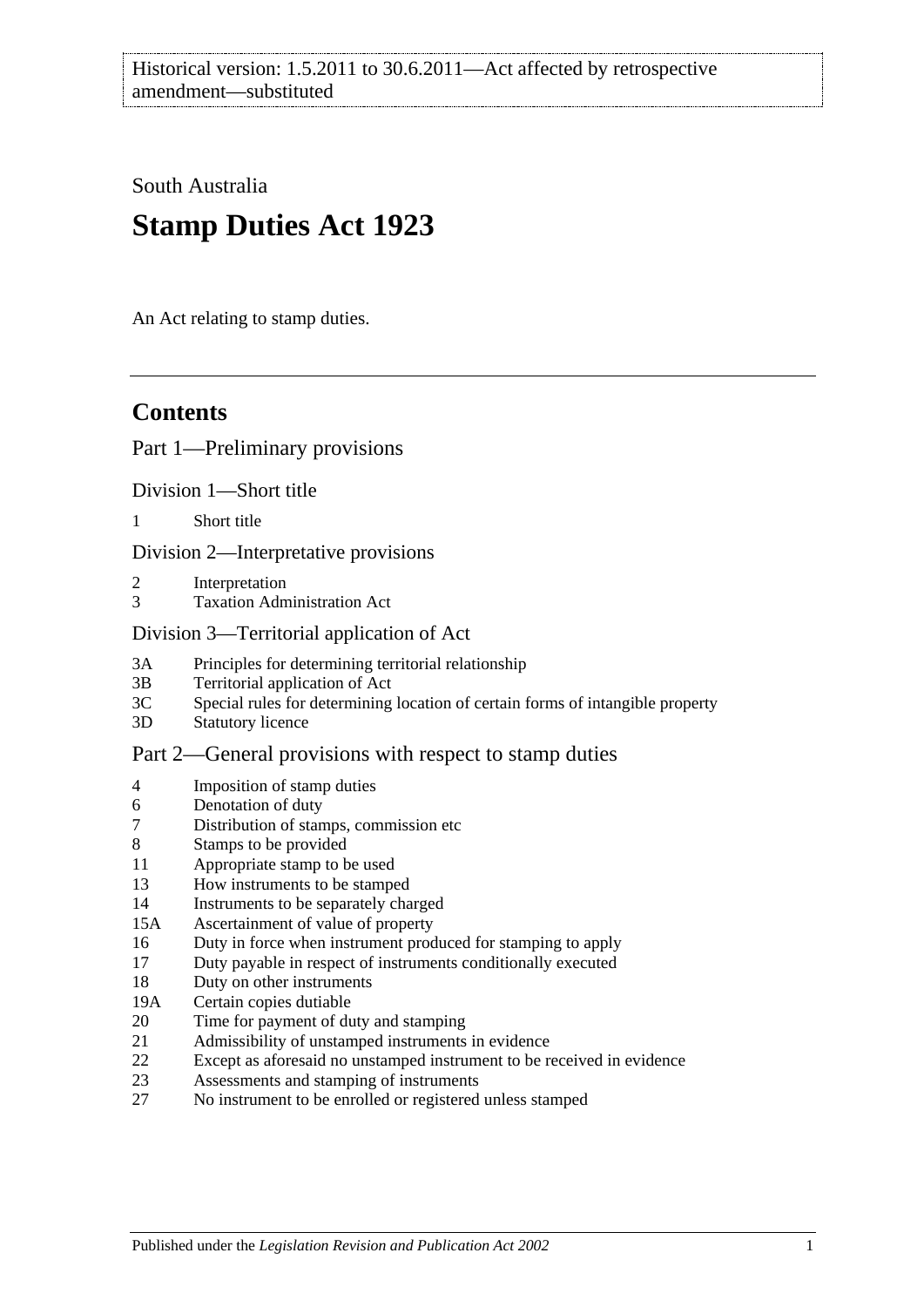Historical version: 1.5.2011 to 30.6.2011—Act affected by retrospective amendment—substituted

South Australia

# Stamp Duties Act 1923

An Act relating to stamp duties.

## Contents

### Part 1—Preliminary provisions

#### Division 1—Short title

1 Short title

#### Division 2—Interpretative provisions

2 Interpretation
3 Taxation Administration Act

#### Division 3—Territorial application of Act

3A Principles for determining territorial relationship
3B Territorial application of Act
3C Special rules for determining location of certain forms of intangible property
3D Statutory licence

### Part 2—General provisions with respect to stamp duties

4 Imposition of stamp duties
6 Denotation of duty
7 Distribution of stamps, commission etc
8 Stamps to be provided
11 Appropriate stamp to be used
13 How instruments to be stamped
14 Instruments to be separately charged
15A Ascertainment of value of property
16 Duty in force when instrument produced for stamping to apply
17 Duty payable in respect of instruments conditionally executed
18 Duty on other instruments
19A Certain copies dutiable
20 Time for payment of duty and stamping
21 Admissibility of unstamped instruments in evidence
22 Except as aforesaid no unstamped instrument to be received in evidence
23 Assessments and stamping of instruments
27 No instrument to be enrolled or registered unless stamped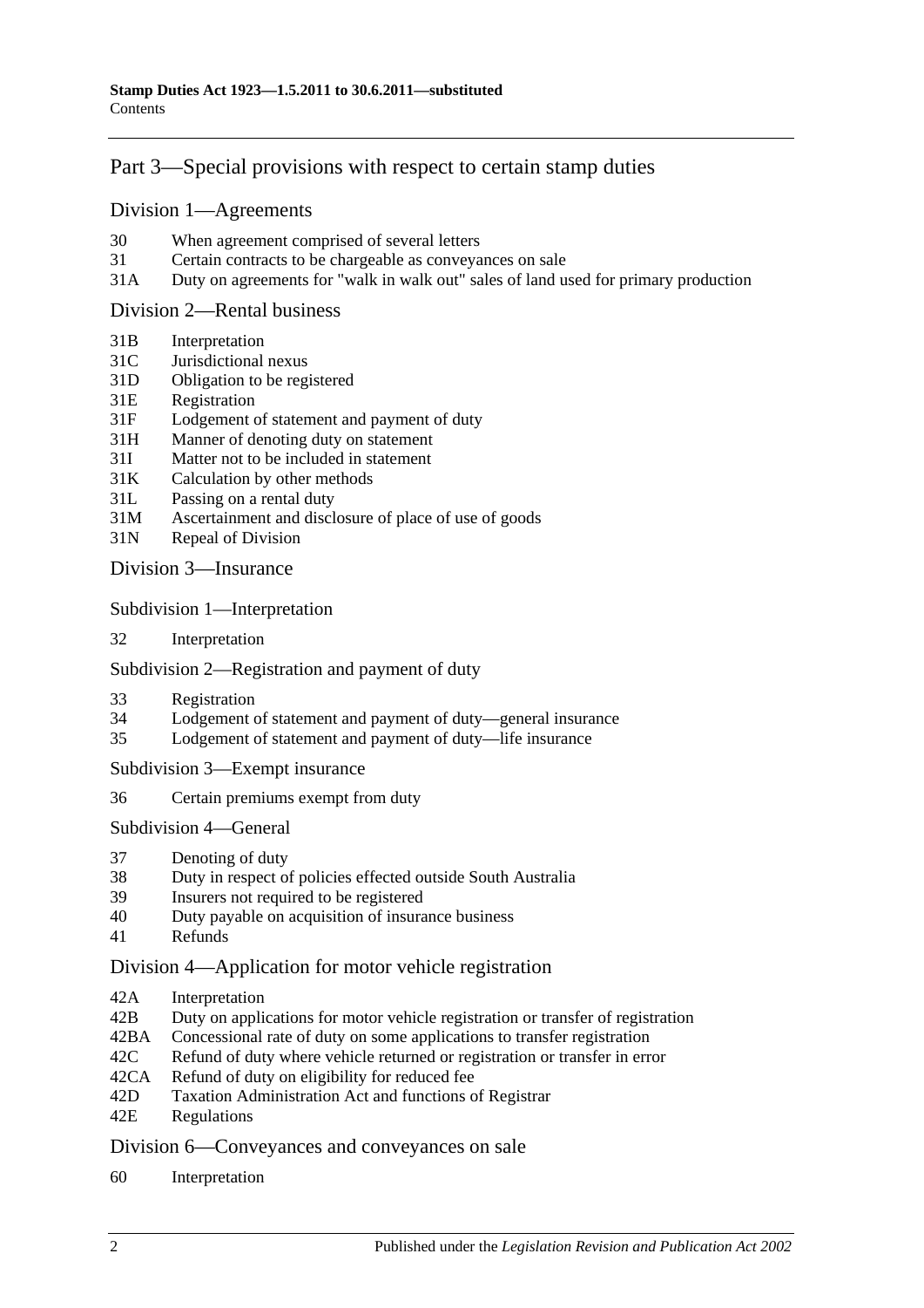## Part 3—Special provisions with respect to certain stamp duties

### Division 1—Agreements

30 When agreement comprised of several letters
31 Certain contracts to be chargeable as conveyances on sale
31A Duty on agreements for "walk in walk out" sales of land used for primary production

### Division 2—Rental business

31B Interpretation
31C Jurisdictional nexus
31D Obligation to be registered
31E Registration
31F Lodgement of statement and payment of duty
31H Manner of denoting duty on statement
31I Matter not to be included in statement
31K Calculation by other methods
31L Passing on a rental duty
31M Ascertainment and disclosure of place of use of goods
31N Repeal of Division

### Division 3—Insurance

#### Subdivision 1—Interpretation

32 Interpretation

#### Subdivision 2—Registration and payment of duty

33 Registration
34 Lodgement of statement and payment of duty—general insurance
35 Lodgement of statement and payment of duty—life insurance

#### Subdivision 3—Exempt insurance

36 Certain premiums exempt from duty

#### Subdivision 4—General

37 Denoting of duty
38 Duty in respect of policies effected outside South Australia
39 Insurers not required to be registered
40 Duty payable on acquisition of insurance business
41 Refunds

### Division 4—Application for motor vehicle registration

42A Interpretation
42B Duty on applications for motor vehicle registration or transfer of registration
42BA Concessional rate of duty on some applications to transfer registration
42C Refund of duty where vehicle returned or registration or transfer in error
42CA Refund of duty on eligibility for reduced fee
42D Taxation Administration Act and functions of Registrar
42E Regulations

### Division 6—Conveyances and conveyances on sale

60 Interpretation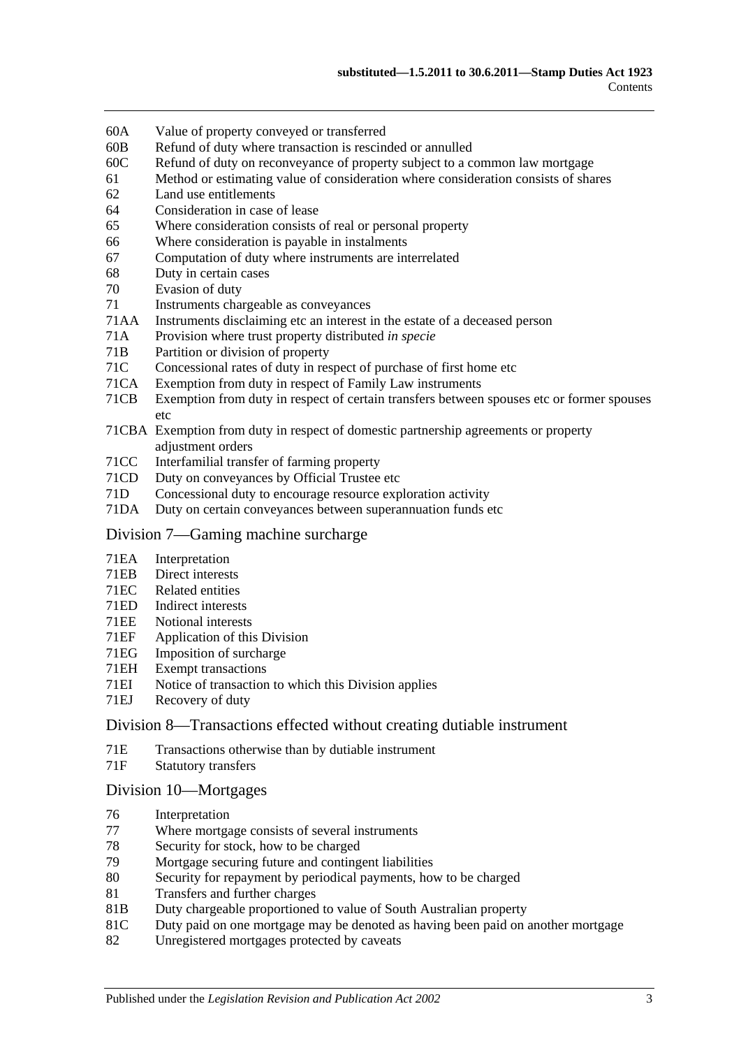60A Value of property conveyed or transferred
60B Refund of duty where transaction is rescinded or annulled
60C Refund of duty on reconveyance of property subject to a common law mortgage
61 Method or estimating value of consideration where consideration consists of shares
62 Land use entitlements
64 Consideration in case of lease
65 Where consideration consists of real or personal property
66 Where consideration is payable in instalments
67 Computation of duty where instruments are interrelated
68 Duty in certain cases
70 Evasion of duty
71 Instruments chargeable as conveyances
71AA Instruments disclaiming etc an interest in the estate of a deceased person
71A Provision where trust property distributed *in specie*
71B Partition or division of property
71C Concessional rates of duty in respect of purchase of first home etc
71CA Exemption from duty in respect of Family Law instruments
71CB Exemption from duty in respect of certain transfers between spouses etc or former spouses etc
71CBA Exemption from duty in respect of domestic partnership agreements or property adjustment orders
71CC Interfamilial transfer of farming property
71CD Duty on conveyances by Official Trustee etc
71D Concessional duty to encourage resource exploration activity
71DA Duty on certain conveyances between superannuation funds etc

## Division 7—Gaming machine surcharge

71EA Interpretation
71EB Direct interests
71EC Related entities
71ED Indirect interests
71EE Notional interests
71EF Application of this Division
71EG Imposition of surcharge
71EH Exempt transactions
71EI Notice of transaction to which this Division applies
71EJ Recovery of duty

## Division 8—Transactions effected without creating dutiable instrument

71E Transactions otherwise than by dutiable instrument
71F Statutory transfers

## Division 10—Mortgages

76 Interpretation
77 Where mortgage consists of several instruments
78 Security for stock, how to be charged
79 Mortgage securing future and contingent liabilities
80 Security for repayment by periodical payments, how to be charged
81 Transfers and further charges
81B Duty chargeable proportioned to value of South Australian property
81C Duty paid on one mortgage may be denoted as having been paid on another mortgage
82 Unregistered mortgages protected by caveats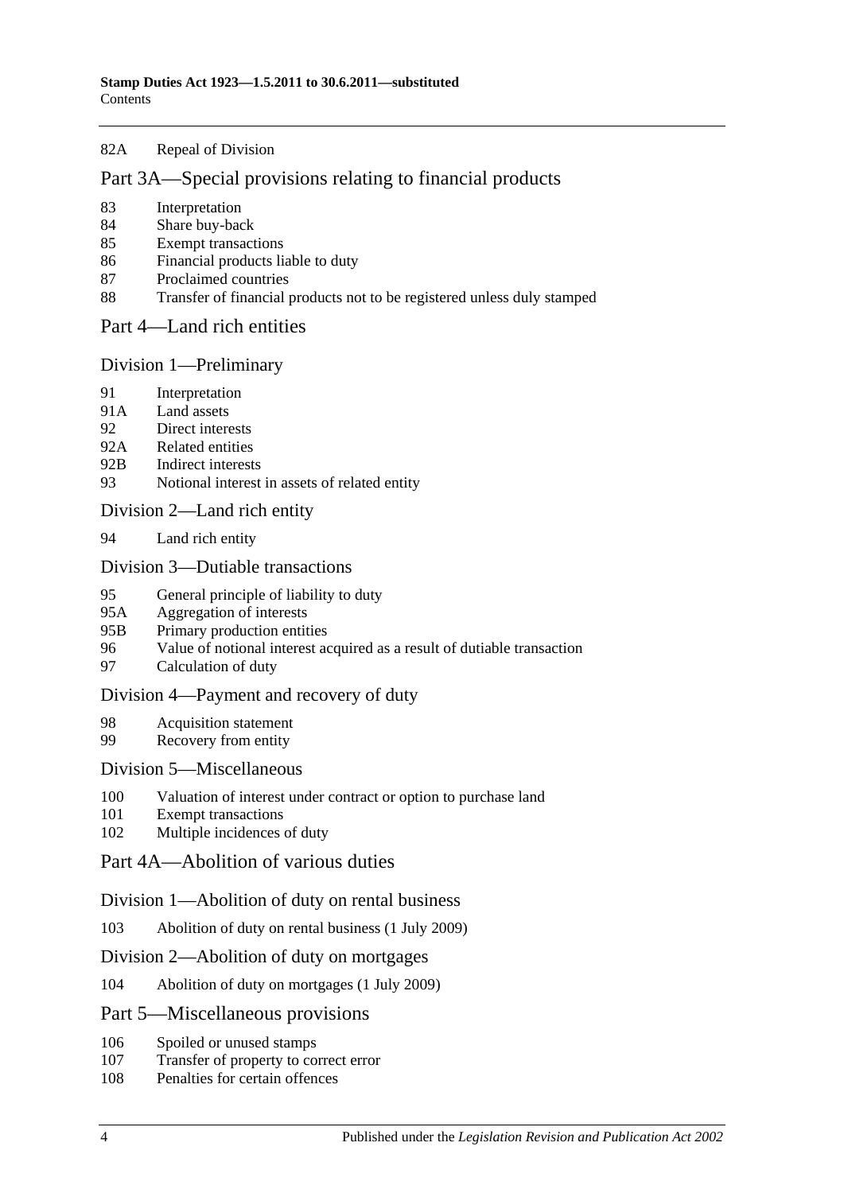82A Repeal of Division

## Part 3A—Special provisions relating to financial products

83 Interpretation
84 Share buy-back
85 Exempt transactions
86 Financial products liable to duty
87 Proclaimed countries
88 Transfer of financial products not to be registered unless duly stamped

## Part 4—Land rich entities

### Division 1—Preliminary

91 Interpretation
91A Land assets
92 Direct interests
92A Related entities
92B Indirect interests
93 Notional interest in assets of related entity

### Division 2—Land rich entity

94 Land rich entity

### Division 3—Dutiable transactions

95 General principle of liability to duty
95A Aggregation of interests
95B Primary production entities
96 Value of notional interest acquired as a result of dutiable transaction
97 Calculation of duty

### Division 4—Payment and recovery of duty

98 Acquisition statement
99 Recovery from entity

### Division 5—Miscellaneous

100 Valuation of interest under contract or option to purchase land
101 Exempt transactions
102 Multiple incidences of duty

## Part 4A—Abolition of various duties

### Division 1—Abolition of duty on rental business

103 Abolition of duty on rental business (1 July 2009)

### Division 2—Abolition of duty on mortgages

104 Abolition of duty on mortgages (1 July 2009)

## Part 5—Miscellaneous provisions

106 Spoiled or unused stamps
107 Transfer of property to correct error
108 Penalties for certain offences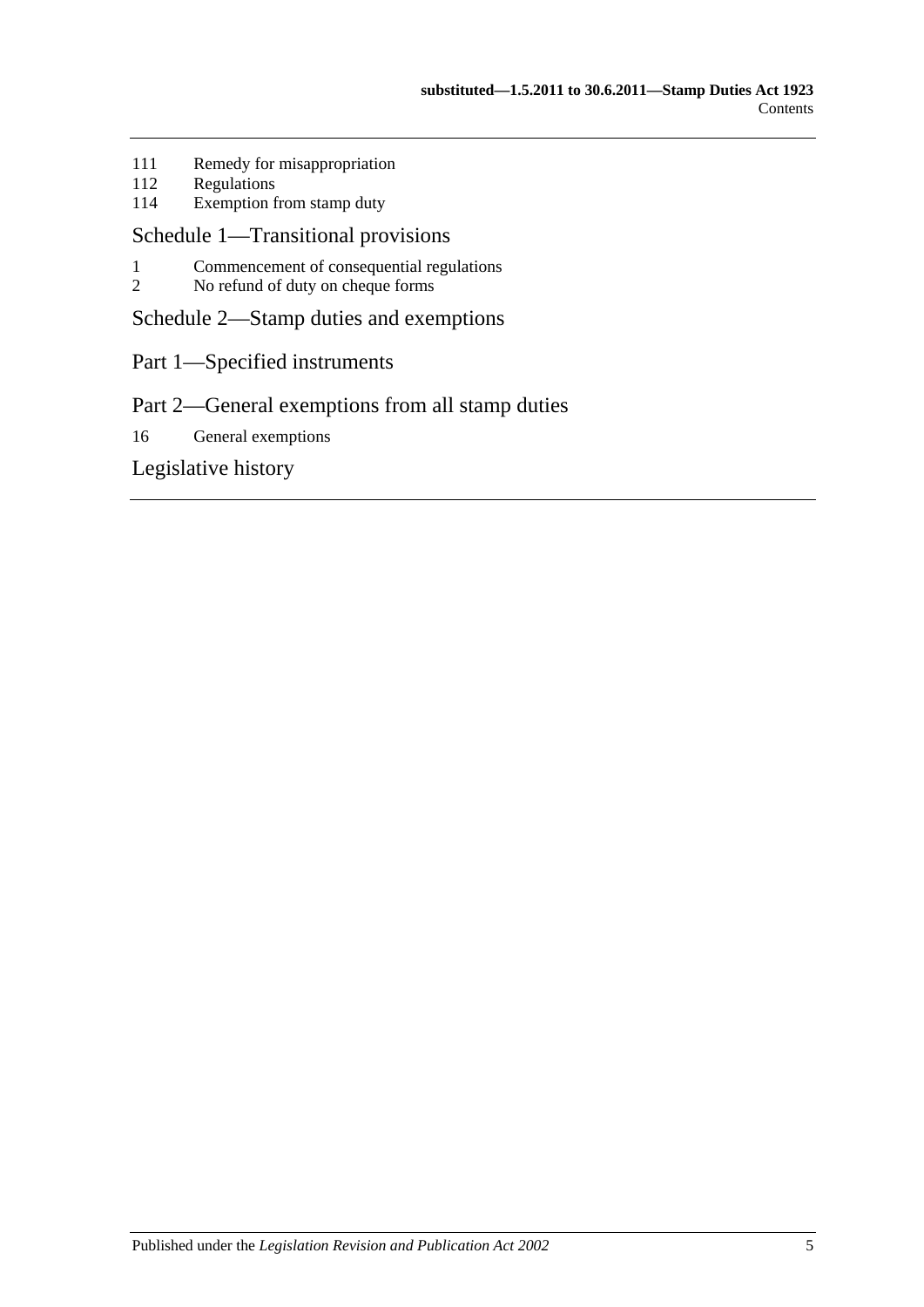111 Remedy for misappropriation
112 Regulations
114 Exemption from stamp duty

## Schedule 1—Transitional provisions

1 Commencement of consequential regulations
2 No refund of duty on cheque forms

## Schedule 2—Stamp duties and exemptions

## Part 1—Specified instruments

## Part 2—General exemptions from all stamp duties

16 General exemptions

## Legislative history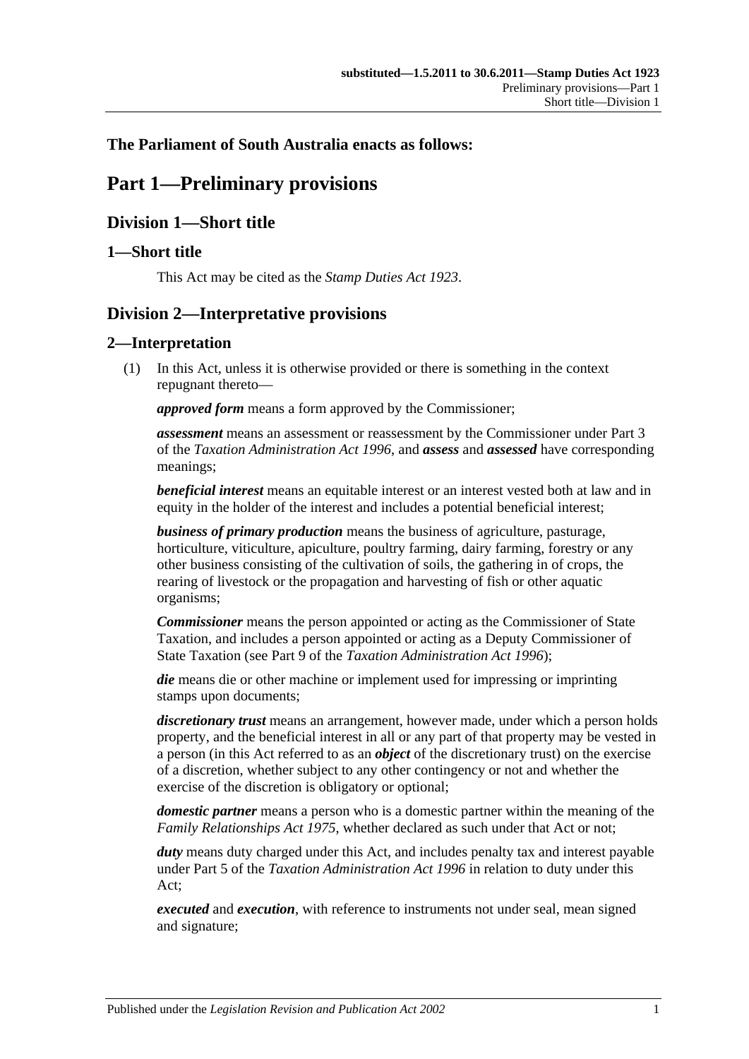**The Parliament of South Australia enacts as follows:**

# Part 1—Preliminary provisions

## Division 1—Short title

### 1—Short title

This Act may be cited as the *Stamp Duties Act 1923*.

## Division 2—Interpretative provisions

### 2—Interpretation

(1) In this Act, unless it is otherwise provided or there is something in the context repugnant thereto—

***approved form*** means a form approved by the Commissioner;

***assessment*** means an assessment or reassessment by the Commissioner under Part 3 of the *Taxation Administration Act 1996*, and ***assess*** and ***assessed*** have corresponding meanings;

***beneficial interest*** means an equitable interest or an interest vested both at law and in equity in the holder of the interest and includes a potential beneficial interest;

***business of primary production*** means the business of agriculture, pasturage, horticulture, viticulture, apiculture, poultry farming, dairy farming, forestry or any other business consisting of the cultivation of soils, the gathering in of crops, the rearing of livestock or the propagation and harvesting of fish or other aquatic organisms;

***Commissioner*** means the person appointed or acting as the Commissioner of State Taxation, and includes a person appointed or acting as a Deputy Commissioner of State Taxation (see Part 9 of the *Taxation Administration Act 1996*);

***die*** means die or other machine or implement used for impressing or imprinting stamps upon documents;

***discretionary trust*** means an arrangement, however made, under which a person holds property, and the beneficial interest in all or any part of that property may be vested in a person (in this Act referred to as an ***object*** of the discretionary trust) on the exercise of a discretion, whether subject to any other contingency or not and whether the exercise of the discretion is obligatory or optional;

***domestic partner*** means a person who is a domestic partner within the meaning of the *Family Relationships Act 1975*, whether declared as such under that Act or not;

***duty*** means duty charged under this Act, and includes penalty tax and interest payable under Part 5 of the *Taxation Administration Act 1996* in relation to duty under this Act;

***executed*** and ***execution***, with reference to instruments not under seal, mean signed and signature;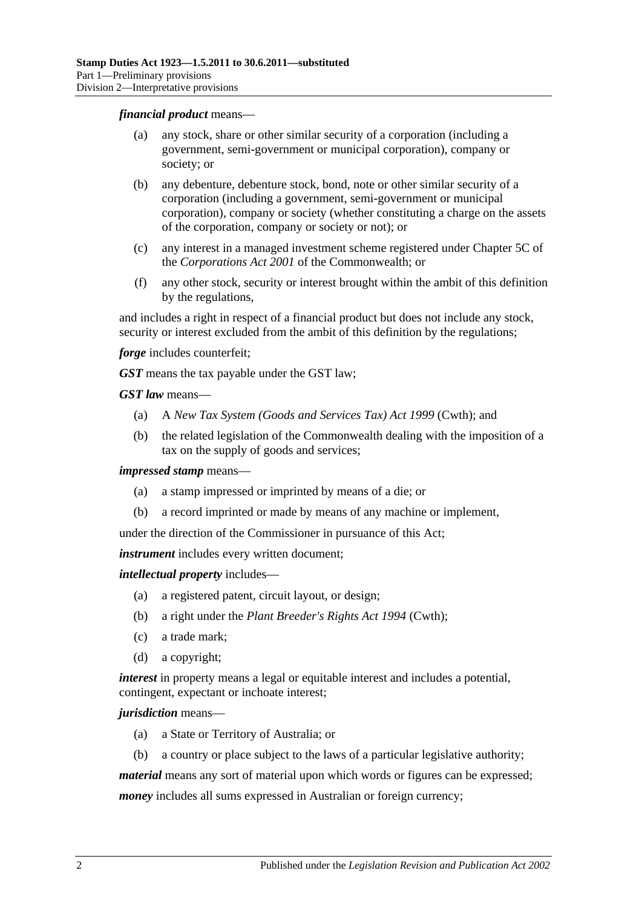***financial product*** means—

(a) any stock, share or other similar security of a corporation (including a government, semi-government or municipal corporation), company or society; or

(b) any debenture, debenture stock, bond, note or other similar security of a corporation (including a government, semi-government or municipal corporation), company or society (whether constituting a charge on the assets of the corporation, company or society or not); or

(c) any interest in a managed investment scheme registered under Chapter 5C of the *Corporations Act 2001* of the Commonwealth; or

(f) any other stock, security or interest brought within the ambit of this definition by the regulations,

and includes a right in respect of a financial product but does not include any stock, security or interest excluded from the ambit of this definition by the regulations;

***forge*** includes counterfeit;

***GST*** means the tax payable under the GST law;

***GST law*** means—

(a) A *New Tax System (Goods and Services Tax) Act 1999* (Cwth); and

(b) the related legislation of the Commonwealth dealing with the imposition of a tax on the supply of goods and services;

***impressed stamp*** means—

(a) a stamp impressed or imprinted by means of a die; or

(b) a record imprinted or made by means of any machine or implement,

under the direction of the Commissioner in pursuance of this Act;

***instrument*** includes every written document;

***intellectual property*** includes—

(a) a registered patent, circuit layout, or design;

(b) a right under the *Plant Breeder's Rights Act 1994* (Cwth);

(c) a trade mark;

(d) a copyright;

***interest*** in property means a legal or equitable interest and includes a potential, contingent, expectant or inchoate interest;

***jurisdiction*** means—

(a) a State or Territory of Australia; or

(b) a country or place subject to the laws of a particular legislative authority;

***material*** means any sort of material upon which words or figures can be expressed;

***money*** includes all sums expressed in Australian or foreign currency;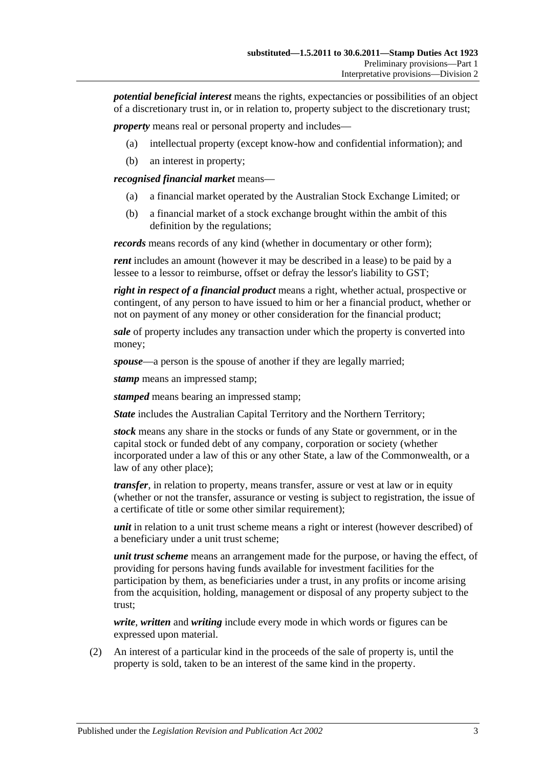***potential beneficial interest*** means the rights, expectancies or possibilities of an object of a discretionary trust in, or in relation to, property subject to the discretionary trust;

***property*** means real or personal property and includes—

(a) intellectual property (except know-how and confidential information); and

(b) an interest in property;

***recognised financial market*** means—

(a) a financial market operated by the Australian Stock Exchange Limited; or

(b) a financial market of a stock exchange brought within the ambit of this definition by the regulations;

***records*** means records of any kind (whether in documentary or other form);

***rent*** includes an amount (however it may be described in a lease) to be paid by a lessee to a lessor to reimburse, offset or defray the lessor's liability to GST;

***right in respect of a financial product*** means a right, whether actual, prospective or contingent, of any person to have issued to him or her a financial product, whether or not on payment of any money or other consideration for the financial product;

***sale*** of property includes any transaction under which the property is converted into money;

***spouse***—a person is the spouse of another if they are legally married;

***stamp*** means an impressed stamp;

***stamped*** means bearing an impressed stamp;

***State*** includes the Australian Capital Territory and the Northern Territory;

***stock*** means any share in the stocks or funds of any State or government, or in the capital stock or funded debt of any company, corporation or society (whether incorporated under a law of this or any other State, a law of the Commonwealth, or a law of any other place);

***transfer***, in relation to property, means transfer, assure or vest at law or in equity (whether or not the transfer, assurance or vesting is subject to registration, the issue of a certificate of title or some other similar requirement);

***unit*** in relation to a unit trust scheme means a right or interest (however described) of a beneficiary under a unit trust scheme;

***unit trust scheme*** means an arrangement made for the purpose, or having the effect, of providing for persons having funds available for investment facilities for the participation by them, as beneficiaries under a trust, in any profits or income arising from the acquisition, holding, management or disposal of any property subject to the trust;

***write***, ***written*** and ***writing*** include every mode in which words or figures can be expressed upon material.

(2) An interest of a particular kind in the proceeds of the sale of property is, until the property is sold, taken to be an interest of the same kind in the property.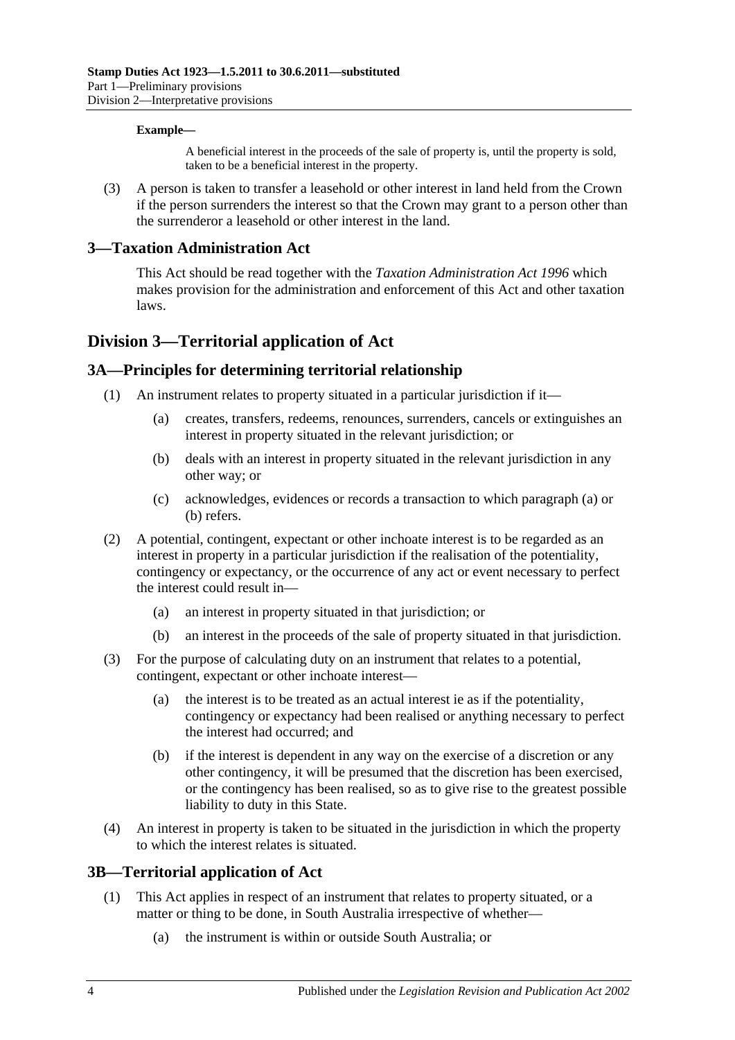**Example—**

A beneficial interest in the proceeds of the sale of property is, until the property is sold, taken to be a beneficial interest in the property.

(3) A person is taken to transfer a leasehold or other interest in land held from the Crown if the person surrenders the interest so that the Crown may grant to a person other than the surrenderor a leasehold or other interest in the land.

## 3—Taxation Administration Act

This Act should be read together with the *Taxation Administration Act 1996* which makes provision for the administration and enforcement of this Act and other taxation laws.

# Division 3—Territorial application of Act

## 3A—Principles for determining territorial relationship

(1) An instrument relates to property situated in a particular jurisdiction if it—

(a) creates, transfers, redeems, renounces, surrenders, cancels or extinguishes an interest in property situated in the relevant jurisdiction; or

(b) deals with an interest in property situated in the relevant jurisdiction in any other way; or

(c) acknowledges, evidences or records a transaction to which paragraph (a) or (b) refers.

(2) A potential, contingent, expectant or other inchoate interest is to be regarded as an interest in property in a particular jurisdiction if the realisation of the potentiality, contingency or expectancy, or the occurrence of any act or event necessary to perfect the interest could result in—

(a) an interest in property situated in that jurisdiction; or

(b) an interest in the proceeds of the sale of property situated in that jurisdiction.

(3) For the purpose of calculating duty on an instrument that relates to a potential, contingent, expectant or other inchoate interest—

(a) the interest is to be treated as an actual interest ie as if the potentiality, contingency or expectancy had been realised or anything necessary to perfect the interest had occurred; and

(b) if the interest is dependent in any way on the exercise of a discretion or any other contingency, it will be presumed that the discretion has been exercised, or the contingency has been realised, so as to give rise to the greatest possible liability to duty in this State.

(4) An interest in property is taken to be situated in the jurisdiction in which the property to which the interest relates is situated.

## 3B—Territorial application of Act

(1) This Act applies in respect of an instrument that relates to property situated, or a matter or thing to be done, in South Australia irrespective of whether—

(a) the instrument is within or outside South Australia; or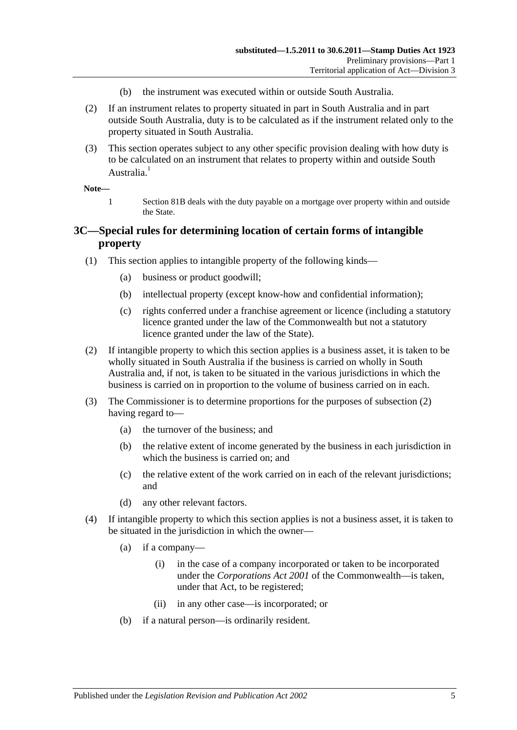(b) the instrument was executed within or outside South Australia.

(2) If an instrument relates to property situated in part in South Australia and in part outside South Australia, duty is to be calculated as if the instrument related only to the property situated in South Australia.

(3) This section operates subject to any other specific provision dealing with how duty is to be calculated on an instrument that relates to property within and outside South Australia.[1]

**Note—**

1 Section 81B deals with the duty payable on a mortgage over property within and outside the State.

## 3C—Special rules for determining location of certain forms of intangible property

(1) This section applies to intangible property of the following kinds—

(a) business or product goodwill;

(b) intellectual property (except know-how and confidential information);

(c) rights conferred under a franchise agreement or licence (including a statutory licence granted under the law of the Commonwealth but not a statutory licence granted under the law of the State).

(2) If intangible property to which this section applies is a business asset, it is taken to be wholly situated in South Australia if the business is carried on wholly in South Australia and, if not, is taken to be situated in the various jurisdictions in which the business is carried on in proportion to the volume of business carried on in each.

(3) The Commissioner is to determine proportions for the purposes of subsection (2) having regard to—

(a) the turnover of the business; and

(b) the relative extent of income generated by the business in each jurisdiction in which the business is carried on; and

(c) the relative extent of the work carried on in each of the relevant jurisdictions; and

(d) any other relevant factors.

(4) If intangible property to which this section applies is not a business asset, it is taken to be situated in the jurisdiction in which the owner—

(a) if a company—

(i) in the case of a company incorporated or taken to be incorporated under the *Corporations Act 2001* of the Commonwealth—is taken, under that Act, to be registered;

(ii) in any other case—is incorporated; or

(b) if a natural person—is ordinarily resident.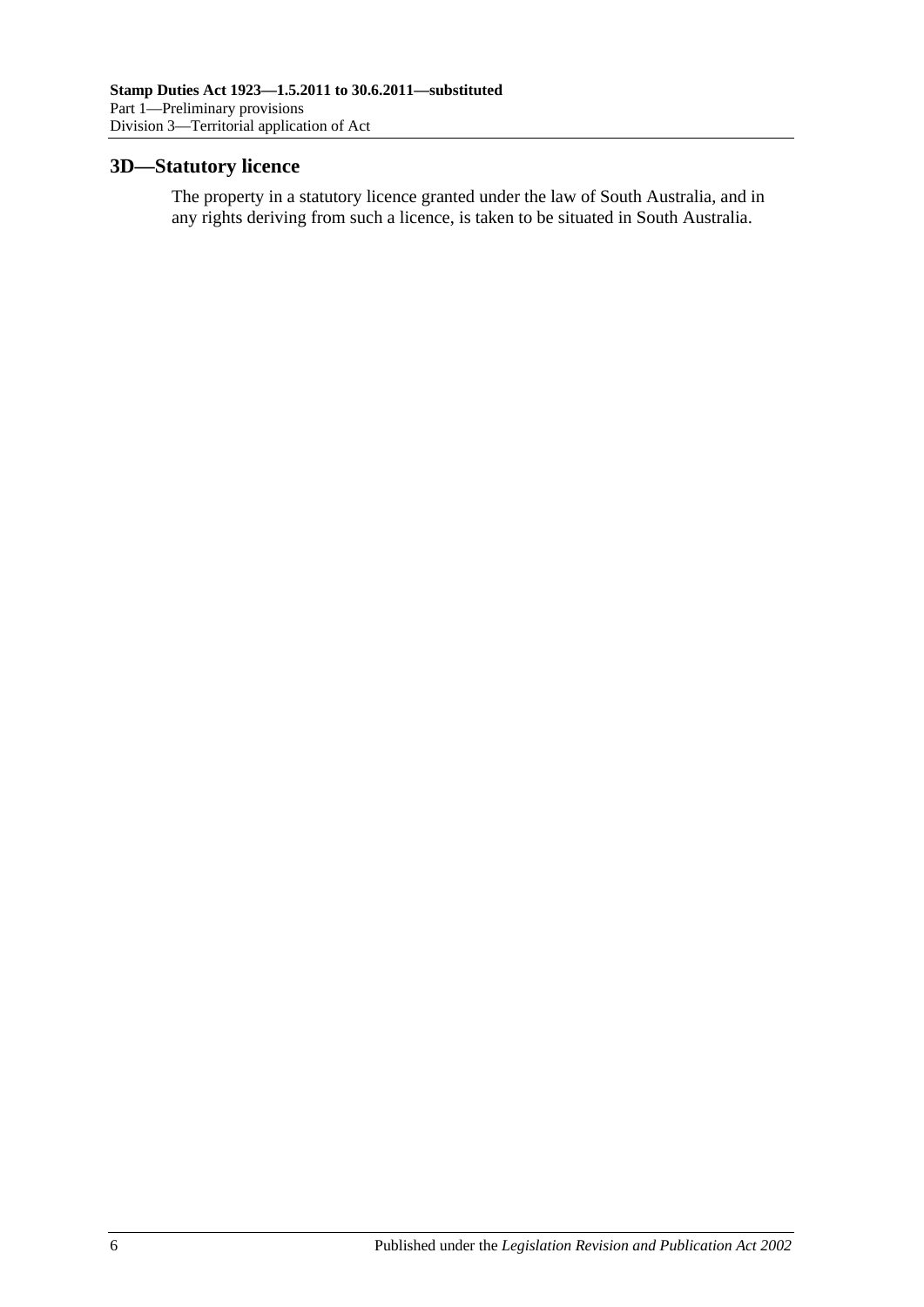## 3D—Statutory licence

The property in a statutory licence granted under the law of South Australia, and in any rights deriving from such a licence, is taken to be situated in South Australia.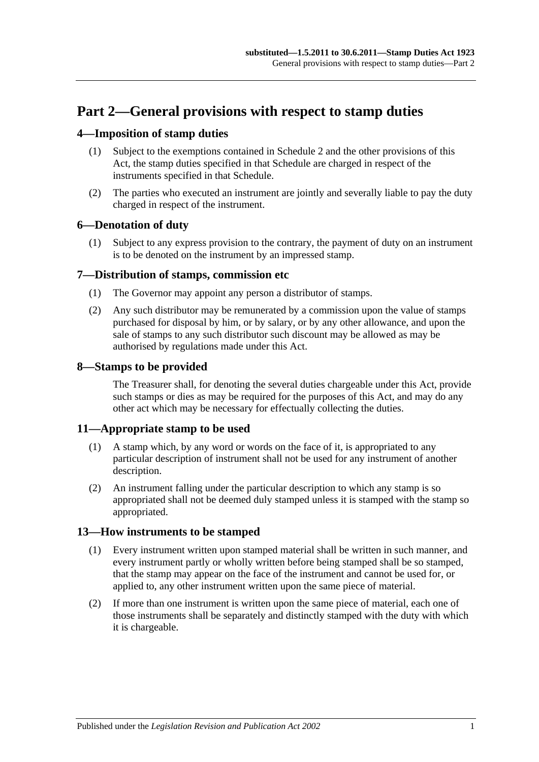# Part 2—General provisions with respect to stamp duties

## 4—Imposition of stamp duties

(1) Subject to the exemptions contained in Schedule 2 and the other provisions of this Act, the stamp duties specified in that Schedule are charged in respect of the instruments specified in that Schedule.

(2) The parties who executed an instrument are jointly and severally liable to pay the duty charged in respect of the instrument.

## 6—Denotation of duty

(1) Subject to any express provision to the contrary, the payment of duty on an instrument is to be denoted on the instrument by an impressed stamp.

## 7—Distribution of stamps, commission etc

(1) The Governor may appoint any person a distributor of stamps.

(2) Any such distributor may be remunerated by a commission upon the value of stamps purchased for disposal by him, or by salary, or by any other allowance, and upon the sale of stamps to any such distributor such discount may be allowed as may be authorised by regulations made under this Act.

## 8—Stamps to be provided

The Treasurer shall, for denoting the several duties chargeable under this Act, provide such stamps or dies as may be required for the purposes of this Act, and may do any other act which may be necessary for effectually collecting the duties.

## 11—Appropriate stamp to be used

(1) A stamp which, by any word or words on the face of it, is appropriated to any particular description of instrument shall not be used for any instrument of another description.

(2) An instrument falling under the particular description to which any stamp is so appropriated shall not be deemed duly stamped unless it is stamped with the stamp so appropriated.

## 13—How instruments to be stamped

(1) Every instrument written upon stamped material shall be written in such manner, and every instrument partly or wholly written before being stamped shall be so stamped, that the stamp may appear on the face of the instrument and cannot be used for, or applied to, any other instrument written upon the same piece of material.

(2) If more than one instrument is written upon the same piece of material, each one of those instruments shall be separately and distinctly stamped with the duty with which it is chargeable.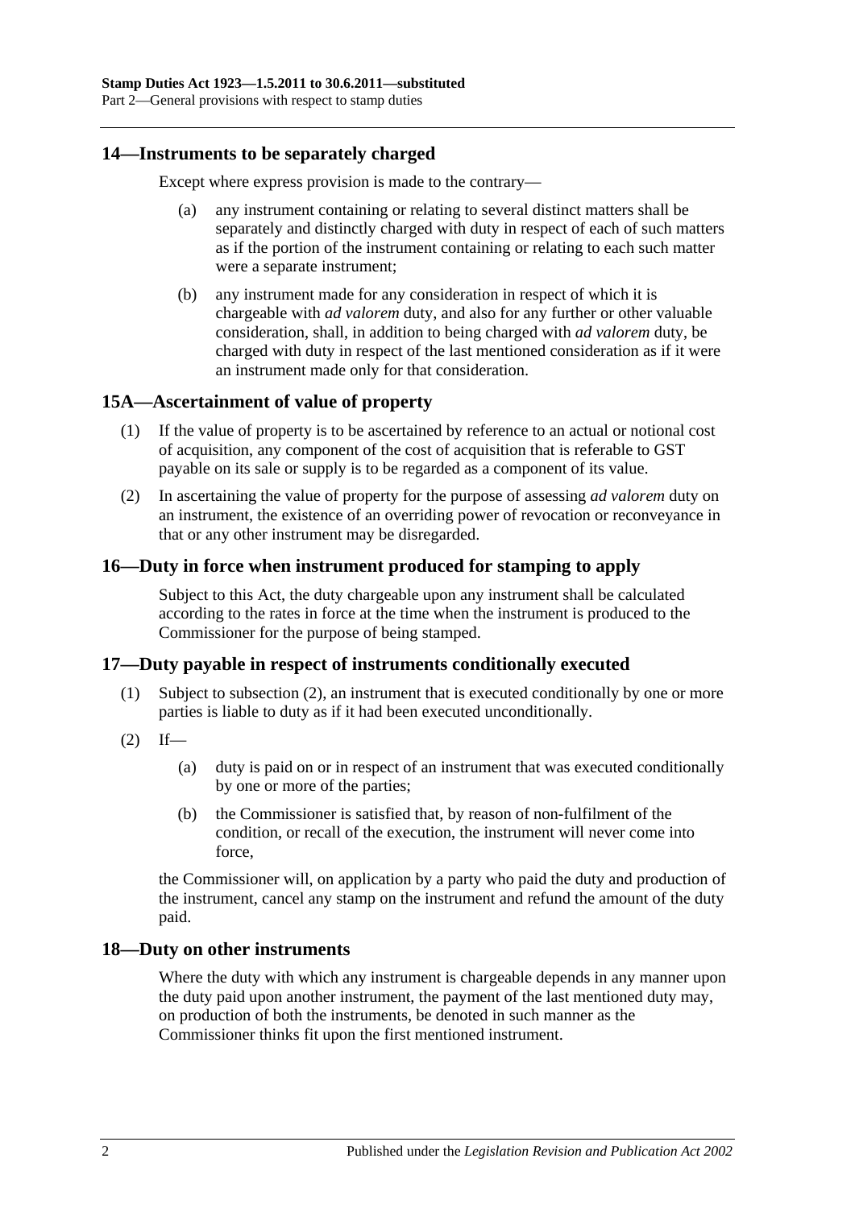## 14—Instruments to be separately charged

Except where express provision is made to the contrary—

(a) any instrument containing or relating to several distinct matters shall be separately and distinctly charged with duty in respect of each of such matters as if the portion of the instrument containing or relating to each such matter were a separate instrument;

(b) any instrument made for any consideration in respect of which it is chargeable with *ad valorem* duty, and also for any further or other valuable consideration, shall, in addition to being charged with *ad valorem* duty, be charged with duty in respect of the last mentioned consideration as if it were an instrument made only for that consideration.

## 15A—Ascertainment of value of property

(1) If the value of property is to be ascertained by reference to an actual or notional cost of acquisition, any component of the cost of acquisition that is referable to GST payable on its sale or supply is to be regarded as a component of its value.

(2) In ascertaining the value of property for the purpose of assessing *ad valorem* duty on an instrument, the existence of an overriding power of revocation or reconveyance in that or any other instrument may be disregarded.

## 16—Duty in force when instrument produced for stamping to apply

Subject to this Act, the duty chargeable upon any instrument shall be calculated according to the rates in force at the time when the instrument is produced to the Commissioner for the purpose of being stamped.

## 17—Duty payable in respect of instruments conditionally executed

(1) Subject to subsection (2), an instrument that is executed conditionally by one or more parties is liable to duty as if it had been executed unconditionally.

(2) If—

(a) duty is paid on or in respect of an instrument that was executed conditionally by one or more of the parties;

(b) the Commissioner is satisfied that, by reason of non-fulfilment of the condition, or recall of the execution, the instrument will never come into force,

the Commissioner will, on application by a party who paid the duty and production of the instrument, cancel any stamp on the instrument and refund the amount of the duty paid.

## 18—Duty on other instruments

Where the duty with which any instrument is chargeable depends in any manner upon the duty paid upon another instrument, the payment of the last mentioned duty may, on production of both the instruments, be denoted in such manner as the Commissioner thinks fit upon the first mentioned instrument.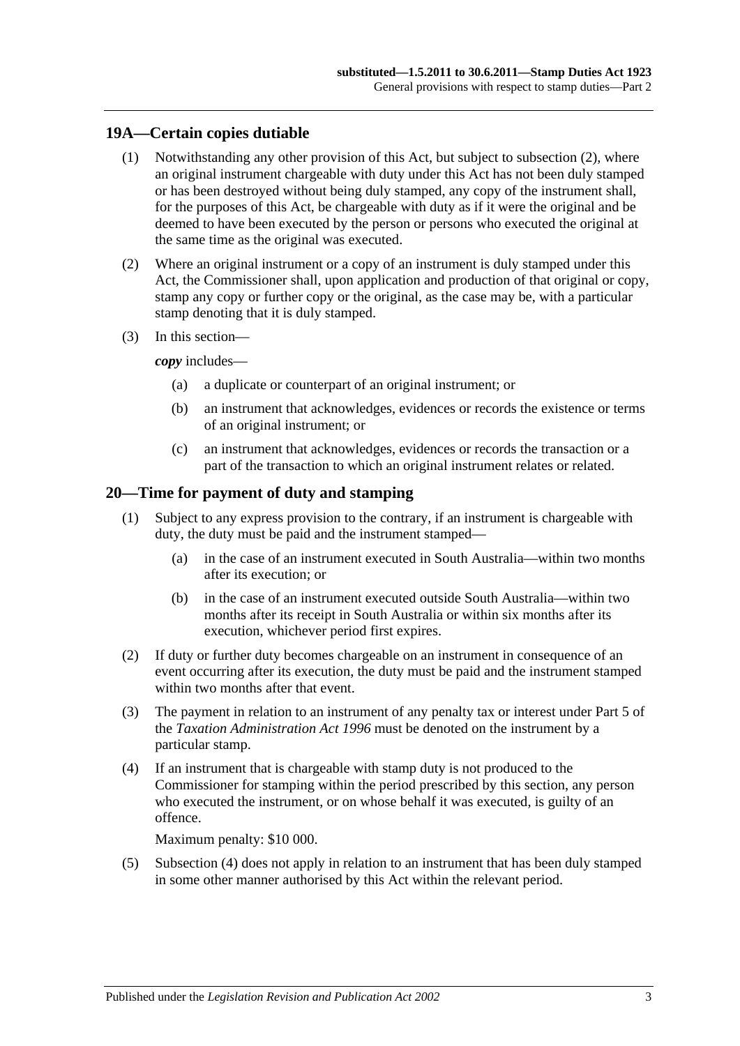## 19A—Certain copies dutiable

(1) Notwithstanding any other provision of this Act, but subject to subsection (2), where an original instrument chargeable with duty under this Act has not been duly stamped or has been destroyed without being duly stamped, any copy of the instrument shall, for the purposes of this Act, be chargeable with duty as if it were the original and be deemed to have been executed by the person or persons who executed the original at the same time as the original was executed.

(2) Where an original instrument or a copy of an instrument is duly stamped under this Act, the Commissioner shall, upon application and production of that original or copy, stamp any copy or further copy or the original, as the case may be, with a particular stamp denoting that it is duly stamped.

(3) In this section—

***copy*** includes—

(a) a duplicate or counterpart of an original instrument; or

(b) an instrument that acknowledges, evidences or records the existence or terms of an original instrument; or

(c) an instrument that acknowledges, evidences or records the transaction or a part of the transaction to which an original instrument relates or related.

## 20—Time for payment of duty and stamping

(1) Subject to any express provision to the contrary, if an instrument is chargeable with duty, the duty must be paid and the instrument stamped—

(a) in the case of an instrument executed in South Australia—within two months after its execution; or

(b) in the case of an instrument executed outside South Australia—within two months after its receipt in South Australia or within six months after its execution, whichever period first expires.

(2) If duty or further duty becomes chargeable on an instrument in consequence of an event occurring after its execution, the duty must be paid and the instrument stamped within two months after that event.

(3) The payment in relation to an instrument of any penalty tax or interest under Part 5 of the *Taxation Administration Act 1996* must be denoted on the instrument by a particular stamp.

(4) If an instrument that is chargeable with stamp duty is not produced to the Commissioner for stamping within the period prescribed by this section, any person who executed the instrument, or on whose behalf it was executed, is guilty of an offence.

Maximum penalty: $10 000.

(5) Subsection (4) does not apply in relation to an instrument that has been duly stamped in some other manner authorised by this Act within the relevant period.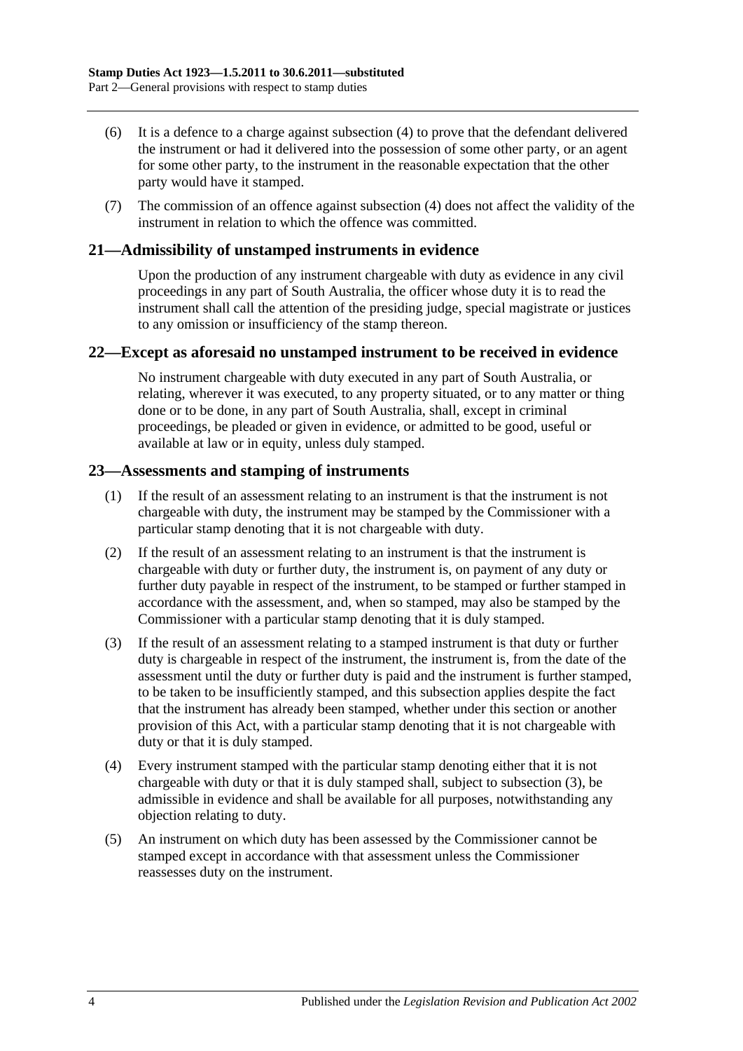(6) It is a defence to a charge against subsection (4) to prove that the defendant delivered the instrument or had it delivered into the possession of some other party, or an agent for some other party, to the instrument in the reasonable expectation that the other party would have it stamped.

(7) The commission of an offence against subsection (4) does not affect the validity of the instrument in relation to which the offence was committed.

## 21—Admissibility of unstamped instruments in evidence

Upon the production of any instrument chargeable with duty as evidence in any civil proceedings in any part of South Australia, the officer whose duty it is to read the instrument shall call the attention of the presiding judge, special magistrate or justices to any omission or insufficiency of the stamp thereon.

## 22—Except as aforesaid no unstamped instrument to be received in evidence

No instrument chargeable with duty executed in any part of South Australia, or relating, wherever it was executed, to any property situated, or to any matter or thing done or to be done, in any part of South Australia, shall, except in criminal proceedings, be pleaded or given in evidence, or admitted to be good, useful or available at law or in equity, unless duly stamped.

## 23—Assessments and stamping of instruments

(1) If the result of an assessment relating to an instrument is that the instrument is not chargeable with duty, the instrument may be stamped by the Commissioner with a particular stamp denoting that it is not chargeable with duty.

(2) If the result of an assessment relating to an instrument is that the instrument is chargeable with duty or further duty, the instrument is, on payment of any duty or further duty payable in respect of the instrument, to be stamped or further stamped in accordance with the assessment, and, when so stamped, may also be stamped by the Commissioner with a particular stamp denoting that it is duly stamped.

(3) If the result of an assessment relating to a stamped instrument is that duty or further duty is chargeable in respect of the instrument, the instrument is, from the date of the assessment until the duty or further duty is paid and the instrument is further stamped, to be taken to be insufficiently stamped, and this subsection applies despite the fact that the instrument has already been stamped, whether under this section or another provision of this Act, with a particular stamp denoting that it is not chargeable with duty or that it is duly stamped.

(4) Every instrument stamped with the particular stamp denoting either that it is not chargeable with duty or that it is duly stamped shall, subject to subsection (3), be admissible in evidence and shall be available for all purposes, notwithstanding any objection relating to duty.

(5) An instrument on which duty has been assessed by the Commissioner cannot be stamped except in accordance with that assessment unless the Commissioner reassesses duty on the instrument.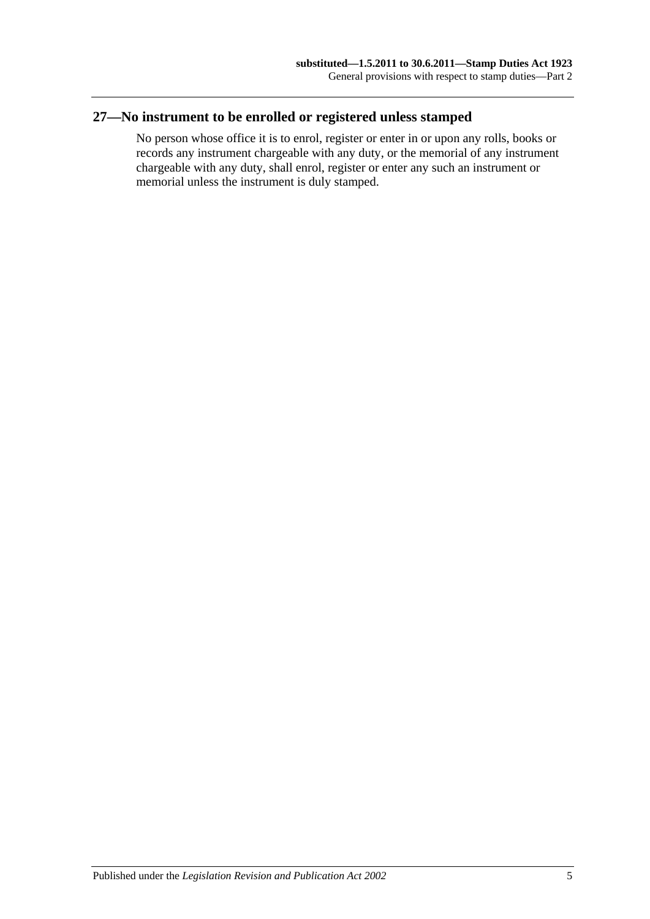## 27—No instrument to be enrolled or registered unless stamped

No person whose office it is to enrol, register or enter in or upon any rolls, books or records any instrument chargeable with any duty, or the memorial of any instrument chargeable with any duty, shall enrol, register or enter any such an instrument or memorial unless the instrument is duly stamped.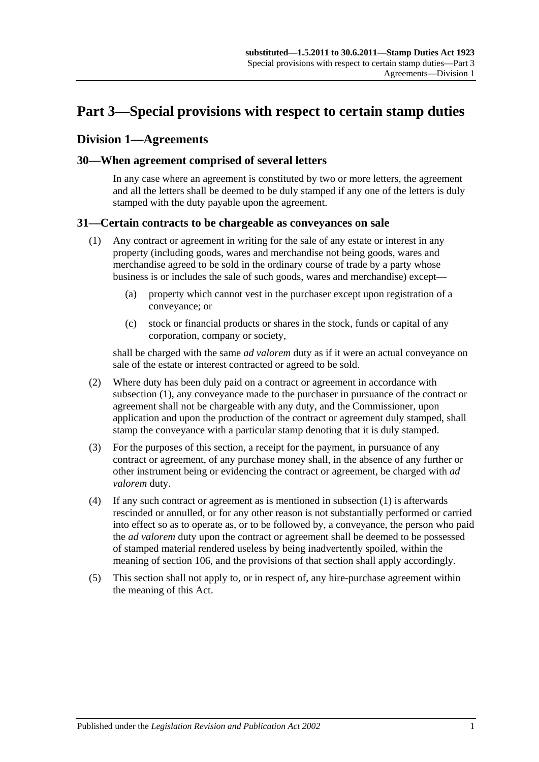# Part 3—Special provisions with respect to certain stamp duties

## Division 1—Agreements

### 30—When agreement comprised of several letters

In any case where an agreement is constituted by two or more letters, the agreement and all the letters shall be deemed to be duly stamped if any one of the letters is duly stamped with the duty payable upon the agreement.

### 31—Certain contracts to be chargeable as conveyances on sale

(1) Any contract or agreement in writing for the sale of any estate or interest in any property (including goods, wares and merchandise not being goods, wares and merchandise agreed to be sold in the ordinary course of trade by a party whose business is or includes the sale of such goods, wares and merchandise) except—

(a) property which cannot vest in the purchaser except upon registration of a conveyance; or

(c) stock or financial products or shares in the stock, funds or capital of any corporation, company or society,

shall be charged with the same *ad valorem* duty as if it were an actual conveyance on sale of the estate or interest contracted or agreed to be sold.

(2) Where duty has been duly paid on a contract or agreement in accordance with subsection (1), any conveyance made to the purchaser in pursuance of the contract or agreement shall not be chargeable with any duty, and the Commissioner, upon application and upon the production of the contract or agreement duly stamped, shall stamp the conveyance with a particular stamp denoting that it is duly stamped.

(3) For the purposes of this section, a receipt for the payment, in pursuance of any contract or agreement, of any purchase money shall, in the absence of any further or other instrument being or evidencing the contract or agreement, be charged with *ad valorem* duty.

(4) If any such contract or agreement as is mentioned in subsection (1) is afterwards rescinded or annulled, or for any other reason is not substantially performed or carried into effect so as to operate as, or to be followed by, a conveyance, the person who paid the *ad valorem* duty upon the contract or agreement shall be deemed to be possessed of stamped material rendered useless by being inadvertently spoiled, within the meaning of section 106, and the provisions of that section shall apply accordingly.

(5) This section shall not apply to, or in respect of, any hire-purchase agreement within the meaning of this Act.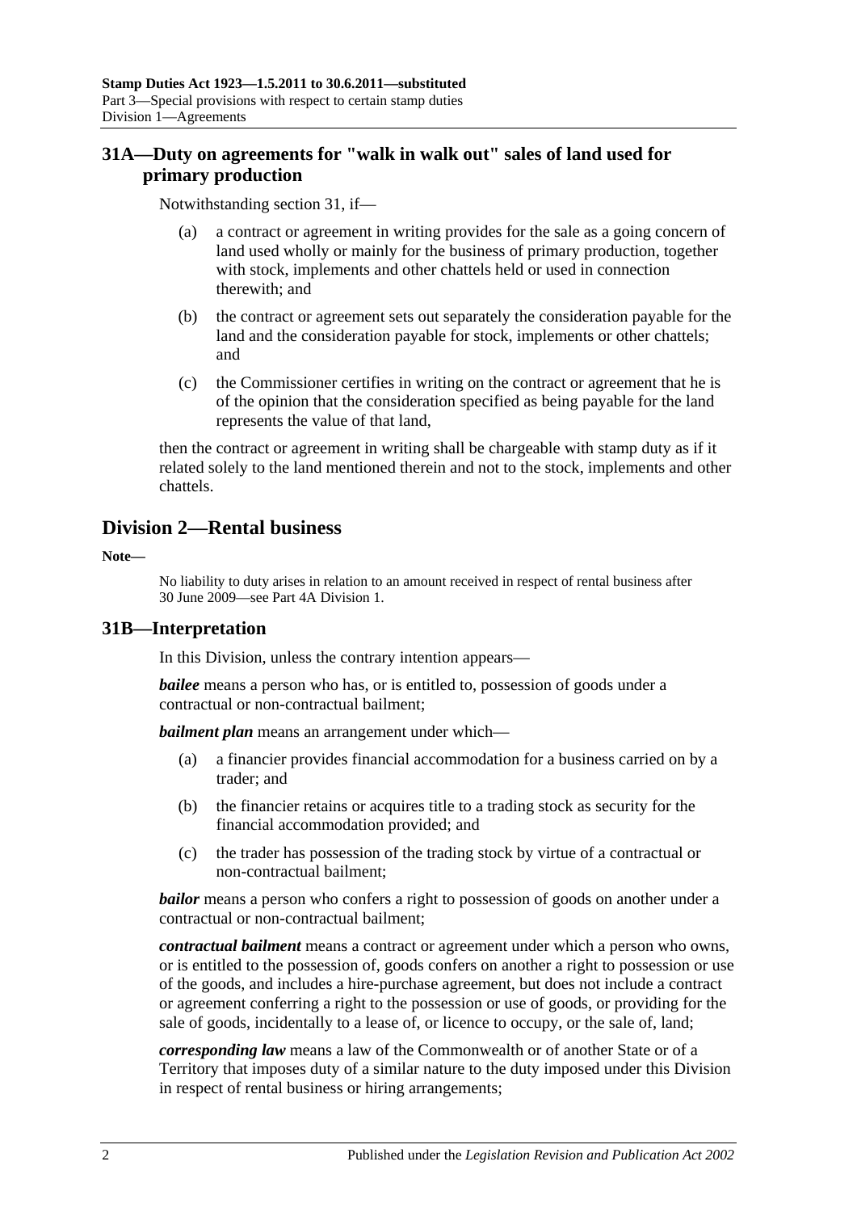## 31A—Duty on agreements for "walk in walk out" sales of land used for primary production

Notwithstanding section 31, if—

(a) a contract or agreement in writing provides for the sale as a going concern of land used wholly or mainly for the business of primary production, together with stock, implements and other chattels held or used in connection therewith; and

(b) the contract or agreement sets out separately the consideration payable for the land and the consideration payable for stock, implements or other chattels; and

(c) the Commissioner certifies in writing on the contract or agreement that he is of the opinion that the consideration specified as being payable for the land represents the value of that land,

then the contract or agreement in writing shall be chargeable with stamp duty as if it related solely to the land mentioned therein and not to the stock, implements and other chattels.

# Division 2—Rental business

**Note—**

No liability to duty arises in relation to an amount received in respect of rental business after 30 June 2009—see Part 4A Division 1.

## 31B—Interpretation

In this Division, unless the contrary intention appears—

***bailee*** means a person who has, or is entitled to, possession of goods under a contractual or non-contractual bailment;

***bailment plan*** means an arrangement under which—

(a) a financier provides financial accommodation for a business carried on by a trader; and

(b) the financier retains or acquires title to a trading stock as security for the financial accommodation provided; and

(c) the trader has possession of the trading stock by virtue of a contractual or non-contractual bailment;

***bailor*** means a person who confers a right to possession of goods on another under a contractual or non-contractual bailment;

***contractual bailment*** means a contract or agreement under which a person who owns, or is entitled to the possession of, goods confers on another a right to possession or use of the goods, and includes a hire-purchase agreement, but does not include a contract or agreement conferring a right to the possession or use of goods, or providing for the sale of goods, incidentally to a lease of, or licence to occupy, or the sale of, land;

***corresponding law*** means a law of the Commonwealth or of another State or of a Territory that imposes duty of a similar nature to the duty imposed under this Division in respect of rental business or hiring arrangements;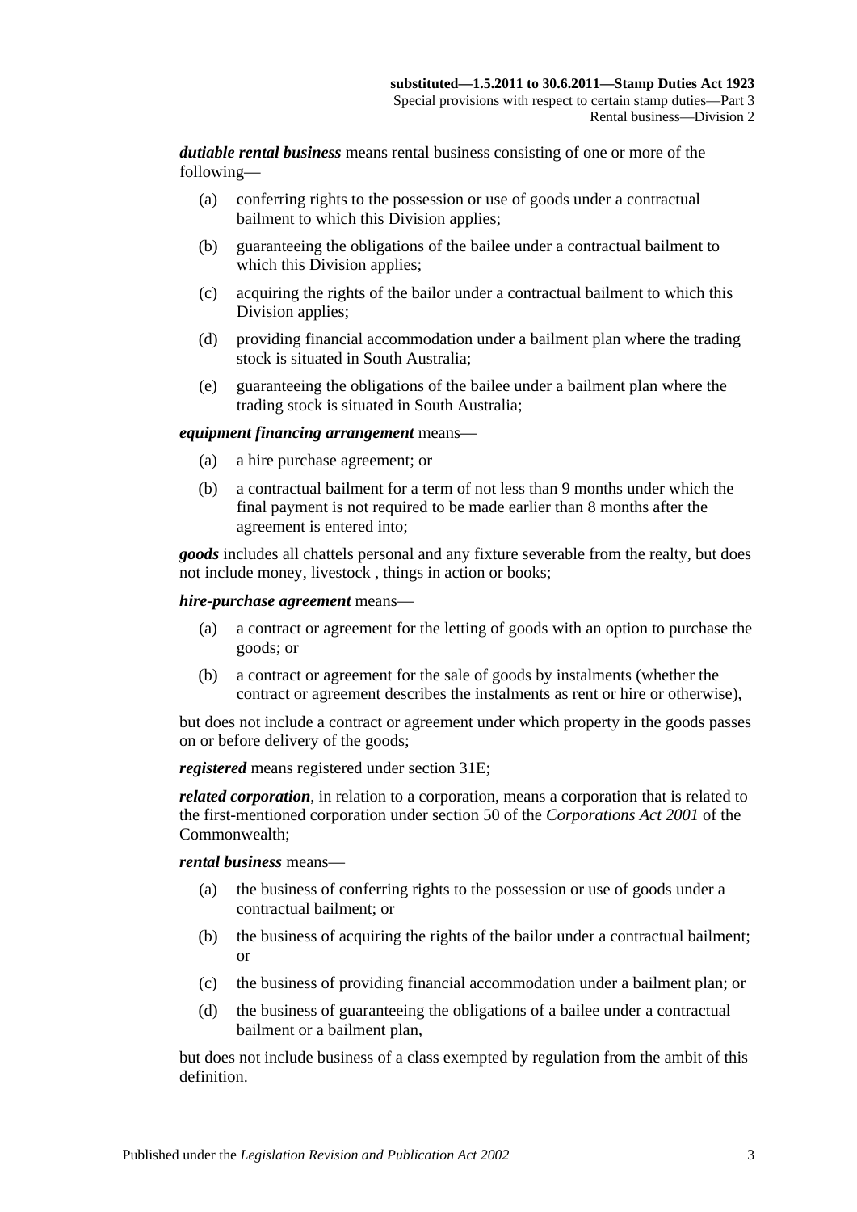***dutiable rental business*** means rental business consisting of one or more of the following—

- (a) conferring rights to the possession or use of goods under a contractual bailment to which this Division applies;
- (b) guaranteeing the obligations of the bailee under a contractual bailment to which this Division applies;
- (c) acquiring the rights of the bailor under a contractual bailment to which this Division applies;
- (d) providing financial accommodation under a bailment plan where the trading stock is situated in South Australia;
- (e) guaranteeing the obligations of the bailee under a bailment plan where the trading stock is situated in South Australia;

***equipment financing arrangement*** means—

- (a) a hire purchase agreement; or
- (b) a contractual bailment for a term of not less than 9 months under which the final payment is not required to be made earlier than 8 months after the agreement is entered into;

***goods*** includes all chattels personal and any fixture severable from the realty, but does not include money, livestock , things in action or books;

***hire-purchase agreement*** means—

- (a) a contract or agreement for the letting of goods with an option to purchase the goods; or
- (b) a contract or agreement for the sale of goods by instalments (whether the contract or agreement describes the instalments as rent or hire or otherwise),

but does not include a contract or agreement under which property in the goods passes on or before delivery of the goods;

***registered*** means registered under section 31E;

***related corporation***, in relation to a corporation, means a corporation that is related to the first-mentioned corporation under section 50 of the *Corporations Act 2001* of the Commonwealth;

***rental business*** means—

- (a) the business of conferring rights to the possession or use of goods under a contractual bailment; or
- (b) the business of acquiring the rights of the bailor under a contractual bailment; or
- (c) the business of providing financial accommodation under a bailment plan; or
- (d) the business of guaranteeing the obligations of a bailee under a contractual bailment or a bailment plan,

but does not include business of a class exempted by regulation from the ambit of this definition.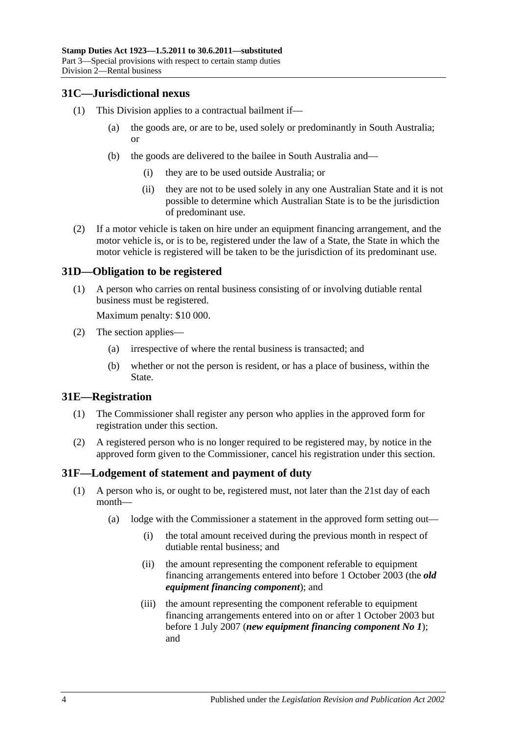## 31C—Jurisdictional nexus

(1) This Division applies to a contractual bailment if—

(a) the goods are, or are to be, used solely or predominantly in South Australia; or

(b) the goods are delivered to the bailee in South Australia and—

(i) they are to be used outside Australia; or

(ii) they are not to be used solely in any one Australian State and it is not possible to determine which Australian State is to be the jurisdiction of predominant use.

(2) If a motor vehicle is taken on hire under an equipment financing arrangement, and the motor vehicle is, or is to be, registered under the law of a State, the State in which the motor vehicle is registered will be taken to be the jurisdiction of its predominant use.

## 31D—Obligation to be registered

(1) A person who carries on rental business consisting of or involving dutiable rental business must be registered.

Maximum penalty: $10 000.

(2) The section applies—

(a) irrespective of where the rental business is transacted; and

(b) whether or not the person is resident, or has a place of business, within the State.

## 31E—Registration

(1) The Commissioner shall register any person who applies in the approved form for registration under this section.

(2) A registered person who is no longer required to be registered may, by notice in the approved form given to the Commissioner, cancel his registration under this section.

## 31F—Lodgement of statement and payment of duty

(1) A person who is, or ought to be, registered must, not later than the 21st day of each month—

(a) lodge with the Commissioner a statement in the approved form setting out—

(i) the total amount received during the previous month in respect of dutiable rental business; and

(ii) the amount representing the component referable to equipment financing arrangements entered into before 1 October 2003 (the ***old equipment financing component***); and

(iii) the amount representing the component referable to equipment financing arrangements entered into on or after 1 October 2003 but before 1 July 2007 (***new equipment financing component No 1***); and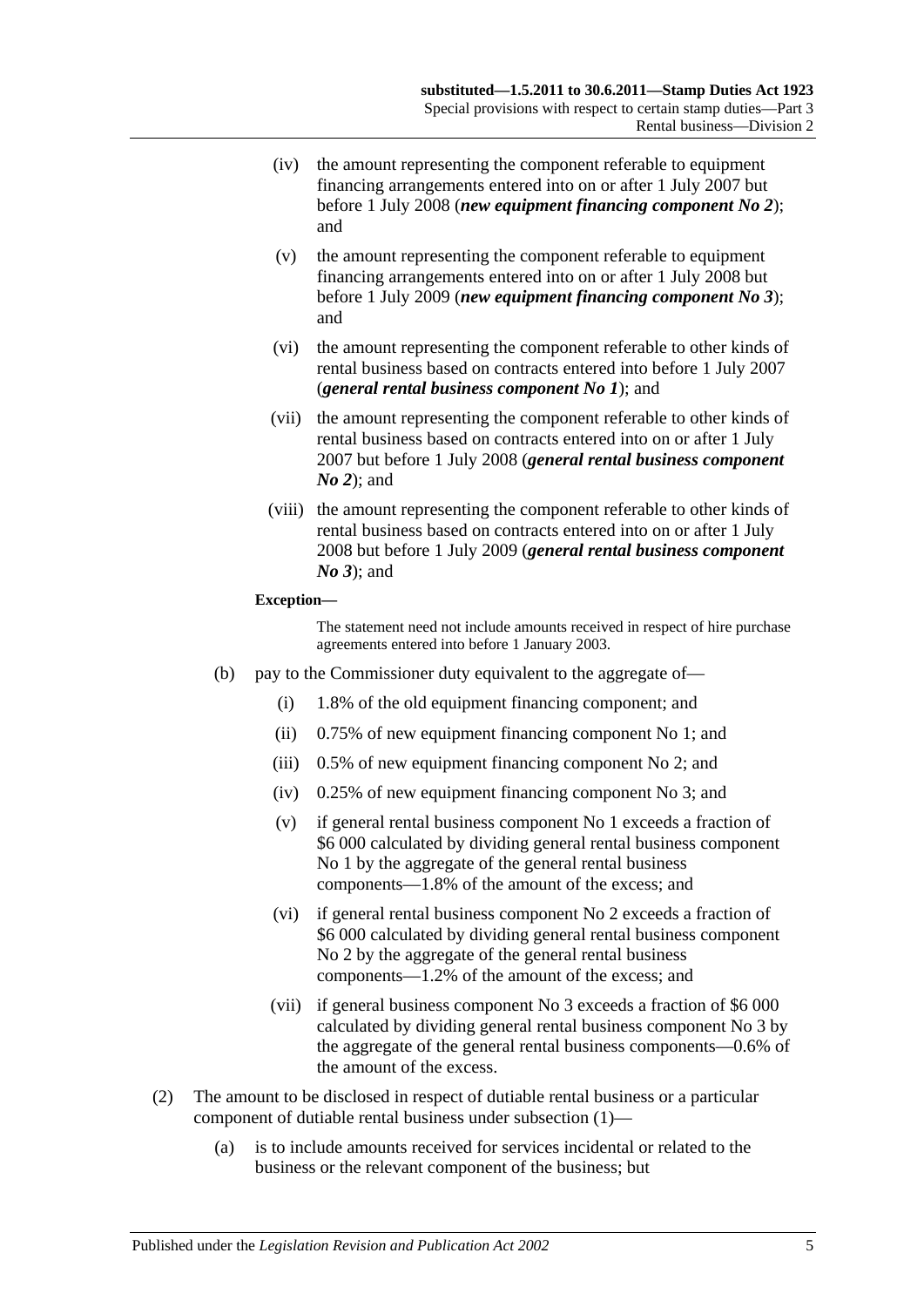- (iv) the amount representing the component referable to equipment financing arrangements entered into on or after 1 July 2007 but before 1 July 2008 (***new equipment financing component No 2***); and
- (v) the amount representing the component referable to equipment financing arrangements entered into on or after 1 July 2008 but before 1 July 2009 (***new equipment financing component No 3***); and
- (vi) the amount representing the component referable to other kinds of rental business based on contracts entered into before 1 July 2007 (***general rental business component No 1***); and
- (vii) the amount representing the component referable to other kinds of rental business based on contracts entered into on or after 1 July 2007 but before 1 July 2008 (***general rental business component No 2***); and
- (viii) the amount representing the component referable to other kinds of rental business based on contracts entered into on or after 1 July 2008 but before 1 July 2009 (***general rental business component No 3***); and

**Exception—**

The statement need not include amounts received in respect of hire purchase agreements entered into before 1 January 2003.

- (b) pay to the Commissioner duty equivalent to the aggregate of—
  - (i) 1.8% of the old equipment financing component; and
  - (ii) 0.75% of new equipment financing component No 1; and
  - (iii) 0.5% of new equipment financing component No 2; and
  - (iv) 0.25% of new equipment financing component No 3; and
  - (v) if general rental business component No 1 exceeds a fraction of $6 000 calculated by dividing general rental business component No 1 by the aggregate of the general rental business components—1.8% of the amount of the excess; and
  - (vi) if general rental business component No 2 exceeds a fraction of $6 000 calculated by dividing general rental business component No 2 by the aggregate of the general rental business components—1.2% of the amount of the excess; and
  - (vii) if general business component No 3 exceeds a fraction of $6 000 calculated by dividing general rental business component No 3 by the aggregate of the general rental business components—0.6% of the amount of the excess.

(2) The amount to be disclosed in respect of dutiable rental business or a particular component of dutiable rental business under subsection (1)—

- (a) is to include amounts received for services incidental or related to the business or the relevant component of the business; but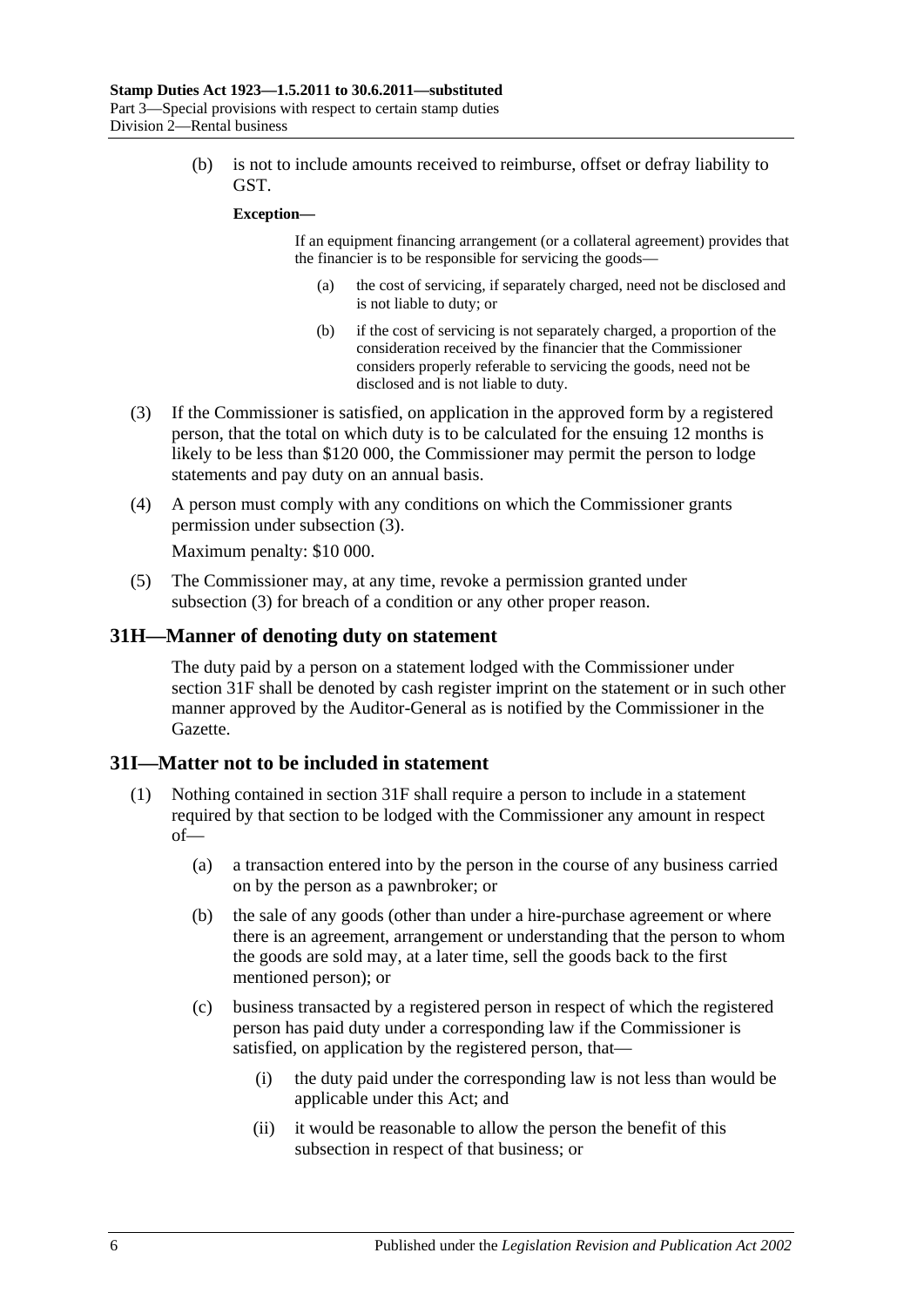(b) is not to include amounts received to reimburse, offset or defray liability to GST.

**Exception—**

If an equipment financing arrangement (or a collateral agreement) provides that the financier is to be responsible for servicing the goods—

(a) the cost of servicing, if separately charged, need not be disclosed and is not liable to duty; or

(b) if the cost of servicing is not separately charged, a proportion of the consideration received by the financier that the Commissioner considers properly referable to servicing the goods, need not be disclosed and is not liable to duty.

(3) If the Commissioner is satisfied, on application in the approved form by a registered person, that the total on which duty is to be calculated for the ensuing 12 months is likely to be less than $120 000, the Commissioner may permit the person to lodge statements and pay duty on an annual basis.

(4) A person must comply with any conditions on which the Commissioner grants permission under subsection (3).

Maximum penalty: $10 000.

(5) The Commissioner may, at any time, revoke a permission granted under subsection (3) for breach of a condition or any other proper reason.

## 31H—Manner of denoting duty on statement

The duty paid by a person on a statement lodged with the Commissioner under section 31F shall be denoted by cash register imprint on the statement or in such other manner approved by the Auditor-General as is notified by the Commissioner in the Gazette.

## 31I—Matter not to be included in statement

(1) Nothing contained in section 31F shall require a person to include in a statement required by that section to be lodged with the Commissioner any amount in respect of—

(a) a transaction entered into by the person in the course of any business carried on by the person as a pawnbroker; or

(b) the sale of any goods (other than under a hire-purchase agreement or where there is an agreement, arrangement or understanding that the person to whom the goods are sold may, at a later time, sell the goods back to the first mentioned person); or

(c) business transacted by a registered person in respect of which the registered person has paid duty under a corresponding law if the Commissioner is satisfied, on application by the registered person, that—

(i) the duty paid under the corresponding law is not less than would be applicable under this Act; and

(ii) it would be reasonable to allow the person the benefit of this subsection in respect of that business; or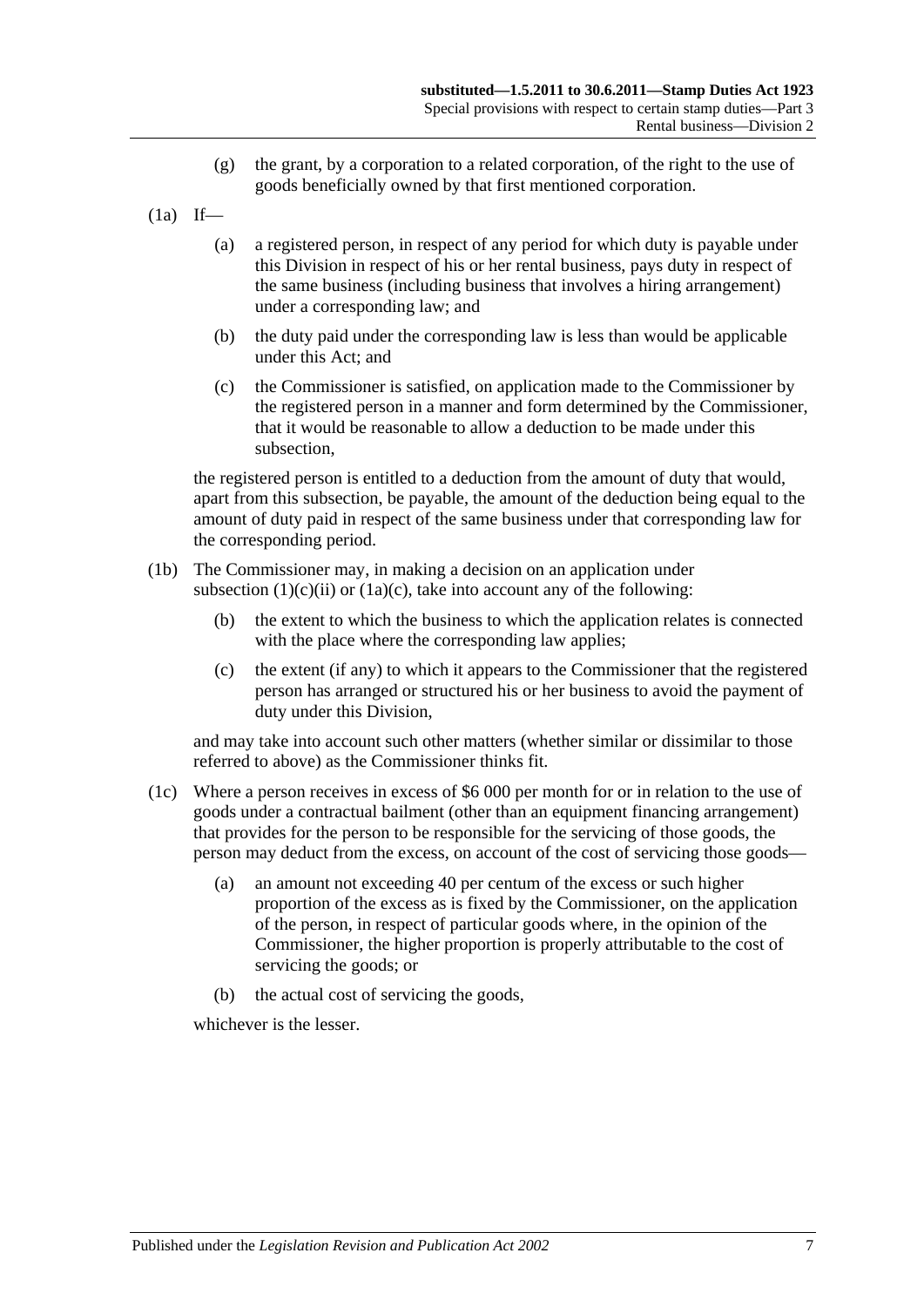(g) the grant, by a corporation to a related corporation, of the right to the use of goods beneficially owned by that first mentioned corporation.

(1a) If—

(a) a registered person, in respect of any period for which duty is payable under this Division in respect of his or her rental business, pays duty in respect of the same business (including business that involves a hiring arrangement) under a corresponding law; and

(b) the duty paid under the corresponding law is less than would be applicable under this Act; and

(c) the Commissioner is satisfied, on application made to the Commissioner by the registered person in a manner and form determined by the Commissioner, that it would be reasonable to allow a deduction to be made under this subsection,

the registered person is entitled to a deduction from the amount of duty that would, apart from this subsection, be payable, the amount of the deduction being equal to the amount of duty paid in respect of the same business under that corresponding law for the corresponding period.

(1b) The Commissioner may, in making a decision on an application under subsection (1)(c)(ii) or (1a)(c), take into account any of the following:

(b) the extent to which the business to which the application relates is connected with the place where the corresponding law applies;

(c) the extent (if any) to which it appears to the Commissioner that the registered person has arranged or structured his or her business to avoid the payment of duty under this Division,

and may take into account such other matters (whether similar or dissimilar to those referred to above) as the Commissioner thinks fit.

(1c) Where a person receives in excess of $6 000 per month for or in relation to the use of goods under a contractual bailment (other than an equipment financing arrangement) that provides for the person to be responsible for the servicing of those goods, the person may deduct from the excess, on account of the cost of servicing those goods—

(a) an amount not exceeding 40 per centum of the excess or such higher proportion of the excess as is fixed by the Commissioner, on the application of the person, in respect of particular goods where, in the opinion of the Commissioner, the higher proportion is properly attributable to the cost of servicing the goods; or

(b) the actual cost of servicing the goods,

whichever is the lesser.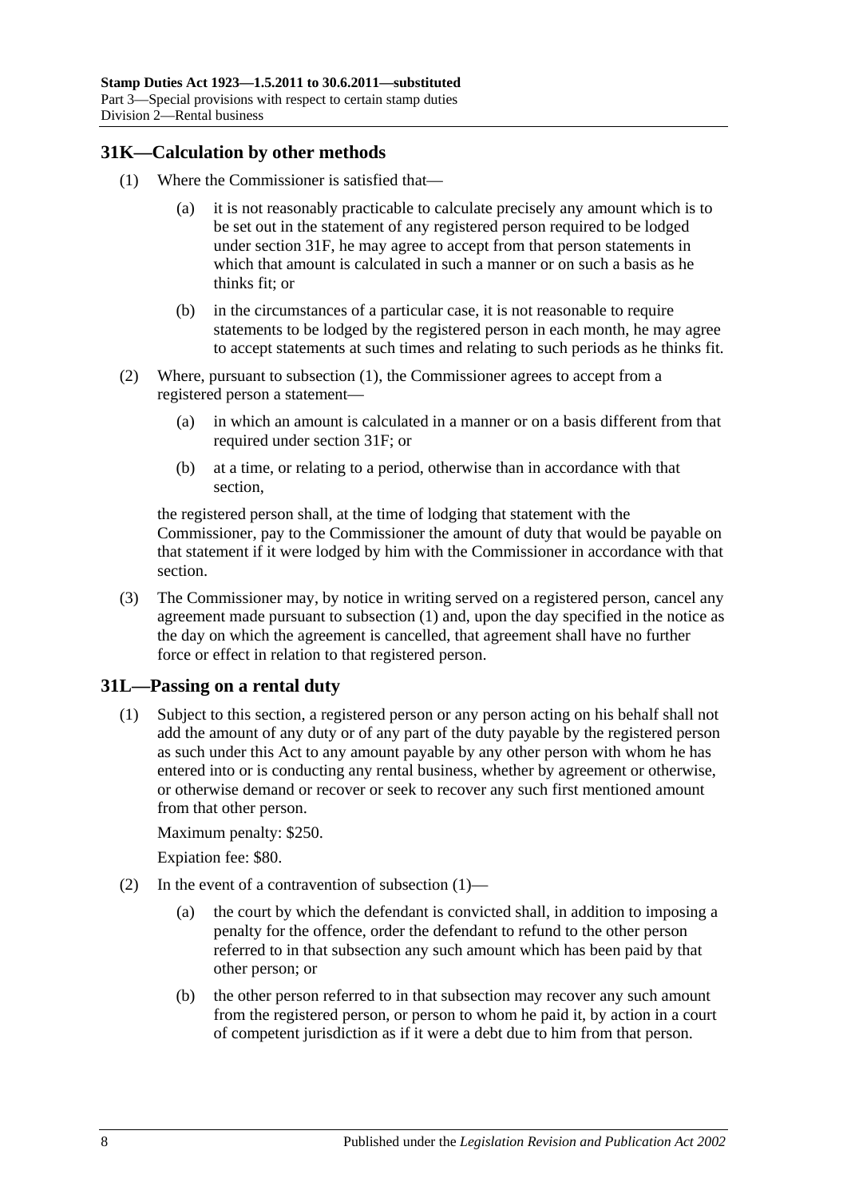## 31K—Calculation by other methods

(1) Where the Commissioner is satisfied that—

(a) it is not reasonably practicable to calculate precisely any amount which is to be set out in the statement of any registered person required to be lodged under section 31F, he may agree to accept from that person statements in which that amount is calculated in such a manner or on such a basis as he thinks fit; or

(b) in the circumstances of a particular case, it is not reasonable to require statements to be lodged by the registered person in each month, he may agree to accept statements at such times and relating to such periods as he thinks fit.

(2) Where, pursuant to subsection (1), the Commissioner agrees to accept from a registered person a statement—

(a) in which an amount is calculated in a manner or on a basis different from that required under section 31F; or

(b) at a time, or relating to a period, otherwise than in accordance with that section,

the registered person shall, at the time of lodging that statement with the Commissioner, pay to the Commissioner the amount of duty that would be payable on that statement if it were lodged by him with the Commissioner in accordance with that section.

(3) The Commissioner may, by notice in writing served on a registered person, cancel any agreement made pursuant to subsection (1) and, upon the day specified in the notice as the day on which the agreement is cancelled, that agreement shall have no further force or effect in relation to that registered person.

## 31L—Passing on a rental duty

(1) Subject to this section, a registered person or any person acting on his behalf shall not add the amount of any duty or of any part of the duty payable by the registered person as such under this Act to any amount payable by any other person with whom he has entered into or is conducting any rental business, whether by agreement or otherwise, or otherwise demand or recover or seek to recover any such first mentioned amount from that other person.

Maximum penalty: $250.

Expiation fee: $80.

(2) In the event of a contravention of subsection (1)—

(a) the court by which the defendant is convicted shall, in addition to imposing a penalty for the offence, order the defendant to refund to the other person referred to in that subsection any such amount which has been paid by that other person; or

(b) the other person referred to in that subsection may recover any such amount from the registered person, or person to whom he paid it, by action in a court of competent jurisdiction as if it were a debt due to him from that person.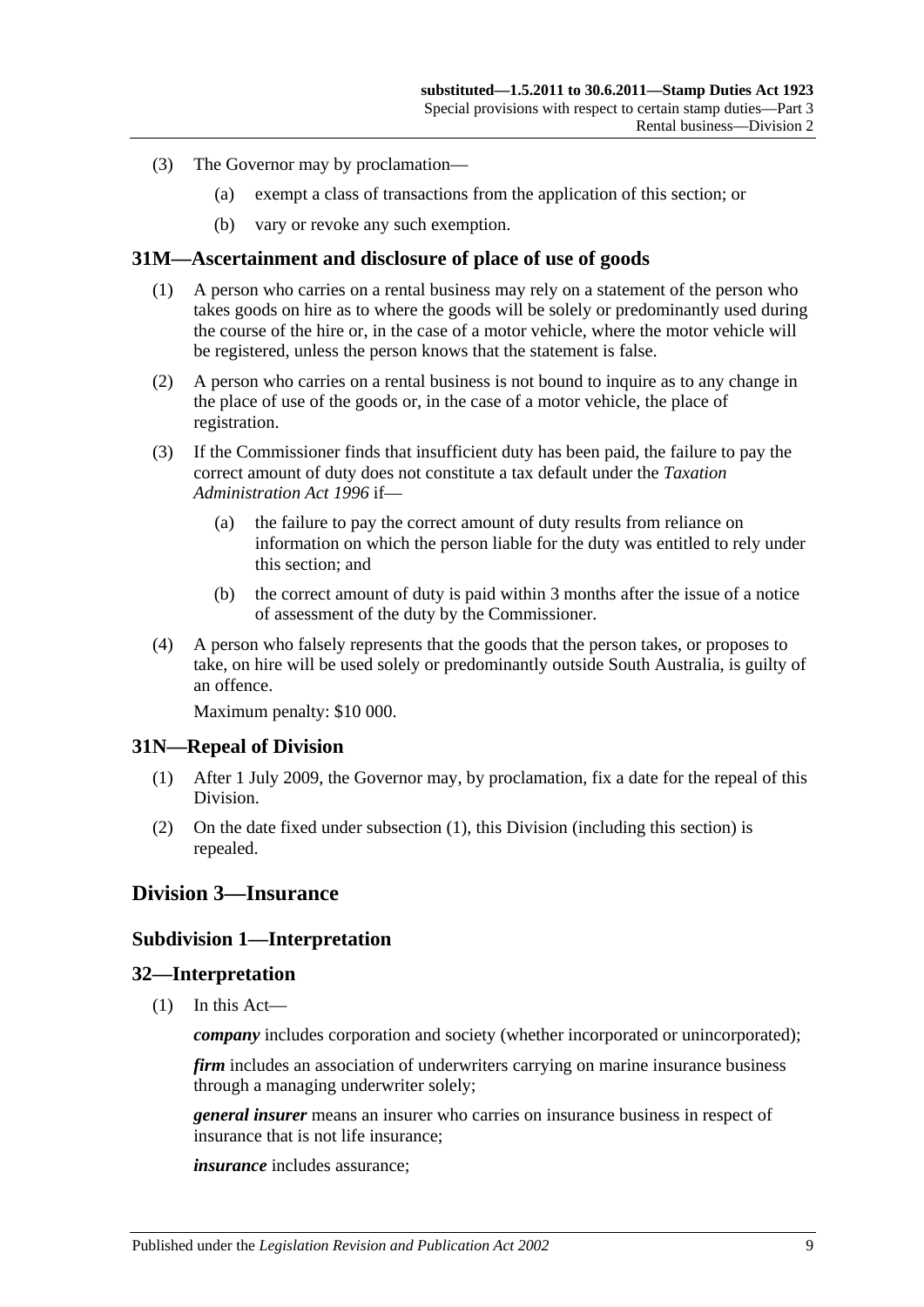(3) The Governor may by proclamation—

   (a) exempt a class of transactions from the application of this section; or

   (b) vary or revoke any such exemption.

## 31M—Ascertainment and disclosure of place of use of goods

(1) A person who carries on a rental business may rely on a statement of the person who takes goods on hire as to where the goods will be solely or predominantly used during the course of the hire or, in the case of a motor vehicle, where the motor vehicle will be registered, unless the person knows that the statement is false.

(2) A person who carries on a rental business is not bound to inquire as to any change in the place of use of the goods or, in the case of a motor vehicle, the place of registration.

(3) If the Commissioner finds that insufficient duty has been paid, the failure to pay the correct amount of duty does not constitute a tax default under the *Taxation Administration Act 1996* if—

   (a) the failure to pay the correct amount of duty results from reliance on information on which the person liable for the duty was entitled to rely under this section; and

   (b) the correct amount of duty is paid within 3 months after the issue of a notice of assessment of the duty by the Commissioner.

(4) A person who falsely represents that the goods that the person takes, or proposes to take, on hire will be used solely or predominantly outside South Australia, is guilty of an offence.

Maximum penalty: $10 000.

## 31N—Repeal of Division

(1) After 1 July 2009, the Governor may, by proclamation, fix a date for the repeal of this Division.

(2) On the date fixed under subsection (1), this Division (including this section) is repealed.

# Division 3—Insurance

### Subdivision 1—Interpretation

## 32—Interpretation

(1) In this Act—

***company*** includes corporation and society (whether incorporated or unincorporated);

***firm*** includes an association of underwriters carrying on marine insurance business through a managing underwriter solely;

***general insurer*** means an insurer who carries on insurance business in respect of insurance that is not life insurance;

***insurance*** includes assurance;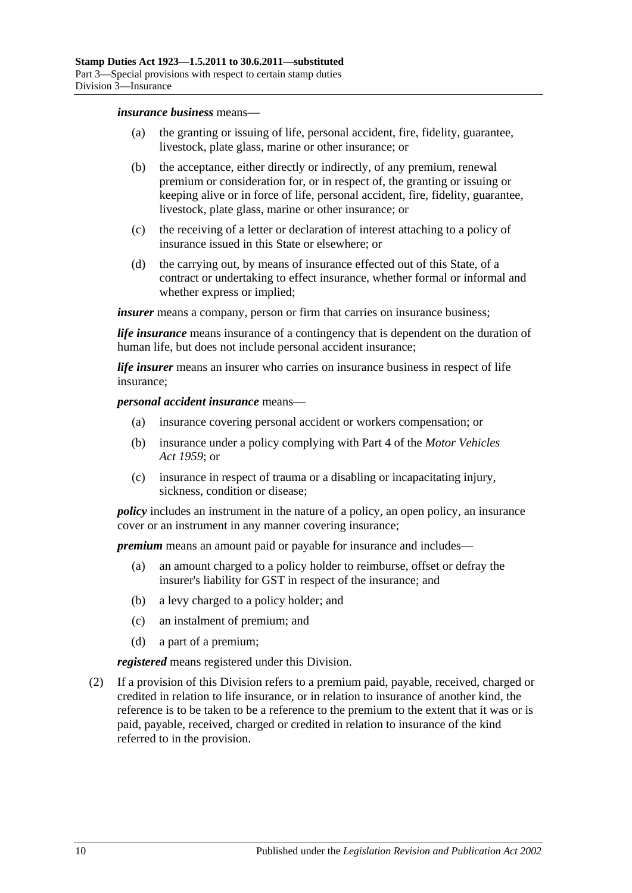***insurance business*** means—

- (a) the granting or issuing of life, personal accident, fire, fidelity, guarantee, livestock, plate glass, marine or other insurance; or
- (b) the acceptance, either directly or indirectly, of any premium, renewal premium or consideration for, or in respect of, the granting or issuing or keeping alive or in force of life, personal accident, fire, fidelity, guarantee, livestock, plate glass, marine or other insurance; or
- (c) the receiving of a letter or declaration of interest attaching to a policy of insurance issued in this State or elsewhere; or
- (d) the carrying out, by means of insurance effected out of this State, of a contract or undertaking to effect insurance, whether formal or informal and whether express or implied;

***insurer*** means a company, person or firm that carries on insurance business;

***life insurance*** means insurance of a contingency that is dependent on the duration of human life, but does not include personal accident insurance;

***life insurer*** means an insurer who carries on insurance business in respect of life insurance;

***personal accident insurance*** means—

- (a) insurance covering personal accident or workers compensation; or
- (b) insurance under a policy complying with Part 4 of the *Motor Vehicles Act 1959*; or
- (c) insurance in respect of trauma or a disabling or incapacitating injury, sickness, condition or disease;

***policy*** includes an instrument in the nature of a policy, an open policy, an insurance cover or an instrument in any manner covering insurance;

***premium*** means an amount paid or payable for insurance and includes—

- (a) an amount charged to a policy holder to reimburse, offset or defray the insurer's liability for GST in respect of the insurance; and
- (b) a levy charged to a policy holder; and
- (c) an instalment of premium; and
- (d) a part of a premium;

***registered*** means registered under this Division.

(2) If a provision of this Division refers to a premium paid, payable, received, charged or credited in relation to life insurance, or in relation to insurance of another kind, the reference is to be taken to be a reference to the premium to the extent that it was or is paid, payable, received, charged or credited in relation to insurance of the kind referred to in the provision.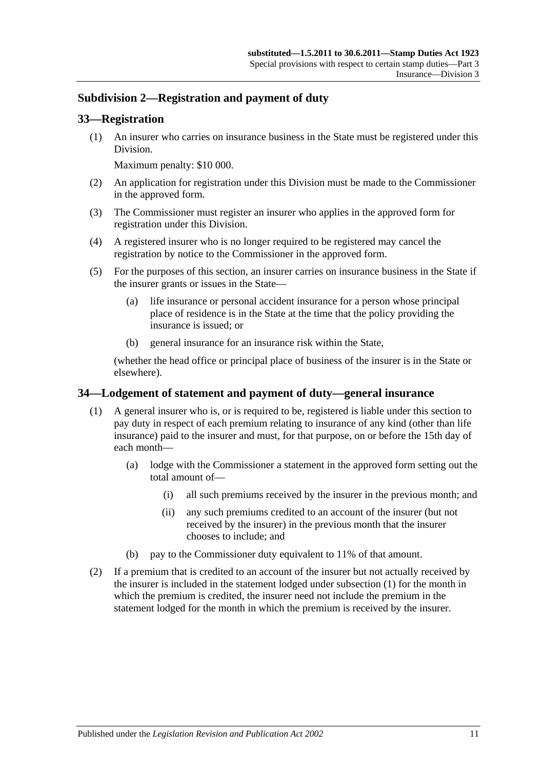## Subdivision 2—Registration and payment of duty

### 33—Registration

(1) An insurer who carries on insurance business in the State must be registered under this Division.

Maximum penalty: $10 000.

(2) An application for registration under this Division must be made to the Commissioner in the approved form.

(3) The Commissioner must register an insurer who applies in the approved form for registration under this Division.

(4) A registered insurer who is no longer required to be registered may cancel the registration by notice to the Commissioner in the approved form.

(5) For the purposes of this section, an insurer carries on insurance business in the State if the insurer grants or issues in the State—

- (a) life insurance or personal accident insurance for a person whose principal place of residence is in the State at the time that the policy providing the insurance is issued; or
- (b) general insurance for an insurance risk within the State,

(whether the head office or principal place of business of the insurer is in the State or elsewhere).

### 34—Lodgement of statement and payment of duty—general insurance

(1) A general insurer who is, or is required to be, registered is liable under this section to pay duty in respect of each premium relating to insurance of any kind (other than life insurance) paid to the insurer and must, for that purpose, on or before the 15th day of each month—

- (a) lodge with the Commissioner a statement in the approved form setting out the total amount of—
  - (i) all such premiums received by the insurer in the previous month; and
  - (ii) any such premiums credited to an account of the insurer (but not received by the insurer) in the previous month that the insurer chooses to include; and
- (b) pay to the Commissioner duty equivalent to 11% of that amount.

(2) If a premium that is credited to an account of the insurer but not actually received by the insurer is included in the statement lodged under subsection (1) for the month in which the premium is credited, the insurer need not include the premium in the statement lodged for the month in which the premium is received by the insurer.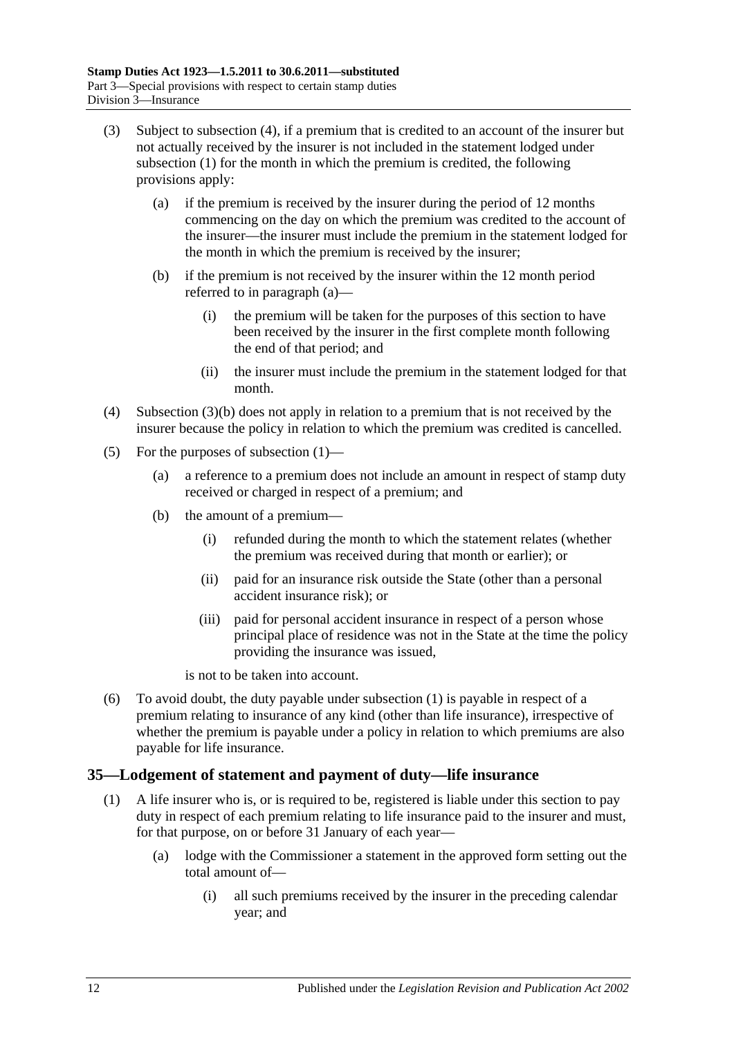(3) Subject to subsection (4), if a premium that is credited to an account of the insurer but not actually received by the insurer is not included in the statement lodged under subsection (1) for the month in which the premium is credited, the following provisions apply:

(a) if the premium is received by the insurer during the period of 12 months commencing on the day on which the premium was credited to the account of the insurer—the insurer must include the premium in the statement lodged for the month in which the premium is received by the insurer;

(b) if the premium is not received by the insurer within the 12 month period referred to in paragraph (a)—

(i) the premium will be taken for the purposes of this section to have been received by the insurer in the first complete month following the end of that period; and

(ii) the insurer must include the premium in the statement lodged for that month.

(4) Subsection (3)(b) does not apply in relation to a premium that is not received by the insurer because the policy in relation to which the premium was credited is cancelled.

(5) For the purposes of subsection (1)—

(a) a reference to a premium does not include an amount in respect of stamp duty received or charged in respect of a premium; and

(b) the amount of a premium—

(i) refunded during the month to which the statement relates (whether the premium was received during that month or earlier); or

(ii) paid for an insurance risk outside the State (other than a personal accident insurance risk); or

(iii) paid for personal accident insurance in respect of a person whose principal place of residence was not in the State at the time the policy providing the insurance was issued,

is not to be taken into account.

(6) To avoid doubt, the duty payable under subsection (1) is payable in respect of a premium relating to insurance of any kind (other than life insurance), irrespective of whether the premium is payable under a policy in relation to which premiums are also payable for life insurance.

## 35—Lodgement of statement and payment of duty—life insurance

(1) A life insurer who is, or is required to be, registered is liable under this section to pay duty in respect of each premium relating to life insurance paid to the insurer and must, for that purpose, on or before 31 January of each year—

(a) lodge with the Commissioner a statement in the approved form setting out the total amount of—

(i) all such premiums received by the insurer in the preceding calendar year; and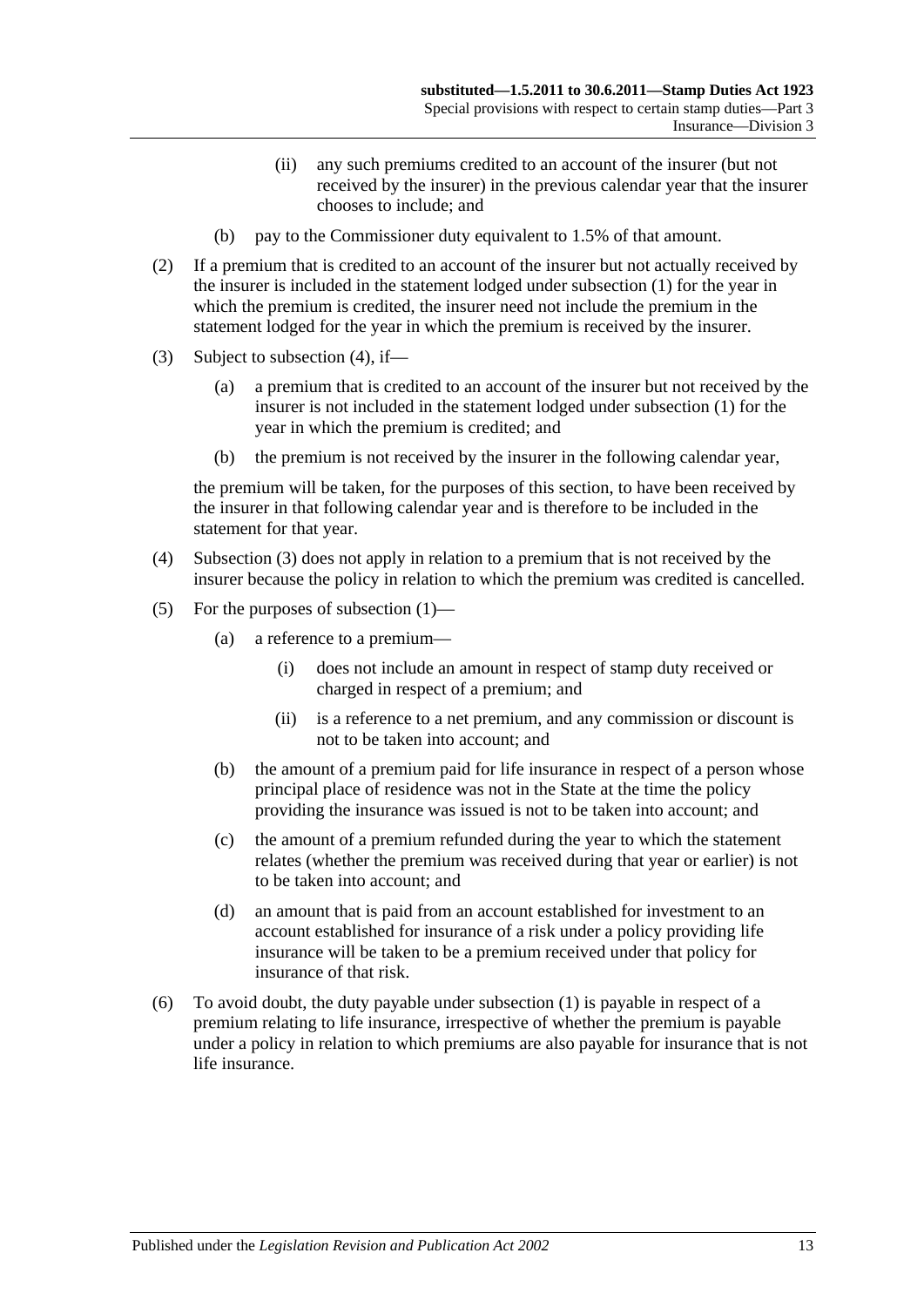(ii) any such premiums credited to an account of the insurer (but not received by the insurer) in the previous calendar year that the insurer chooses to include; and

(b) pay to the Commissioner duty equivalent to 1.5% of that amount.

(2) If a premium that is credited to an account of the insurer but not actually received by the insurer is included in the statement lodged under subsection (1) for the year in which the premium is credited, the insurer need not include the premium in the statement lodged for the year in which the premium is received by the insurer.

(3) Subject to subsection (4), if—

(a) a premium that is credited to an account of the insurer but not received by the insurer is not included in the statement lodged under subsection (1) for the year in which the premium is credited; and

(b) the premium is not received by the insurer in the following calendar year,

the premium will be taken, for the purposes of this section, to have been received by the insurer in that following calendar year and is therefore to be included in the statement for that year.

(4) Subsection (3) does not apply in relation to a premium that is not received by the insurer because the policy in relation to which the premium was credited is cancelled.

(5) For the purposes of subsection (1)—

(a) a reference to a premium—

(i) does not include an amount in respect of stamp duty received or charged in respect of a premium; and

(ii) is a reference to a net premium, and any commission or discount is not to be taken into account; and

(b) the amount of a premium paid for life insurance in respect of a person whose principal place of residence was not in the State at the time the policy providing the insurance was issued is not to be taken into account; and

(c) the amount of a premium refunded during the year to which the statement relates (whether the premium was received during that year or earlier) is not to be taken into account; and

(d) an amount that is paid from an account established for investment to an account established for insurance of a risk under a policy providing life insurance will be taken to be a premium received under that policy for insurance of that risk.

(6) To avoid doubt, the duty payable under subsection (1) is payable in respect of a premium relating to life insurance, irrespective of whether the premium is payable under a policy in relation to which premiums are also payable for insurance that is not life insurance.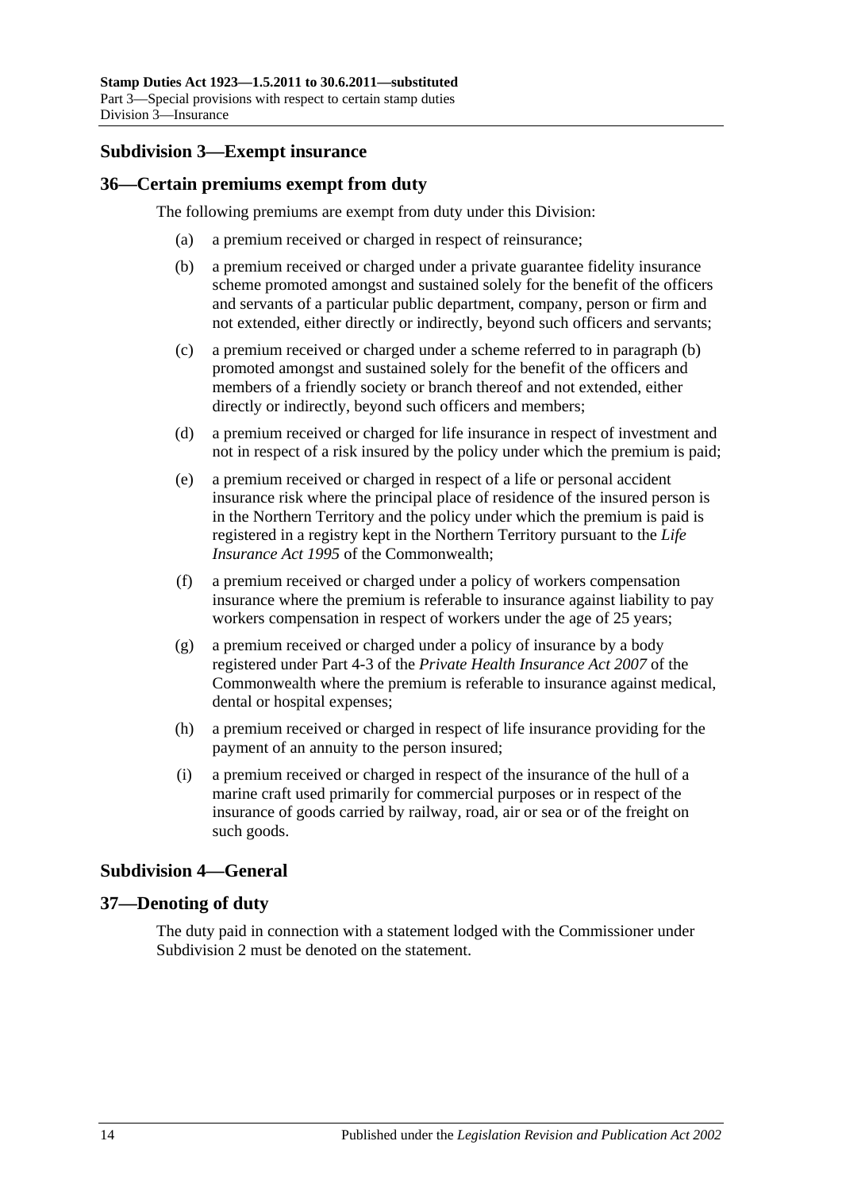## Subdivision 3—Exempt insurance

### 36—Certain premiums exempt from duty

The following premiums are exempt from duty under this Division:

(a) a premium received or charged in respect of reinsurance;

(b) a premium received or charged under a private guarantee fidelity insurance scheme promoted amongst and sustained solely for the benefit of the officers and servants of a particular public department, company, person or firm and not extended, either directly or indirectly, beyond such officers and servants;

(c) a premium received or charged under a scheme referred to in paragraph (b) promoted amongst and sustained solely for the benefit of the officers and members of a friendly society or branch thereof and not extended, either directly or indirectly, beyond such officers and members;

(d) a premium received or charged for life insurance in respect of investment and not in respect of a risk insured by the policy under which the premium is paid;

(e) a premium received or charged in respect of a life or personal accident insurance risk where the principal place of residence of the insured person is in the Northern Territory and the policy under which the premium is paid is registered in a registry kept in the Northern Territory pursuant to the *Life Insurance Act 1995* of the Commonwealth;

(f) a premium received or charged under a policy of workers compensation insurance where the premium is referable to insurance against liability to pay workers compensation in respect of workers under the age of 25 years;

(g) a premium received or charged under a policy of insurance by a body registered under Part 4-3 of the *Private Health Insurance Act 2007* of the Commonwealth where the premium is referable to insurance against medical, dental or hospital expenses;

(h) a premium received or charged in respect of life insurance providing for the payment of an annuity to the person insured;

(i) a premium received or charged in respect of the insurance of the hull of a marine craft used primarily for commercial purposes or in respect of the insurance of goods carried by railway, road, air or sea or of the freight on such goods.

## Subdivision 4—General

### 37—Denoting of duty

The duty paid in connection with a statement lodged with the Commissioner under Subdivision 2 must be denoted on the statement.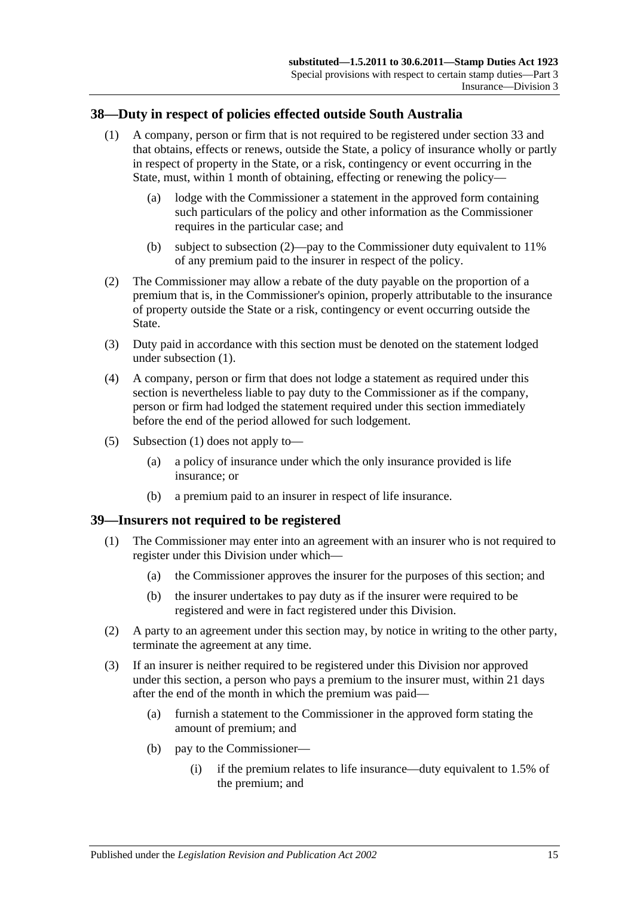## 38—Duty in respect of policies effected outside South Australia

(1) A company, person or firm that is not required to be registered under section 33 and that obtains, effects or renews, outside the State, a policy of insurance wholly or partly in respect of property in the State, or a risk, contingency or event occurring in the State, must, within 1 month of obtaining, effecting or renewing the policy—

(a) lodge with the Commissioner a statement in the approved form containing such particulars of the policy and other information as the Commissioner requires in the particular case; and

(b) subject to subsection (2)—pay to the Commissioner duty equivalent to 11% of any premium paid to the insurer in respect of the policy.

(2) The Commissioner may allow a rebate of the duty payable on the proportion of a premium that is, in the Commissioner's opinion, properly attributable to the insurance of property outside the State or a risk, contingency or event occurring outside the State.

(3) Duty paid in accordance with this section must be denoted on the statement lodged under subsection (1).

(4) A company, person or firm that does not lodge a statement as required under this section is nevertheless liable to pay duty to the Commissioner as if the company, person or firm had lodged the statement required under this section immediately before the end of the period allowed for such lodgement.

(5) Subsection (1) does not apply to—

(a) a policy of insurance under which the only insurance provided is life insurance; or

(b) a premium paid to an insurer in respect of life insurance.

## 39—Insurers not required to be registered

(1) The Commissioner may enter into an agreement with an insurer who is not required to register under this Division under which—

(a) the Commissioner approves the insurer for the purposes of this section; and

(b) the insurer undertakes to pay duty as if the insurer were required to be registered and were in fact registered under this Division.

(2) A party to an agreement under this section may, by notice in writing to the other party, terminate the agreement at any time.

(3) If an insurer is neither required to be registered under this Division nor approved under this section, a person who pays a premium to the insurer must, within 21 days after the end of the month in which the premium was paid—

(a) furnish a statement to the Commissioner in the approved form stating the amount of premium; and

(b) pay to the Commissioner—

(i) if the premium relates to life insurance—duty equivalent to 1.5% of the premium; and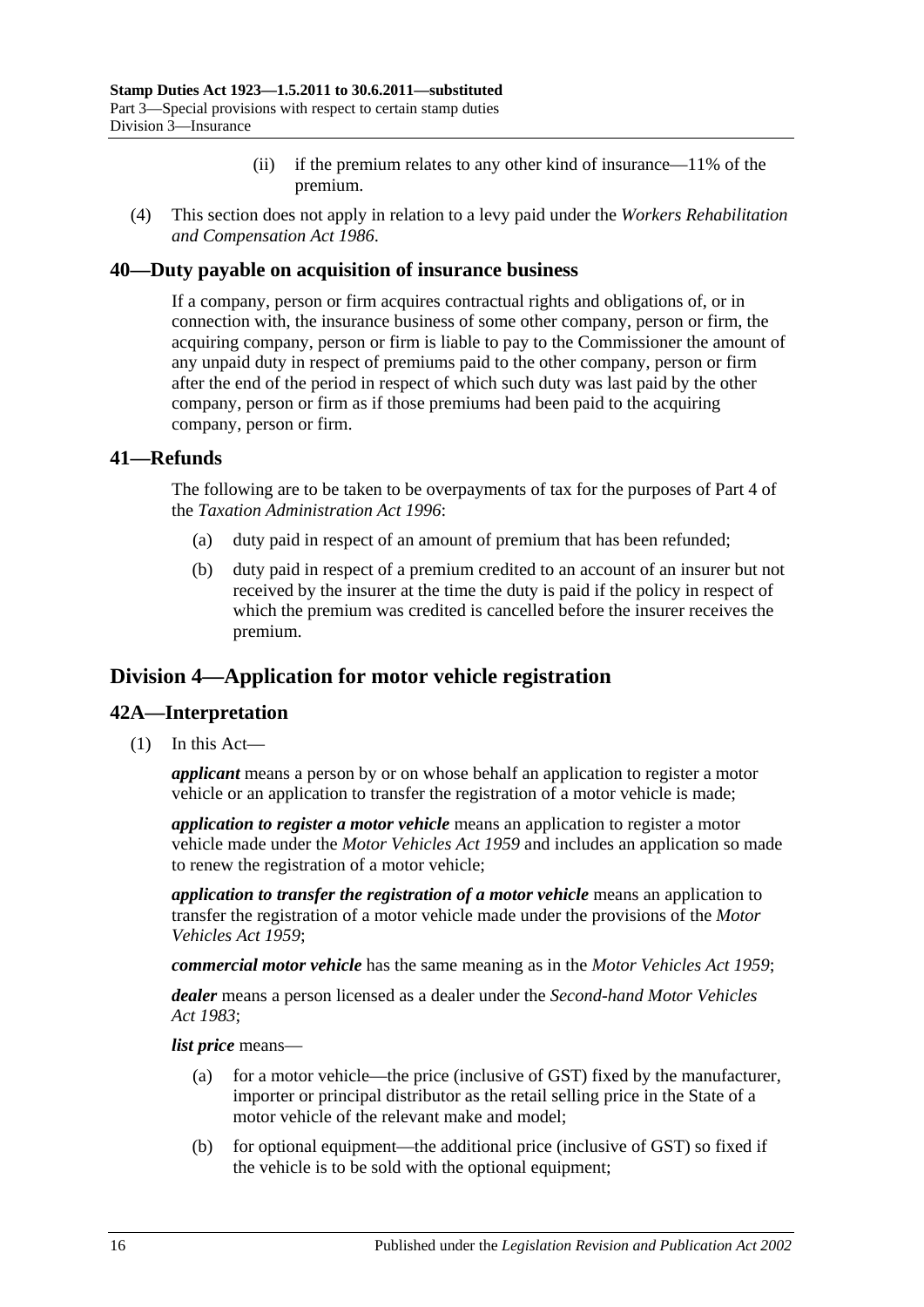(ii) if the premium relates to any other kind of insurance—11% of the premium.

(4) This section does not apply in relation to a levy paid under the *Workers Rehabilitation and Compensation Act 1986*.

## 40—Duty payable on acquisition of insurance business

If a company, person or firm acquires contractual rights and obligations of, or in connection with, the insurance business of some other company, person or firm, the acquiring company, person or firm is liable to pay to the Commissioner the amount of any unpaid duty in respect of premiums paid to the other company, person or firm after the end of the period in respect of which such duty was last paid by the other company, person or firm as if those premiums had been paid to the acquiring company, person or firm.

## 41—Refunds

The following are to be taken to be overpayments of tax for the purposes of Part 4 of the *Taxation Administration Act 1996*:

(a) duty paid in respect of an amount of premium that has been refunded;

(b) duty paid in respect of a premium credited to an account of an insurer but not received by the insurer at the time the duty is paid if the policy in respect of which the premium was credited is cancelled before the insurer receives the premium.

# Division 4—Application for motor vehicle registration

## 42A—Interpretation

(1) In this Act—

***applicant*** means a person by or on whose behalf an application to register a motor vehicle or an application to transfer the registration of a motor vehicle is made;

***application to register a motor vehicle*** means an application to register a motor vehicle made under the *Motor Vehicles Act 1959* and includes an application so made to renew the registration of a motor vehicle;

***application to transfer the registration of a motor vehicle*** means an application to transfer the registration of a motor vehicle made under the provisions of the *Motor Vehicles Act 1959*;

***commercial motor vehicle*** has the same meaning as in the *Motor Vehicles Act 1959*;

***dealer*** means a person licensed as a dealer under the *Second-hand Motor Vehicles Act 1983*;

***list price*** means—

(a) for a motor vehicle—the price (inclusive of GST) fixed by the manufacturer, importer or principal distributor as the retail selling price in the State of a motor vehicle of the relevant make and model;

(b) for optional equipment—the additional price (inclusive of GST) so fixed if the vehicle is to be sold with the optional equipment;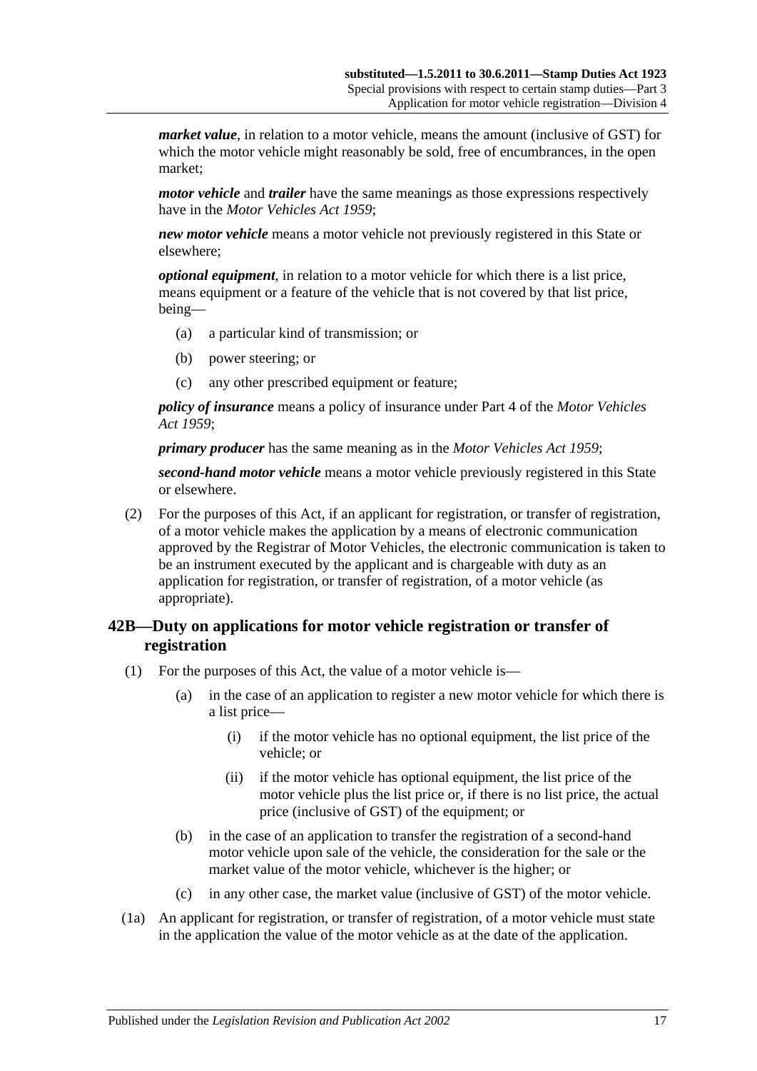***market value***, in relation to a motor vehicle, means the amount (inclusive of GST) for which the motor vehicle might reasonably be sold, free of encumbrances, in the open market;

***motor vehicle*** and ***trailer*** have the same meanings as those expressions respectively have in the *Motor Vehicles Act 1959*;

***new motor vehicle*** means a motor vehicle not previously registered in this State or elsewhere;

***optional equipment***, in relation to a motor vehicle for which there is a list price, means equipment or a feature of the vehicle that is not covered by that list price, being—

- (a) a particular kind of transmission; or
- (b) power steering; or
- (c) any other prescribed equipment or feature;

***policy of insurance*** means a policy of insurance under Part 4 of the *Motor Vehicles Act 1959*;

***primary producer*** has the same meaning as in the *Motor Vehicles Act 1959*;

***second-hand motor vehicle*** means a motor vehicle previously registered in this State or elsewhere.

(2) For the purposes of this Act, if an applicant for registration, or transfer of registration, of a motor vehicle makes the application by a means of electronic communication approved by the Registrar of Motor Vehicles, the electronic communication is taken to be an instrument executed by the applicant and is chargeable with duty as an application for registration, or transfer of registration, of a motor vehicle (as appropriate).

## 42B—Duty on applications for motor vehicle registration or transfer of registration

(1) For the purposes of this Act, the value of a motor vehicle is—

- (a) in the case of an application to register a new motor vehicle for which there is a list price—
  - (i) if the motor vehicle has no optional equipment, the list price of the vehicle; or
  - (ii) if the motor vehicle has optional equipment, the list price of the motor vehicle plus the list price or, if there is no list price, the actual price (inclusive of GST) of the equipment; or
- (b) in the case of an application to transfer the registration of a second-hand motor vehicle upon sale of the vehicle, the consideration for the sale or the market value of the motor vehicle, whichever is the higher; or
- (c) in any other case, the market value (inclusive of GST) of the motor vehicle.

(1a) An applicant for registration, or transfer of registration, of a motor vehicle must state in the application the value of the motor vehicle as at the date of the application.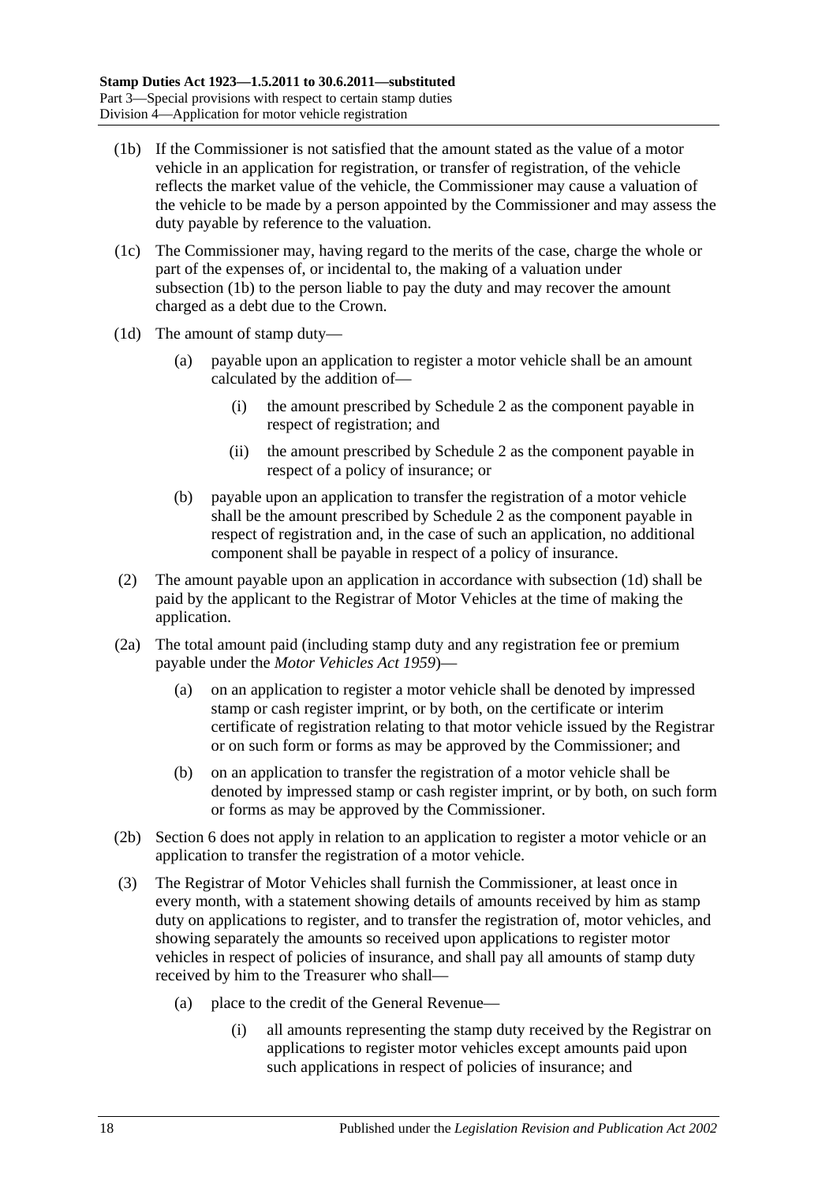(1b) If the Commissioner is not satisfied that the amount stated as the value of a motor vehicle in an application for registration, or transfer of registration, of the vehicle reflects the market value of the vehicle, the Commissioner may cause a valuation of the vehicle to be made by a person appointed by the Commissioner and may assess the duty payable by reference to the valuation.

(1c) The Commissioner may, having regard to the merits of the case, charge the whole or part of the expenses of, or incidental to, the making of a valuation under subsection (1b) to the person liable to pay the duty and may recover the amount charged as a debt due to the Crown.

(1d) The amount of stamp duty—

(a) payable upon an application to register a motor vehicle shall be an amount calculated by the addition of—

(i) the amount prescribed by Schedule 2 as the component payable in respect of registration; and

(ii) the amount prescribed by Schedule 2 as the component payable in respect of a policy of insurance; or

(b) payable upon an application to transfer the registration of a motor vehicle shall be the amount prescribed by Schedule 2 as the component payable in respect of registration and, in the case of such an application, no additional component shall be payable in respect of a policy of insurance.

(2) The amount payable upon an application in accordance with subsection (1d) shall be paid by the applicant to the Registrar of Motor Vehicles at the time of making the application.

(2a) The total amount paid (including stamp duty and any registration fee or premium payable under the *Motor Vehicles Act 1959*)—

(a) on an application to register a motor vehicle shall be denoted by impressed stamp or cash register imprint, or by both, on the certificate or interim certificate of registration relating to that motor vehicle issued by the Registrar or on such form or forms as may be approved by the Commissioner; and

(b) on an application to transfer the registration of a motor vehicle shall be denoted by impressed stamp or cash register imprint, or by both, on such form or forms as may be approved by the Commissioner.

(2b) Section 6 does not apply in relation to an application to register a motor vehicle or an application to transfer the registration of a motor vehicle.

(3) The Registrar of Motor Vehicles shall furnish the Commissioner, at least once in every month, with a statement showing details of amounts received by him as stamp duty on applications to register, and to transfer the registration of, motor vehicles, and showing separately the amounts so received upon applications to register motor vehicles in respect of policies of insurance, and shall pay all amounts of stamp duty received by him to the Treasurer who shall—

(a) place to the credit of the General Revenue—

(i) all amounts representing the stamp duty received by the Registrar on applications to register motor vehicles except amounts paid upon such applications in respect of policies of insurance; and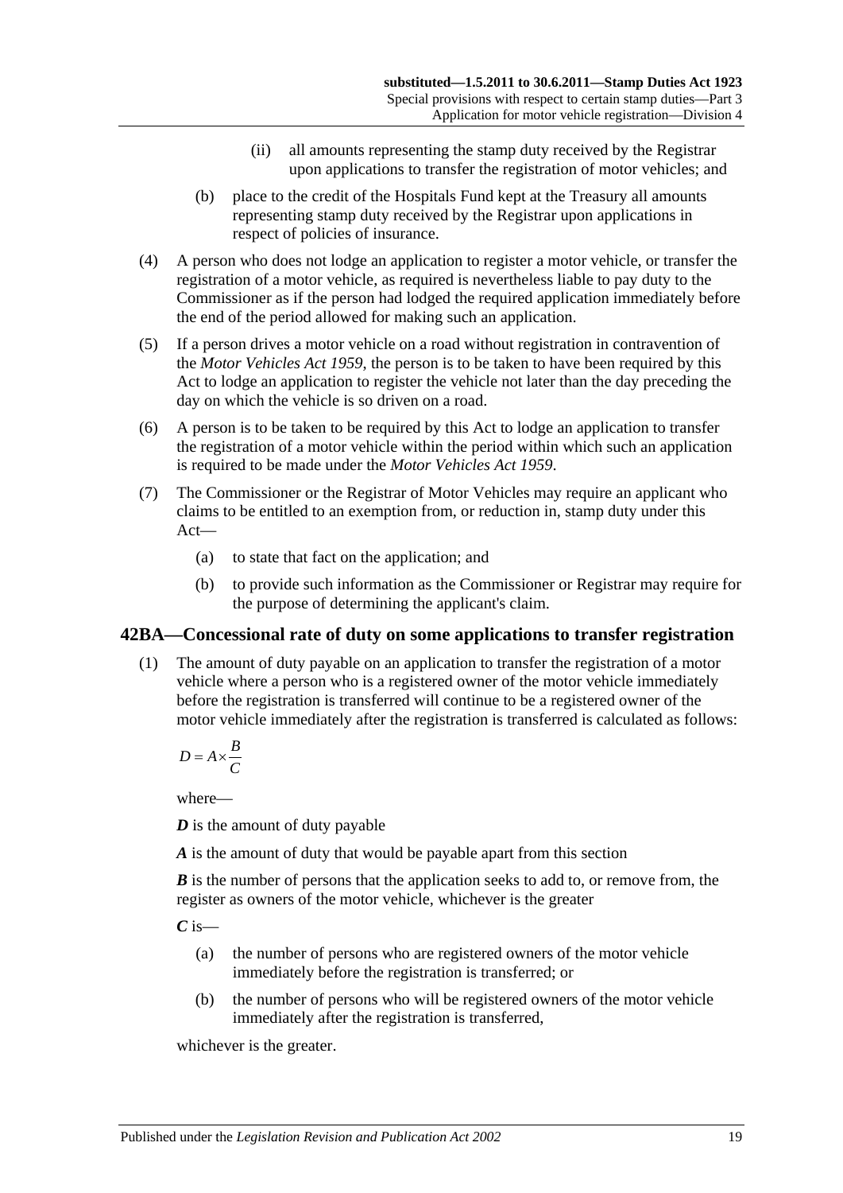(ii) all amounts representing the stamp duty received by the Registrar upon applications to transfer the registration of motor vehicles; and

(b) place to the credit of the Hospitals Fund kept at the Treasury all amounts representing stamp duty received by the Registrar upon applications in respect of policies of insurance.

(4) A person who does not lodge an application to register a motor vehicle, or transfer the registration of a motor vehicle, as required is nevertheless liable to pay duty to the Commissioner as if the person had lodged the required application immediately before the end of the period allowed for making such an application.

(5) If a person drives a motor vehicle on a road without registration in contravention of the *Motor Vehicles Act 1959*, the person is to be taken to have been required by this Act to lodge an application to register the vehicle not later than the day preceding the day on which the vehicle is so driven on a road.

(6) A person is to be taken to be required by this Act to lodge an application to transfer the registration of a motor vehicle within the period within which such an application is required to be made under the *Motor Vehicles Act 1959*.

(7) The Commissioner or the Registrar of Motor Vehicles may require an applicant who claims to be entitled to an exemption from, or reduction in, stamp duty under this Act—

(a) to state that fact on the application; and

(b) to provide such information as the Commissioner or Registrar may require for the purpose of determining the applicant's claim.

## 42BA—Concessional rate of duty on some applications to transfer registration

(1) The amount of duty payable on an application to transfer the registration of a motor vehicle where a person who is a registered owner of the motor vehicle immediately before the registration is transferred will continue to be a registered owner of the motor vehicle immediately after the registration is transferred is calculated as follows:

$$D = A \times \frac{B}{C}$$

where—

***D*** is the amount of duty payable

***A*** is the amount of duty that would be payable apart from this section

***B*** is the number of persons that the application seeks to add to, or remove from, the register as owners of the motor vehicle, whichever is the greater

***C*** is—

(a) the number of persons who are registered owners of the motor vehicle immediately before the registration is transferred; or

(b) the number of persons who will be registered owners of the motor vehicle immediately after the registration is transferred,

whichever is the greater.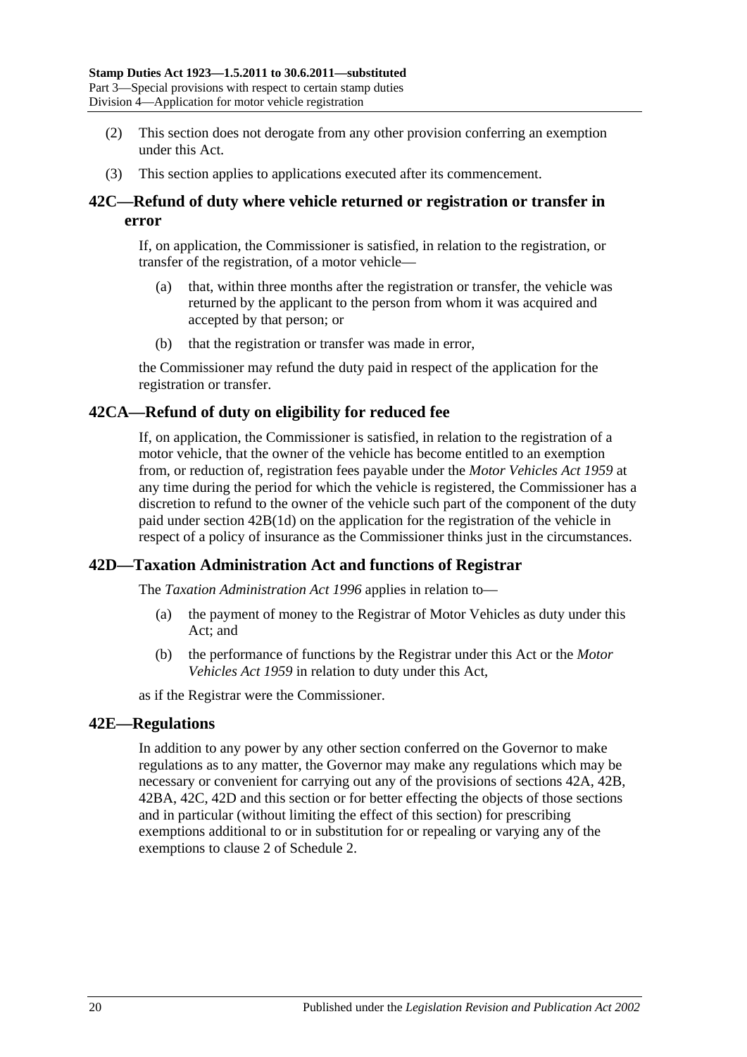(2) This section does not derogate from any other provision conferring an exemption under this Act.

(3) This section applies to applications executed after its commencement.

## 42C—Refund of duty where vehicle returned or registration or transfer in error

If, on application, the Commissioner is satisfied, in relation to the registration, or transfer of the registration, of a motor vehicle—

(a) that, within three months after the registration or transfer, the vehicle was returned by the applicant to the person from whom it was acquired and accepted by that person; or

(b) that the registration or transfer was made in error,

the Commissioner may refund the duty paid in respect of the application for the registration or transfer.

## 42CA—Refund of duty on eligibility for reduced fee

If, on application, the Commissioner is satisfied, in relation to the registration of a motor vehicle, that the owner of the vehicle has become entitled to an exemption from, or reduction of, registration fees payable under the *Motor Vehicles Act 1959* at any time during the period for which the vehicle is registered, the Commissioner has a discretion to refund to the owner of the vehicle such part of the component of the duty paid under section 42B(1d) on the application for the registration of the vehicle in respect of a policy of insurance as the Commissioner thinks just in the circumstances.

## 42D—Taxation Administration Act and functions of Registrar

The *Taxation Administration Act 1996* applies in relation to—

(a) the payment of money to the Registrar of Motor Vehicles as duty under this Act; and

(b) the performance of functions by the Registrar under this Act or the *Motor Vehicles Act 1959* in relation to duty under this Act,

as if the Registrar were the Commissioner.

## 42E—Regulations

In addition to any power by any other section conferred on the Governor to make regulations as to any matter, the Governor may make any regulations which may be necessary or convenient for carrying out any of the provisions of sections 42A, 42B, 42BA, 42C, 42D and this section or for better effecting the objects of those sections and in particular (without limiting the effect of this section) for prescribing exemptions additional to or in substitution for or repealing or varying any of the exemptions to clause 2 of Schedule 2.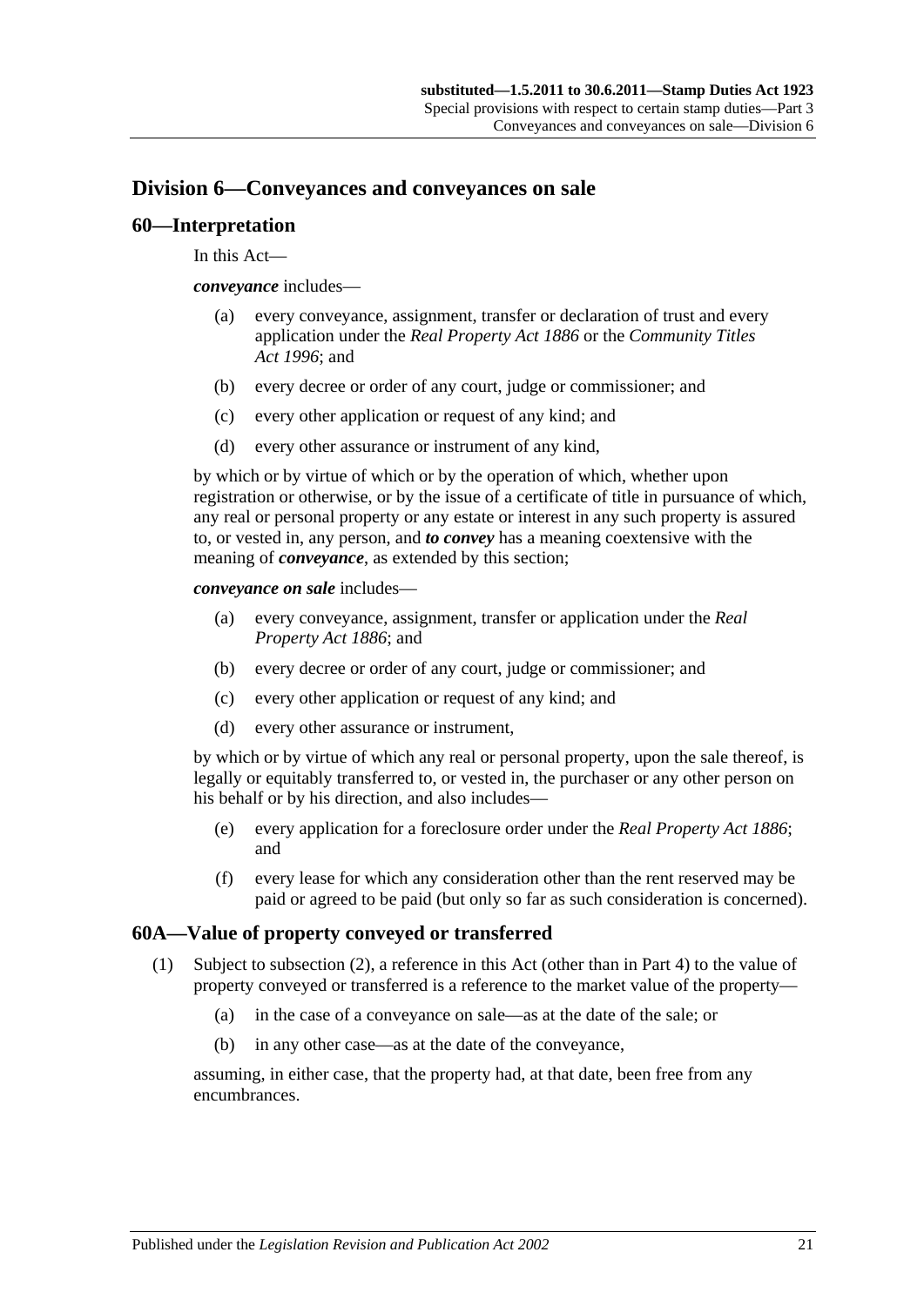## Division 6—Conveyances and conveyances on sale

### 60—Interpretation

In this Act—

***conveyance*** includes—

(a) every conveyance, assignment, transfer or declaration of trust and every application under the *Real Property Act 1886* or the *Community Titles Act 1996*; and

(b) every decree or order of any court, judge or commissioner; and

(c) every other application or request of any kind; and

(d) every other assurance or instrument of any kind,

by which or by virtue of which or by the operation of which, whether upon registration or otherwise, or by the issue of a certificate of title in pursuance of which, any real or personal property or any estate or interest in any such property is assured to, or vested in, any person, and ***to convey*** has a meaning coextensive with the meaning of ***conveyance***, as extended by this section;

***conveyance on sale*** includes—

(a) every conveyance, assignment, transfer or application under the *Real Property Act 1886*; and

(b) every decree or order of any court, judge or commissioner; and

(c) every other application or request of any kind; and

(d) every other assurance or instrument,

by which or by virtue of which any real or personal property, upon the sale thereof, is legally or equitably transferred to, or vested in, the purchaser or any other person on his behalf or by his direction, and also includes—

(e) every application for a foreclosure order under the *Real Property Act 1886*; and

(f) every lease for which any consideration other than the rent reserved may be paid or agreed to be paid (but only so far as such consideration is concerned).

### 60A—Value of property conveyed or transferred

(1) Subject to subsection (2), a reference in this Act (other than in Part 4) to the value of property conveyed or transferred is a reference to the market value of the property—

(a) in the case of a conveyance on sale—as at the date of the sale; or

(b) in any other case—as at the date of the conveyance,

assuming, in either case, that the property had, at that date, been free from any encumbrances.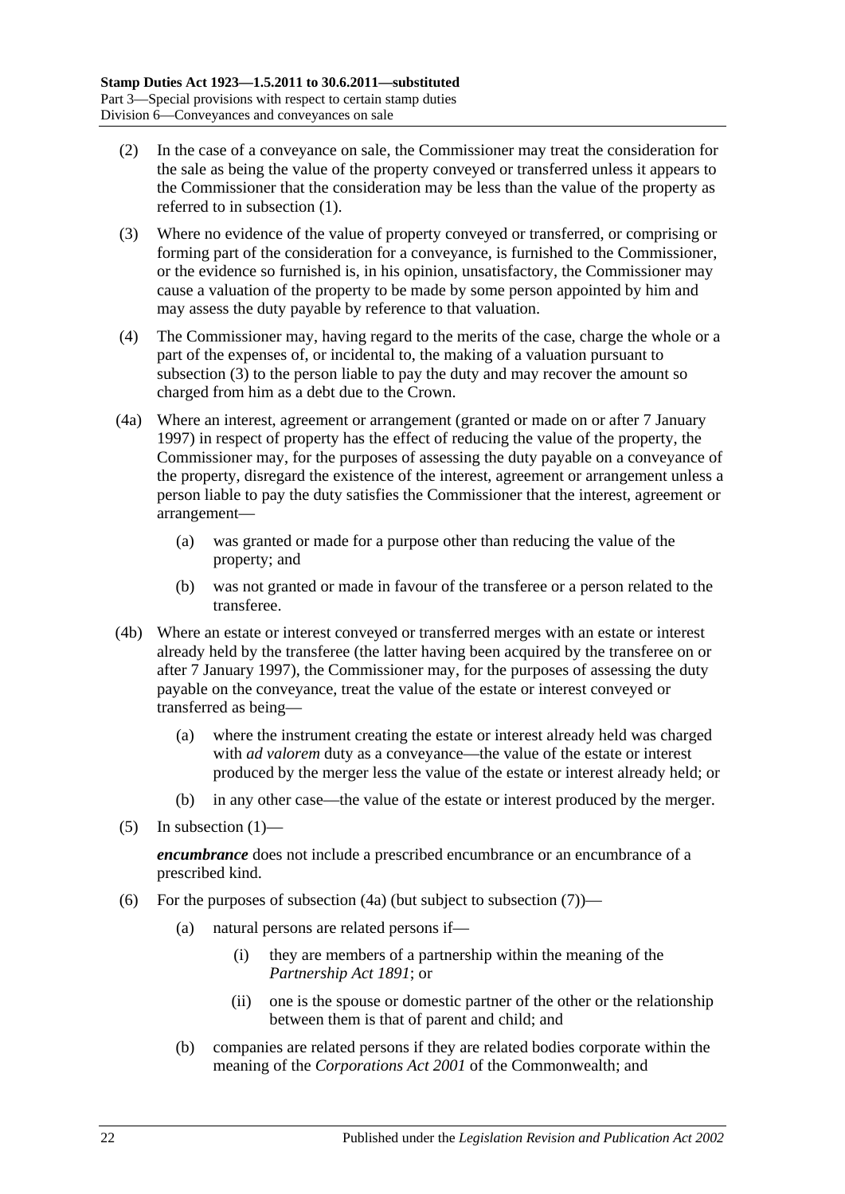(2) In the case of a conveyance on sale, the Commissioner may treat the consideration for the sale as being the value of the property conveyed or transferred unless it appears to the Commissioner that the consideration may be less than the value of the property as referred to in subsection (1).

(3) Where no evidence of the value of property conveyed or transferred, or comprising or forming part of the consideration for a conveyance, is furnished to the Commissioner, or the evidence so furnished is, in his opinion, unsatisfactory, the Commissioner may cause a valuation of the property to be made by some person appointed by him and may assess the duty payable by reference to that valuation.

(4) The Commissioner may, having regard to the merits of the case, charge the whole or a part of the expenses of, or incidental to, the making of a valuation pursuant to subsection (3) to the person liable to pay the duty and may recover the amount so charged from him as a debt due to the Crown.

(4a) Where an interest, agreement or arrangement (granted or made on or after 7 January 1997) in respect of property has the effect of reducing the value of the property, the Commissioner may, for the purposes of assessing the duty payable on a conveyance of the property, disregard the existence of the interest, agreement or arrangement unless a person liable to pay the duty satisfies the Commissioner that the interest, agreement or arrangement—

(a) was granted or made for a purpose other than reducing the value of the property; and

(b) was not granted or made in favour of the transferee or a person related to the transferee.

(4b) Where an estate or interest conveyed or transferred merges with an estate or interest already held by the transferee (the latter having been acquired by the transferee on or after 7 January 1997), the Commissioner may, for the purposes of assessing the duty payable on the conveyance, treat the value of the estate or interest conveyed or transferred as being—

(a) where the instrument creating the estate or interest already held was charged with *ad valorem* duty as a conveyance—the value of the estate or interest produced by the merger less the value of the estate or interest already held; or

(b) in any other case—the value of the estate or interest produced by the merger.

(5) In subsection (1)—

***encumbrance*** does not include a prescribed encumbrance or an encumbrance of a prescribed kind.

(6) For the purposes of subsection (4a) (but subject to subsection (7))—

(a) natural persons are related persons if—

(i) they are members of a partnership within the meaning of the *Partnership Act 1891*; or

(ii) one is the spouse or domestic partner of the other or the relationship between them is that of parent and child; and

(b) companies are related persons if they are related bodies corporate within the meaning of the *Corporations Act 2001* of the Commonwealth; and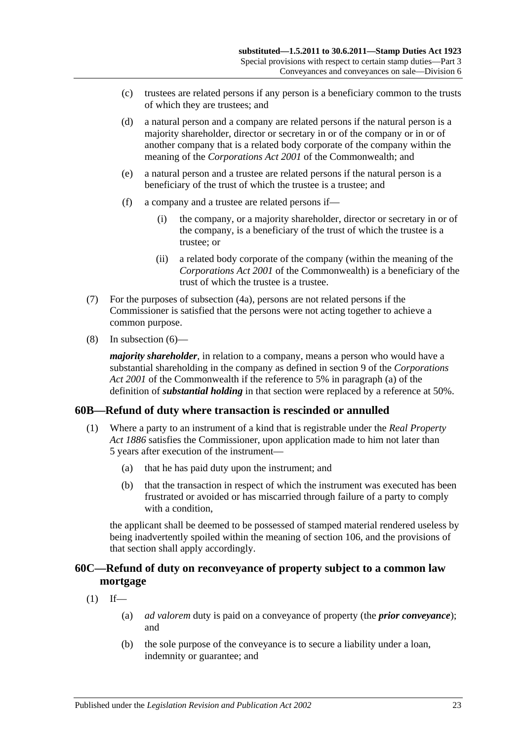(c) trustees are related persons if any person is a beneficiary common to the trusts of which they are trustees; and

(d) a natural person and a company are related persons if the natural person is a majority shareholder, director or secretary in or of the company or in or of another company that is a related body corporate of the company within the meaning of the *Corporations Act 2001* of the Commonwealth; and

(e) a natural person and a trustee are related persons if the natural person is a beneficiary of the trust of which the trustee is a trustee; and

(f) a company and a trustee are related persons if—

(i) the company, or a majority shareholder, director or secretary in or of the company, is a beneficiary of the trust of which the trustee is a trustee; or

(ii) a related body corporate of the company (within the meaning of the *Corporations Act 2001* of the Commonwealth) is a beneficiary of the trust of which the trustee is a trustee.

(7) For the purposes of subsection (4a), persons are not related persons if the Commissioner is satisfied that the persons were not acting together to achieve a common purpose.

(8) In subsection (6)—

***majority shareholder***, in relation to a company, means a person who would have a substantial shareholding in the company as defined in section 9 of the *Corporations Act 2001* of the Commonwealth if the reference to 5% in paragraph (a) of the definition of ***substantial holding*** in that section were replaced by a reference at 50%.

## 60B—Refund of duty where transaction is rescinded or annulled

(1) Where a party to an instrument of a kind that is registrable under the *Real Property Act 1886* satisfies the Commissioner, upon application made to him not later than 5 years after execution of the instrument—

(a) that he has paid duty upon the instrument; and

(b) that the transaction in respect of which the instrument was executed has been frustrated or avoided or has miscarried through failure of a party to comply with a condition,

the applicant shall be deemed to be possessed of stamped material rendered useless by being inadvertently spoiled within the meaning of section 106, and the provisions of that section shall apply accordingly.

## 60C—Refund of duty on reconveyance of property subject to a common law mortgage

(1) If—

(a) *ad valorem* duty is paid on a conveyance of property (the ***prior conveyance***); and

(b) the sole purpose of the conveyance is to secure a liability under a loan, indemnity or guarantee; and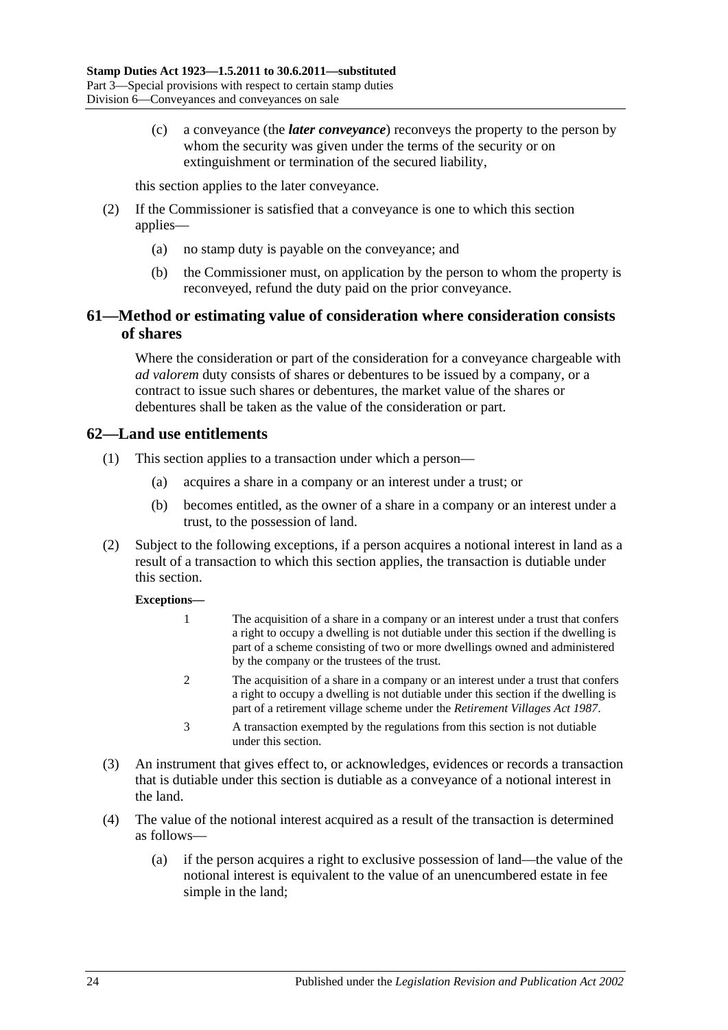(c) a conveyance (the ***later conveyance***) reconveys the property to the person by whom the security was given under the terms of the security or on extinguishment or termination of the secured liability,

this section applies to the later conveyance.

(2) If the Commissioner is satisfied that a conveyance is one to which this section applies—

(a) no stamp duty is payable on the conveyance; and

(b) the Commissioner must, on application by the person to whom the property is reconveyed, refund the duty paid on the prior conveyance.

## 61—Method or estimating value of consideration where consideration consists of shares

Where the consideration or part of the consideration for a conveyance chargeable with *ad valorem* duty consists of shares or debentures to be issued by a company, or a contract to issue such shares or debentures, the market value of the shares or debentures shall be taken as the value of the consideration or part.

## 62—Land use entitlements

(1) This section applies to a transaction under which a person—

(a) acquires a share in a company or an interest under a trust; or

(b) becomes entitled, as the owner of a share in a company or an interest under a trust, to the possession of land.

(2) Subject to the following exceptions, if a person acquires a notional interest in land as a result of a transaction to which this section applies, the transaction is dutiable under this section.

**Exceptions—**

1 The acquisition of a share in a company or an interest under a trust that confers a right to occupy a dwelling is not dutiable under this section if the dwelling is part of a scheme consisting of two or more dwellings owned and administered by the company or the trustees of the trust.

2 The acquisition of a share in a company or an interest under a trust that confers a right to occupy a dwelling is not dutiable under this section if the dwelling is part of a retirement village scheme under the *Retirement Villages Act 1987*.

3 A transaction exempted by the regulations from this section is not dutiable under this section.

(3) An instrument that gives effect to, or acknowledges, evidences or records a transaction that is dutiable under this section is dutiable as a conveyance of a notional interest in the land.

(4) The value of the notional interest acquired as a result of the transaction is determined as follows—

(a) if the person acquires a right to exclusive possession of land—the value of the notional interest is equivalent to the value of an unencumbered estate in fee simple in the land;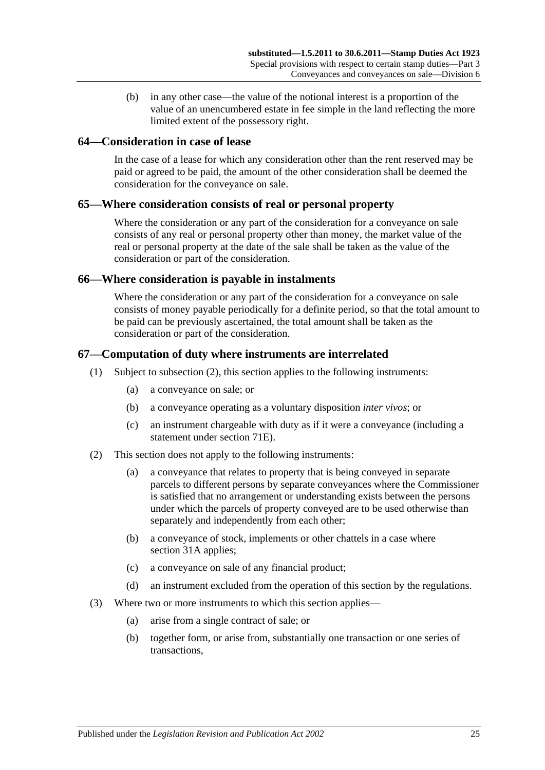(b) in any other case—the value of the notional interest is a proportion of the value of an unencumbered estate in fee simple in the land reflecting the more limited extent of the possessory right.

## 64—Consideration in case of lease

In the case of a lease for which any consideration other than the rent reserved may be paid or agreed to be paid, the amount of the other consideration shall be deemed the consideration for the conveyance on sale.

## 65—Where consideration consists of real or personal property

Where the consideration or any part of the consideration for a conveyance on sale consists of any real or personal property other than money, the market value of the real or personal property at the date of the sale shall be taken as the value of the consideration or part of the consideration.

## 66—Where consideration is payable in instalments

Where the consideration or any part of the consideration for a conveyance on sale consists of money payable periodically for a definite period, so that the total amount to be paid can be previously ascertained, the total amount shall be taken as the consideration or part of the consideration.

## 67—Computation of duty where instruments are interrelated

(1) Subject to subsection (2), this section applies to the following instruments:

(a) a conveyance on sale; or

(b) a conveyance operating as a voluntary disposition *inter vivos*; or

(c) an instrument chargeable with duty as if it were a conveyance (including a statement under section 71E).

(2) This section does not apply to the following instruments:

(a) a conveyance that relates to property that is being conveyed in separate parcels to different persons by separate conveyances where the Commissioner is satisfied that no arrangement or understanding exists between the persons under which the parcels of property conveyed are to be used otherwise than separately and independently from each other;

(b) a conveyance of stock, implements or other chattels in a case where section 31A applies;

(c) a conveyance on sale of any financial product;

(d) an instrument excluded from the operation of this section by the regulations.

(3) Where two or more instruments to which this section applies—

(a) arise from a single contract of sale; or

(b) together form, or arise from, substantially one transaction or one series of transactions,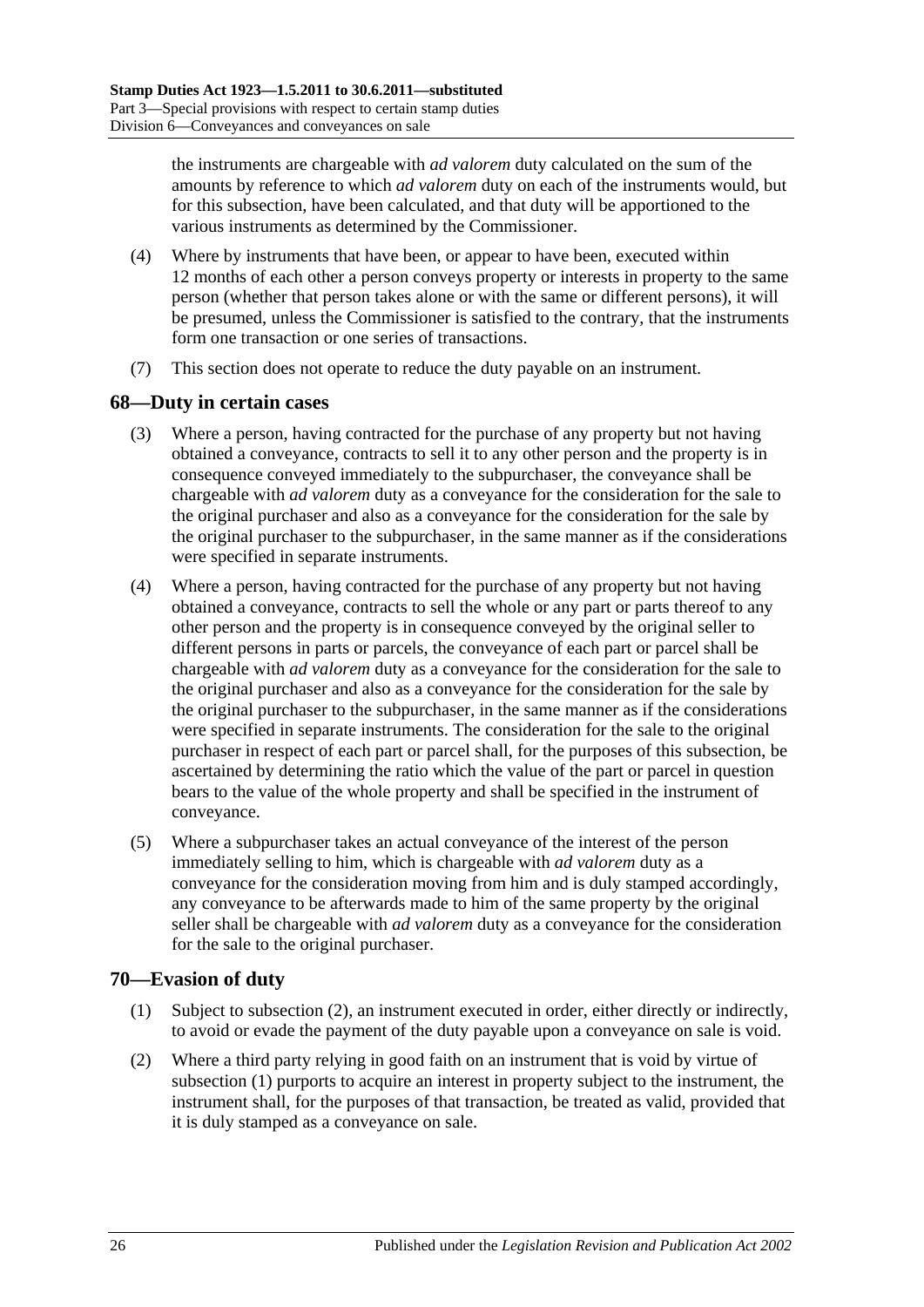the instruments are chargeable with *ad valorem* duty calculated on the sum of the amounts by reference to which *ad valorem* duty on each of the instruments would, but for this subsection, have been calculated, and that duty will be apportioned to the various instruments as determined by the Commissioner.

(4) Where by instruments that have been, or appear to have been, executed within 12 months of each other a person conveys property or interests in property to the same person (whether that person takes alone or with the same or different persons), it will be presumed, unless the Commissioner is satisfied to the contrary, that the instruments form one transaction or one series of transactions.

(7) This section does not operate to reduce the duty payable on an instrument.

## 68—Duty in certain cases

(3) Where a person, having contracted for the purchase of any property but not having obtained a conveyance, contracts to sell it to any other person and the property is in consequence conveyed immediately to the subpurchaser, the conveyance shall be chargeable with *ad valorem* duty as a conveyance for the consideration for the sale to the original purchaser and also as a conveyance for the consideration for the sale by the original purchaser to the subpurchaser, in the same manner as if the considerations were specified in separate instruments.

(4) Where a person, having contracted for the purchase of any property but not having obtained a conveyance, contracts to sell the whole or any part or parts thereof to any other person and the property is in consequence conveyed by the original seller to different persons in parts or parcels, the conveyance of each part or parcel shall be chargeable with *ad valorem* duty as a conveyance for the consideration for the sale to the original purchaser and also as a conveyance for the consideration for the sale by the original purchaser to the subpurchaser, in the same manner as if the considerations were specified in separate instruments. The consideration for the sale to the original purchaser in respect of each part or parcel shall, for the purposes of this subsection, be ascertained by determining the ratio which the value of the part or parcel in question bears to the value of the whole property and shall be specified in the instrument of conveyance.

(5) Where a subpurchaser takes an actual conveyance of the interest of the person immediately selling to him, which is chargeable with *ad valorem* duty as a conveyance for the consideration moving from him and is duly stamped accordingly, any conveyance to be afterwards made to him of the same property by the original seller shall be chargeable with *ad valorem* duty as a conveyance for the consideration for the sale to the original purchaser.

## 70—Evasion of duty

(1) Subject to subsection (2), an instrument executed in order, either directly or indirectly, to avoid or evade the payment of the duty payable upon a conveyance on sale is void.

(2) Where a third party relying in good faith on an instrument that is void by virtue of subsection (1) purports to acquire an interest in property subject to the instrument, the instrument shall, for the purposes of that transaction, be treated as valid, provided that it is duly stamped as a conveyance on sale.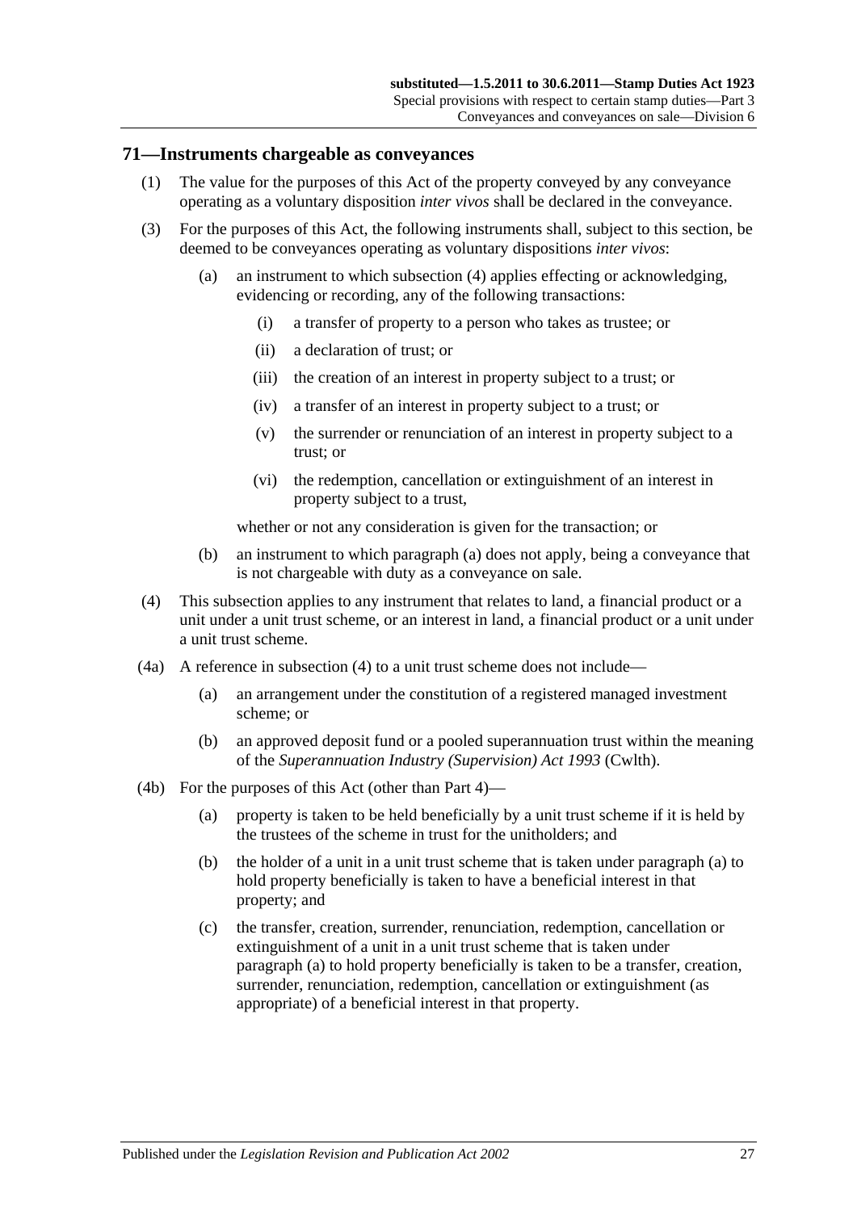## 71—Instruments chargeable as conveyances

(1) The value for the purposes of this Act of the property conveyed by any conveyance operating as a voluntary disposition *inter vivos* shall be declared in the conveyance.

(3) For the purposes of this Act, the following instruments shall, subject to this section, be deemed to be conveyances operating as voluntary dispositions *inter vivos*:

(a) an instrument to which subsection (4) applies effecting or acknowledging, evidencing or recording, any of the following transactions:

(i) a transfer of property to a person who takes as trustee; or

(ii) a declaration of trust; or

(iii) the creation of an interest in property subject to a trust; or

(iv) a transfer of an interest in property subject to a trust; or

(v) the surrender or renunciation of an interest in property subject to a trust; or

(vi) the redemption, cancellation or extinguishment of an interest in property subject to a trust,

whether or not any consideration is given for the transaction; or

(b) an instrument to which paragraph (a) does not apply, being a conveyance that is not chargeable with duty as a conveyance on sale.

(4) This subsection applies to any instrument that relates to land, a financial product or a unit under a unit trust scheme, or an interest in land, a financial product or a unit under a unit trust scheme.

(4a) A reference in subsection (4) to a unit trust scheme does not include—

(a) an arrangement under the constitution of a registered managed investment scheme; or

(b) an approved deposit fund or a pooled superannuation trust within the meaning of the *Superannuation Industry (Supervision) Act 1993* (Cwlth).

(4b) For the purposes of this Act (other than Part 4)—

(a) property is taken to be held beneficially by a unit trust scheme if it is held by the trustees of the scheme in trust for the unitholders; and

(b) the holder of a unit in a unit trust scheme that is taken under paragraph (a) to hold property beneficially is taken to have a beneficial interest in that property; and

(c) the transfer, creation, surrender, renunciation, redemption, cancellation or extinguishment of a unit in a unit trust scheme that is taken under paragraph (a) to hold property beneficially is taken to be a transfer, creation, surrender, renunciation, redemption, cancellation or extinguishment (as appropriate) of a beneficial interest in that property.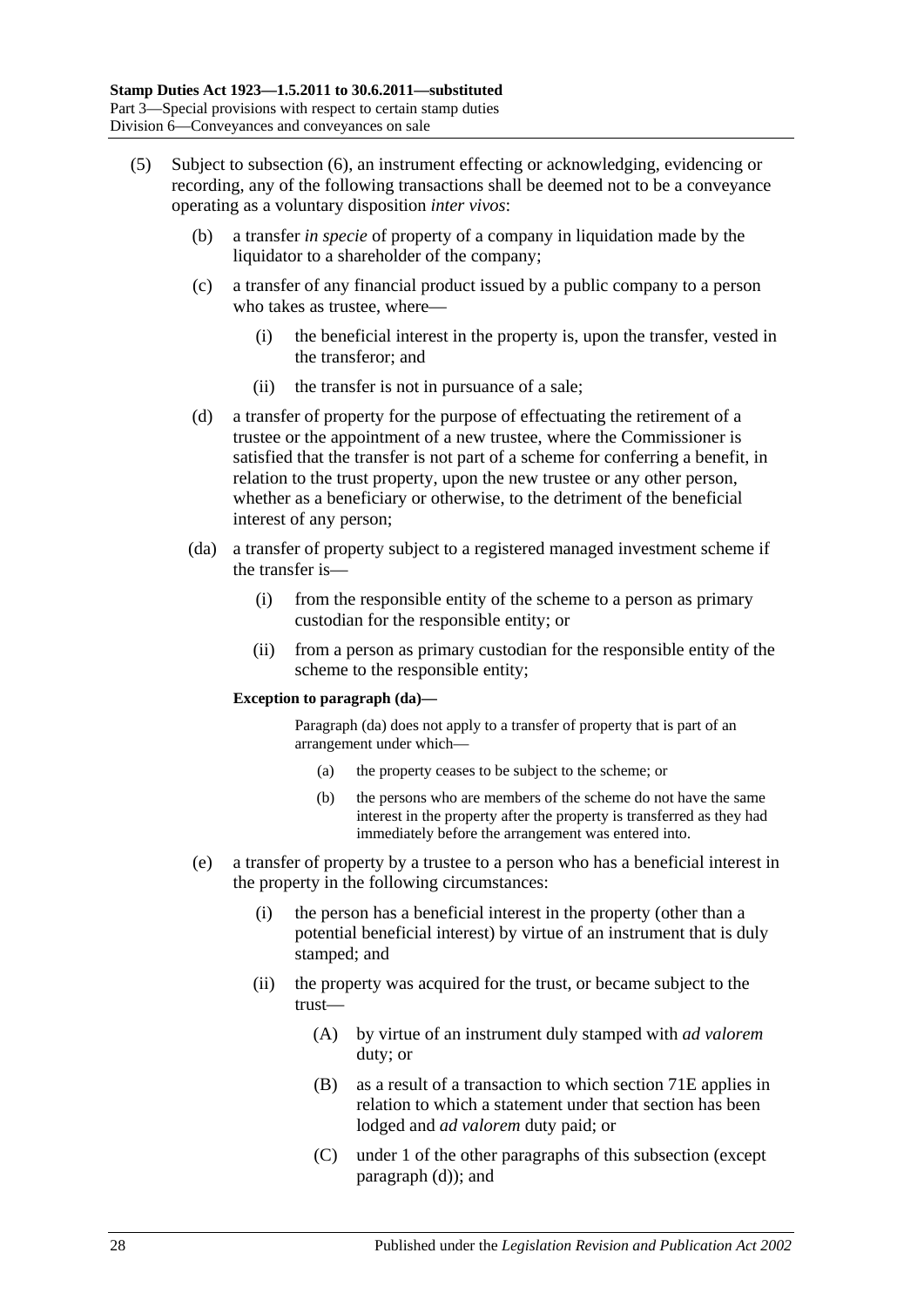(5) Subject to subsection (6), an instrument effecting or acknowledging, evidencing or recording, any of the following transactions shall be deemed not to be a conveyance operating as a voluntary disposition *inter vivos*:

(b) a transfer *in specie* of property of a company in liquidation made by the liquidator to a shareholder of the company;

(c) a transfer of any financial product issued by a public company to a person who takes as trustee, where—

(i) the beneficial interest in the property is, upon the transfer, vested in the transferor; and

(ii) the transfer is not in pursuance of a sale;

(d) a transfer of property for the purpose of effectuating the retirement of a trustee or the appointment of a new trustee, where the Commissioner is satisfied that the transfer is not part of a scheme for conferring a benefit, in relation to the trust property, upon the new trustee or any other person, whether as a beneficiary or otherwise, to the detriment of the beneficial interest of any person;

(da) a transfer of property subject to a registered managed investment scheme if the transfer is—

(i) from the responsible entity of the scheme to a person as primary custodian for the responsible entity; or

(ii) from a person as primary custodian for the responsible entity of the scheme to the responsible entity;

**Exception to paragraph (da)—**

Paragraph (da) does not apply to a transfer of property that is part of an arrangement under which—

(a) the property ceases to be subject to the scheme; or

(b) the persons who are members of the scheme do not have the same interest in the property after the property is transferred as they had immediately before the arrangement was entered into.

(e) a transfer of property by a trustee to a person who has a beneficial interest in the property in the following circumstances:

(i) the person has a beneficial interest in the property (other than a potential beneficial interest) by virtue of an instrument that is duly stamped; and

(ii) the property was acquired for the trust, or became subject to the trust—

(A) by virtue of an instrument duly stamped with *ad valorem* duty; or

(B) as a result of a transaction to which section 71E applies in relation to which a statement under that section has been lodged and *ad valorem* duty paid; or

(C) under 1 of the other paragraphs of this subsection (except paragraph (d)); and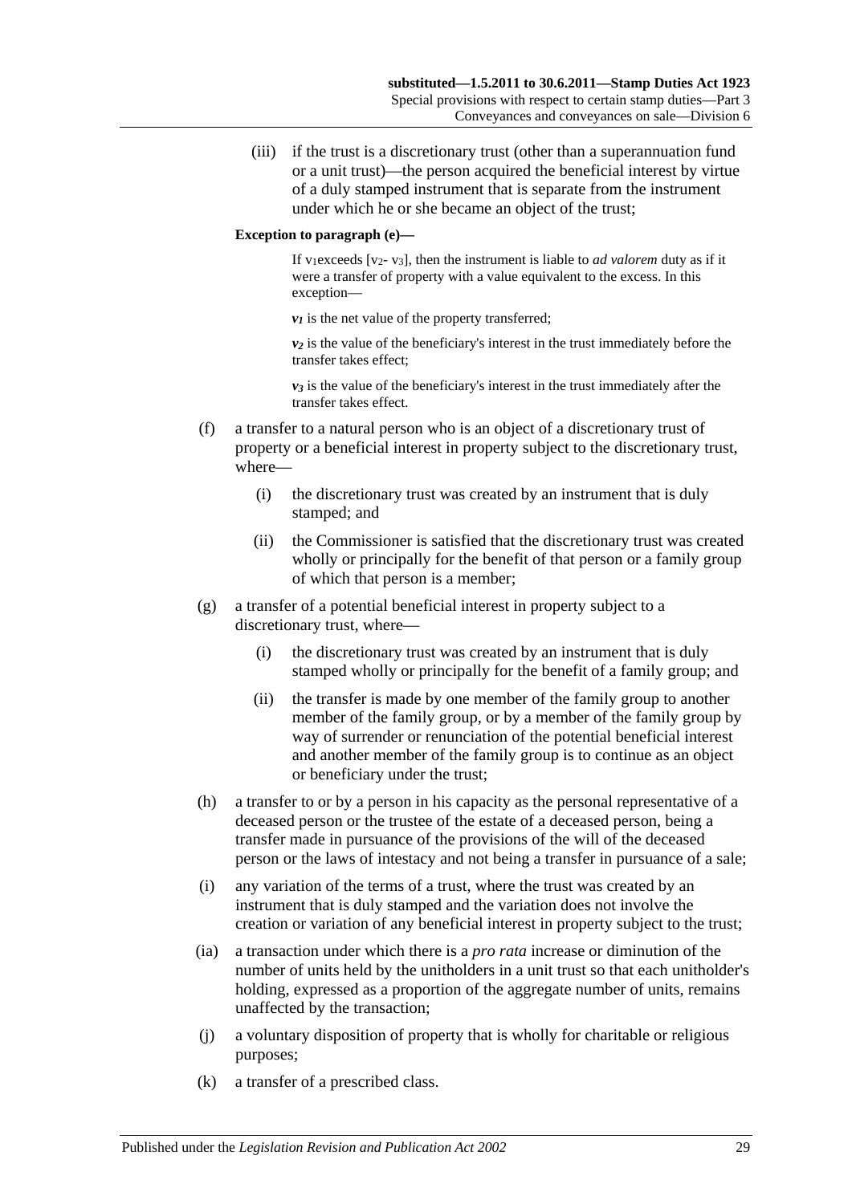(iii) if the trust is a discretionary trust (other than a superannuation fund or a unit trust)—the person acquired the beneficial interest by virtue of a duly stamped instrument that is separate from the instrument under which he or she became an object of the trust;

**Exception to paragraph (e)—**

If $v_1$ exceeds [$v_2$- $v_3$], then the instrument is liable to *ad valorem* duty as if it were a transfer of property with a value equivalent to the excess. In this exception—

$v_1$ is the net value of the property transferred;

$v_2$ is the value of the beneficiary's interest in the trust immediately before the transfer takes effect;

$v_3$ is the value of the beneficiary's interest in the trust immediately after the transfer takes effect.

(f) a transfer to a natural person who is an object of a discretionary trust of property or a beneficial interest in property subject to the discretionary trust, where—

(i) the discretionary trust was created by an instrument that is duly stamped; and

(ii) the Commissioner is satisfied that the discretionary trust was created wholly or principally for the benefit of that person or a family group of which that person is a member;

(g) a transfer of a potential beneficial interest in property subject to a discretionary trust, where—

(i) the discretionary trust was created by an instrument that is duly stamped wholly or principally for the benefit of a family group; and

(ii) the transfer is made by one member of the family group to another member of the family group, or by a member of the family group by way of surrender or renunciation of the potential beneficial interest and another member of the family group is to continue as an object or beneficiary under the trust;

(h) a transfer to or by a person in his capacity as the personal representative of a deceased person or the trustee of the estate of a deceased person, being a transfer made in pursuance of the provisions of the will of the deceased person or the laws of intestacy and not being a transfer in pursuance of a sale;

(i) any variation of the terms of a trust, where the trust was created by an instrument that is duly stamped and the variation does not involve the creation or variation of any beneficial interest in property subject to the trust;

(ia) a transaction under which there is a *pro rata* increase or diminution of the number of units held by the unitholders in a unit trust so that each unitholder's holding, expressed as a proportion of the aggregate number of units, remains unaffected by the transaction;

(j) a voluntary disposition of property that is wholly for charitable or religious purposes;

(k) a transfer of a prescribed class.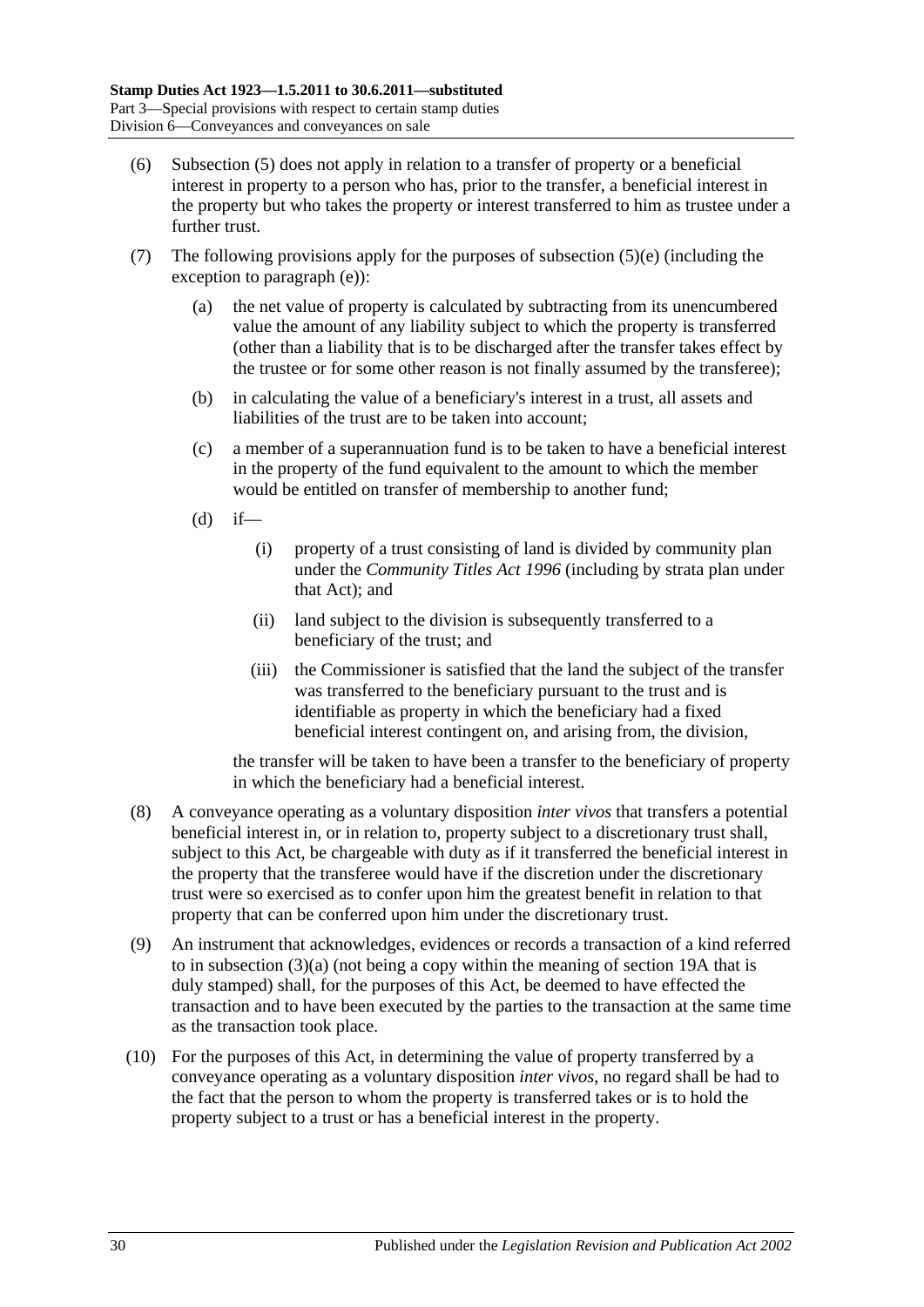(6) Subsection (5) does not apply in relation to a transfer of property or a beneficial interest in property to a person who has, prior to the transfer, a beneficial interest in the property but who takes the property or interest transferred to him as trustee under a further trust.

(7) The following provisions apply for the purposes of subsection (5)(e) (including the exception to paragraph (e)):

(a) the net value of property is calculated by subtracting from its unencumbered value the amount of any liability subject to which the property is transferred (other than a liability that is to be discharged after the transfer takes effect by the trustee or for some other reason is not finally assumed by the transferee);

(b) in calculating the value of a beneficiary's interest in a trust, all assets and liabilities of the trust are to be taken into account;

(c) a member of a superannuation fund is to be taken to have a beneficial interest in the property of the fund equivalent to the amount to which the member would be entitled on transfer of membership to another fund;

(d) if—

(i) property of a trust consisting of land is divided by community plan under the *Community Titles Act 1996* (including by strata plan under that Act); and

(ii) land subject to the division is subsequently transferred to a beneficiary of the trust; and

(iii) the Commissioner is satisfied that the land the subject of the transfer was transferred to the beneficiary pursuant to the trust and is identifiable as property in which the beneficiary had a fixed beneficial interest contingent on, and arising from, the division,

the transfer will be taken to have been a transfer to the beneficiary of property in which the beneficiary had a beneficial interest.

(8) A conveyance operating as a voluntary disposition *inter vivos* that transfers a potential beneficial interest in, or in relation to, property subject to a discretionary trust shall, subject to this Act, be chargeable with duty as if it transferred the beneficial interest in the property that the transferee would have if the discretion under the discretionary trust were so exercised as to confer upon him the greatest benefit in relation to that property that can be conferred upon him under the discretionary trust.

(9) An instrument that acknowledges, evidences or records a transaction of a kind referred to in subsection (3)(a) (not being a copy within the meaning of section 19A that is duly stamped) shall, for the purposes of this Act, be deemed to have effected the transaction and to have been executed by the parties to the transaction at the same time as the transaction took place.

(10) For the purposes of this Act, in determining the value of property transferred by a conveyance operating as a voluntary disposition *inter vivos*, no regard shall be had to the fact that the person to whom the property is transferred takes or is to hold the property subject to a trust or has a beneficial interest in the property.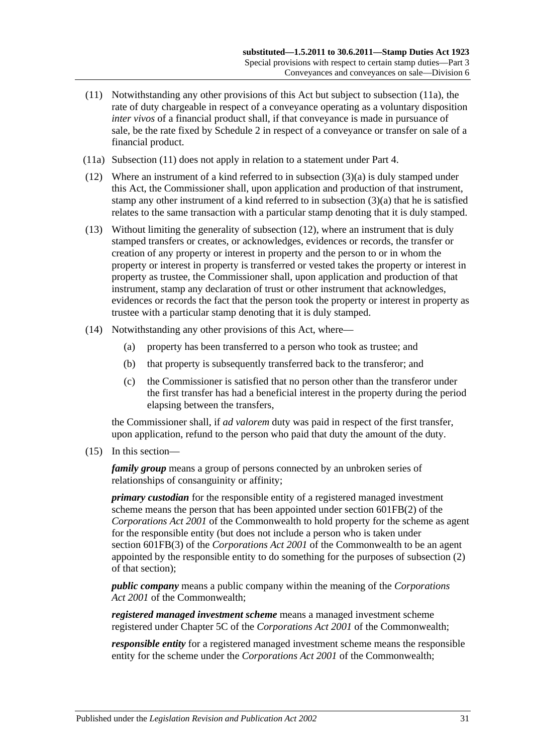(11) Notwithstanding any other provisions of this Act but subject to subsection (11a), the rate of duty chargeable in respect of a conveyance operating as a voluntary disposition *inter vivos* of a financial product shall, if that conveyance is made in pursuance of sale, be the rate fixed by Schedule 2 in respect of a conveyance or transfer on sale of a financial product.

(11a) Subsection (11) does not apply in relation to a statement under Part 4.

(12) Where an instrument of a kind referred to in subsection (3)(a) is duly stamped under this Act, the Commissioner shall, upon application and production of that instrument, stamp any other instrument of a kind referred to in subsection (3)(a) that he is satisfied relates to the same transaction with a particular stamp denoting that it is duly stamped.

(13) Without limiting the generality of subsection (12), where an instrument that is duly stamped transfers or creates, or acknowledges, evidences or records, the transfer or creation of any property or interest in property and the person to or in whom the property or interest in property is transferred or vested takes the property or interest in property as trustee, the Commissioner shall, upon application and production of that instrument, stamp any declaration of trust or other instrument that acknowledges, evidences or records the fact that the person took the property or interest in property as trustee with a particular stamp denoting that it is duly stamped.

(14) Notwithstanding any other provisions of this Act, where—

(a) property has been transferred to a person who took as trustee; and

(b) that property is subsequently transferred back to the transferor; and

(c) the Commissioner is satisfied that no person other than the transferor under the first transfer has had a beneficial interest in the property during the period elapsing between the transfers,

the Commissioner shall, if *ad valorem* duty was paid in respect of the first transfer, upon application, refund to the person who paid that duty the amount of the duty.

(15) In this section—

***family group*** means a group of persons connected by an unbroken series of relationships of consanguinity or affinity;

***primary custodian*** for the responsible entity of a registered managed investment scheme means the person that has been appointed under section 601FB(2) of the *Corporations Act 2001* of the Commonwealth to hold property for the scheme as agent for the responsible entity (but does not include a person who is taken under section 601FB(3) of the *Corporations Act 2001* of the Commonwealth to be an agent appointed by the responsible entity to do something for the purposes of subsection (2) of that section);

***public company*** means a public company within the meaning of the *Corporations Act 2001* of the Commonwealth;

***registered managed investment scheme*** means a managed investment scheme registered under Chapter 5C of the *Corporations Act 2001* of the Commonwealth;

***responsible entity*** for a registered managed investment scheme means the responsible entity for the scheme under the *Corporations Act 2001* of the Commonwealth;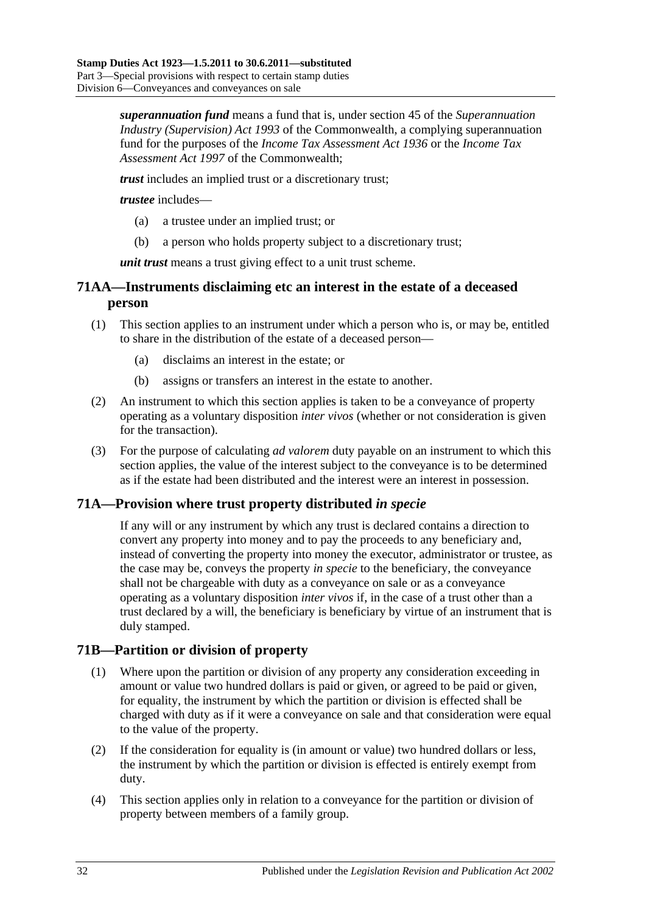***superannuation fund*** means a fund that is, under section 45 of the *Superannuation Industry (Supervision) Act 1993* of the Commonwealth, a complying superannuation fund for the purposes of the *Income Tax Assessment Act 1936* or the *Income Tax Assessment Act 1997* of the Commonwealth;

***trust*** includes an implied trust or a discretionary trust;

***trustee*** includes—

(a) a trustee under an implied trust; or

(b) a person who holds property subject to a discretionary trust;

***unit trust*** means a trust giving effect to a unit trust scheme.

## 71AA—Instruments disclaiming etc an interest in the estate of a deceased person

(1) This section applies to an instrument under which a person who is, or may be, entitled to share in the distribution of the estate of a deceased person—

(a) disclaims an interest in the estate; or

(b) assigns or transfers an interest in the estate to another.

(2) An instrument to which this section applies is taken to be a conveyance of property operating as a voluntary disposition *inter vivos* (whether or not consideration is given for the transaction).

(3) For the purpose of calculating *ad valorem* duty payable on an instrument to which this section applies, the value of the interest subject to the conveyance is to be determined as if the estate had been distributed and the interest were an interest in possession.

## 71A—Provision where trust property distributed *in specie*

If any will or any instrument by which any trust is declared contains a direction to convert any property into money and to pay the proceeds to any beneficiary and, instead of converting the property into money the executor, administrator or trustee, as the case may be, conveys the property *in specie* to the beneficiary, the conveyance shall not be chargeable with duty as a conveyance on sale or as a conveyance operating as a voluntary disposition *inter vivos* if, in the case of a trust other than a trust declared by a will, the beneficiary is beneficiary by virtue of an instrument that is duly stamped.

## 71B—Partition or division of property

(1) Where upon the partition or division of any property any consideration exceeding in amount or value two hundred dollars is paid or given, or agreed to be paid or given, for equality, the instrument by which the partition or division is effected shall be charged with duty as if it were a conveyance on sale and that consideration were equal to the value of the property.

(2) If the consideration for equality is (in amount or value) two hundred dollars or less, the instrument by which the partition or division is effected is entirely exempt from duty.

(4) This section applies only in relation to a conveyance for the partition or division of property between members of a family group.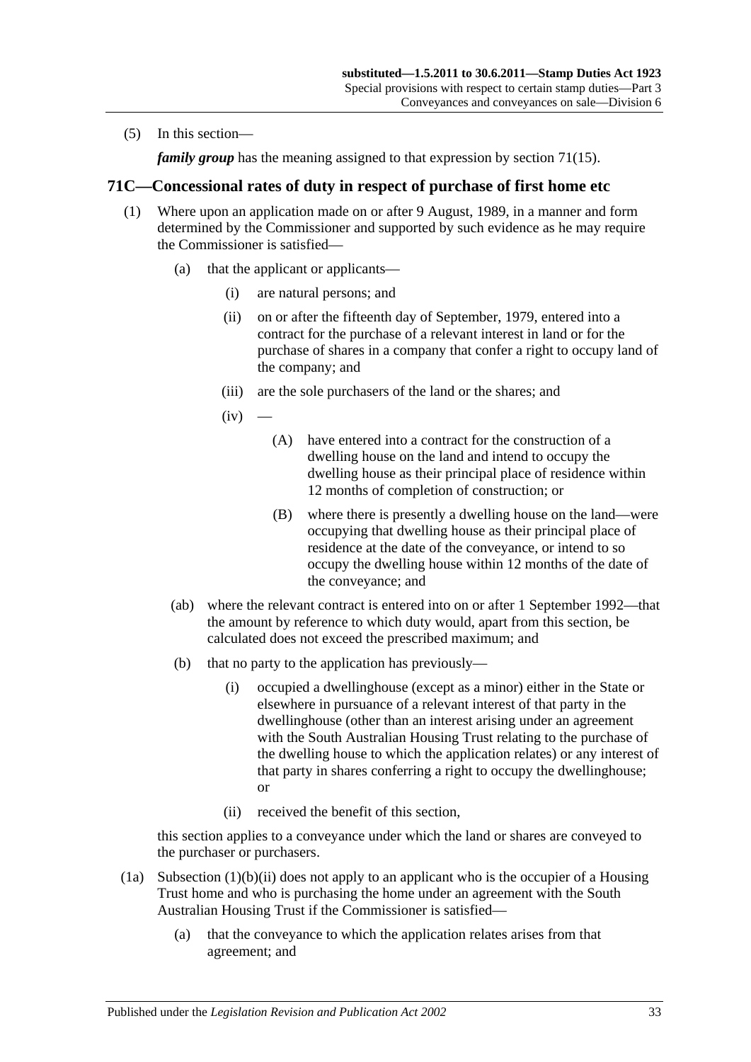(5) In this section—

*family group* has the meaning assigned to that expression by section 71(15).

## 71C—Concessional rates of duty in respect of purchase of first home etc

(1) Where upon an application made on or after 9 August, 1989, in a manner and form determined by the Commissioner and supported by such evidence as he may require the Commissioner is satisfied—

(a) that the applicant or applicants—

(i) are natural persons; and

(ii) on or after the fifteenth day of September, 1979, entered into a contract for the purchase of a relevant interest in land or for the purchase of shares in a company that confer a right to occupy land of the company; and

(iii) are the sole purchasers of the land or the shares; and

(iv) —

(A) have entered into a contract for the construction of a dwelling house on the land and intend to occupy the dwelling house as their principal place of residence within 12 months of completion of construction; or

(B) where there is presently a dwelling house on the land—were occupying that dwelling house as their principal place of residence at the date of the conveyance, or intend to so occupy the dwelling house within 12 months of the date of the conveyance; and

(ab) where the relevant contract is entered into on or after 1 September 1992—that the amount by reference to which duty would, apart from this section, be calculated does not exceed the prescribed maximum; and

(b) that no party to the application has previously—

(i) occupied a dwellinghouse (except as a minor) either in the State or elsewhere in pursuance of a relevant interest of that party in the dwellinghouse (other than an interest arising under an agreement with the South Australian Housing Trust relating to the purchase of the dwelling house to which the application relates) or any interest of that party in shares conferring a right to occupy the dwellinghouse; or

(ii) received the benefit of this section,

this section applies to a conveyance under which the land or shares are conveyed to the purchaser or purchasers.

(1a) Subsection (1)(b)(ii) does not apply to an applicant who is the occupier of a Housing Trust home and who is purchasing the home under an agreement with the South Australian Housing Trust if the Commissioner is satisfied—

(a) that the conveyance to which the application relates arises from that agreement; and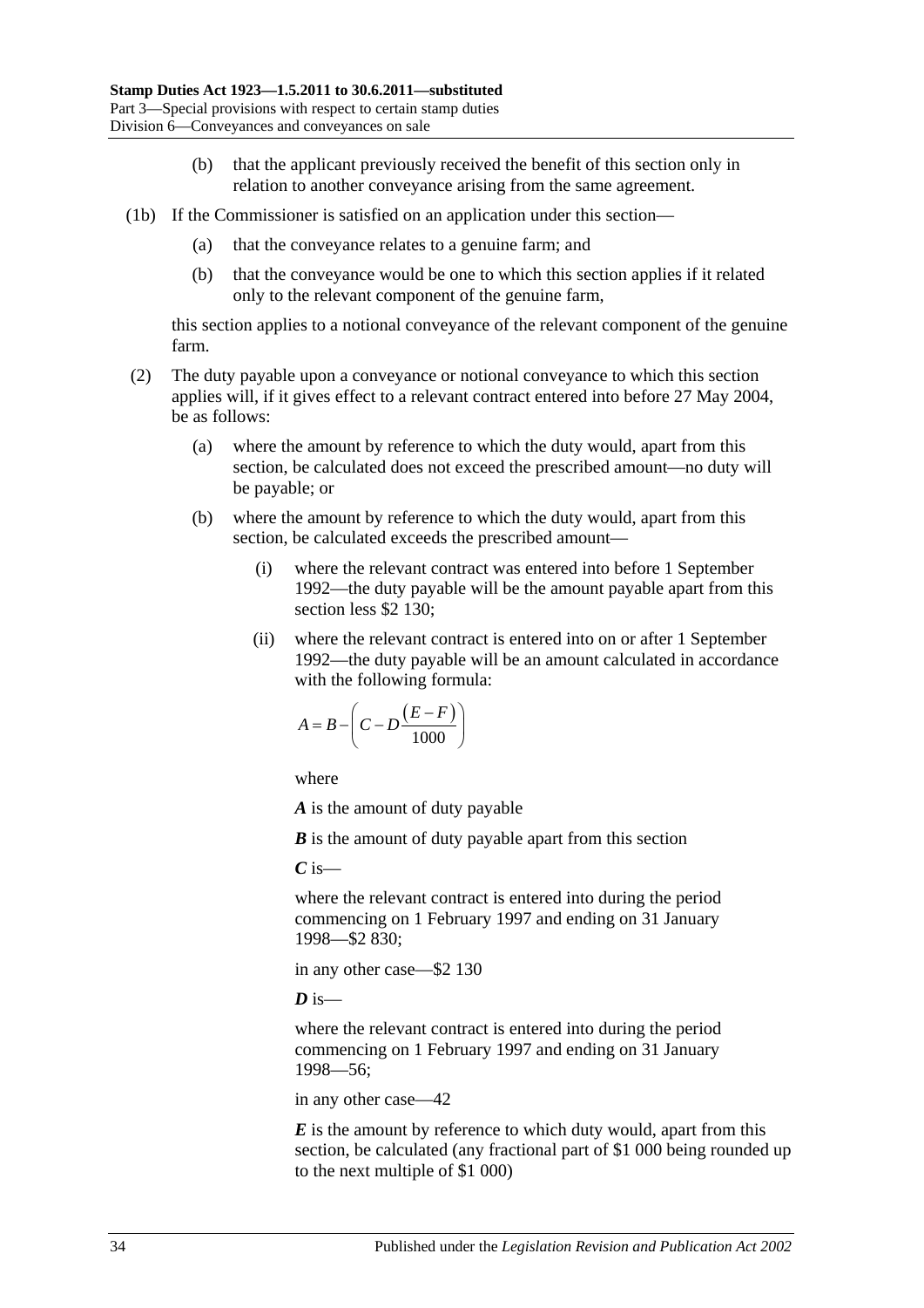(b) that the applicant previously received the benefit of this section only in relation to another conveyance arising from the same agreement.

(1b) If the Commissioner is satisfied on an application under this section—

(a) that the conveyance relates to a genuine farm; and

(b) that the conveyance would be one to which this section applies if it related only to the relevant component of the genuine farm,

this section applies to a notional conveyance of the relevant component of the genuine farm.

(2) The duty payable upon a conveyance or notional conveyance to which this section applies will, if it gives effect to a relevant contract entered into before 27 May 2004, be as follows:

(a) where the amount by reference to which the duty would, apart from this section, be calculated does not exceed the prescribed amount—no duty will be payable; or

(b) where the amount by reference to which the duty would, apart from this section, be calculated exceeds the prescribed amount—

(i) where the relevant contract was entered into before 1 September 1992—the duty payable will be the amount payable apart from this section less \$2 130;

(ii) where the relevant contract is entered into on or after 1 September 1992—the duty payable will be an amount calculated in accordance with the following formula:

$$A = B - \left( C - D\frac{(E-F)}{1000} \right)$$

where

***A*** is the amount of duty payable

***B*** is the amount of duty payable apart from this section

***C*** is—

where the relevant contract is entered into during the period commencing on 1 February 1997 and ending on 31 January 1998—\$2 830;

in any other case—\$2 130

***D*** is—

where the relevant contract is entered into during the period commencing on 1 February 1997 and ending on 31 January 1998—56;

in any other case—42

***E*** is the amount by reference to which duty would, apart from this section, be calculated (any fractional part of \$1 000 being rounded up to the next multiple of \$1 000)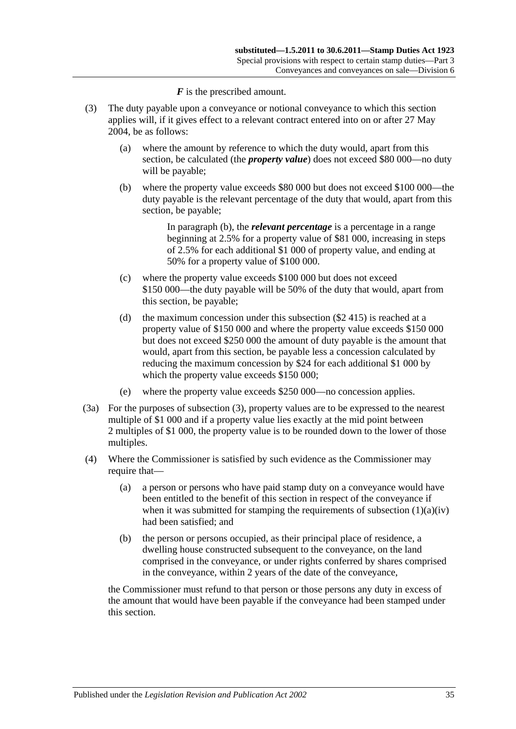***F*** is the prescribed amount.

(3) The duty payable upon a conveyance or notional conveyance to which this section applies will, if it gives effect to a relevant contract entered into on or after 27 May 2004, be as follows:

(a) where the amount by reference to which the duty would, apart from this section, be calculated (the ***property value***) does not exceed $80 000—no duty will be payable;

(b) where the property value exceeds $80 000 but does not exceed $100 000—the duty payable is the relevant percentage of the duty that would, apart from this section, be payable;

In paragraph (b), the ***relevant percentage*** is a percentage in a range beginning at 2.5% for a property value of $81 000, increasing in steps of 2.5% for each additional $1 000 of property value, and ending at 50% for a property value of $100 000.

(c) where the property value exceeds $100 000 but does not exceed $150 000—the duty payable will be 50% of the duty that would, apart from this section, be payable;

(d) the maximum concession under this subsection ($2 415) is reached at a property value of $150 000 and where the property value exceeds $150 000 but does not exceed $250 000 the amount of duty payable is the amount that would, apart from this section, be payable less a concession calculated by reducing the maximum concession by $24 for each additional $1 000 by which the property value exceeds $150 000;

(e) where the property value exceeds $250 000—no concession applies.

(3a) For the purposes of subsection (3), property values are to be expressed to the nearest multiple of $1 000 and if a property value lies exactly at the mid point between 2 multiples of $1 000, the property value is to be rounded down to the lower of those multiples.

(4) Where the Commissioner is satisfied by such evidence as the Commissioner may require that—

(a) a person or persons who have paid stamp duty on a conveyance would have been entitled to the benefit of this section in respect of the conveyance if when it was submitted for stamping the requirements of subsection (1)(a)(iv) had been satisfied; and

(b) the person or persons occupied, as their principal place of residence, a dwelling house constructed subsequent to the conveyance, on the land comprised in the conveyance, or under rights conferred by shares comprised in the conveyance, within 2 years of the date of the conveyance,

the Commissioner must refund to that person or those persons any duty in excess of the amount that would have been payable if the conveyance had been stamped under this section.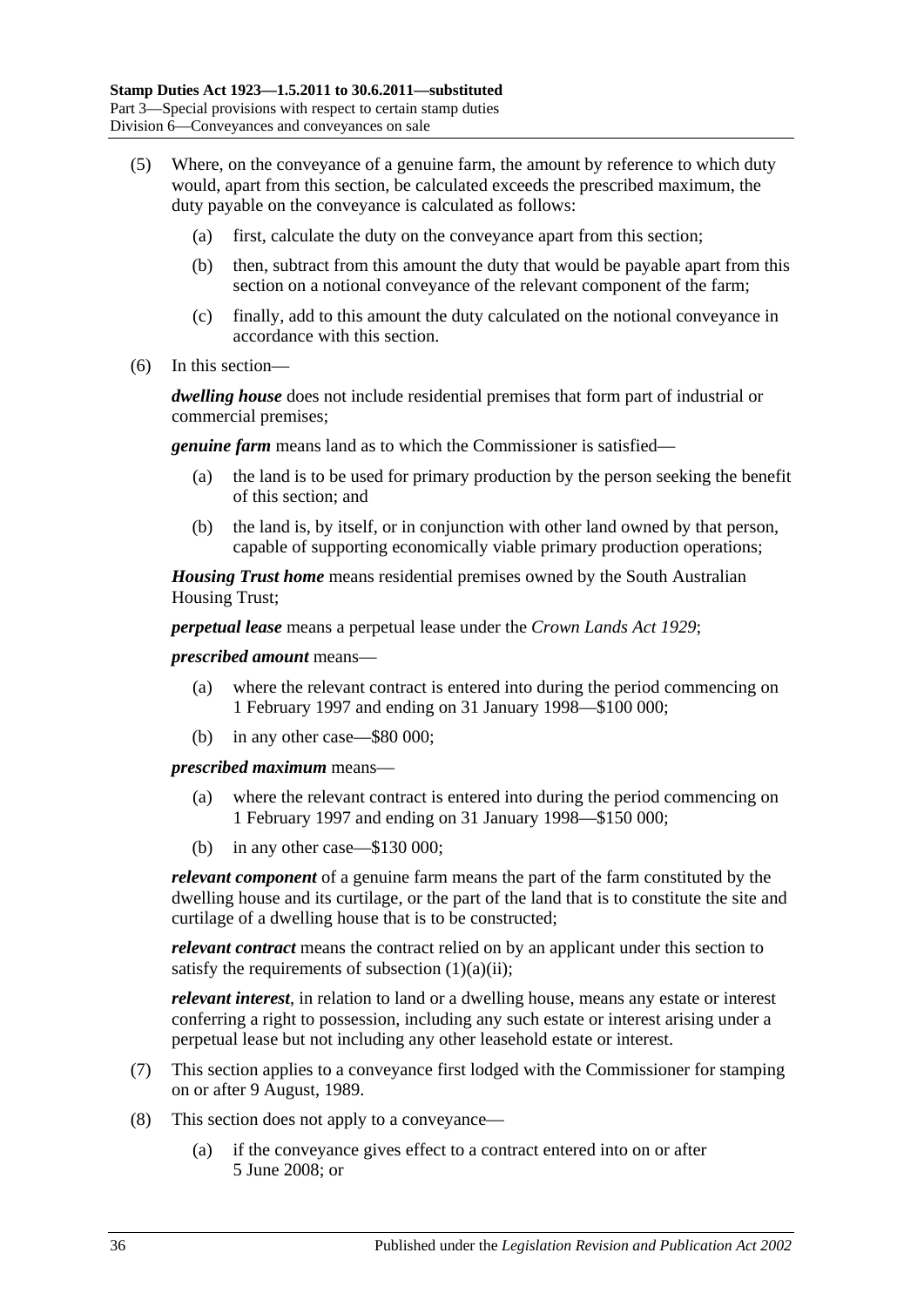(5) Where, on the conveyance of a genuine farm, the amount by reference to which duty would, apart from this section, be calculated exceeds the prescribed maximum, the duty payable on the conveyance is calculated as follows:

(a) first, calculate the duty on the conveyance apart from this section;

(b) then, subtract from this amount the duty that would be payable apart from this section on a notional conveyance of the relevant component of the farm;

(c) finally, add to this amount the duty calculated on the notional conveyance in accordance with this section.

(6) In this section—

***dwelling house*** does not include residential premises that form part of industrial or commercial premises;

***genuine farm*** means land as to which the Commissioner is satisfied—

(a) the land is to be used for primary production by the person seeking the benefit of this section; and

(b) the land is, by itself, or in conjunction with other land owned by that person, capable of supporting economically viable primary production operations;

***Housing Trust home*** means residential premises owned by the South Australian Housing Trust;

***perpetual lease*** means a perpetual lease under the *Crown Lands Act 1929*;

***prescribed amount*** means—

(a) where the relevant contract is entered into during the period commencing on 1 February 1997 and ending on 31 January 1998—$100 000;

(b) in any other case—$80 000;

***prescribed maximum*** means—

(a) where the relevant contract is entered into during the period commencing on 1 February 1997 and ending on 31 January 1998—$150 000;

(b) in any other case—$130 000;

***relevant component*** of a genuine farm means the part of the farm constituted by the dwelling house and its curtilage, or the part of the land that is to constitute the site and curtilage of a dwelling house that is to be constructed;

***relevant contract*** means the contract relied on by an applicant under this section to satisfy the requirements of subsection (1)(a)(ii);

***relevant interest***, in relation to land or a dwelling house, means any estate or interest conferring a right to possession, including any such estate or interest arising under a perpetual lease but not including any other leasehold estate or interest.

(7) This section applies to a conveyance first lodged with the Commissioner for stamping on or after 9 August, 1989.

(8) This section does not apply to a conveyance—

(a) if the conveyance gives effect to a contract entered into on or after 5 June 2008; or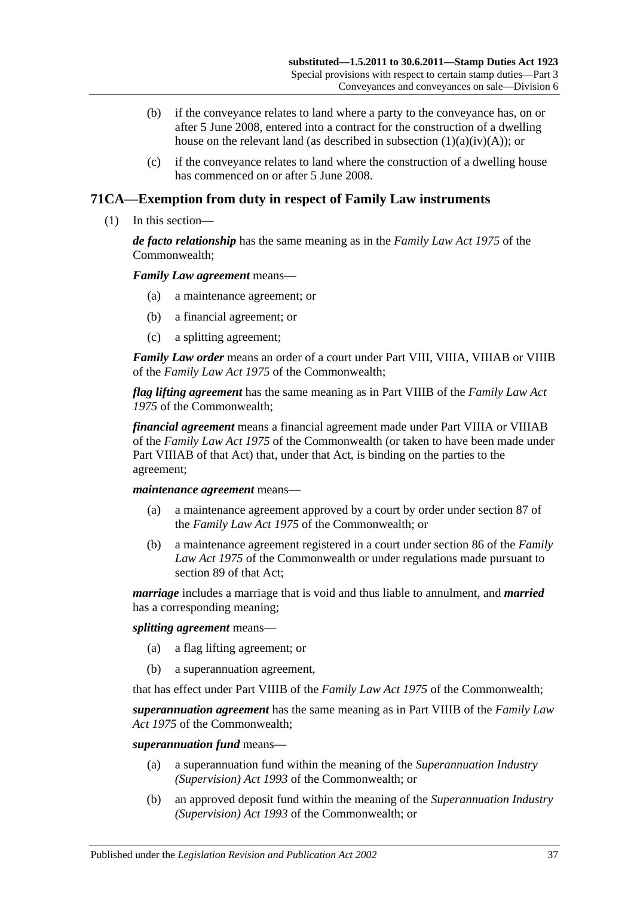(b) if the conveyance relates to land where a party to the conveyance has, on or after 5 June 2008, entered into a contract for the construction of a dwelling house on the relevant land (as described in subsection (1)(a)(iv)(A)); or

(c) if the conveyance relates to land where the construction of a dwelling house has commenced on or after 5 June 2008.

## 71CA—Exemption from duty in respect of Family Law instruments

(1) In this section—

***de facto relationship*** has the same meaning as in the *Family Law Act 1975* of the Commonwealth;

***Family Law agreement*** means—

(a) a maintenance agreement; or

(b) a financial agreement; or

(c) a splitting agreement;

***Family Law order*** means an order of a court under Part VIII, VIIIA, VIIIAB or VIIIB of the *Family Law Act 1975* of the Commonwealth;

***flag lifting agreement*** has the same meaning as in Part VIIIB of the *Family Law Act 1975* of the Commonwealth;

***financial agreement*** means a financial agreement made under Part VIIIA or VIIIAB of the *Family Law Act 1975* of the Commonwealth (or taken to have been made under Part VIIIAB of that Act) that, under that Act, is binding on the parties to the agreement;

***maintenance agreement*** means—

(a) a maintenance agreement approved by a court by order under section 87 of the *Family Law Act 1975* of the Commonwealth; or

(b) a maintenance agreement registered in a court under section 86 of the *Family Law Act 1975* of the Commonwealth or under regulations made pursuant to section 89 of that Act;

***marriage*** includes a marriage that is void and thus liable to annulment, and ***married*** has a corresponding meaning;

***splitting agreement*** means—

(a) a flag lifting agreement; or

(b) a superannuation agreement,

that has effect under Part VIIIB of the *Family Law Act 1975* of the Commonwealth;

***superannuation agreement*** has the same meaning as in Part VIIIB of the *Family Law Act 1975* of the Commonwealth;

***superannuation fund*** means—

(a) a superannuation fund within the meaning of the *Superannuation Industry (Supervision) Act 1993* of the Commonwealth; or

(b) an approved deposit fund within the meaning of the *Superannuation Industry (Supervision) Act 1993* of the Commonwealth; or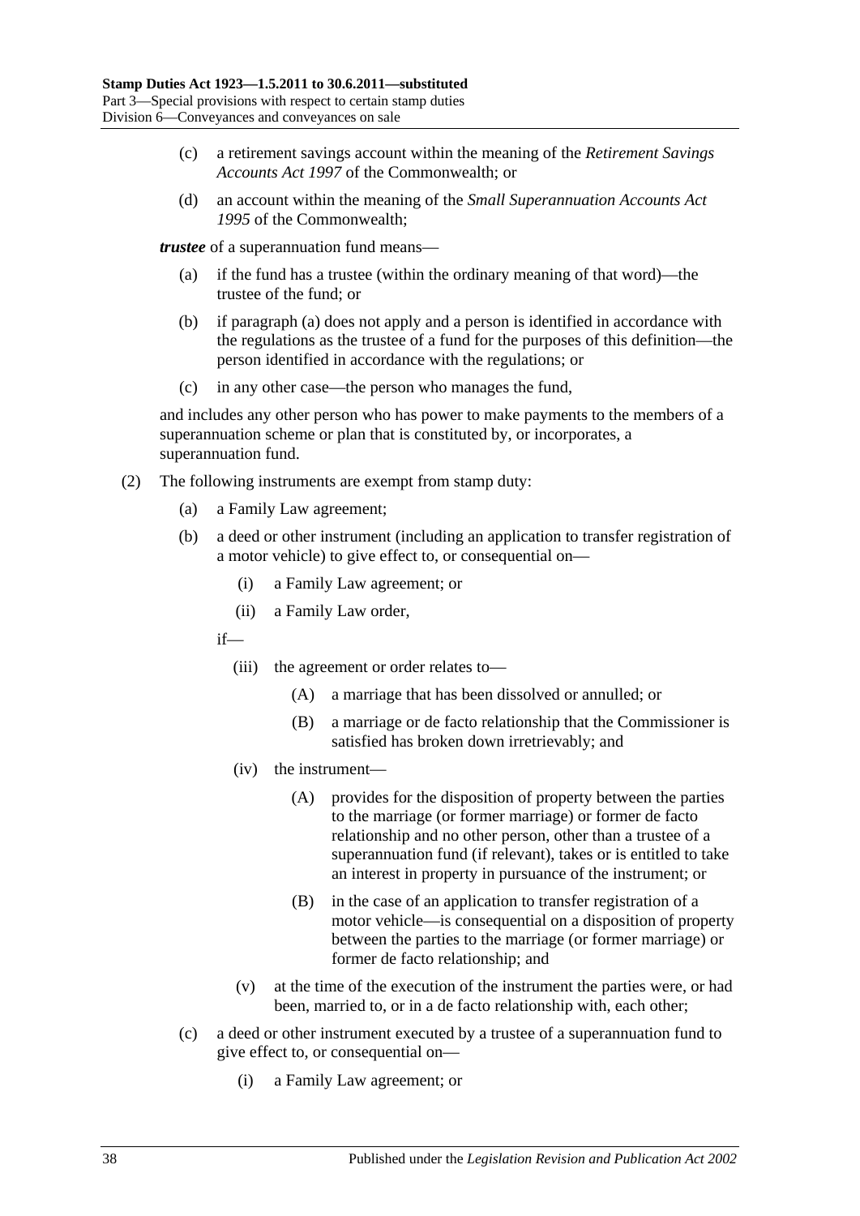(c) a retirement savings account within the meaning of the *Retirement Savings Accounts Act 1997* of the Commonwealth; or

(d) an account within the meaning of the *Small Superannuation Accounts Act 1995* of the Commonwealth;

***trustee*** of a superannuation fund means—

(a) if the fund has a trustee (within the ordinary meaning of that word)—the trustee of the fund; or

(b) if paragraph (a) does not apply and a person is identified in accordance with the regulations as the trustee of a fund for the purposes of this definition—the person identified in accordance with the regulations; or

(c) in any other case—the person who manages the fund,

and includes any other person who has power to make payments to the members of a superannuation scheme or plan that is constituted by, or incorporates, a superannuation fund.

(2) The following instruments are exempt from stamp duty:

(a) a Family Law agreement;

(b) a deed or other instrument (including an application to transfer registration of a motor vehicle) to give effect to, or consequential on—

(i) a Family Law agreement; or

(ii) a Family Law order,

if—

(iii) the agreement or order relates to—

(A) a marriage that has been dissolved or annulled; or

(B) a marriage or de facto relationship that the Commissioner is satisfied has broken down irretrievably; and

(iv) the instrument—

(A) provides for the disposition of property between the parties to the marriage (or former marriage) or former de facto relationship and no other person, other than a trustee of a superannuation fund (if relevant), takes or is entitled to take an interest in property in pursuance of the instrument; or

(B) in the case of an application to transfer registration of a motor vehicle—is consequential on a disposition of property between the parties to the marriage (or former marriage) or former de facto relationship; and

(v) at the time of the execution of the instrument the parties were, or had been, married to, or in a de facto relationship with, each other;

(c) a deed or other instrument executed by a trustee of a superannuation fund to give effect to, or consequential on—

(i) a Family Law agreement; or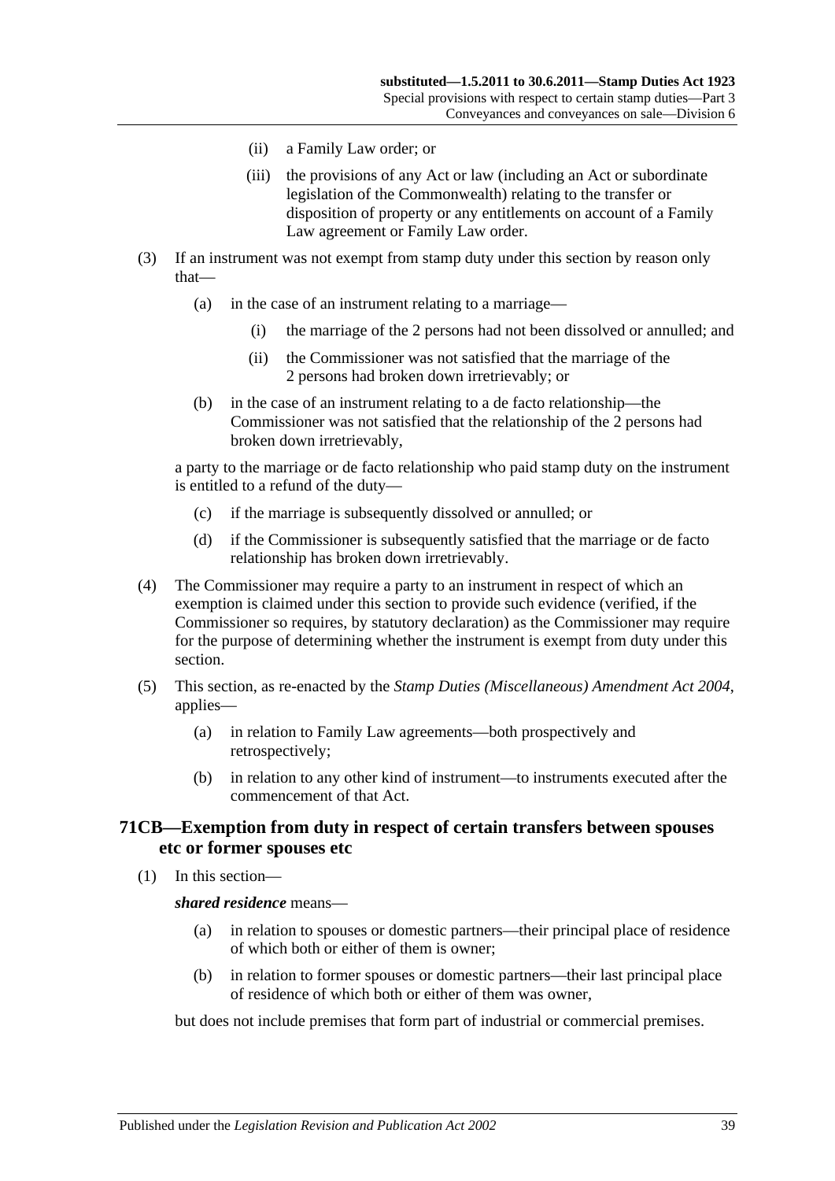(ii) a Family Law order; or

(iii) the provisions of any Act or law (including an Act or subordinate legislation of the Commonwealth) relating to the transfer or disposition of property or any entitlements on account of a Family Law agreement or Family Law order.

(3) If an instrument was not exempt from stamp duty under this section by reason only that—

(a) in the case of an instrument relating to a marriage—

(i) the marriage of the 2 persons had not been dissolved or annulled; and

(ii) the Commissioner was not satisfied that the marriage of the 2 persons had broken down irretrievably; or

(b) in the case of an instrument relating to a de facto relationship—the Commissioner was not satisfied that the relationship of the 2 persons had broken down irretrievably,

a party to the marriage or de facto relationship who paid stamp duty on the instrument is entitled to a refund of the duty—

(c) if the marriage is subsequently dissolved or annulled; or

(d) if the Commissioner is subsequently satisfied that the marriage or de facto relationship has broken down irretrievably.

(4) The Commissioner may require a party to an instrument in respect of which an exemption is claimed under this section to provide such evidence (verified, if the Commissioner so requires, by statutory declaration) as the Commissioner may require for the purpose of determining whether the instrument is exempt from duty under this section.

(5) This section, as re-enacted by the *Stamp Duties (Miscellaneous) Amendment Act 2004*, applies—

(a) in relation to Family Law agreements—both prospectively and retrospectively;

(b) in relation to any other kind of instrument—to instruments executed after the commencement of that Act.

## 71CB—Exemption from duty in respect of certain transfers between spouses etc or former spouses etc

(1) In this section—

***shared residence*** means—

(a) in relation to spouses or domestic partners—their principal place of residence of which both or either of them is owner;

(b) in relation to former spouses or domestic partners—their last principal place of residence of which both or either of them was owner,

but does not include premises that form part of industrial or commercial premises.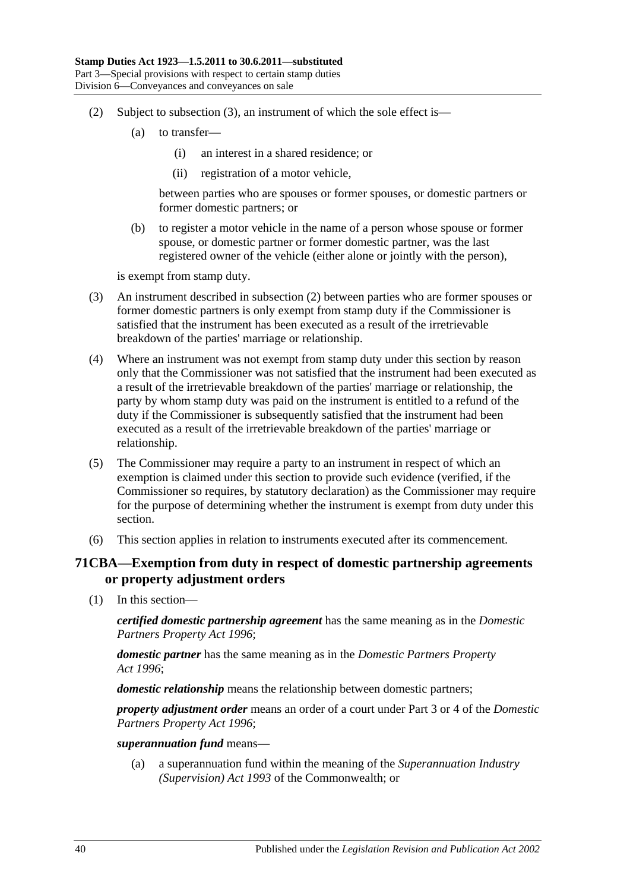(2) Subject to subsection (3), an instrument of which the sole effect is—

(a) to transfer—

(i) an interest in a shared residence; or

(ii) registration of a motor vehicle,

between parties who are spouses or former spouses, or domestic partners or former domestic partners; or

(b) to register a motor vehicle in the name of a person whose spouse or former spouse, or domestic partner or former domestic partner, was the last registered owner of the vehicle (either alone or jointly with the person),

is exempt from stamp duty.

(3) An instrument described in subsection (2) between parties who are former spouses or former domestic partners is only exempt from stamp duty if the Commissioner is satisfied that the instrument has been executed as a result of the irretrievable breakdown of the parties' marriage or relationship.

(4) Where an instrument was not exempt from stamp duty under this section by reason only that the Commissioner was not satisfied that the instrument had been executed as a result of the irretrievable breakdown of the parties' marriage or relationship, the party by whom stamp duty was paid on the instrument is entitled to a refund of the duty if the Commissioner is subsequently satisfied that the instrument had been executed as a result of the irretrievable breakdown of the parties' marriage or relationship.

(5) The Commissioner may require a party to an instrument in respect of which an exemption is claimed under this section to provide such evidence (verified, if the Commissioner so requires, by statutory declaration) as the Commissioner may require for the purpose of determining whether the instrument is exempt from duty under this section.

(6) This section applies in relation to instruments executed after its commencement.

## 71CBA—Exemption from duty in respect of domestic partnership agreements or property adjustment orders

(1) In this section—

***certified domestic partnership agreement*** has the same meaning as in the *Domestic Partners Property Act 1996*;

***domestic partner*** has the same meaning as in the *Domestic Partners Property Act 1996*;

***domestic relationship*** means the relationship between domestic partners;

***property adjustment order*** means an order of a court under Part 3 or 4 of the *Domestic Partners Property Act 1996*;

***superannuation fund*** means—

(a) a superannuation fund within the meaning of the *Superannuation Industry (Supervision) Act 1993* of the Commonwealth; or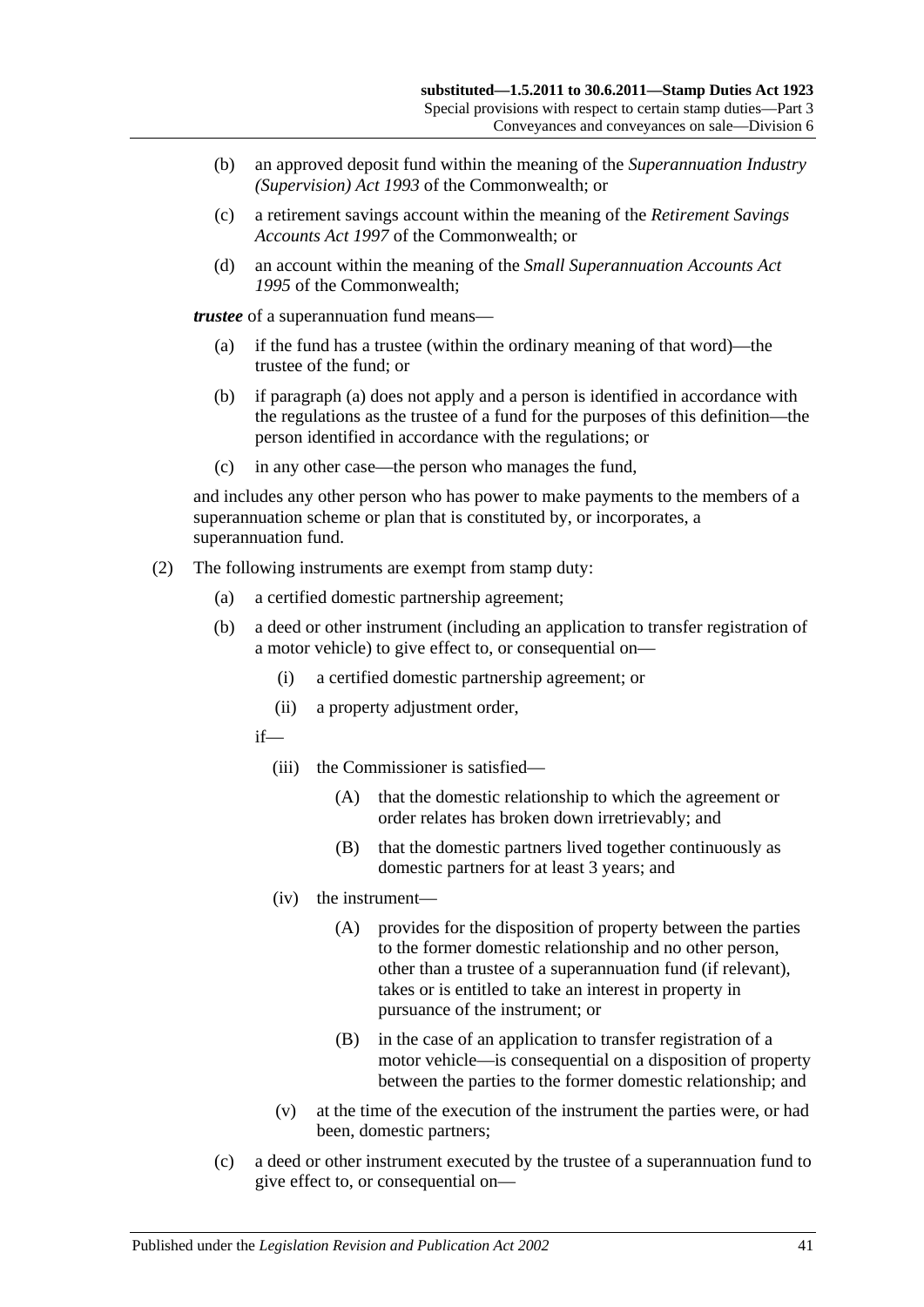(b) an approved deposit fund within the meaning of the *Superannuation Industry (Supervision) Act 1993* of the Commonwealth; or

(c) a retirement savings account within the meaning of the *Retirement Savings Accounts Act 1997* of the Commonwealth; or

(d) an account within the meaning of the *Small Superannuation Accounts Act 1995* of the Commonwealth;

***trustee*** of a superannuation fund means—

(a) if the fund has a trustee (within the ordinary meaning of that word)—the trustee of the fund; or

(b) if paragraph (a) does not apply and a person is identified in accordance with the regulations as the trustee of a fund for the purposes of this definition—the person identified in accordance with the regulations; or

(c) in any other case—the person who manages the fund,

and includes any other person who has power to make payments to the members of a superannuation scheme or plan that is constituted by, or incorporates, a superannuation fund.

(2) The following instruments are exempt from stamp duty:

(a) a certified domestic partnership agreement;

(b) a deed or other instrument (including an application to transfer registration of a motor vehicle) to give effect to, or consequential on—

(i) a certified domestic partnership agreement; or

(ii) a property adjustment order,

if—

(iii) the Commissioner is satisfied—

(A) that the domestic relationship to which the agreement or order relates has broken down irretrievably; and

(B) that the domestic partners lived together continuously as domestic partners for at least 3 years; and

(iv) the instrument—

(A) provides for the disposition of property between the parties to the former domestic relationship and no other person, other than a trustee of a superannuation fund (if relevant), takes or is entitled to take an interest in property in pursuance of the instrument; or

(B) in the case of an application to transfer registration of a motor vehicle—is consequential on a disposition of property between the parties to the former domestic relationship; and

(v) at the time of the execution of the instrument the parties were, or had been, domestic partners;

(c) a deed or other instrument executed by the trustee of a superannuation fund to give effect to, or consequential on—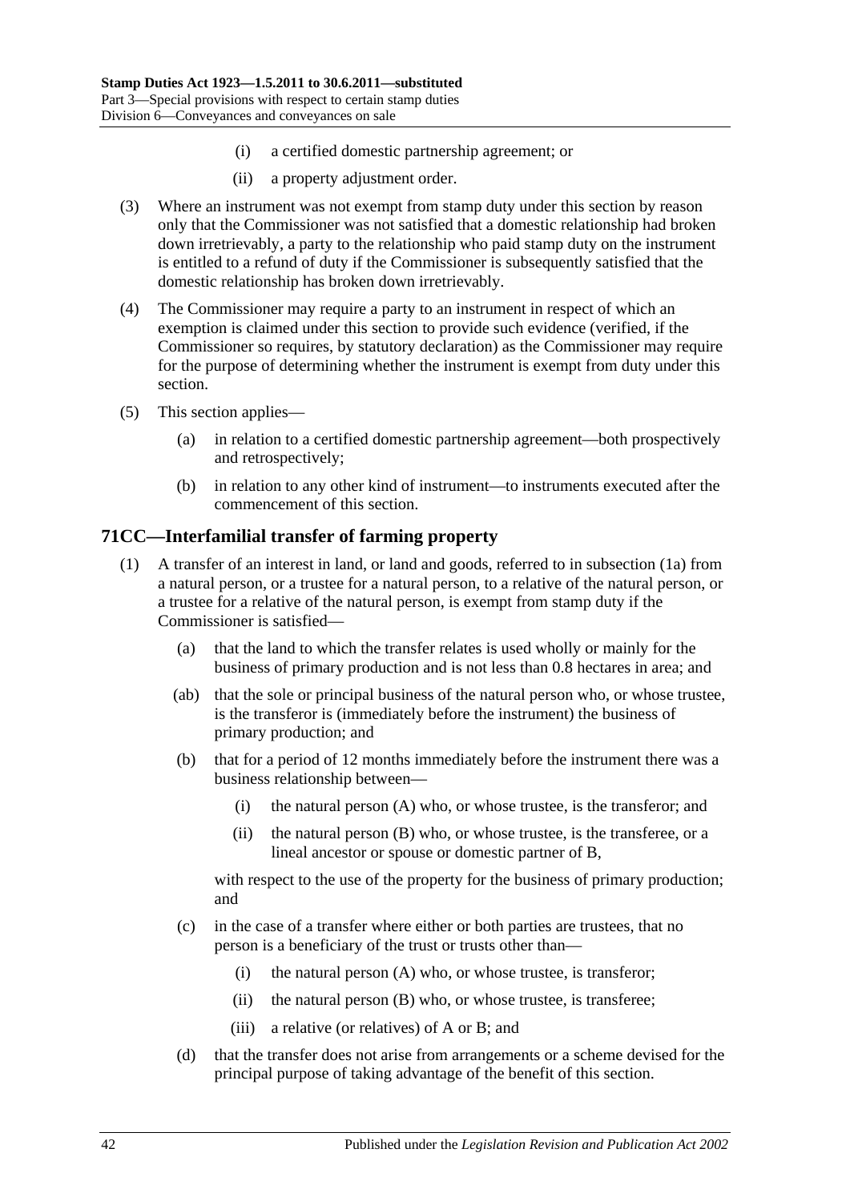(i) a certified domestic partnership agreement; or

(ii) a property adjustment order.

(3) Where an instrument was not exempt from stamp duty under this section by reason only that the Commissioner was not satisfied that a domestic relationship had broken down irretrievably, a party to the relationship who paid stamp duty on the instrument is entitled to a refund of duty if the Commissioner is subsequently satisfied that the domestic relationship has broken down irretrievably.

(4) The Commissioner may require a party to an instrument in respect of which an exemption is claimed under this section to provide such evidence (verified, if the Commissioner so requires, by statutory declaration) as the Commissioner may require for the purpose of determining whether the instrument is exempt from duty under this section.

(5) This section applies—

(a) in relation to a certified domestic partnership agreement—both prospectively and retrospectively;

(b) in relation to any other kind of instrument—to instruments executed after the commencement of this section.

## 71CC—Interfamilial transfer of farming property

(1) A transfer of an interest in land, or land and goods, referred to in subsection (1a) from a natural person, or a trustee for a natural person, to a relative of the natural person, or a trustee for a relative of the natural person, is exempt from stamp duty if the Commissioner is satisfied—

(a) that the land to which the transfer relates is used wholly or mainly for the business of primary production and is not less than 0.8 hectares in area; and

(ab) that the sole or principal business of the natural person who, or whose trustee, is the transferor is (immediately before the instrument) the business of primary production; and

(b) that for a period of 12 months immediately before the instrument there was a business relationship between—

(i) the natural person (A) who, or whose trustee, is the transferor; and

(ii) the natural person (B) who, or whose trustee, is the transferee, or a lineal ancestor or spouse or domestic partner of B,

with respect to the use of the property for the business of primary production; and

(c) in the case of a transfer where either or both parties are trustees, that no person is a beneficiary of the trust or trusts other than—

(i) the natural person (A) who, or whose trustee, is transferor;

(ii) the natural person (B) who, or whose trustee, is transferee;

(iii) a relative (or relatives) of A or B; and

(d) that the transfer does not arise from arrangements or a scheme devised for the principal purpose of taking advantage of the benefit of this section.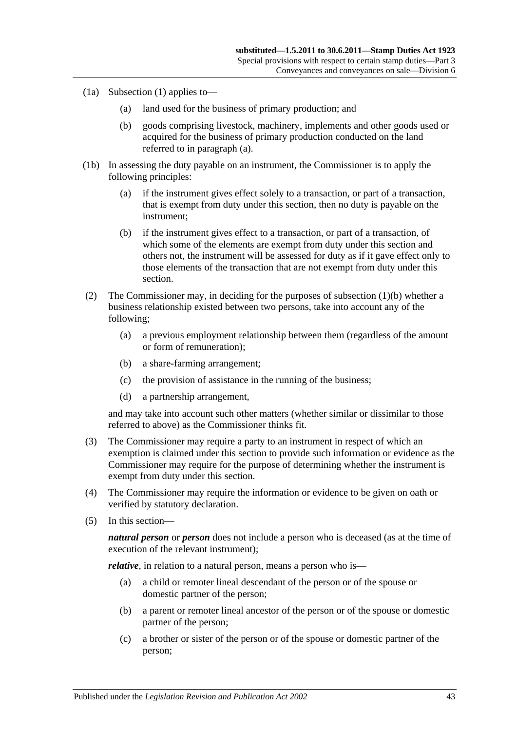(1a) Subsection (1) applies to—

(a) land used for the business of primary production; and

(b) goods comprising livestock, machinery, implements and other goods used or acquired for the business of primary production conducted on the land referred to in paragraph (a).

(1b) In assessing the duty payable on an instrument, the Commissioner is to apply the following principles:

(a) if the instrument gives effect solely to a transaction, or part of a transaction, that is exempt from duty under this section, then no duty is payable on the instrument;

(b) if the instrument gives effect to a transaction, or part of a transaction, of which some of the elements are exempt from duty under this section and others not, the instrument will be assessed for duty as if it gave effect only to those elements of the transaction that are not exempt from duty under this section.

(2) The Commissioner may, in deciding for the purposes of subsection (1)(b) whether a business relationship existed between two persons, take into account any of the following;

(a) a previous employment relationship between them (regardless of the amount or form of remuneration);

(b) a share-farming arrangement;

(c) the provision of assistance in the running of the business;

(d) a partnership arrangement,

and may take into account such other matters (whether similar or dissimilar to those referred to above) as the Commissioner thinks fit.

(3) The Commissioner may require a party to an instrument in respect of which an exemption is claimed under this section to provide such information or evidence as the Commissioner may require for the purpose of determining whether the instrument is exempt from duty under this section.

(4) The Commissioner may require the information or evidence to be given on oath or verified by statutory declaration.

(5) In this section—

***natural person*** or ***person*** does not include a person who is deceased (as at the time of execution of the relevant instrument);

***relative***, in relation to a natural person, means a person who is—

(a) a child or remoter lineal descendant of the person or of the spouse or domestic partner of the person;

(b) a parent or remoter lineal ancestor of the person or of the spouse or domestic partner of the person;

(c) a brother or sister of the person or of the spouse or domestic partner of the person;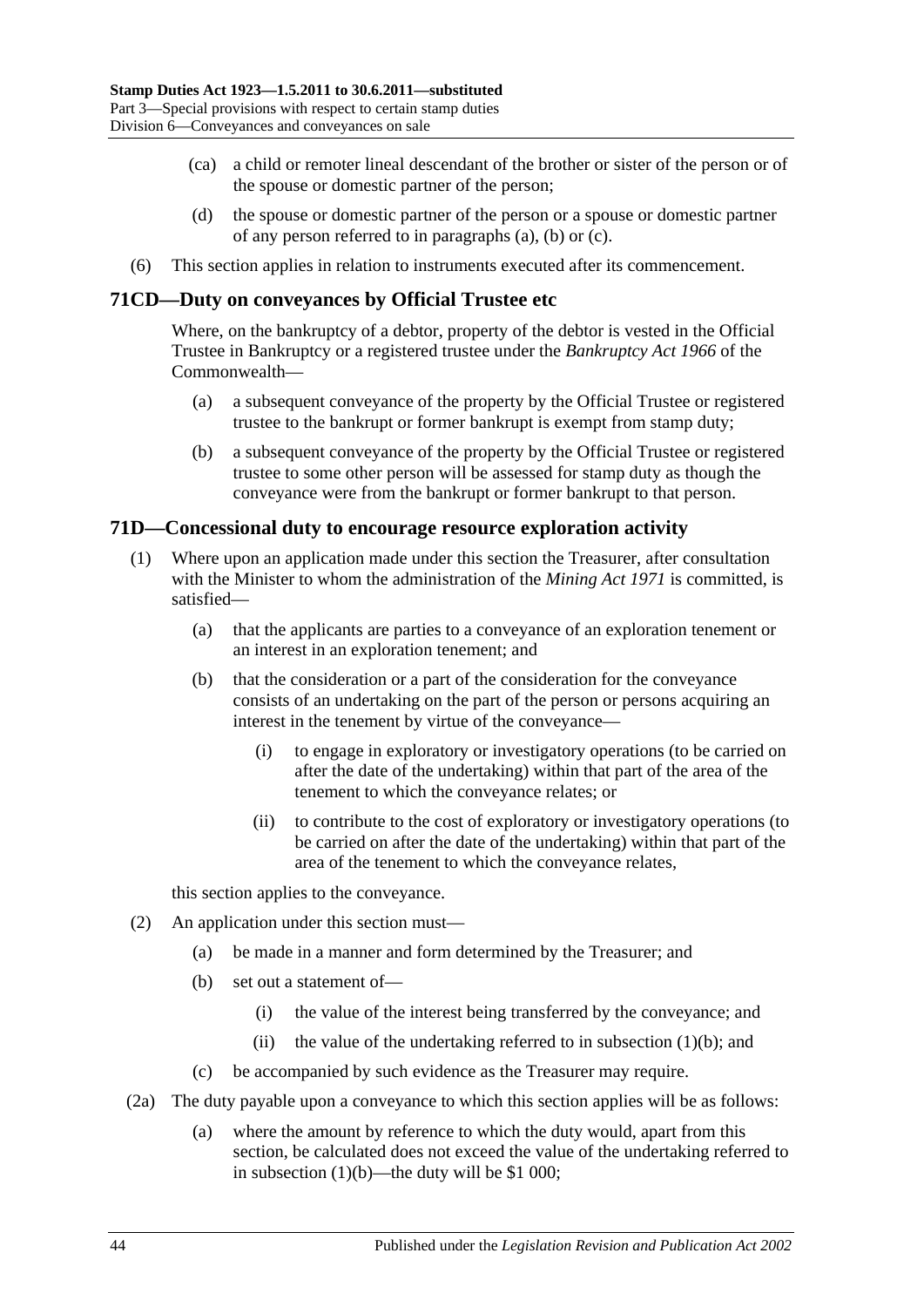(ca) a child or remoter lineal descendant of the brother or sister of the person or of the spouse or domestic partner of the person;

(d) the spouse or domestic partner of the person or a spouse or domestic partner of any person referred to in paragraphs (a), (b) or (c).

(6) This section applies in relation to instruments executed after its commencement.

## 71CD—Duty on conveyances by Official Trustee etc

Where, on the bankruptcy of a debtor, property of the debtor is vested in the Official Trustee in Bankruptcy or a registered trustee under the *Bankruptcy Act 1966* of the Commonwealth—

(a) a subsequent conveyance of the property by the Official Trustee or registered trustee to the bankrupt or former bankrupt is exempt from stamp duty;

(b) a subsequent conveyance of the property by the Official Trustee or registered trustee to some other person will be assessed for stamp duty as though the conveyance were from the bankrupt or former bankrupt to that person.

## 71D—Concessional duty to encourage resource exploration activity

(1) Where upon an application made under this section the Treasurer, after consultation with the Minister to whom the administration of the *Mining Act 1971* is committed, is satisfied—

(a) that the applicants are parties to a conveyance of an exploration tenement or an interest in an exploration tenement; and

(b) that the consideration or a part of the consideration for the conveyance consists of an undertaking on the part of the person or persons acquiring an interest in the tenement by virtue of the conveyance—

(i) to engage in exploratory or investigatory operations (to be carried on after the date of the undertaking) within that part of the area of the tenement to which the conveyance relates; or

(ii) to contribute to the cost of exploratory or investigatory operations (to be carried on after the date of the undertaking) within that part of the area of the tenement to which the conveyance relates,

this section applies to the conveyance.

(2) An application under this section must—

(a) be made in a manner and form determined by the Treasurer; and

(b) set out a statement of—

(i) the value of the interest being transferred by the conveyance; and

(ii) the value of the undertaking referred to in subsection (1)(b); and

(c) be accompanied by such evidence as the Treasurer may require.

(2a) The duty payable upon a conveyance to which this section applies will be as follows:

(a) where the amount by reference to which the duty would, apart from this section, be calculated does not exceed the value of the undertaking referred to in subsection (1)(b)—the duty will be $1 000;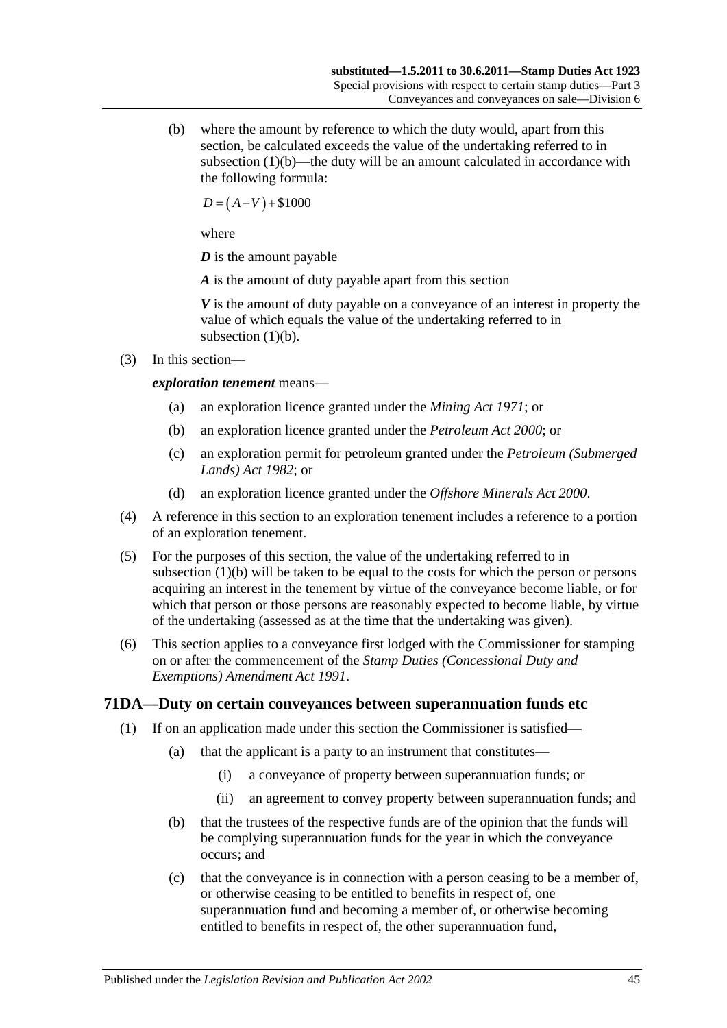(b) where the amount by reference to which the duty would, apart from this section, be calculated exceeds the value of the undertaking referred to in subsection (1)(b)—the duty will be an amount calculated in accordance with the following formula:

$$D = (A - V) + \$1000$$

where

***D*** is the amount payable

***A*** is the amount of duty payable apart from this section

***V*** is the amount of duty payable on a conveyance of an interest in property the value of which equals the value of the undertaking referred to in subsection (1)(b).

(3) In this section—

***exploration tenement*** means—

(a) an exploration licence granted under the *Mining Act 1971*; or

(b) an exploration licence granted under the *Petroleum Act 2000*; or

(c) an exploration permit for petroleum granted under the *Petroleum (Submerged Lands) Act 1982*; or

(d) an exploration licence granted under the *Offshore Minerals Act 2000*.

(4) A reference in this section to an exploration tenement includes a reference to a portion of an exploration tenement.

(5) For the purposes of this section, the value of the undertaking referred to in subsection (1)(b) will be taken to be equal to the costs for which the person or persons acquiring an interest in the tenement by virtue of the conveyance become liable, or for which that person or those persons are reasonably expected to become liable, by virtue of the undertaking (assessed as at the time that the undertaking was given).

(6) This section applies to a conveyance first lodged with the Commissioner for stamping on or after the commencement of the *Stamp Duties (Concessional Duty and Exemptions) Amendment Act 1991*.

## 71DA—Duty on certain conveyances between superannuation funds etc

(1) If on an application made under this section the Commissioner is satisfied—

(a) that the applicant is a party to an instrument that constitutes—

(i) a conveyance of property between superannuation funds; or

(ii) an agreement to convey property between superannuation funds; and

(b) that the trustees of the respective funds are of the opinion that the funds will be complying superannuation funds for the year in which the conveyance occurs; and

(c) that the conveyance is in connection with a person ceasing to be a member of, or otherwise ceasing to be entitled to benefits in respect of, one superannuation fund and becoming a member of, or otherwise becoming entitled to benefits in respect of, the other superannuation fund,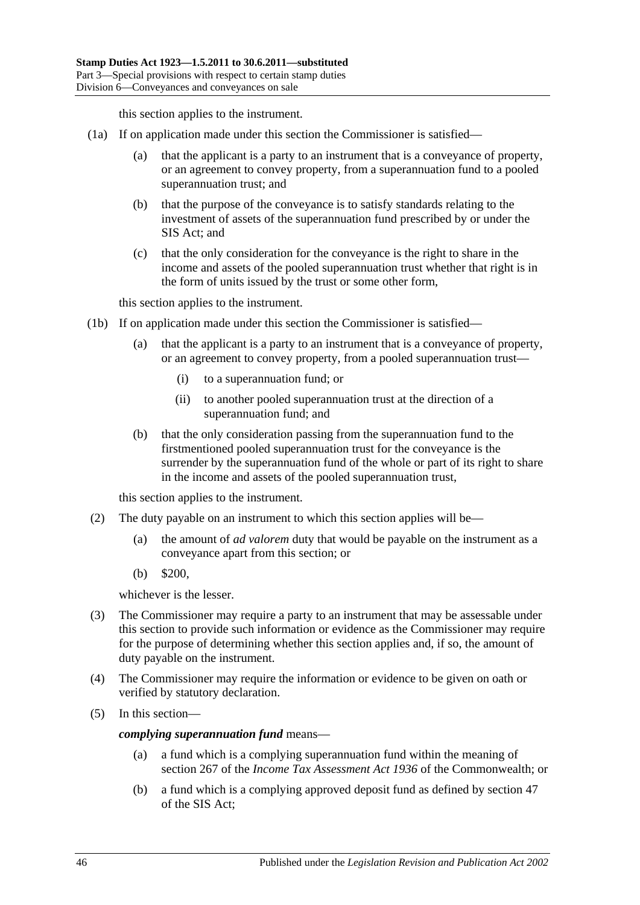this section applies to the instrument.

(1a) If on application made under this section the Commissioner is satisfied—

(a) that the applicant is a party to an instrument that is a conveyance of property, or an agreement to convey property, from a superannuation fund to a pooled superannuation trust; and

(b) that the purpose of the conveyance is to satisfy standards relating to the investment of assets of the superannuation fund prescribed by or under the SIS Act; and

(c) that the only consideration for the conveyance is the right to share in the income and assets of the pooled superannuation trust whether that right is in the form of units issued by the trust or some other form,

this section applies to the instrument.

(1b) If on application made under this section the Commissioner is satisfied—

(a) that the applicant is a party to an instrument that is a conveyance of property, or an agreement to convey property, from a pooled superannuation trust—

(i) to a superannuation fund; or

(ii) to another pooled superannuation trust at the direction of a superannuation fund; and

(b) that the only consideration passing from the superannuation fund to the firstmentioned pooled superannuation trust for the conveyance is the surrender by the superannuation fund of the whole or part of its right to share in the income and assets of the pooled superannuation trust,

this section applies to the instrument.

(2) The duty payable on an instrument to which this section applies will be—

(a) the amount of *ad valorem* duty that would be payable on the instrument as a conveyance apart from this section; or

(b) $200,

whichever is the lesser.

(3) The Commissioner may require a party to an instrument that may be assessable under this section to provide such information or evidence as the Commissioner may require for the purpose of determining whether this section applies and, if so, the amount of duty payable on the instrument.

(4) The Commissioner may require the information or evidence to be given on oath or verified by statutory declaration.

(5) In this section—

***complying superannuation fund*** means—

(a) a fund which is a complying superannuation fund within the meaning of section 267 of the *Income Tax Assessment Act 1936* of the Commonwealth; or

(b) a fund which is a complying approved deposit fund as defined by section 47 of the SIS Act;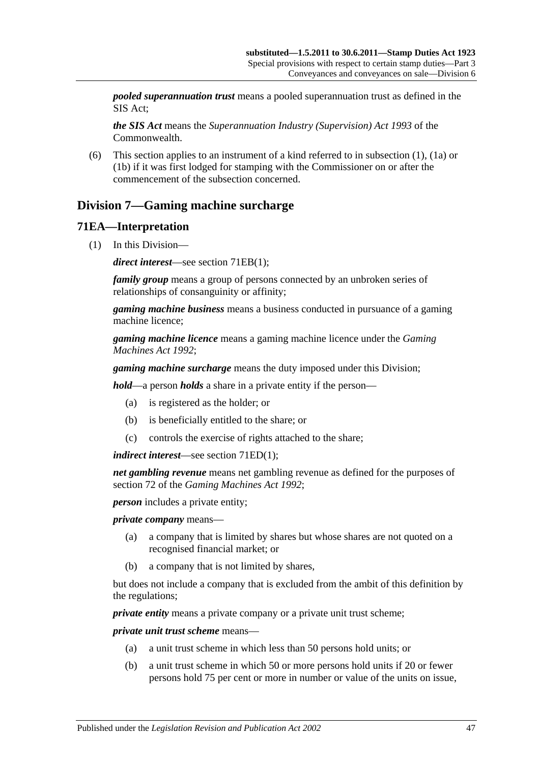***pooled superannuation trust*** means a pooled superannuation trust as defined in the SIS Act;

***the SIS Act*** means the *Superannuation Industry (Supervision) Act 1993* of the Commonwealth.

(6) This section applies to an instrument of a kind referred to in subsection (1), (1a) or (1b) if it was first lodged for stamping with the Commissioner on or after the commencement of the subsection concerned.

## Division 7—Gaming machine surcharge

### 71EA—Interpretation

(1) In this Division—

***direct interest***—see section 71EB(1);

***family group*** means a group of persons connected by an unbroken series of relationships of consanguinity or affinity;

***gaming machine business*** means a business conducted in pursuance of a gaming machine licence;

***gaming machine licence*** means a gaming machine licence under the *Gaming Machines Act 1992*;

***gaming machine surcharge*** means the duty imposed under this Division;

***hold***—a person ***holds*** a share in a private entity if the person—

(a) is registered as the holder; or

(b) is beneficially entitled to the share; or

(c) controls the exercise of rights attached to the share;

***indirect interest***—see section 71ED(1);

***net gambling revenue*** means net gambling revenue as defined for the purposes of section 72 of the *Gaming Machines Act 1992*;

***person*** includes a private entity;

***private company*** means—

(a) a company that is limited by shares but whose shares are not quoted on a recognised financial market; or

(b) a company that is not limited by shares,

but does not include a company that is excluded from the ambit of this definition by the regulations;

***private entity*** means a private company or a private unit trust scheme;

***private unit trust scheme*** means—

(a) a unit trust scheme in which less than 50 persons hold units; or

(b) a unit trust scheme in which 50 or more persons hold units if 20 or fewer persons hold 75 per cent or more in number or value of the units on issue,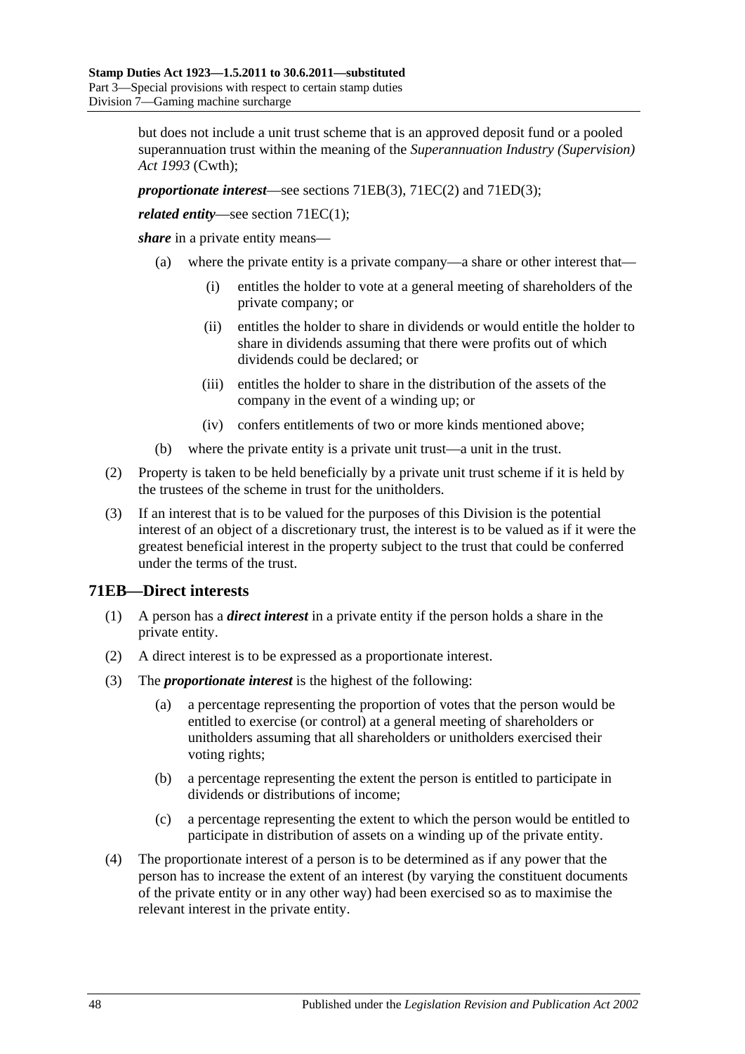but does not include a unit trust scheme that is an approved deposit fund or a pooled superannuation trust within the meaning of the *Superannuation Industry (Supervision) Act 1993* (Cwth);

***proportionate interest***—see sections 71EB(3), 71EC(2) and 71ED(3);

***related entity***—see section 71EC(1);

***share*** in a private entity means—

(a) where the private entity is a private company—a share or other interest that—

(i) entitles the holder to vote at a general meeting of shareholders of the private company; or

(ii) entitles the holder to share in dividends or would entitle the holder to share in dividends assuming that there were profits out of which dividends could be declared; or

(iii) entitles the holder to share in the distribution of the assets of the company in the event of a winding up; or

(iv) confers entitlements of two or more kinds mentioned above;

(b) where the private entity is a private unit trust—a unit in the trust.

(2) Property is taken to be held beneficially by a private unit trust scheme if it is held by the trustees of the scheme in trust for the unitholders.

(3) If an interest that is to be valued for the purposes of this Division is the potential interest of an object of a discretionary trust, the interest is to be valued as if it were the greatest beneficial interest in the property subject to the trust that could be conferred under the terms of the trust.

## 71EB—Direct interests

(1) A person has a ***direct interest*** in a private entity if the person holds a share in the private entity.

(2) A direct interest is to be expressed as a proportionate interest.

(3) The ***proportionate interest*** is the highest of the following:

(a) a percentage representing the proportion of votes that the person would be entitled to exercise (or control) at a general meeting of shareholders or unitholders assuming that all shareholders or unitholders exercised their voting rights;

(b) a percentage representing the extent the person is entitled to participate in dividends or distributions of income;

(c) a percentage representing the extent to which the person would be entitled to participate in distribution of assets on a winding up of the private entity.

(4) The proportionate interest of a person is to be determined as if any power that the person has to increase the extent of an interest (by varying the constituent documents of the private entity or in any other way) had been exercised so as to maximise the relevant interest in the private entity.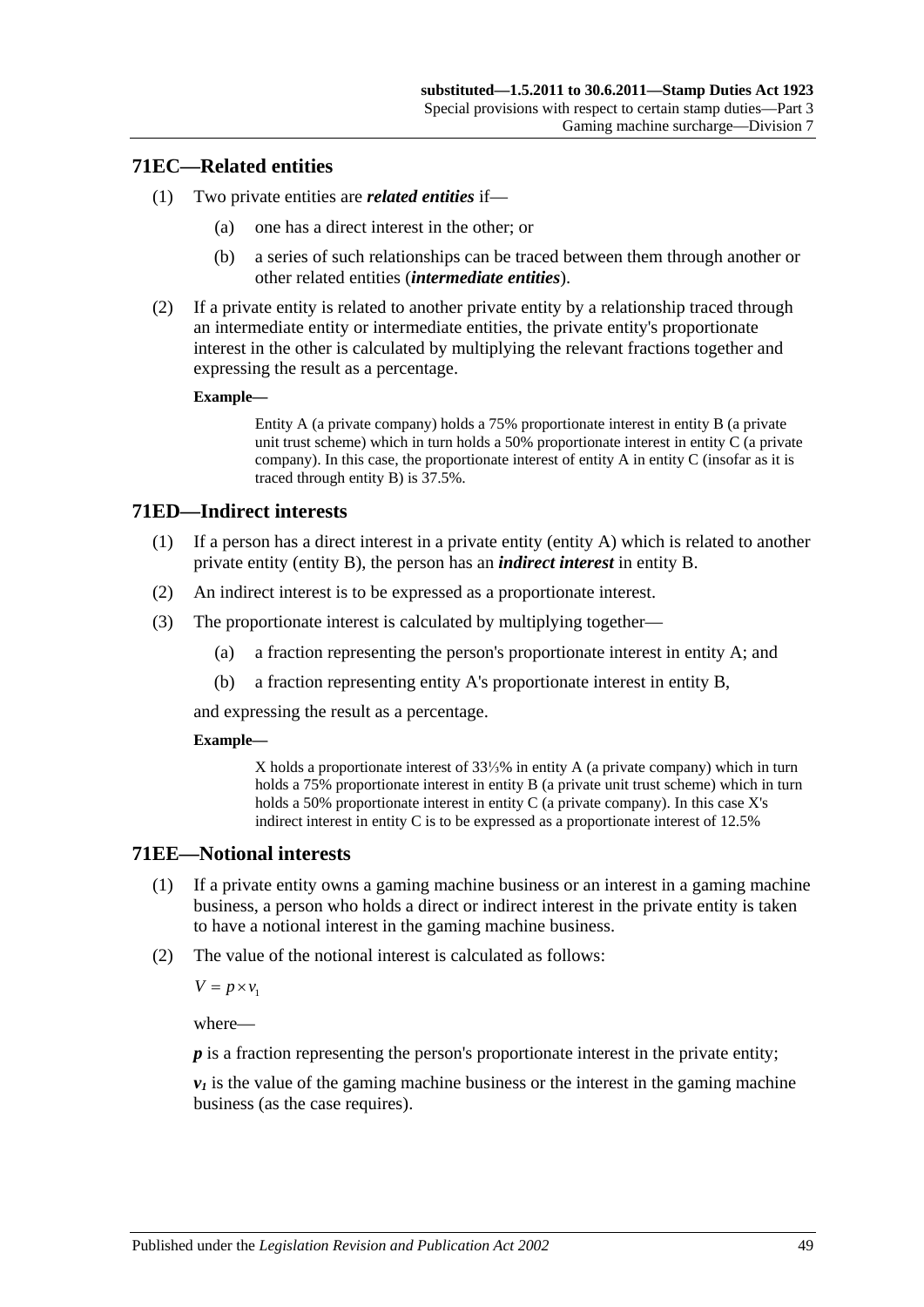## 71EC—Related entities

(1) Two private entities are ***related entities*** if—

(a) one has a direct interest in the other; or

(b) a series of such relationships can be traced between them through another or other related entities (***intermediate entities***).

(2) If a private entity is related to another private entity by a relationship traced through an intermediate entity or intermediate entities, the private entity's proportionate interest in the other is calculated by multiplying the relevant fractions together and expressing the result as a percentage.

**Example—**

> Entity A (a private company) holds a 75% proportionate interest in entity B (a private unit trust scheme) which in turn holds a 50% proportionate interest in entity C (a private company). In this case, the proportionate interest of entity A in entity C (insofar as it is traced through entity B) is 37.5%.

## 71ED—Indirect interests

(1) If a person has a direct interest in a private entity (entity A) which is related to another private entity (entity B), the person has an ***indirect interest*** in entity B.

(2) An indirect interest is to be expressed as a proportionate interest.

(3) The proportionate interest is calculated by multiplying together—

(a) a fraction representing the person's proportionate interest in entity A; and

(b) a fraction representing entity A's proportionate interest in entity B,

and expressing the result as a percentage.

**Example—**

> X holds a proportionate interest of 33⅓% in entity A (a private company) which in turn holds a 75% proportionate interest in entity B (a private unit trust scheme) which in turn holds a 50% proportionate interest in entity C (a private company). In this case X's indirect interest in entity C is to be expressed as a proportionate interest of 12.5%

## 71EE—Notional interests

(1) If a private entity owns a gaming machine business or an interest in a gaming machine business, a person who holds a direct or indirect interest in the private entity is taken to have a notional interest in the gaming machine business.

(2) The value of the notional interest is calculated as follows:

$$V = p \times v_1$$

where—

$p$ is a fraction representing the person's proportionate interest in the private entity;

$v_1$ is the value of the gaming machine business or the interest in the gaming machine business (as the case requires).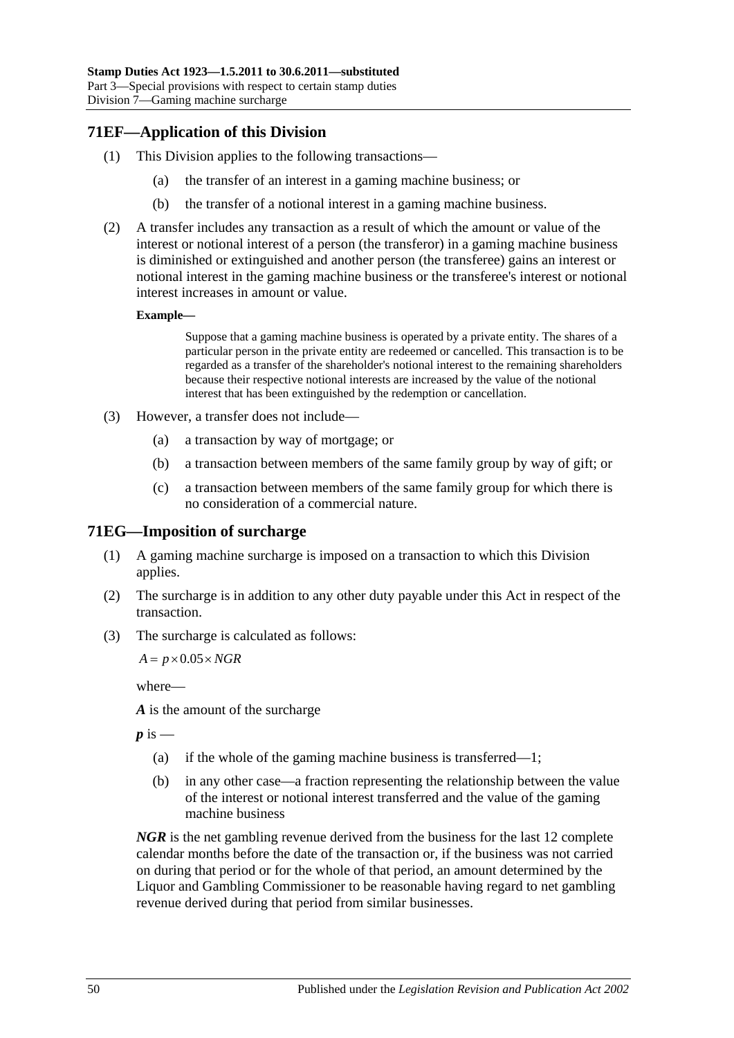## 71EF—Application of this Division

(1) This Division applies to the following transactions—

(a) the transfer of an interest in a gaming machine business; or

(b) the transfer of a notional interest in a gaming machine business.

(2) A transfer includes any transaction as a result of which the amount or value of the interest or notional interest of a person (the transferor) in a gaming machine business is diminished or extinguished and another person (the transferee) gains an interest or notional interest in the gaming machine business or the transferee's interest or notional interest increases in amount or value.

**Example—**

Suppose that a gaming machine business is operated by a private entity. The shares of a particular person in the private entity are redeemed or cancelled. This transaction is to be regarded as a transfer of the shareholder's notional interest to the remaining shareholders because their respective notional interests are increased by the value of the notional interest that has been extinguished by the redemption or cancellation.

(3) However, a transfer does not include—

(a) a transaction by way of mortgage; or

(b) a transaction between members of the same family group by way of gift; or

(c) a transaction between members of the same family group for which there is no consideration of a commercial nature.

## 71EG—Imposition of surcharge

(1) A gaming machine surcharge is imposed on a transaction to which this Division applies.

(2) The surcharge is in addition to any other duty payable under this Act in respect of the transaction.

(3) The surcharge is calculated as follows:

$$A = p \times 0.05 \times NGR$$

where—

***A*** is the amount of the surcharge

***p*** is —

(a) if the whole of the gaming machine business is transferred—1;

(b) in any other case—a fraction representing the relationship between the value of the interest or notional interest transferred and the value of the gaming machine business

***NGR*** is the net gambling revenue derived from the business for the last 12 complete calendar months before the date of the transaction or, if the business was not carried on during that period or for the whole of that period, an amount determined by the Liquor and Gambling Commissioner to be reasonable having regard to net gambling revenue derived during that period from similar businesses.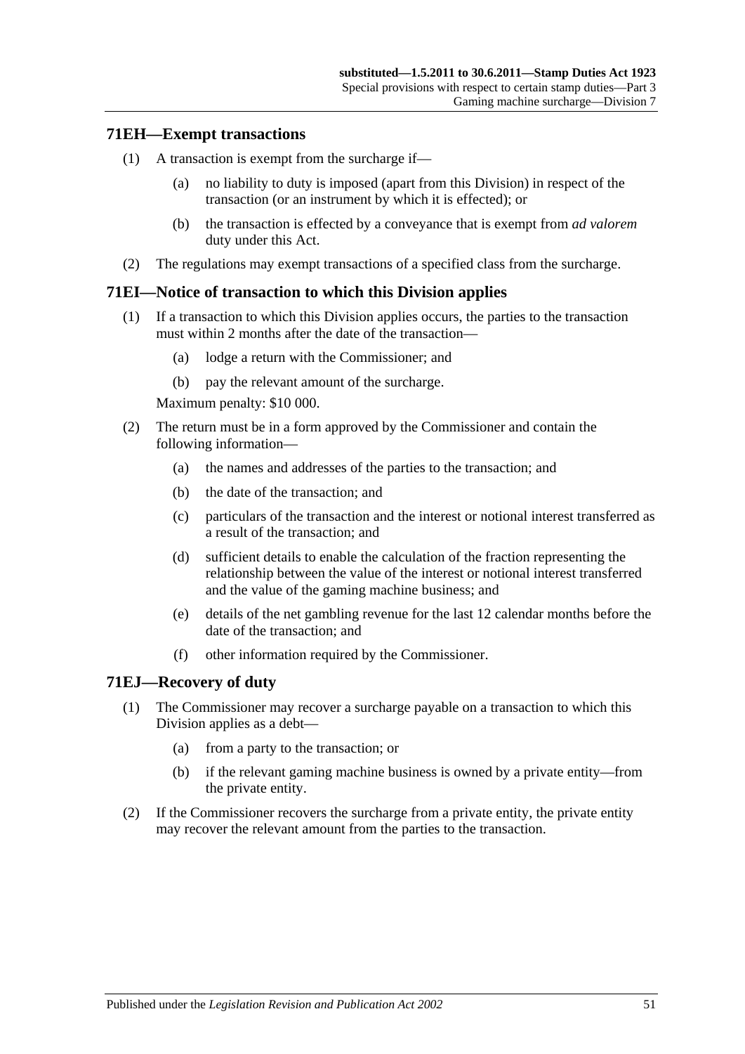## 71EH—Exempt transactions

(1) A transaction is exempt from the surcharge if—

(a) no liability to duty is imposed (apart from this Division) in respect of the transaction (or an instrument by which it is effected); or

(b) the transaction is effected by a conveyance that is exempt from *ad valorem* duty under this Act.

(2) The regulations may exempt transactions of a specified class from the surcharge.

## 71EI—Notice of transaction to which this Division applies

(1) If a transaction to which this Division applies occurs, the parties to the transaction must within 2 months after the date of the transaction—

(a) lodge a return with the Commissioner; and

(b) pay the relevant amount of the surcharge.

Maximum penalty: $10 000.

(2) The return must be in a form approved by the Commissioner and contain the following information—

(a) the names and addresses of the parties to the transaction; and

(b) the date of the transaction; and

(c) particulars of the transaction and the interest or notional interest transferred as a result of the transaction; and

(d) sufficient details to enable the calculation of the fraction representing the relationship between the value of the interest or notional interest transferred and the value of the gaming machine business; and

(e) details of the net gambling revenue for the last 12 calendar months before the date of the transaction; and

(f) other information required by the Commissioner.

## 71EJ—Recovery of duty

(1) The Commissioner may recover a surcharge payable on a transaction to which this Division applies as a debt—

(a) from a party to the transaction; or

(b) if the relevant gaming machine business is owned by a private entity—from the private entity.

(2) If the Commissioner recovers the surcharge from a private entity, the private entity may recover the relevant amount from the parties to the transaction.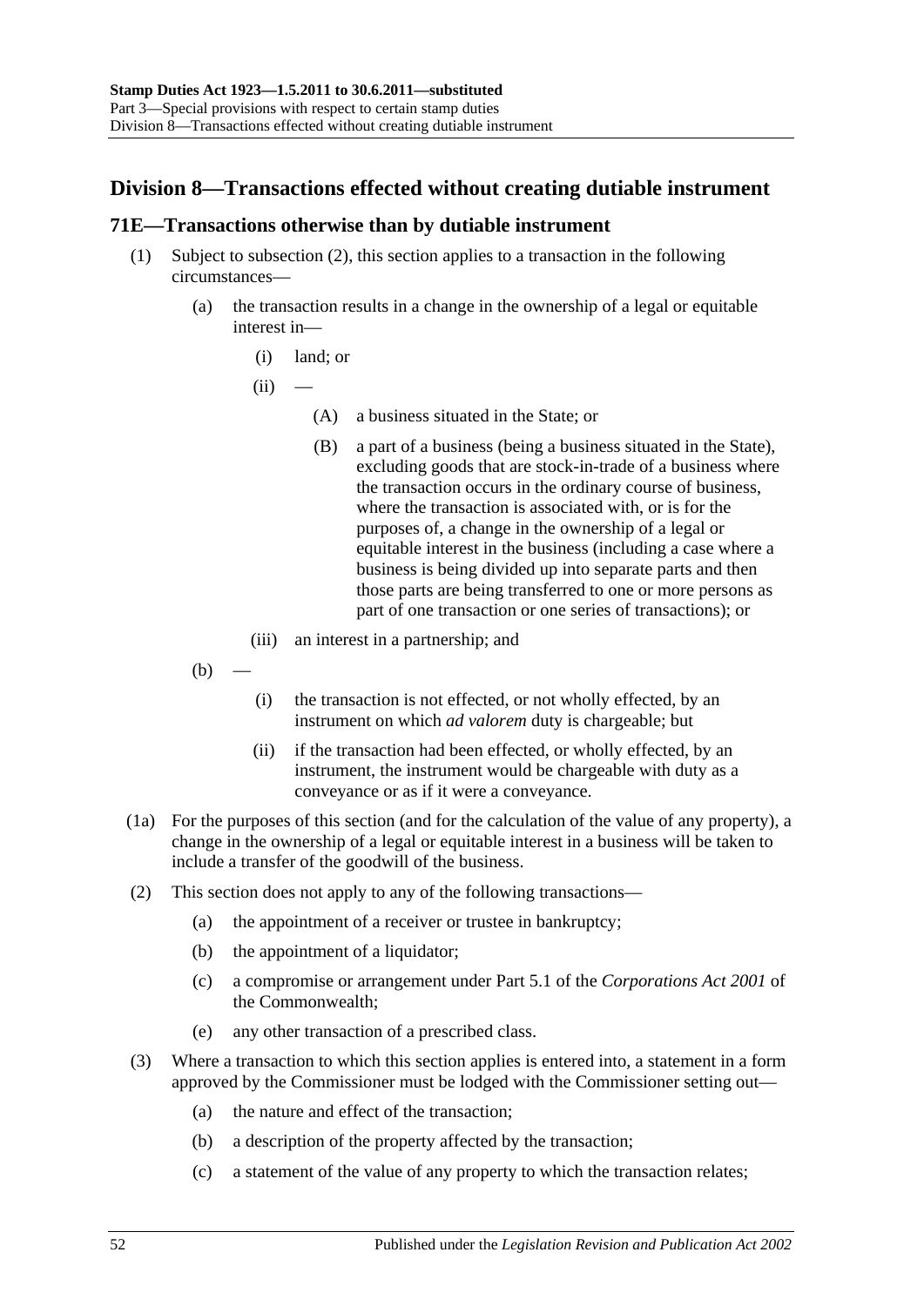## Division 8—Transactions effected without creating dutiable instrument

### 71E—Transactions otherwise than by dutiable instrument

(1) Subject to subsection (2), this section applies to a transaction in the following circumstances—

(a) the transaction results in a change in the ownership of a legal or equitable interest in—

(i) land; or

(ii) —

(A) a business situated in the State; or

(B) a part of a business (being a business situated in the State), excluding goods that are stock-in-trade of a business where the transaction occurs in the ordinary course of business, where the transaction is associated with, or is for the purposes of, a change in the ownership of a legal or equitable interest in the business (including a case where a business is being divided up into separate parts and then those parts are being transferred to one or more persons as part of one transaction or one series of transactions); or

(iii) an interest in a partnership; and

(b) —

(i) the transaction is not effected, or not wholly effected, by an instrument on which *ad valorem* duty is chargeable; but

(ii) if the transaction had been effected, or wholly effected, by an instrument, the instrument would be chargeable with duty as a conveyance or as if it were a conveyance.

(1a) For the purposes of this section (and for the calculation of the value of any property), a change in the ownership of a legal or equitable interest in a business will be taken to include a transfer of the goodwill of the business.

(2) This section does not apply to any of the following transactions—

(a) the appointment of a receiver or trustee in bankruptcy;

(b) the appointment of a liquidator;

(c) a compromise or arrangement under Part 5.1 of the *Corporations Act 2001* of the Commonwealth;

(e) any other transaction of a prescribed class.

(3) Where a transaction to which this section applies is entered into, a statement in a form approved by the Commissioner must be lodged with the Commissioner setting out—

(a) the nature and effect of the transaction;

(b) a description of the property affected by the transaction;

(c) a statement of the value of any property to which the transaction relates;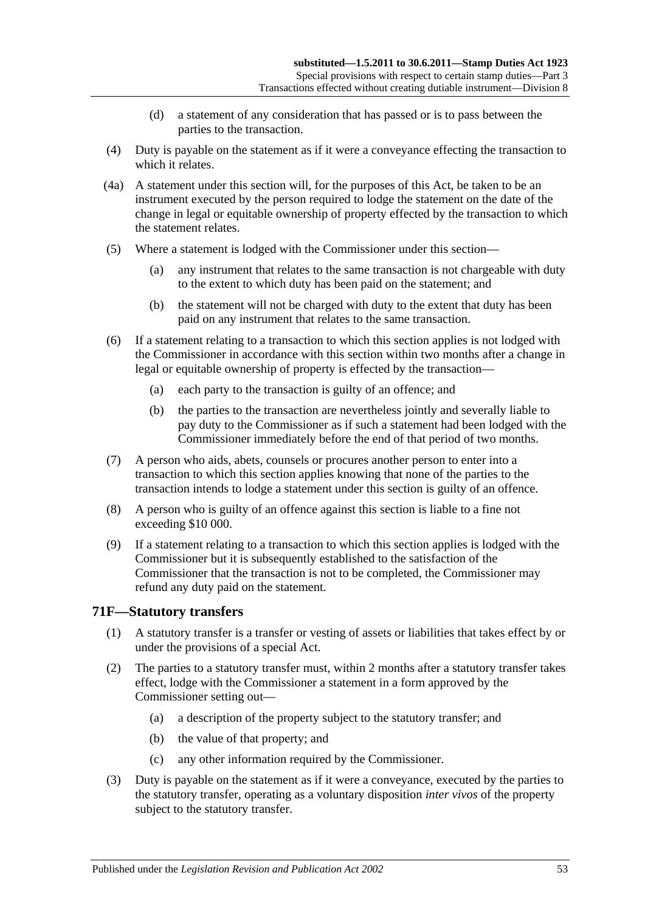(d) a statement of any consideration that has passed or is to pass between the parties to the transaction.

(4) Duty is payable on the statement as if it were a conveyance effecting the transaction to which it relates.

(4a) A statement under this section will, for the purposes of this Act, be taken to be an instrument executed by the person required to lodge the statement on the date of the change in legal or equitable ownership of property effected by the transaction to which the statement relates.

(5) Where a statement is lodged with the Commissioner under this section—

(a) any instrument that relates to the same transaction is not chargeable with duty to the extent to which duty has been paid on the statement; and

(b) the statement will not be charged with duty to the extent that duty has been paid on any instrument that relates to the same transaction.

(6) If a statement relating to a transaction to which this section applies is not lodged with the Commissioner in accordance with this section within two months after a change in legal or equitable ownership of property is effected by the transaction—

(a) each party to the transaction is guilty of an offence; and

(b) the parties to the transaction are nevertheless jointly and severally liable to pay duty to the Commissioner as if such a statement had been lodged with the Commissioner immediately before the end of that period of two months.

(7) A person who aids, abets, counsels or procures another person to enter into a transaction to which this section applies knowing that none of the parties to the transaction intends to lodge a statement under this section is guilty of an offence.

(8) A person who is guilty of an offence against this section is liable to a fine not exceeding $10 000.

(9) If a statement relating to a transaction to which this section applies is lodged with the Commissioner but it is subsequently established to the satisfaction of the Commissioner that the transaction is not to be completed, the Commissioner may refund any duty paid on the statement.

## 71F—Statutory transfers

(1) A statutory transfer is a transfer or vesting of assets or liabilities that takes effect by or under the provisions of a special Act.

(2) The parties to a statutory transfer must, within 2 months after a statutory transfer takes effect, lodge with the Commissioner a statement in a form approved by the Commissioner setting out—

(a) a description of the property subject to the statutory transfer; and

(b) the value of that property; and

(c) any other information required by the Commissioner.

(3) Duty is payable on the statement as if it were a conveyance, executed by the parties to the statutory transfer, operating as a voluntary disposition *inter vivos* of the property subject to the statutory transfer.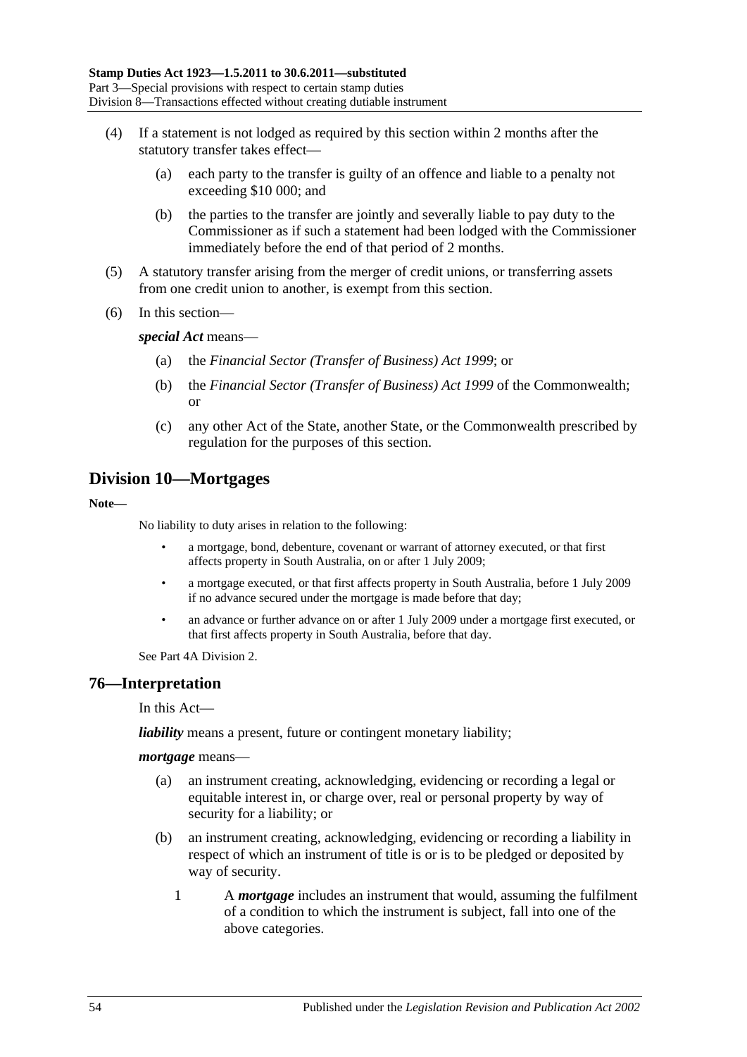(4) If a statement is not lodged as required by this section within 2 months after the statutory transfer takes effect—

(a) each party to the transfer is guilty of an offence and liable to a penalty not exceeding $10 000; and

(b) the parties to the transfer are jointly and severally liable to pay duty to the Commissioner as if such a statement had been lodged with the Commissioner immediately before the end of that period of 2 months.

(5) A statutory transfer arising from the merger of credit unions, or transferring assets from one credit union to another, is exempt from this section.

(6) In this section—

***special Act*** means—

(a) the *Financial Sector (Transfer of Business) Act 1999*; or

(b) the *Financial Sector (Transfer of Business) Act 1999* of the Commonwealth; or

(c) any other Act of the State, another State, or the Commonwealth prescribed by regulation for the purposes of this section.

## Division 10—Mortgages

**Note—**

No liability to duty arises in relation to the following:

- a mortgage, bond, debenture, covenant or warrant of attorney executed, or that first affects property in South Australia, on or after 1 July 2009;
- a mortgage executed, or that first affects property in South Australia, before 1 July 2009 if no advance secured under the mortgage is made before that day;
- an advance or further advance on or after 1 July 2009 under a mortgage first executed, or that first affects property in South Australia, before that day.

See Part 4A Division 2.

### 76—Interpretation

In this Act—

***liability*** means a present, future or contingent monetary liability;

***mortgage*** means—

(a) an instrument creating, acknowledging, evidencing or recording a legal or equitable interest in, or charge over, real or personal property by way of security for a liability; or

(b) an instrument creating, acknowledging, evidencing or recording a liability in respect of which an instrument of title is or is to be pledged or deposited by way of security.

1 A ***mortgage*** includes an instrument that would, assuming the fulfilment of a condition to which the instrument is subject, fall into one of the above categories.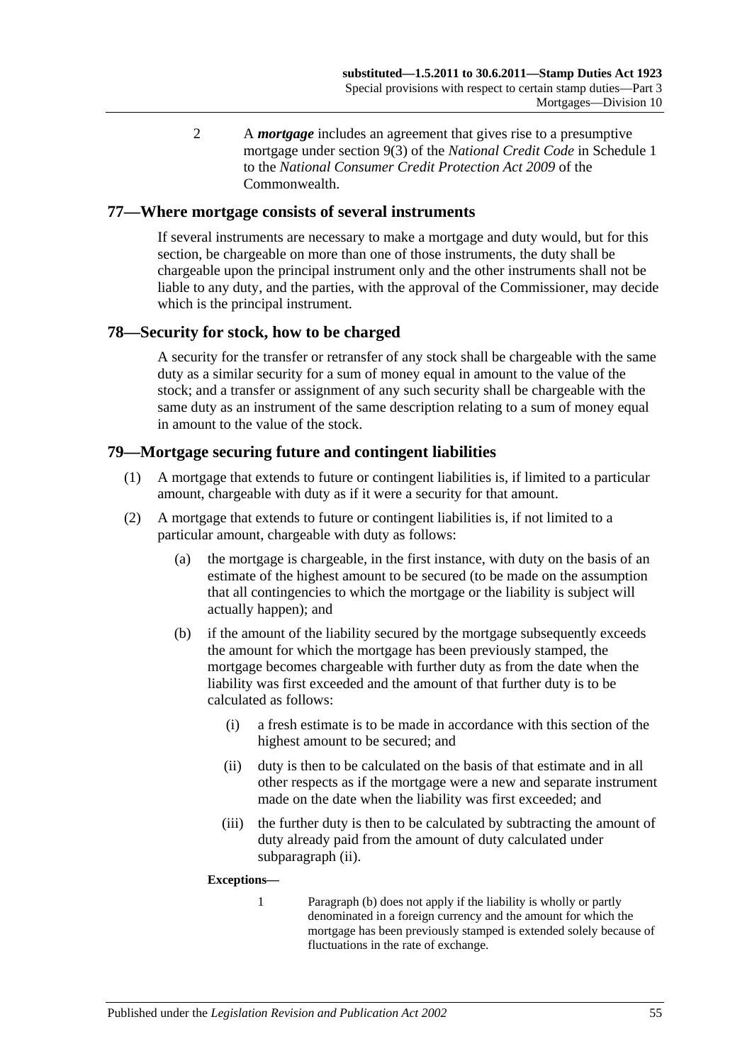2 A ***mortgage*** includes an agreement that gives rise to a presumptive mortgage under section 9(3) of the *National Credit Code* in Schedule 1 to the *National Consumer Credit Protection Act 2009* of the Commonwealth.

## 77—Where mortgage consists of several instruments

If several instruments are necessary to make a mortgage and duty would, but for this section, be chargeable on more than one of those instruments, the duty shall be chargeable upon the principal instrument only and the other instruments shall not be liable to any duty, and the parties, with the approval of the Commissioner, may decide which is the principal instrument.

## 78—Security for stock, how to be charged

A security for the transfer or retransfer of any stock shall be chargeable with the same duty as a similar security for a sum of money equal in amount to the value of the stock; and a transfer or assignment of any such security shall be chargeable with the same duty as an instrument of the same description relating to a sum of money equal in amount to the value of the stock.

## 79—Mortgage securing future and contingent liabilities

(1) A mortgage that extends to future or contingent liabilities is, if limited to a particular amount, chargeable with duty as if it were a security for that amount.

(2) A mortgage that extends to future or contingent liabilities is, if not limited to a particular amount, chargeable with duty as follows:

(a) the mortgage is chargeable, in the first instance, with duty on the basis of an estimate of the highest amount to be secured (to be made on the assumption that all contingencies to which the mortgage or the liability is subject will actually happen); and

(b) if the amount of the liability secured by the mortgage subsequently exceeds the amount for which the mortgage has been previously stamped, the mortgage becomes chargeable with further duty as from the date when the liability was first exceeded and the amount of that further duty is to be calculated as follows:

(i) a fresh estimate is to be made in accordance with this section of the highest amount to be secured; and

(ii) duty is then to be calculated on the basis of that estimate and in all other respects as if the mortgage were a new and separate instrument made on the date when the liability was first exceeded; and

(iii) the further duty is then to be calculated by subtracting the amount of duty already paid from the amount of duty calculated under subparagraph (ii).

**Exceptions—**

1 Paragraph (b) does not apply if the liability is wholly or partly denominated in a foreign currency and the amount for which the mortgage has been previously stamped is extended solely because of fluctuations in the rate of exchange.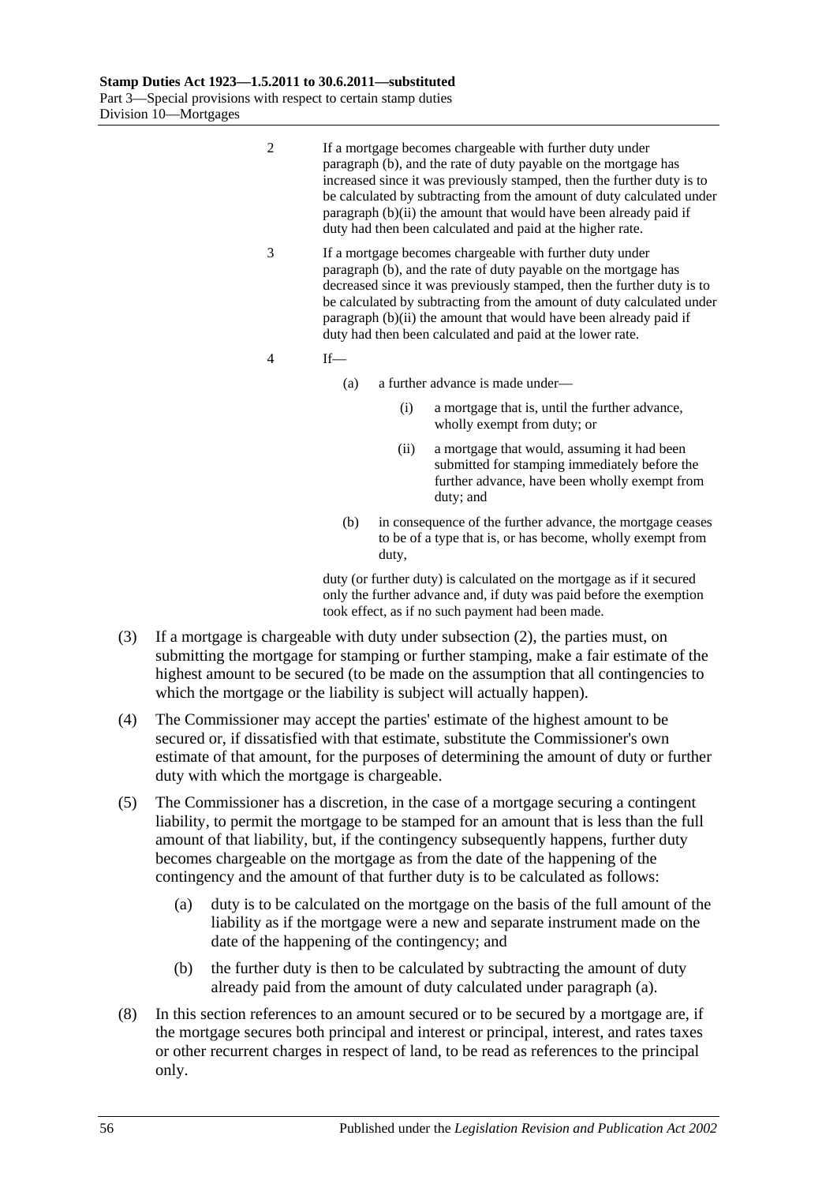2 If a mortgage becomes chargeable with further duty under paragraph (b), and the rate of duty payable on the mortgage has increased since it was previously stamped, then the further duty is to be calculated by subtracting from the amount of duty calculated under paragraph (b)(ii) the amount that would have been already paid if duty had then been calculated and paid at the higher rate.

3 If a mortgage becomes chargeable with further duty under paragraph (b), and the rate of duty payable on the mortgage has decreased since it was previously stamped, then the further duty is to be calculated by subtracting from the amount of duty calculated under paragraph (b)(ii) the amount that would have been already paid if duty had then been calculated and paid at the lower rate.

4 If—

- (a) a further advance is made under—
  - (i) a mortgage that is, until the further advance, wholly exempt from duty; or
  - (ii) a mortgage that would, assuming it had been submitted for stamping immediately before the further advance, have been wholly exempt from duty; and
- (b) in consequence of the further advance, the mortgage ceases to be of a type that is, or has become, wholly exempt from duty,

duty (or further duty) is calculated on the mortgage as if it secured only the further advance and, if duty was paid before the exemption took effect, as if no such payment had been made.

(3) If a mortgage is chargeable with duty under subsection (2), the parties must, on submitting the mortgage for stamping or further stamping, make a fair estimate of the highest amount to be secured (to be made on the assumption that all contingencies to which the mortgage or the liability is subject will actually happen).

(4) The Commissioner may accept the parties' estimate of the highest amount to be secured or, if dissatisfied with that estimate, substitute the Commissioner's own estimate of that amount, for the purposes of determining the amount of duty or further duty with which the mortgage is chargeable.

(5) The Commissioner has a discretion, in the case of a mortgage securing a contingent liability, to permit the mortgage to be stamped for an amount that is less than the full amount of that liability, but, if the contingency subsequently happens, further duty becomes chargeable on the mortgage as from the date of the happening of the contingency and the amount of that further duty is to be calculated as follows:

- (a) duty is to be calculated on the mortgage on the basis of the full amount of the liability as if the mortgage were a new and separate instrument made on the date of the happening of the contingency; and
- (b) the further duty is then to be calculated by subtracting the amount of duty already paid from the amount of duty calculated under paragraph (a).

(8) In this section references to an amount secured or to be secured by a mortgage are, if the mortgage secures both principal and interest or principal, interest, and rates taxes or other recurrent charges in respect of land, to be read as references to the principal only.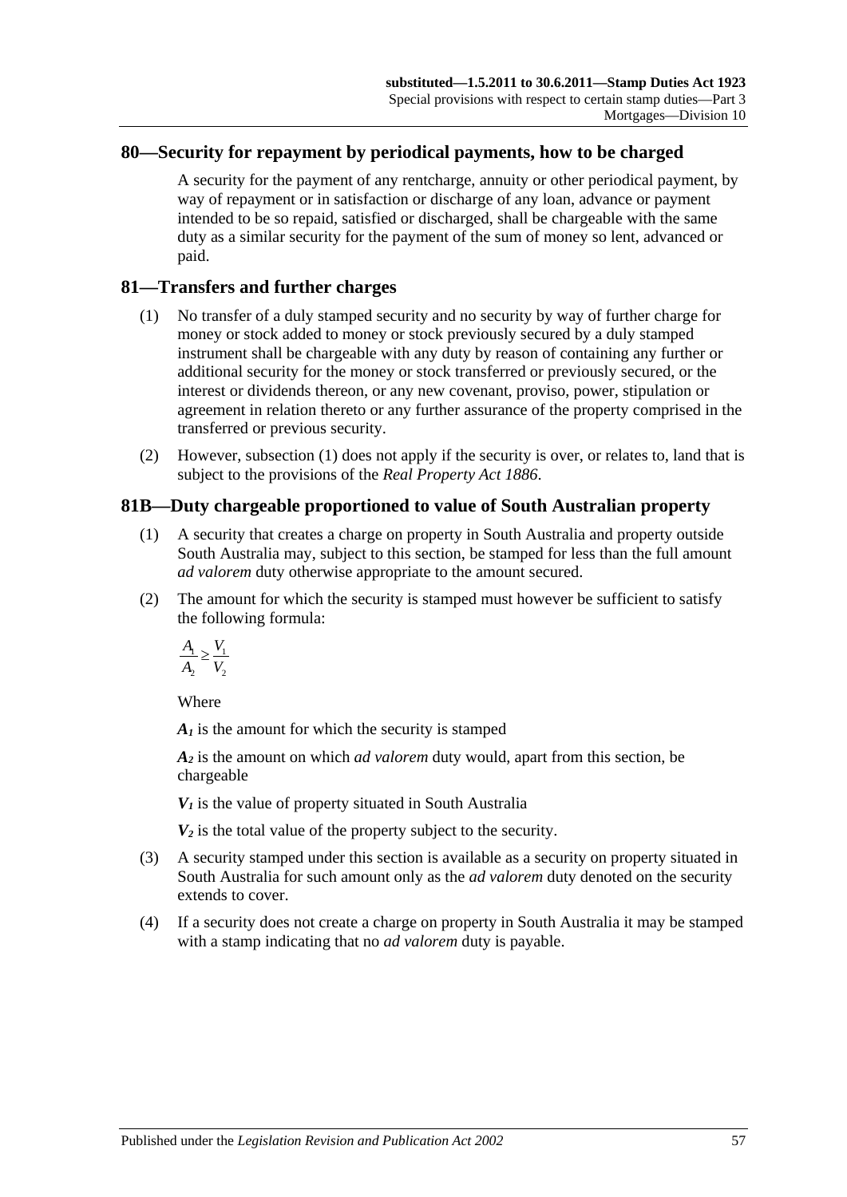## 80—Security for repayment by periodical payments, how to be charged

A security for the payment of any rentcharge, annuity or other periodical payment, by way of repayment or in satisfaction or discharge of any loan, advance or payment intended to be so repaid, satisfied or discharged, shall be chargeable with the same duty as a similar security for the payment of the sum of money so lent, advanced or paid.

## 81—Transfers and further charges

(1) No transfer of a duly stamped security and no security by way of further charge for money or stock added to money or stock previously secured by a duly stamped instrument shall be chargeable with any duty by reason of containing any further or additional security for the money or stock transferred or previously secured, or the interest or dividends thereon, or any new covenant, proviso, power, stipulation or agreement in relation thereto or any further assurance of the property comprised in the transferred or previous security.

(2) However, subsection (1) does not apply if the security is over, or relates to, land that is subject to the provisions of the *Real Property Act 1886*.

## 81B—Duty chargeable proportioned to value of South Australian property

(1) A security that creates a charge on property in South Australia and property outside South Australia may, subject to this section, be stamped for less than the full amount *ad valorem* duty otherwise appropriate to the amount secured.

(2) The amount for which the security is stamped must however be sufficient to satisfy the following formula:

$$\frac{A_1}{A_2} \geq \frac{V_1}{V_2}$$

Where

$A_1$ is the amount for which the security is stamped

$A_2$ is the amount on which *ad valorem* duty would, apart from this section, be chargeable

$V_1$ is the value of property situated in South Australia

$V_2$ is the total value of the property subject to the security.

(3) A security stamped under this section is available as a security on property situated in South Australia for such amount only as the *ad valorem* duty denoted on the security extends to cover.

(4) If a security does not create a charge on property in South Australia it may be stamped with a stamp indicating that no *ad valorem* duty is payable.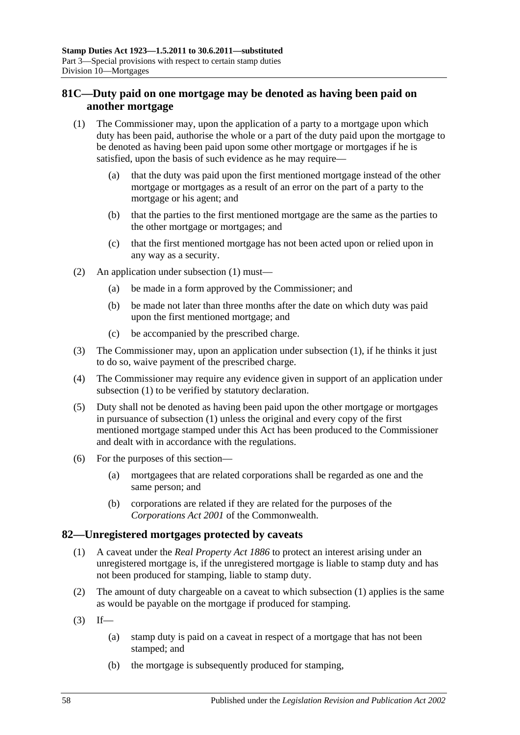## 81C—Duty paid on one mortgage may be denoted as having been paid on another mortgage

(1) The Commissioner may, upon the application of a party to a mortgage upon which duty has been paid, authorise the whole or a part of the duty paid upon the mortgage to be denoted as having been paid upon some other mortgage or mortgages if he is satisfied, upon the basis of such evidence as he may require—

(a) that the duty was paid upon the first mentioned mortgage instead of the other mortgage or mortgages as a result of an error on the part of a party to the mortgage or his agent; and

(b) that the parties to the first mentioned mortgage are the same as the parties to the other mortgage or mortgages; and

(c) that the first mentioned mortgage has not been acted upon or relied upon in any way as a security.

(2) An application under subsection (1) must—

(a) be made in a form approved by the Commissioner; and

(b) be made not later than three months after the date on which duty was paid upon the first mentioned mortgage; and

(c) be accompanied by the prescribed charge.

(3) The Commissioner may, upon an application under subsection (1), if he thinks it just to do so, waive payment of the prescribed charge.

(4) The Commissioner may require any evidence given in support of an application under subsection (1) to be verified by statutory declaration.

(5) Duty shall not be denoted as having been paid upon the other mortgage or mortgages in pursuance of subsection (1) unless the original and every copy of the first mentioned mortgage stamped under this Act has been produced to the Commissioner and dealt with in accordance with the regulations.

(6) For the purposes of this section—

(a) mortgagees that are related corporations shall be regarded as one and the same person; and

(b) corporations are related if they are related for the purposes of the *Corporations Act 2001* of the Commonwealth.

## 82—Unregistered mortgages protected by caveats

(1) A caveat under the *Real Property Act 1886* to protect an interest arising under an unregistered mortgage is, if the unregistered mortgage is liable to stamp duty and has not been produced for stamping, liable to stamp duty.

(2) The amount of duty chargeable on a caveat to which subsection (1) applies is the same as would be payable on the mortgage if produced for stamping.

(3) If—

(a) stamp duty is paid on a caveat in respect of a mortgage that has not been stamped; and

(b) the mortgage is subsequently produced for stamping,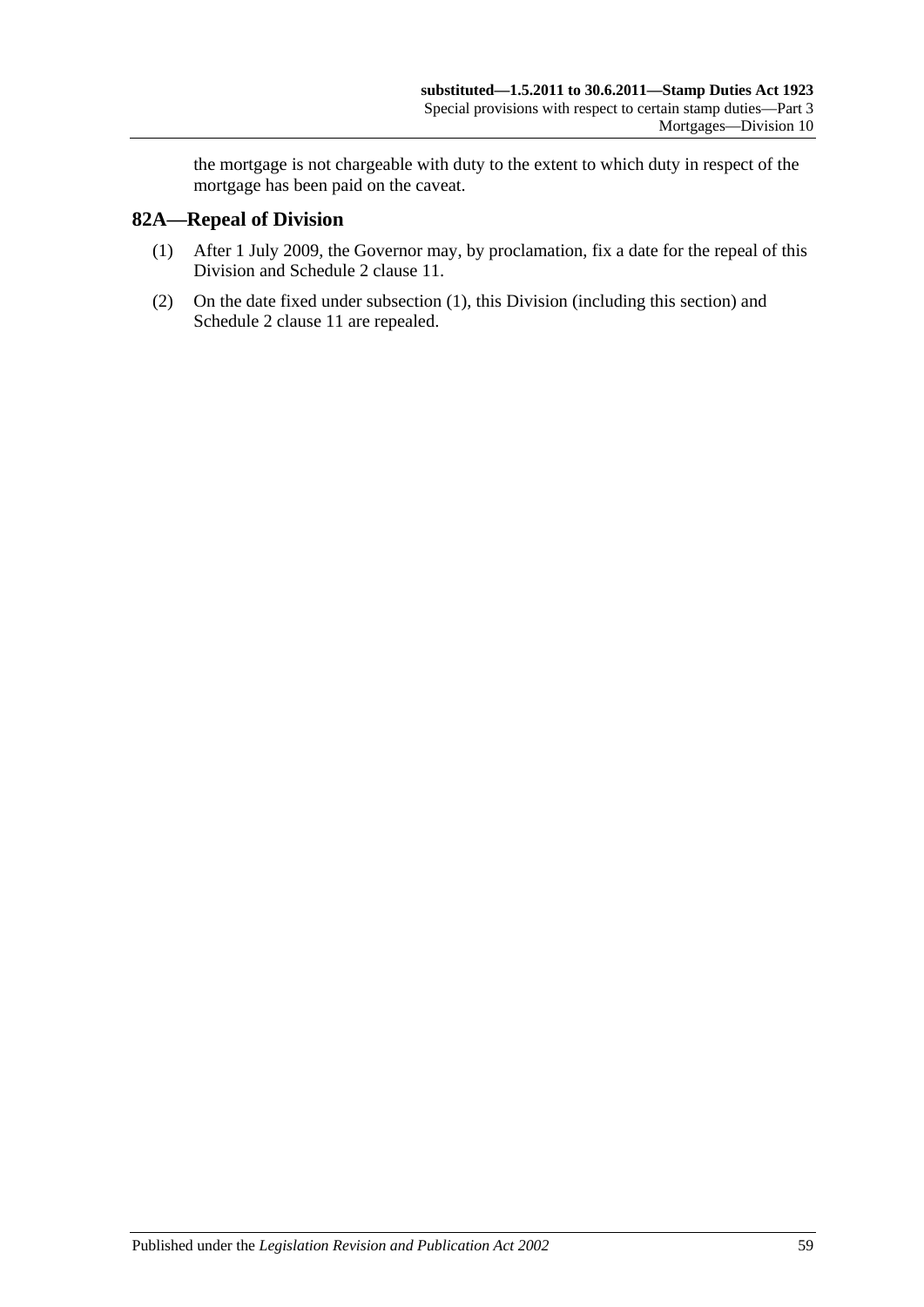the mortgage is not chargeable with duty to the extent to which duty in respect of the mortgage has been paid on the caveat.

## 82A—Repeal of Division

(1) After 1 July 2009, the Governor may, by proclamation, fix a date for the repeal of this Division and Schedule 2 clause 11.

(2) On the date fixed under subsection (1), this Division (including this section) and Schedule 2 clause 11 are repealed.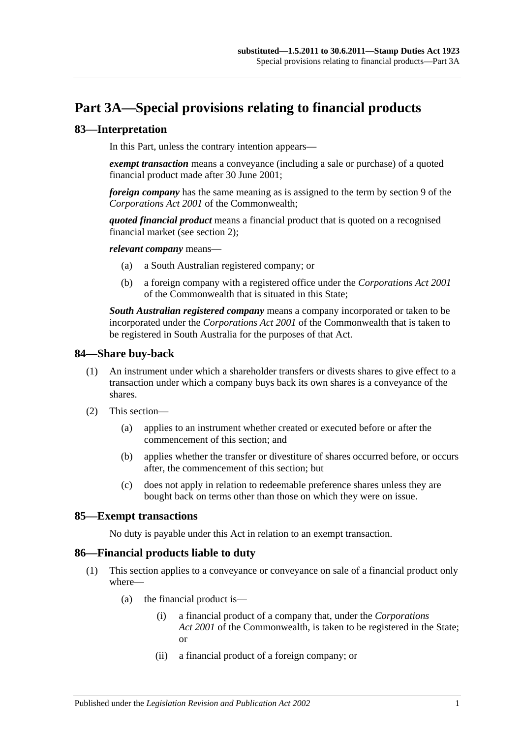# Part 3A—Special provisions relating to financial products

## 83—Interpretation

In this Part, unless the contrary intention appears—

***exempt transaction*** means a conveyance (including a sale or purchase) of a quoted financial product made after 30 June 2001;

***foreign company*** has the same meaning as is assigned to the term by section 9 of the *Corporations Act 2001* of the Commonwealth;

***quoted financial product*** means a financial product that is quoted on a recognised financial market (see section 2);

***relevant company*** means—

- (a) a South Australian registered company; or
- (b) a foreign company with a registered office under the *Corporations Act 2001* of the Commonwealth that is situated in this State;

***South Australian registered company*** means a company incorporated or taken to be incorporated under the *Corporations Act 2001* of the Commonwealth that is taken to be registered in South Australia for the purposes of that Act.

## 84—Share buy-back

(1) An instrument under which a shareholder transfers or divests shares to give effect to a transaction under which a company buys back its own shares is a conveyance of the shares.

(2) This section—

- (a) applies to an instrument whether created or executed before or after the commencement of this section; and
- (b) applies whether the transfer or divestiture of shares occurred before, or occurs after, the commencement of this section; but
- (c) does not apply in relation to redeemable preference shares unless they are bought back on terms other than those on which they were on issue.

## 85—Exempt transactions

No duty is payable under this Act in relation to an exempt transaction.

## 86—Financial products liable to duty

(1) This section applies to a conveyance or conveyance on sale of a financial product only where—

- (a) the financial product is—
    - (i) a financial product of a company that, under the *Corporations Act 2001* of the Commonwealth, is taken to be registered in the State; or
    - (ii) a financial product of a foreign company; or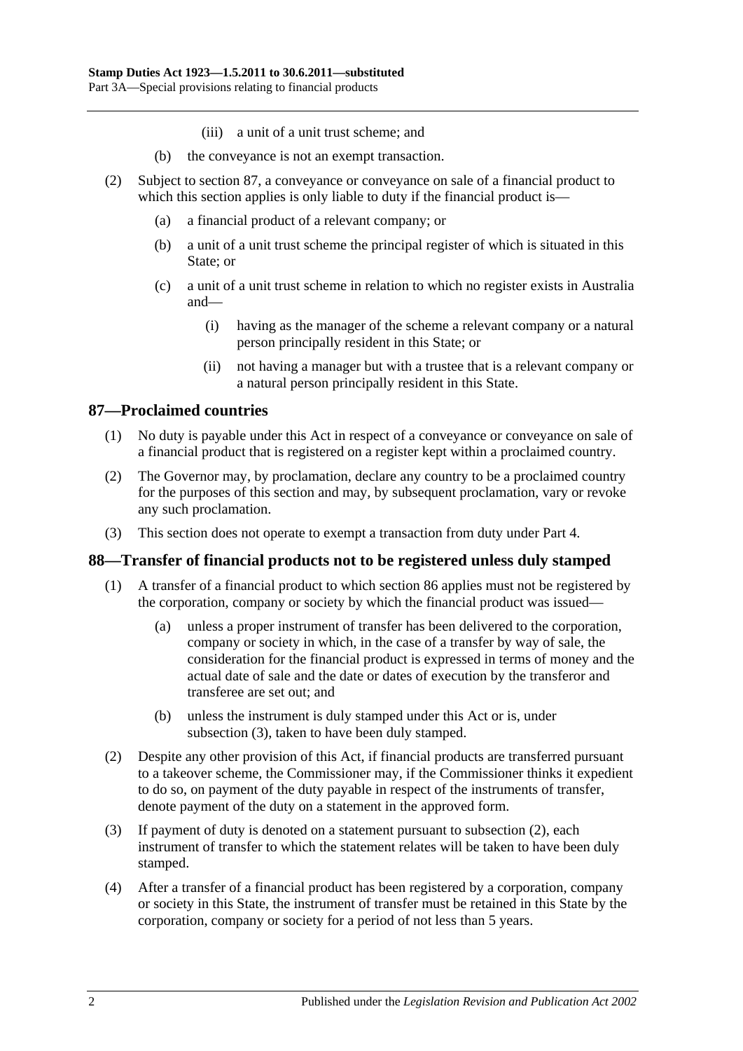(iii) a unit of a unit trust scheme; and

(b) the conveyance is not an exempt transaction.

(2) Subject to section 87, a conveyance or conveyance on sale of a financial product to which this section applies is only liable to duty if the financial product is—

(a) a financial product of a relevant company; or

(b) a unit of a unit trust scheme the principal register of which is situated in this State; or

(c) a unit of a unit trust scheme in relation to which no register exists in Australia and—

(i) having as the manager of the scheme a relevant company or a natural person principally resident in this State; or

(ii) not having a manager but with a trustee that is a relevant company or a natural person principally resident in this State.

## 87—Proclaimed countries

(1) No duty is payable under this Act in respect of a conveyance or conveyance on sale of a financial product that is registered on a register kept within a proclaimed country.

(2) The Governor may, by proclamation, declare any country to be a proclaimed country for the purposes of this section and may, by subsequent proclamation, vary or revoke any such proclamation.

(3) This section does not operate to exempt a transaction from duty under Part 4.

## 88—Transfer of financial products not to be registered unless duly stamped

(1) A transfer of a financial product to which section 86 applies must not be registered by the corporation, company or society by which the financial product was issued—

(a) unless a proper instrument of transfer has been delivered to the corporation, company or society in which, in the case of a transfer by way of sale, the consideration for the financial product is expressed in terms of money and the actual date of sale and the date or dates of execution by the transferor and transferee are set out; and

(b) unless the instrument is duly stamped under this Act or is, under subsection (3), taken to have been duly stamped.

(2) Despite any other provision of this Act, if financial products are transferred pursuant to a takeover scheme, the Commissioner may, if the Commissioner thinks it expedient to do so, on payment of the duty payable in respect of the instruments of transfer, denote payment of the duty on a statement in the approved form.

(3) If payment of duty is denoted on a statement pursuant to subsection (2), each instrument of transfer to which the statement relates will be taken to have been duly stamped.

(4) After a transfer of a financial product has been registered by a corporation, company or society in this State, the instrument of transfer must be retained in this State by the corporation, company or society for a period of not less than 5 years.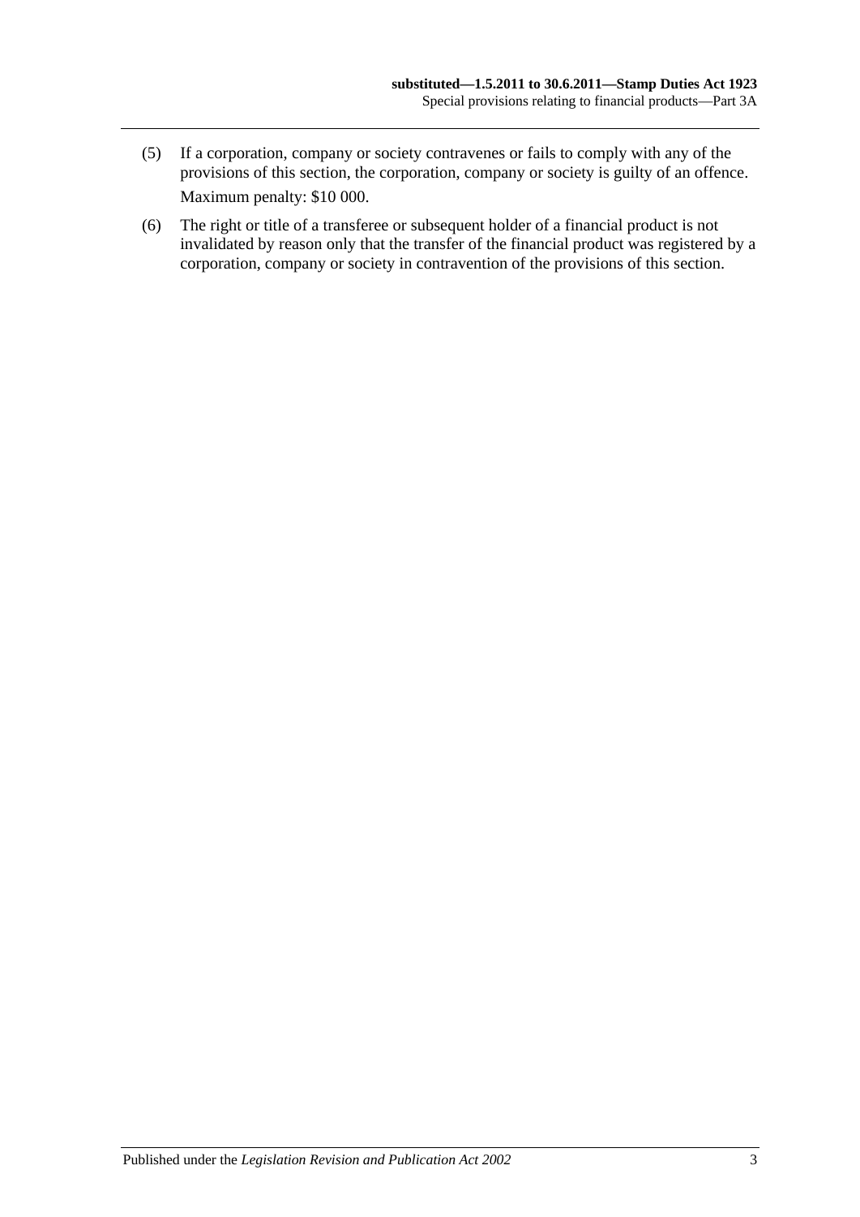(5) If a corporation, company or society contravenes or fails to comply with any of the provisions of this section, the corporation, company or society is guilty of an offence.

Maximum penalty: $10 000.

(6) The right or title of a transferee or subsequent holder of a financial product is not invalidated by reason only that the transfer of the financial product was registered by a corporation, company or society in contravention of the provisions of this section.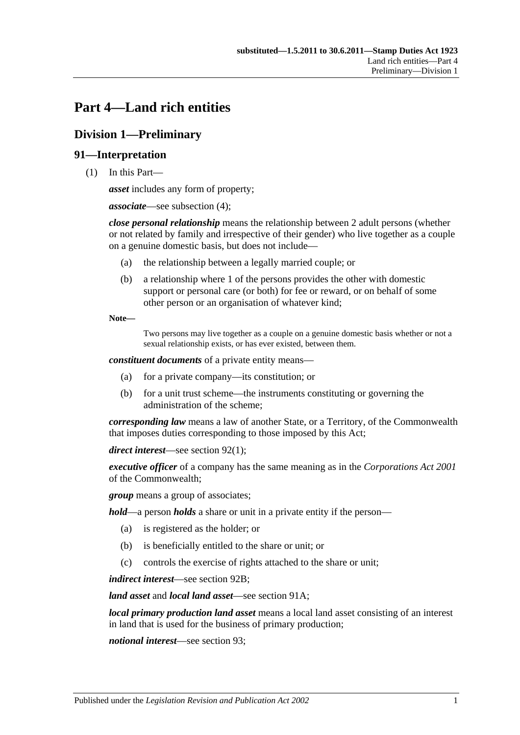# Part 4—Land rich entities

## Division 1—Preliminary

### 91—Interpretation

(1) In this Part—

***asset*** includes any form of property;

***associate***—see subsection (4);

***close personal relationship*** means the relationship between 2 adult persons (whether or not related by family and irrespective of their gender) who live together as a couple on a genuine domestic basis, but does not include—

(a) the relationship between a legally married couple; or

(b) a relationship where 1 of the persons provides the other with domestic support or personal care (or both) for fee or reward, or on behalf of some other person or an organisation of whatever kind;

**Note—**

Two persons may live together as a couple on a genuine domestic basis whether or not a sexual relationship exists, or has ever existed, between them.

***constituent documents*** of a private entity means—

(a) for a private company—its constitution; or

(b) for a unit trust scheme—the instruments constituting or governing the administration of the scheme;

***corresponding law*** means a law of another State, or a Territory, of the Commonwealth that imposes duties corresponding to those imposed by this Act;

***direct interest***—see section 92(1);

***executive officer*** of a company has the same meaning as in the *Corporations Act 2001* of the Commonwealth;

***group*** means a group of associates;

***hold***—a person ***holds*** a share or unit in a private entity if the person—

(a) is registered as the holder; or

(b) is beneficially entitled to the share or unit; or

(c) controls the exercise of rights attached to the share or unit;

***indirect interest***—see section 92B;

***land asset*** and ***local land asset***—see section 91A;

***local primary production land asset*** means a local land asset consisting of an interest in land that is used for the business of primary production;

***notional interest***—see section 93;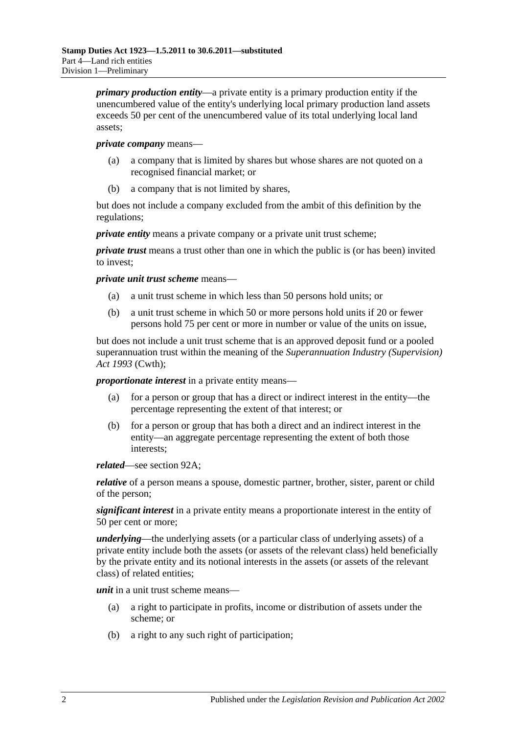***primary production entity***—a private entity is a primary production entity if the unencumbered value of the entity's underlying local primary production land assets exceeds 50 per cent of the unencumbered value of its total underlying local land assets;

***private company*** means—

(a) a company that is limited by shares but whose shares are not quoted on a recognised financial market; or

(b) a company that is not limited by shares,

but does not include a company excluded from the ambit of this definition by the regulations;

***private entity*** means a private company or a private unit trust scheme;

***private trust*** means a trust other than one in which the public is (or has been) invited to invest;

***private unit trust scheme*** means—

(a) a unit trust scheme in which less than 50 persons hold units; or

(b) a unit trust scheme in which 50 or more persons hold units if 20 or fewer persons hold 75 per cent or more in number or value of the units on issue,

but does not include a unit trust scheme that is an approved deposit fund or a pooled superannuation trust within the meaning of the *Superannuation Industry (Supervision) Act 1993* (Cwth);

***proportionate interest*** in a private entity means—

(a) for a person or group that has a direct or indirect interest in the entity—the percentage representing the extent of that interest; or

(b) for a person or group that has both a direct and an indirect interest in the entity—an aggregate percentage representing the extent of both those interests;

***related***—see section 92A;

***relative*** of a person means a spouse, domestic partner, brother, sister, parent or child of the person;

***significant interest*** in a private entity means a proportionate interest in the entity of 50 per cent or more;

***underlying***—the underlying assets (or a particular class of underlying assets) of a private entity include both the assets (or assets of the relevant class) held beneficially by the private entity and its notional interests in the assets (or assets of the relevant class) of related entities;

***unit*** in a unit trust scheme means—

(a) a right to participate in profits, income or distribution of assets under the scheme; or

(b) a right to any such right of participation;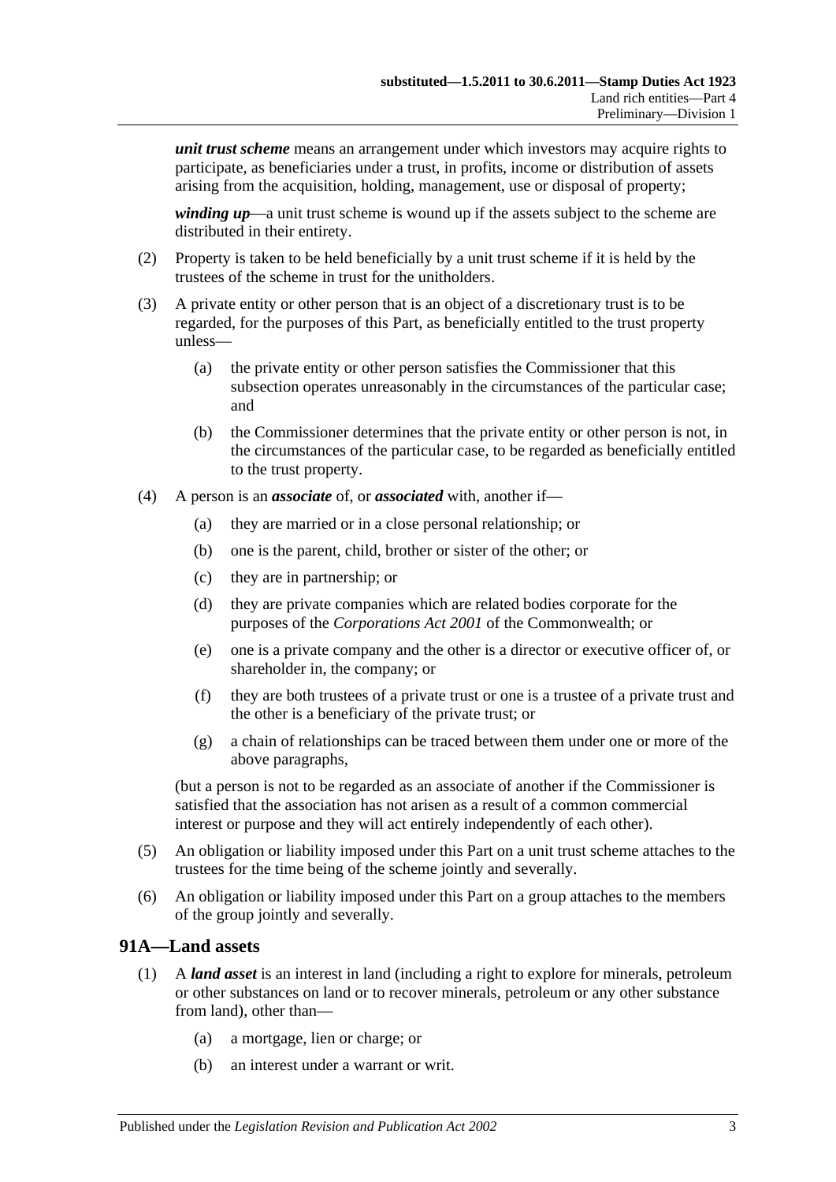***unit trust scheme*** means an arrangement under which investors may acquire rights to participate, as beneficiaries under a trust, in profits, income or distribution of assets arising from the acquisition, holding, management, use or disposal of property;

***winding up***—a unit trust scheme is wound up if the assets subject to the scheme are distributed in their entirety.

(2) Property is taken to be held beneficially by a unit trust scheme if it is held by the trustees of the scheme in trust for the unitholders.

(3) A private entity or other person that is an object of a discretionary trust is to be regarded, for the purposes of this Part, as beneficially entitled to the trust property unless—

- (a) the private entity or other person satisfies the Commissioner that this subsection operates unreasonably in the circumstances of the particular case; and
- (b) the Commissioner determines that the private entity or other person is not, in the circumstances of the particular case, to be regarded as beneficially entitled to the trust property.

(4) A person is an ***associate*** of, or ***associated*** with, another if—

- (a) they are married or in a close personal relationship; or
- (b) one is the parent, child, brother or sister of the other; or
- (c) they are in partnership; or
- (d) they are private companies which are related bodies corporate for the purposes of the *Corporations Act 2001* of the Commonwealth; or
- (e) one is a private company and the other is a director or executive officer of, or shareholder in, the company; or
- (f) they are both trustees of a private trust or one is a trustee of a private trust and the other is a beneficiary of the private trust; or
- (g) a chain of relationships can be traced between them under one or more of the above paragraphs,

(but a person is not to be regarded as an associate of another if the Commissioner is satisfied that the association has not arisen as a result of a common commercial interest or purpose and they will act entirely independently of each other).

(5) An obligation or liability imposed under this Part on a unit trust scheme attaches to the trustees for the time being of the scheme jointly and severally.

(6) An obligation or liability imposed under this Part on a group attaches to the members of the group jointly and severally.

## 91A—Land assets

(1) A ***land asset*** is an interest in land (including a right to explore for minerals, petroleum or other substances on land or to recover minerals, petroleum or any other substance from land), other than—

- (a) a mortgage, lien or charge; or
- (b) an interest under a warrant or writ.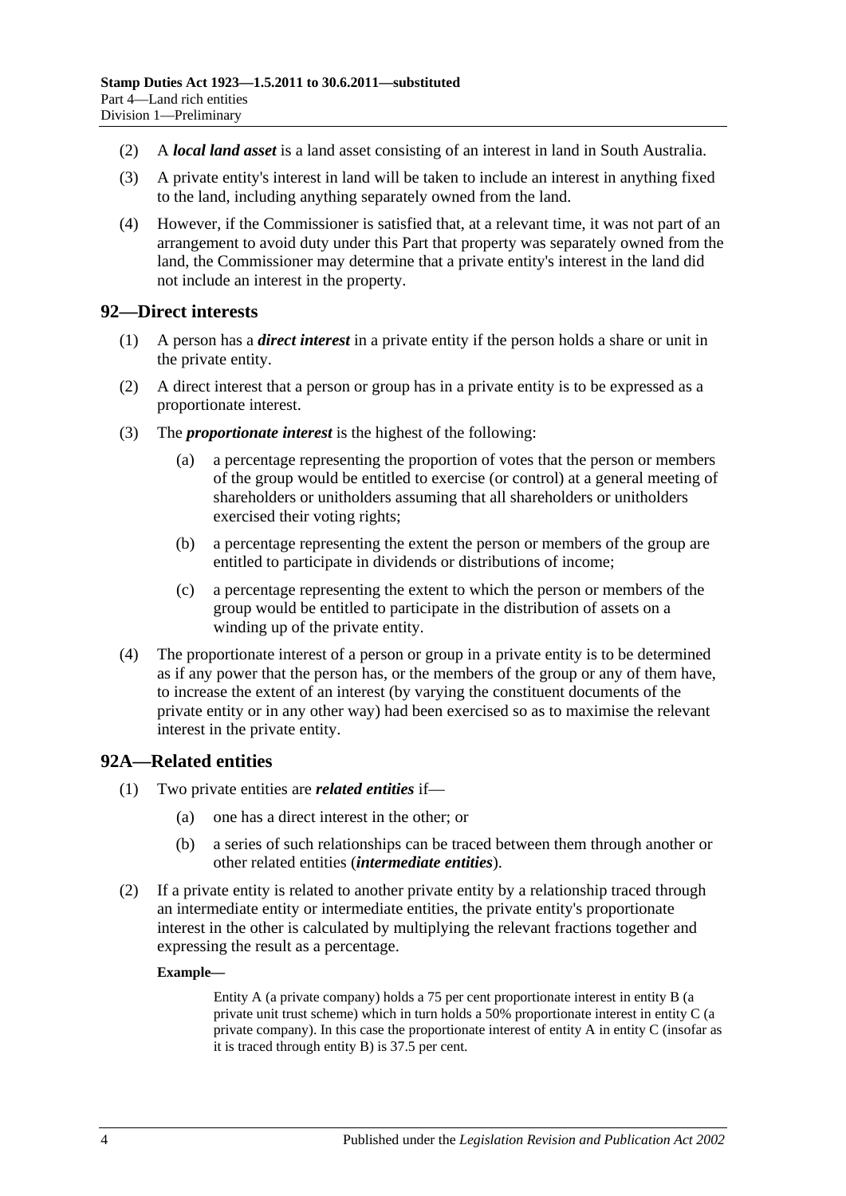(2) A ***local land asset*** is a land asset consisting of an interest in land in South Australia.

(3) A private entity's interest in land will be taken to include an interest in anything fixed to the land, including anything separately owned from the land.

(4) However, if the Commissioner is satisfied that, at a relevant time, it was not part of an arrangement to avoid duty under this Part that property was separately owned from the land, the Commissioner may determine that a private entity's interest in the land did not include an interest in the property.

## 92—Direct interests

(1) A person has a ***direct interest*** in a private entity if the person holds a share or unit in the private entity.

(2) A direct interest that a person or group has in a private entity is to be expressed as a proportionate interest.

(3) The ***proportionate interest*** is the highest of the following:

(a) a percentage representing the proportion of votes that the person or members of the group would be entitled to exercise (or control) at a general meeting of shareholders or unitholders assuming that all shareholders or unitholders exercised their voting rights;

(b) a percentage representing the extent the person or members of the group are entitled to participate in dividends or distributions of income;

(c) a percentage representing the extent to which the person or members of the group would be entitled to participate in the distribution of assets on a winding up of the private entity.

(4) The proportionate interest of a person or group in a private entity is to be determined as if any power that the person has, or the members of the group or any of them have, to increase the extent of an interest (by varying the constituent documents of the private entity or in any other way) had been exercised so as to maximise the relevant interest in the private entity.

## 92A—Related entities

(1) Two private entities are ***related entities*** if—

(a) one has a direct interest in the other; or

(b) a series of such relationships can be traced between them through another or other related entities (***intermediate entities***).

(2) If a private entity is related to another private entity by a relationship traced through an intermediate entity or intermediate entities, the private entity's proportionate interest in the other is calculated by multiplying the relevant fractions together and expressing the result as a percentage.

**Example—**

Entity A (a private company) holds a 75 per cent proportionate interest in entity B (a private unit trust scheme) which in turn holds a 50% proportionate interest in entity C (a private company). In this case the proportionate interest of entity A in entity C (insofar as it is traced through entity B) is 37.5 per cent.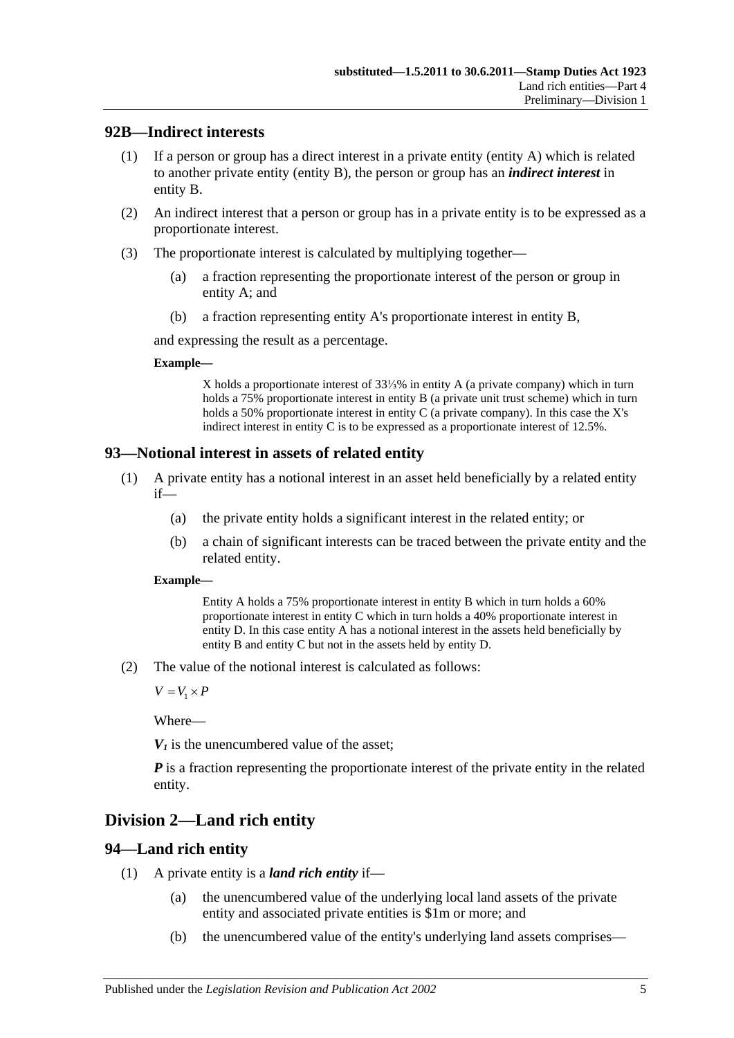## 92B—Indirect interests

(1) If a person or group has a direct interest in a private entity (entity A) which is related to another private entity (entity B), the person or group has an ***indirect interest*** in entity B.

(2) An indirect interest that a person or group has in a private entity is to be expressed as a proportionate interest.

(3) The proportionate interest is calculated by multiplying together—

(a) a fraction representing the proportionate interest of the person or group in entity A; and

(b) a fraction representing entity A's proportionate interest in entity B,

and expressing the result as a percentage.

**Example—**

> X holds a proportionate interest of 33⅓% in entity A (a private company) which in turn holds a 75% proportionate interest in entity B (a private unit trust scheme) which in turn holds a 50% proportionate interest in entity C (a private company). In this case the X's indirect interest in entity C is to be expressed as a proportionate interest of 12.5%.

## 93—Notional interest in assets of related entity

(1) A private entity has a notional interest in an asset held beneficially by a related entity if—

(a) the private entity holds a significant interest in the related entity; or

(b) a chain of significant interests can be traced between the private entity and the related entity.

**Example—**

> Entity A holds a 75% proportionate interest in entity B which in turn holds a 60% proportionate interest in entity C which in turn holds a 40% proportionate interest in entity D. In this case entity A has a notional interest in the assets held beneficially by entity B and entity C but not in the assets held by entity D.

(2) The value of the notional interest is calculated as follows:

$$V = V_1 \times P$$

Where—

$V_1$ is the unencumbered value of the asset;

$P$ is a fraction representing the proportionate interest of the private entity in the related entity.

# Division 2—Land rich entity

## 94—Land rich entity

(1) A private entity is a ***land rich entity*** if—

(a) the unencumbered value of the underlying local land assets of the private entity and associated private entities is $1m or more; and

(b) the unencumbered value of the entity's underlying land assets comprises—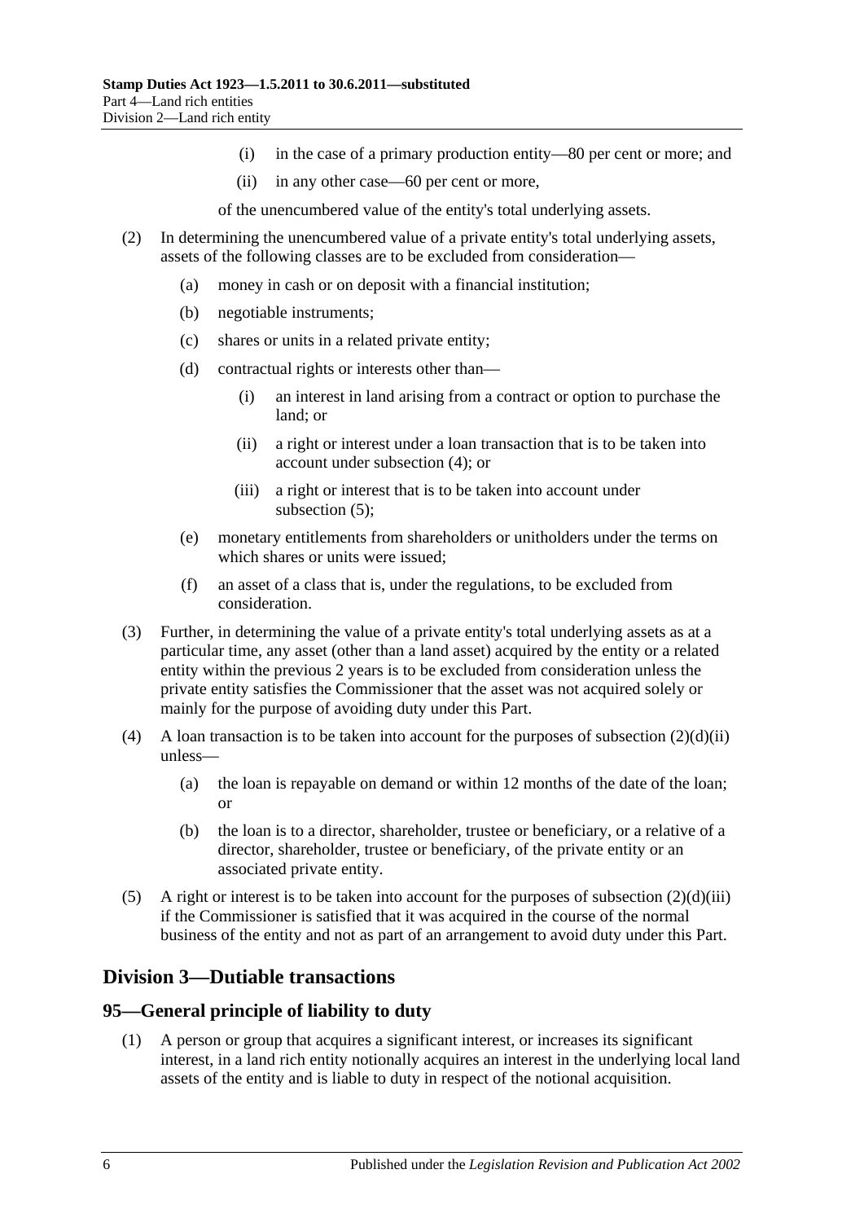(i) in the case of a primary production entity—80 per cent or more; and

(ii) in any other case—60 per cent or more,

of the unencumbered value of the entity's total underlying assets.

(2) In determining the unencumbered value of a private entity's total underlying assets, assets of the following classes are to be excluded from consideration—

(a) money in cash or on deposit with a financial institution;

(b) negotiable instruments;

(c) shares or units in a related private entity;

(d) contractual rights or interests other than—

(i) an interest in land arising from a contract or option to purchase the land; or

(ii) a right or interest under a loan transaction that is to be taken into account under subsection (4); or

(iii) a right or interest that is to be taken into account under subsection (5);

(e) monetary entitlements from shareholders or unitholders under the terms on which shares or units were issued;

(f) an asset of a class that is, under the regulations, to be excluded from consideration.

(3) Further, in determining the value of a private entity's total underlying assets as at a particular time, any asset (other than a land asset) acquired by the entity or a related entity within the previous 2 years is to be excluded from consideration unless the private entity satisfies the Commissioner that the asset was not acquired solely or mainly for the purpose of avoiding duty under this Part.

(4) A loan transaction is to be taken into account for the purposes of subsection (2)(d)(ii) unless—

(a) the loan is repayable on demand or within 12 months of the date of the loan; or

(b) the loan is to a director, shareholder, trustee or beneficiary, or a relative of a director, shareholder, trustee or beneficiary, of the private entity or an associated private entity.

(5) A right or interest is to be taken into account for the purposes of subsection (2)(d)(iii) if the Commissioner is satisfied that it was acquired in the course of the normal business of the entity and not as part of an arrangement to avoid duty under this Part.

## Division 3—Dutiable transactions

### 95—General principle of liability to duty

(1) A person or group that acquires a significant interest, or increases its significant interest, in a land rich entity notionally acquires an interest in the underlying local land assets of the entity and is liable to duty in respect of the notional acquisition.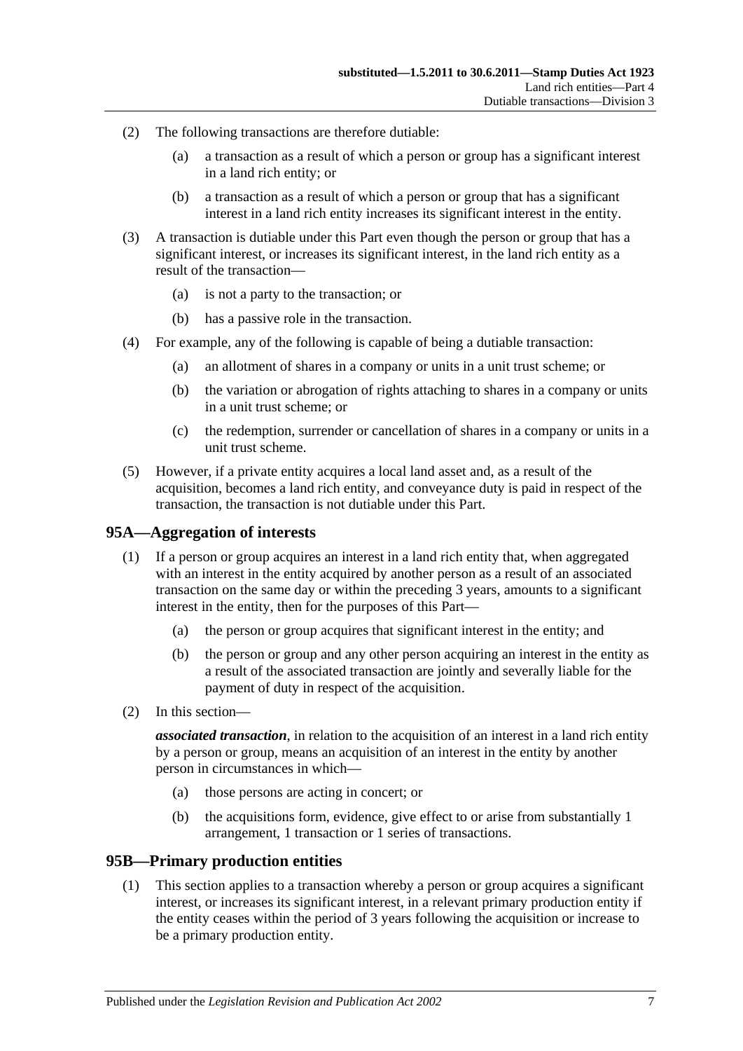(2) The following transactions are therefore dutiable:

(a) a transaction as a result of which a person or group has a significant interest in a land rich entity; or

(b) a transaction as a result of which a person or group that has a significant interest in a land rich entity increases its significant interest in the entity.

(3) A transaction is dutiable under this Part even though the person or group that has a significant interest, or increases its significant interest, in the land rich entity as a result of the transaction—

(a) is not a party to the transaction; or

(b) has a passive role in the transaction.

(4) For example, any of the following is capable of being a dutiable transaction:

(a) an allotment of shares in a company or units in a unit trust scheme; or

(b) the variation or abrogation of rights attaching to shares in a company or units in a unit trust scheme; or

(c) the redemption, surrender or cancellation of shares in a company or units in a unit trust scheme.

(5) However, if a private entity acquires a local land asset and, as a result of the acquisition, becomes a land rich entity, and conveyance duty is paid in respect of the transaction, the transaction is not dutiable under this Part.

## 95A—Aggregation of interests

(1) If a person or group acquires an interest in a land rich entity that, when aggregated with an interest in the entity acquired by another person as a result of an associated transaction on the same day or within the preceding 3 years, amounts to a significant interest in the entity, then for the purposes of this Part—

(a) the person or group acquires that significant interest in the entity; and

(b) the person or group and any other person acquiring an interest in the entity as a result of the associated transaction are jointly and severally liable for the payment of duty in respect of the acquisition.

(2) In this section—

***associated transaction***, in relation to the acquisition of an interest in a land rich entity by a person or group, means an acquisition of an interest in the entity by another person in circumstances in which—

(a) those persons are acting in concert; or

(b) the acquisitions form, evidence, give effect to or arise from substantially 1 arrangement, 1 transaction or 1 series of transactions.

## 95B—Primary production entities

(1) This section applies to a transaction whereby a person or group acquires a significant interest, or increases its significant interest, in a relevant primary production entity if the entity ceases within the period of 3 years following the acquisition or increase to be a primary production entity.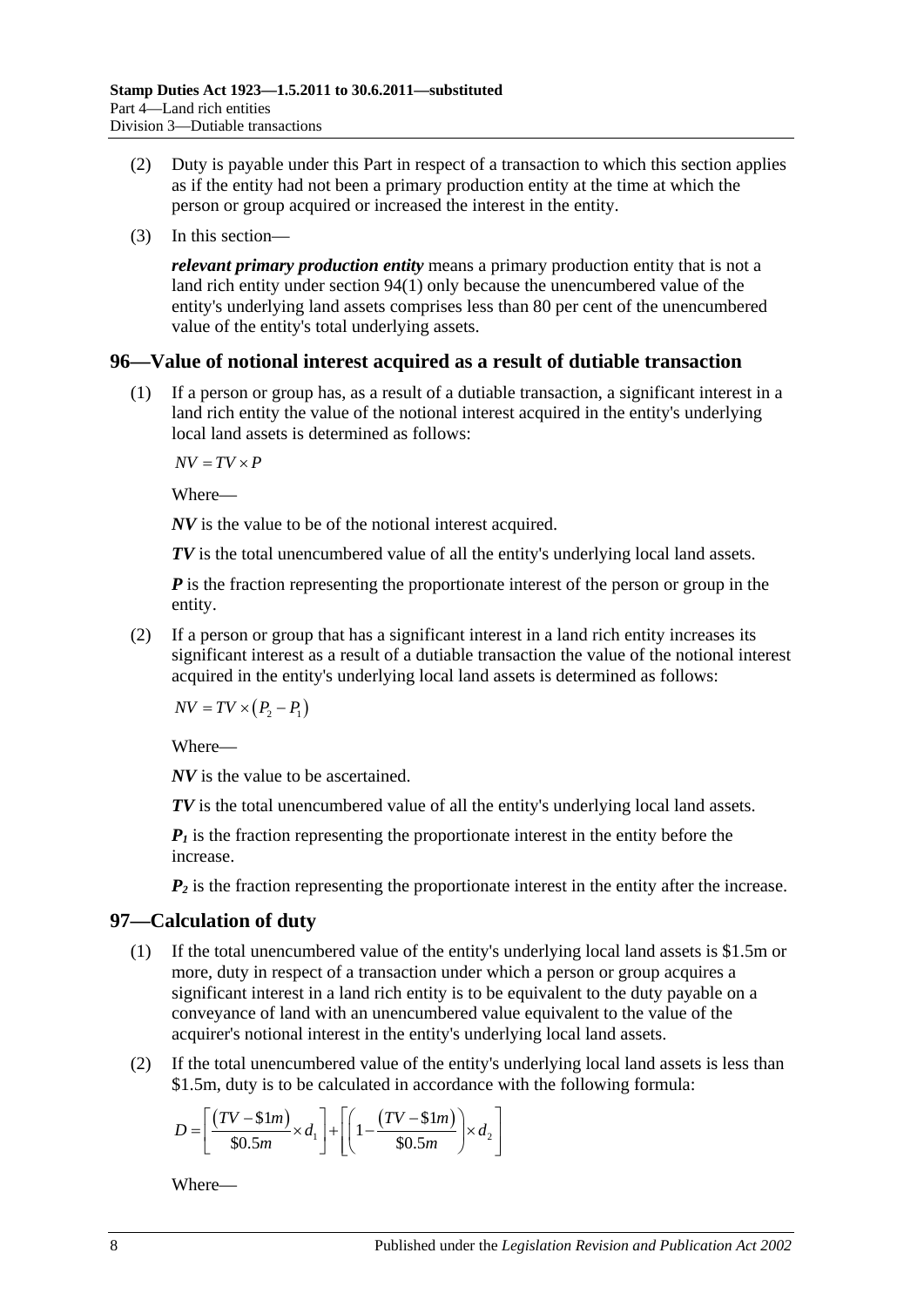(2) Duty is payable under this Part in respect of a transaction to which this section applies as if the entity had not been a primary production entity at the time at which the person or group acquired or increased the interest in the entity.

(3) In this section—

***relevant primary production entity*** means a primary production entity that is not a land rich entity under section 94(1) only because the unencumbered value of the entity's underlying land assets comprises less than 80 per cent of the unencumbered value of the entity's total underlying assets.

## 96—Value of notional interest acquired as a result of dutiable transaction

(1) If a person or group has, as a result of a dutiable transaction, a significant interest in a land rich entity the value of the notional interest acquired in the entity's underlying local land assets is determined as follows:

$$NV = TV \times P$$

Where—

***NV*** is the value to be of the notional interest acquired.

***TV*** is the total unencumbered value of all the entity's underlying local land assets.

***P*** is the fraction representing the proportionate interest of the person or group in the entity.

(2) If a person or group that has a significant interest in a land rich entity increases its significant interest as a result of a dutiable transaction the value of the notional interest acquired in the entity's underlying local land assets is determined as follows:

$$NV = TV \times \left(P_2 - P_1\right)$$

Where—

***NV*** is the value to be ascertained.

***TV*** is the total unencumbered value of all the entity's underlying local land assets.

$P_1$ is the fraction representing the proportionate interest in the entity before the increase.

$P_2$ is the fraction representing the proportionate interest in the entity after the increase.

## 97—Calculation of duty

(1) If the total unencumbered value of the entity's underlying local land assets is \$1.5m or more, duty in respect of a transaction under which a person or group acquires a significant interest in a land rich entity is to be equivalent to the duty payable on a conveyance of land with an unencumbered value equivalent to the value of the acquirer's notional interest in the entity's underlying local land assets.

(2) If the total unencumbered value of the entity's underlying local land assets is less than \$1.5m, duty is to be calculated in accordance with the following formula:

$$D = \left[\frac{\left(TV - \$1m\right)}{\$0.5m} \times d_1\right] + \left[\left(1 - \frac{\left(TV - \$1m\right)}{\$0.5m}\right) \times d_2\right]$$

Where—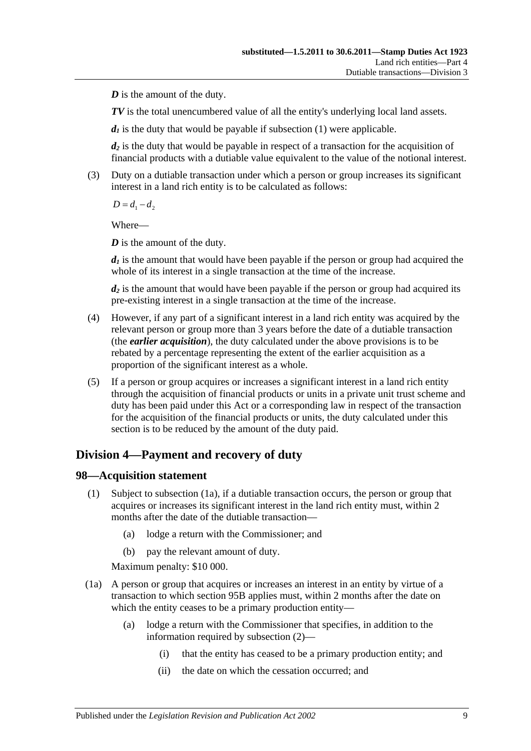***D*** is the amount of the duty.

***TV*** is the total unencumbered value of all the entity's underlying local land assets.

$d_1$ is the duty that would be payable if subsection (1) were applicable.

$d_2$ is the duty that would be payable in respect of a transaction for the acquisition of financial products with a dutiable value equivalent to the value of the notional interest.

(3) Duty on a dutiable transaction under which a person or group increases its significant interest in a land rich entity is to be calculated as follows:

$$D = d_1 - d_2$$

Where—

***D*** is the amount of the duty.

$d_1$ is the amount that would have been payable if the person or group had acquired the whole of its interest in a single transaction at the time of the increase.

$d_2$ is the amount that would have been payable if the person or group had acquired its pre-existing interest in a single transaction at the time of the increase.

(4) However, if any part of a significant interest in a land rich entity was acquired by the relevant person or group more than 3 years before the date of a dutiable transaction (the ***earlier acquisition***), the duty calculated under the above provisions is to be rebated by a percentage representing the extent of the earlier acquisition as a proportion of the significant interest as a whole.

(5) If a person or group acquires or increases a significant interest in a land rich entity through the acquisition of financial products or units in a private unit trust scheme and duty has been paid under this Act or a corresponding law in respect of the transaction for the acquisition of the financial products or units, the duty calculated under this section is to be reduced by the amount of the duty paid.

## Division 4—Payment and recovery of duty

### 98—Acquisition statement

(1) Subject to subsection (1a), if a dutiable transaction occurs, the person or group that acquires or increases its significant interest in the land rich entity must, within 2 months after the date of the dutiable transaction—

- (a) lodge a return with the Commissioner; and
- (b) pay the relevant amount of duty.

Maximum penalty: $10 000.

(1a) A person or group that acquires or increases an interest in an entity by virtue of a transaction to which section 95B applies must, within 2 months after the date on which the entity ceases to be a primary production entity—

- (a) lodge a return with the Commissioner that specifies, in addition to the information required by subsection (2)—
  - (i) that the entity has ceased to be a primary production entity; and
  - (ii) the date on which the cessation occurred; and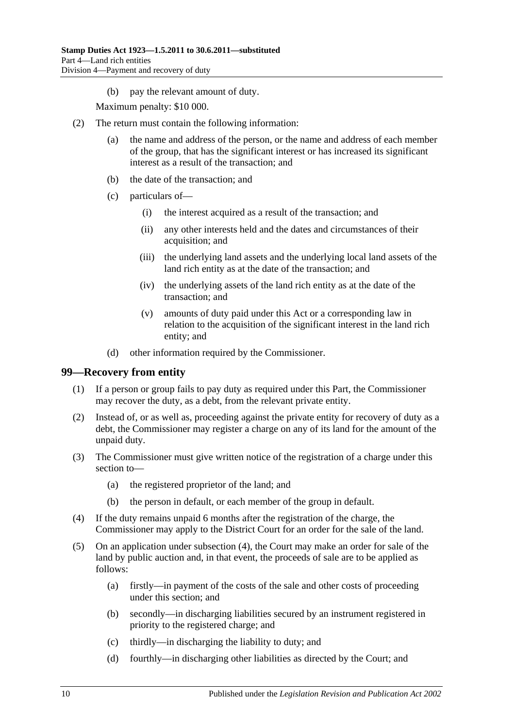(b) pay the relevant amount of duty.

Maximum penalty: $10 000.

(2) The return must contain the following information:

(a) the name and address of the person, or the name and address of each member of the group, that has the significant interest or has increased its significant interest as a result of the transaction; and

(b) the date of the transaction; and

(c) particulars of—

(i) the interest acquired as a result of the transaction; and

(ii) any other interests held and the dates and circumstances of their acquisition; and

(iii) the underlying land assets and the underlying local land assets of the land rich entity as at the date of the transaction; and

(iv) the underlying assets of the land rich entity as at the date of the transaction; and

(v) amounts of duty paid under this Act or a corresponding law in relation to the acquisition of the significant interest in the land rich entity; and

(d) other information required by the Commissioner.

## 99—Recovery from entity

(1) If a person or group fails to pay duty as required under this Part, the Commissioner may recover the duty, as a debt, from the relevant private entity.

(2) Instead of, or as well as, proceeding against the private entity for recovery of duty as a debt, the Commissioner may register a charge on any of its land for the amount of the unpaid duty.

(3) The Commissioner must give written notice of the registration of a charge under this section to—

(a) the registered proprietor of the land; and

(b) the person in default, or each member of the group in default.

(4) If the duty remains unpaid 6 months after the registration of the charge, the Commissioner may apply to the District Court for an order for the sale of the land.

(5) On an application under subsection (4), the Court may make an order for sale of the land by public auction and, in that event, the proceeds of sale are to be applied as follows:

(a) firstly—in payment of the costs of the sale and other costs of proceeding under this section; and

(b) secondly—in discharging liabilities secured by an instrument registered in priority to the registered charge; and

(c) thirdly—in discharging the liability to duty; and

(d) fourthly—in discharging other liabilities as directed by the Court; and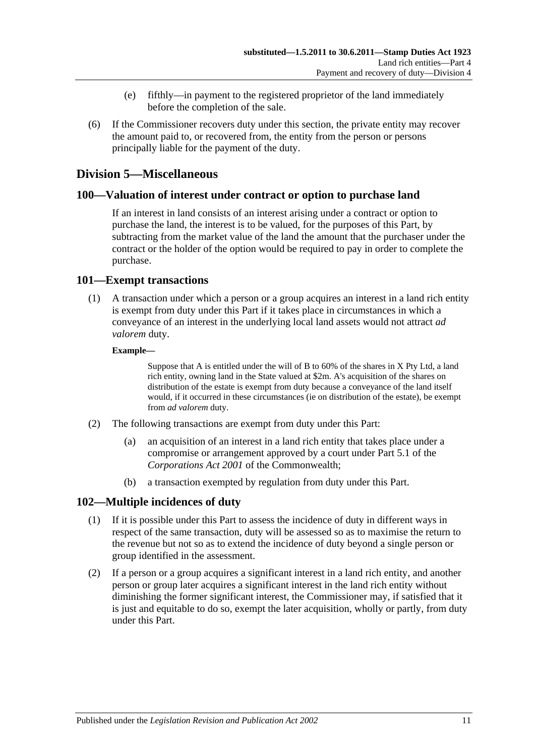(e) fifthly—in payment to the registered proprietor of the land immediately before the completion of the sale.

(6) If the Commissioner recovers duty under this section, the private entity may recover the amount paid to, or recovered from, the entity from the person or persons principally liable for the payment of the duty.

## Division 5—Miscellaneous

### 100—Valuation of interest under contract or option to purchase land

If an interest in land consists of an interest arising under a contract or option to purchase the land, the interest is to be valued, for the purposes of this Part, by subtracting from the market value of the land the amount that the purchaser under the contract or the holder of the option would be required to pay in order to complete the purchase.

### 101—Exempt transactions

(1) A transaction under which a person or a group acquires an interest in a land rich entity is exempt from duty under this Part if it takes place in circumstances in which a conveyance of an interest in the underlying local land assets would not attract *ad valorem* duty.

**Example—**

Suppose that A is entitled under the will of B to 60% of the shares in X Pty Ltd, a land rich entity, owning land in the State valued at $2m. A's acquisition of the shares on distribution of the estate is exempt from duty because a conveyance of the land itself would, if it occurred in these circumstances (ie on distribution of the estate), be exempt from *ad valorem* duty.

(2) The following transactions are exempt from duty under this Part:

(a) an acquisition of an interest in a land rich entity that takes place under a compromise or arrangement approved by a court under Part 5.1 of the *Corporations Act 2001* of the Commonwealth;

(b) a transaction exempted by regulation from duty under this Part.

### 102—Multiple incidences of duty

(1) If it is possible under this Part to assess the incidence of duty in different ways in respect of the same transaction, duty will be assessed so as to maximise the return to the revenue but not so as to extend the incidence of duty beyond a single person or group identified in the assessment.

(2) If a person or a group acquires a significant interest in a land rich entity, and another person or group later acquires a significant interest in the land rich entity without diminishing the former significant interest, the Commissioner may, if satisfied that it is just and equitable to do so, exempt the later acquisition, wholly or partly, from duty under this Part.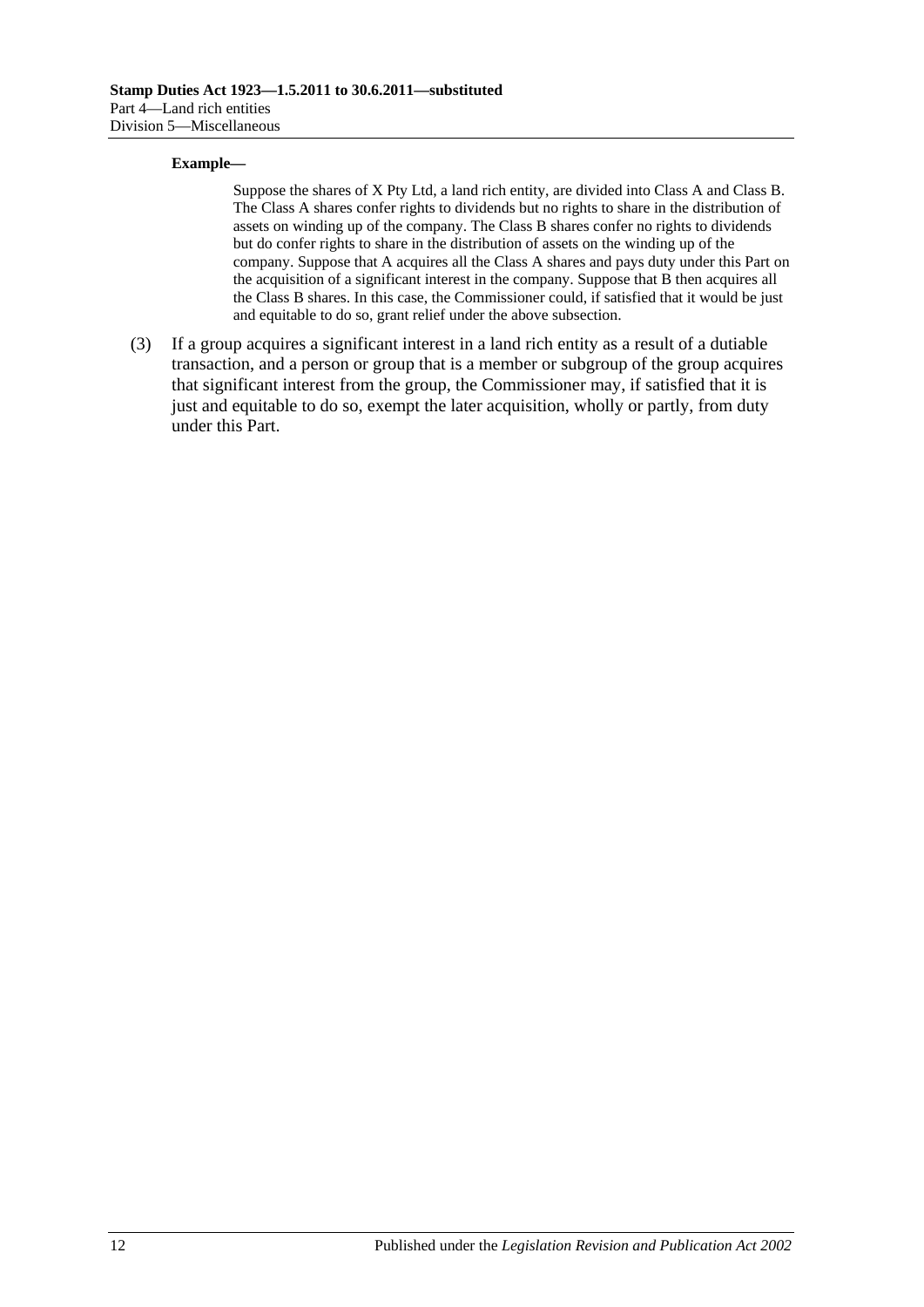**Example—**

Suppose the shares of X Pty Ltd, a land rich entity, are divided into Class A and Class B. The Class A shares confer rights to dividends but no rights to share in the distribution of assets on winding up of the company. The Class B shares confer no rights to dividends but do confer rights to share in the distribution of assets on the winding up of the company. Suppose that A acquires all the Class A shares and pays duty under this Part on the acquisition of a significant interest in the company. Suppose that B then acquires all the Class B shares. In this case, the Commissioner could, if satisfied that it would be just and equitable to do so, grant relief under the above subsection.

(3) If a group acquires a significant interest in a land rich entity as a result of a dutiable transaction, and a person or group that is a member or subgroup of the group acquires that significant interest from the group, the Commissioner may, if satisfied that it is just and equitable to do so, exempt the later acquisition, wholly or partly, from duty under this Part.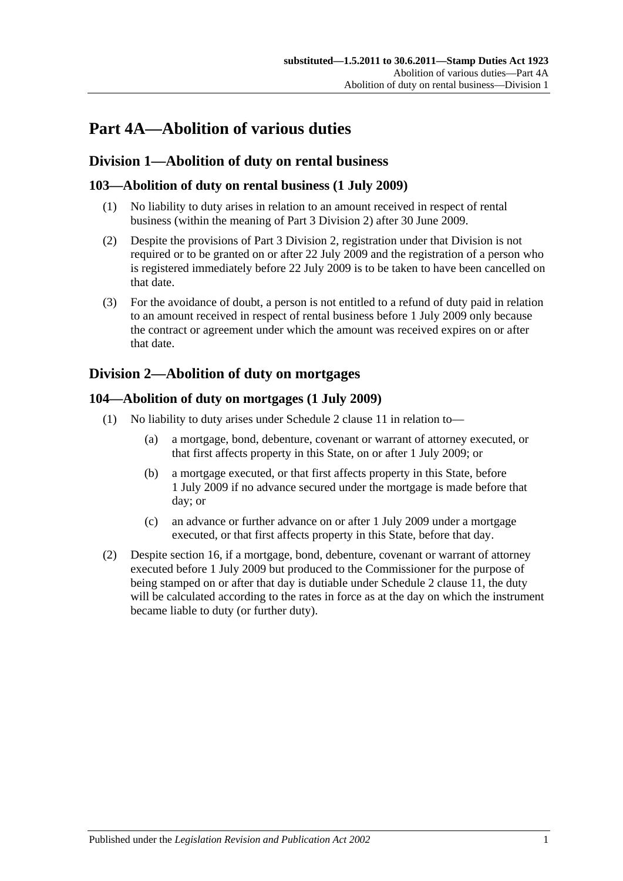# Part 4A—Abolition of various duties

## Division 1—Abolition of duty on rental business

### 103—Abolition of duty on rental business (1 July 2009)

(1) No liability to duty arises in relation to an amount received in respect of rental business (within the meaning of Part 3 Division 2) after 30 June 2009.

(2) Despite the provisions of Part 3 Division 2, registration under that Division is not required or to be granted on or after 22 July 2009 and the registration of a person who is registered immediately before 22 July 2009 is to be taken to have been cancelled on that date.

(3) For the avoidance of doubt, a person is not entitled to a refund of duty paid in relation to an amount received in respect of rental business before 1 July 2009 only because the contract or agreement under which the amount was received expires on or after that date.

## Division 2—Abolition of duty on mortgages

### 104—Abolition of duty on mortgages (1 July 2009)

(1) No liability to duty arises under Schedule 2 clause 11 in relation to—

(a) a mortgage, bond, debenture, covenant or warrant of attorney executed, or that first affects property in this State, on or after 1 July 2009; or

(b) a mortgage executed, or that first affects property in this State, before 1 July 2009 if no advance secured under the mortgage is made before that day; or

(c) an advance or further advance on or after 1 July 2009 under a mortgage executed, or that first affects property in this State, before that day.

(2) Despite section 16, if a mortgage, bond, debenture, covenant or warrant of attorney executed before 1 July 2009 but produced to the Commissioner for the purpose of being stamped on or after that day is dutiable under Schedule 2 clause 11, the duty will be calculated according to the rates in force as at the day on which the instrument became liable to duty (or further duty).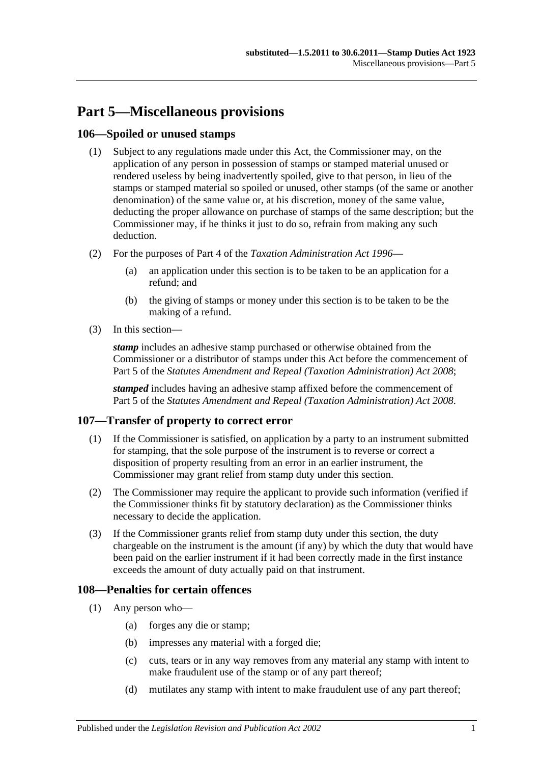# Part 5—Miscellaneous provisions

## 106—Spoiled or unused stamps

(1) Subject to any regulations made under this Act, the Commissioner may, on the application of any person in possession of stamps or stamped material unused or rendered useless by being inadvertently spoiled, give to that person, in lieu of the stamps or stamped material so spoiled or unused, other stamps (of the same or another denomination) of the same value or, at his discretion, money of the same value, deducting the proper allowance on purchase of stamps of the same description; but the Commissioner may, if he thinks it just to do so, refrain from making any such deduction.

(2) For the purposes of Part 4 of the *Taxation Administration Act 1996*—

(a) an application under this section is to be taken to be an application for a refund; and

(b) the giving of stamps or money under this section is to be taken to be the making of a refund.

(3) In this section—

***stamp*** includes an adhesive stamp purchased or otherwise obtained from the Commissioner or a distributor of stamps under this Act before the commencement of Part 5 of the *Statutes Amendment and Repeal (Taxation Administration) Act 2008*;

***stamped*** includes having an adhesive stamp affixed before the commencement of Part 5 of the *Statutes Amendment and Repeal (Taxation Administration) Act 2008*.

## 107—Transfer of property to correct error

(1) If the Commissioner is satisfied, on application by a party to an instrument submitted for stamping, that the sole purpose of the instrument is to reverse or correct a disposition of property resulting from an error in an earlier instrument, the Commissioner may grant relief from stamp duty under this section.

(2) The Commissioner may require the applicant to provide such information (verified if the Commissioner thinks fit by statutory declaration) as the Commissioner thinks necessary to decide the application.

(3) If the Commissioner grants relief from stamp duty under this section, the duty chargeable on the instrument is the amount (if any) by which the duty that would have been paid on the earlier instrument if it had been correctly made in the first instance exceeds the amount of duty actually paid on that instrument.

## 108—Penalties for certain offences

(1) Any person who—

(a) forges any die or stamp;

(b) impresses any material with a forged die;

(c) cuts, tears or in any way removes from any material any stamp with intent to make fraudulent use of the stamp or of any part thereof;

(d) mutilates any stamp with intent to make fraudulent use of any part thereof;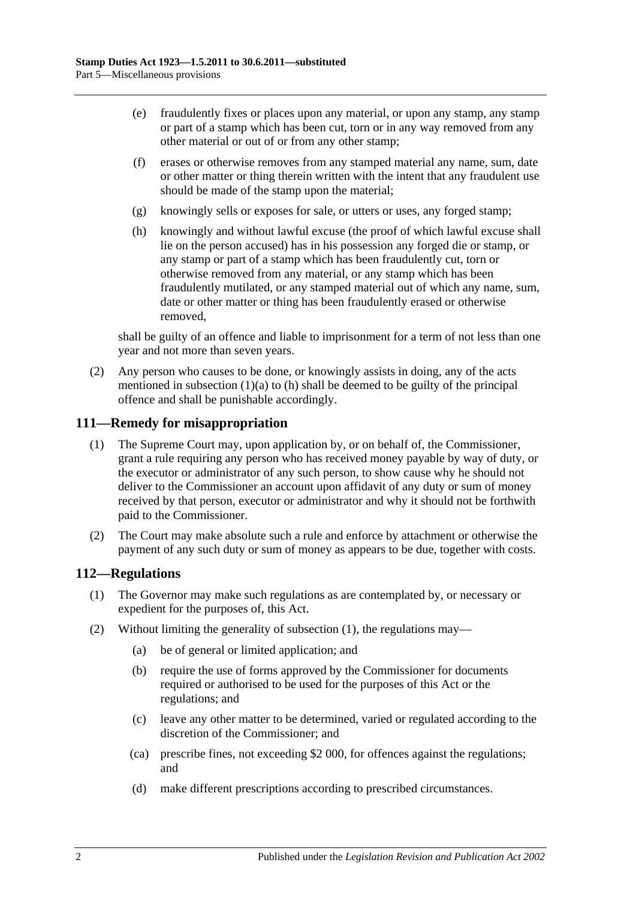(e) fraudulently fixes or places upon any material, or upon any stamp, any stamp or part of a stamp which has been cut, torn or in any way removed from any other material or out of or from any other stamp;

(f) erases or otherwise removes from any stamped material any name, sum, date or other matter or thing therein written with the intent that any fraudulent use should be made of the stamp upon the material;

(g) knowingly sells or exposes for sale, or utters or uses, any forged stamp;

(h) knowingly and without lawful excuse (the proof of which lawful excuse shall lie on the person accused) has in his possession any forged die or stamp, or any stamp or part of a stamp which has been fraudulently cut, torn or otherwise removed from any material, or any stamp which has been fraudulently mutilated, or any stamped material out of which any name, sum, date or other matter or thing has been fraudulently erased or otherwise removed,

shall be guilty of an offence and liable to imprisonment for a term of not less than one year and not more than seven years.

(2) Any person who causes to be done, or knowingly assists in doing, any of the acts mentioned in subsection (1)(a) to (h) shall be deemed to be guilty of the principal offence and shall be punishable accordingly.

## 111—Remedy for misappropriation

(1) The Supreme Court may, upon application by, or on behalf of, the Commissioner, grant a rule requiring any person who has received money payable by way of duty, or the executor or administrator of any such person, to show cause why he should not deliver to the Commissioner an account upon affidavit of any duty or sum of money received by that person, executor or administrator and why it should not be forthwith paid to the Commissioner.

(2) The Court may make absolute such a rule and enforce by attachment or otherwise the payment of any such duty or sum of money as appears to be due, together with costs.

## 112—Regulations

(1) The Governor may make such regulations as are contemplated by, or necessary or expedient for the purposes of, this Act.

(2) Without limiting the generality of subsection (1), the regulations may—

(a) be of general or limited application; and

(b) require the use of forms approved by the Commissioner for documents required or authorised to be used for the purposes of this Act or the regulations; and

(c) leave any other matter to be determined, varied or regulated according to the discretion of the Commissioner; and

(ca) prescribe fines, not exceeding $2 000, for offences against the regulations; and

(d) make different prescriptions according to prescribed circumstances.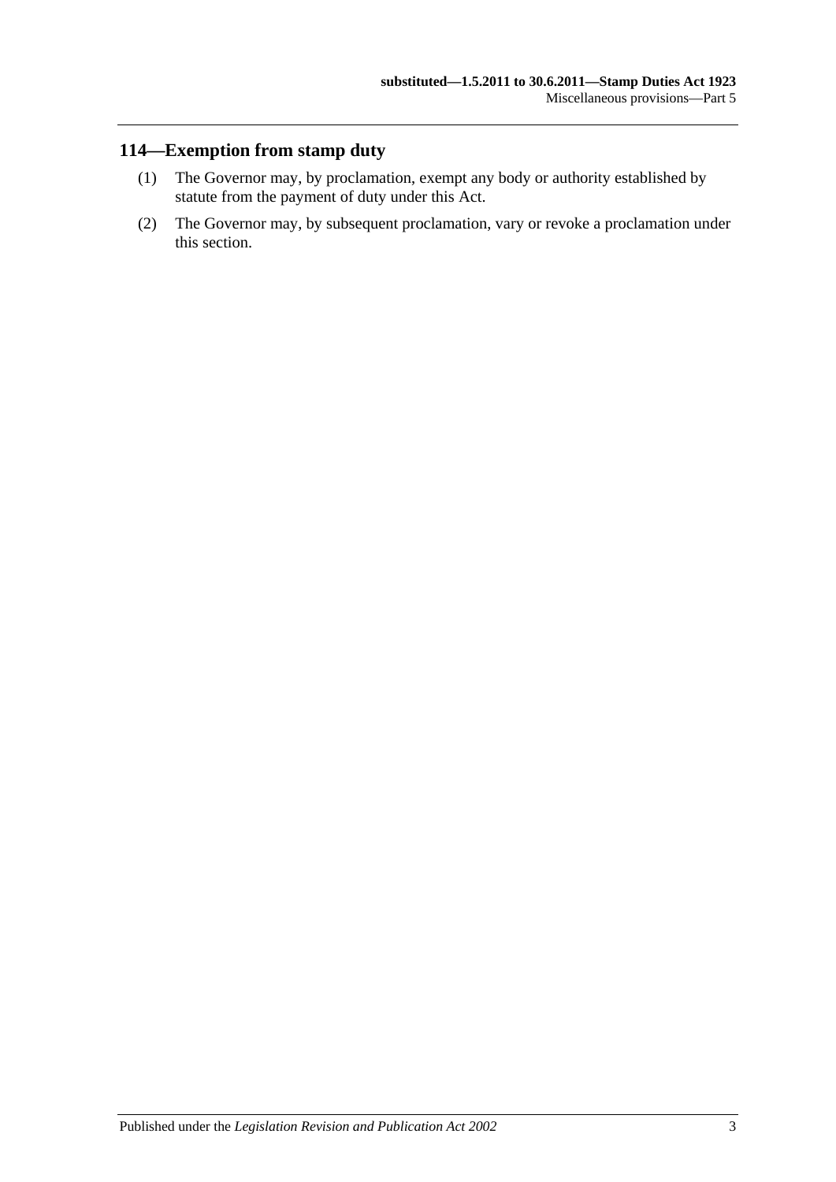## 114—Exemption from stamp duty

(1) The Governor may, by proclamation, exempt any body or authority established by statute from the payment of duty under this Act.

(2) The Governor may, by subsequent proclamation, vary or revoke a proclamation under this section.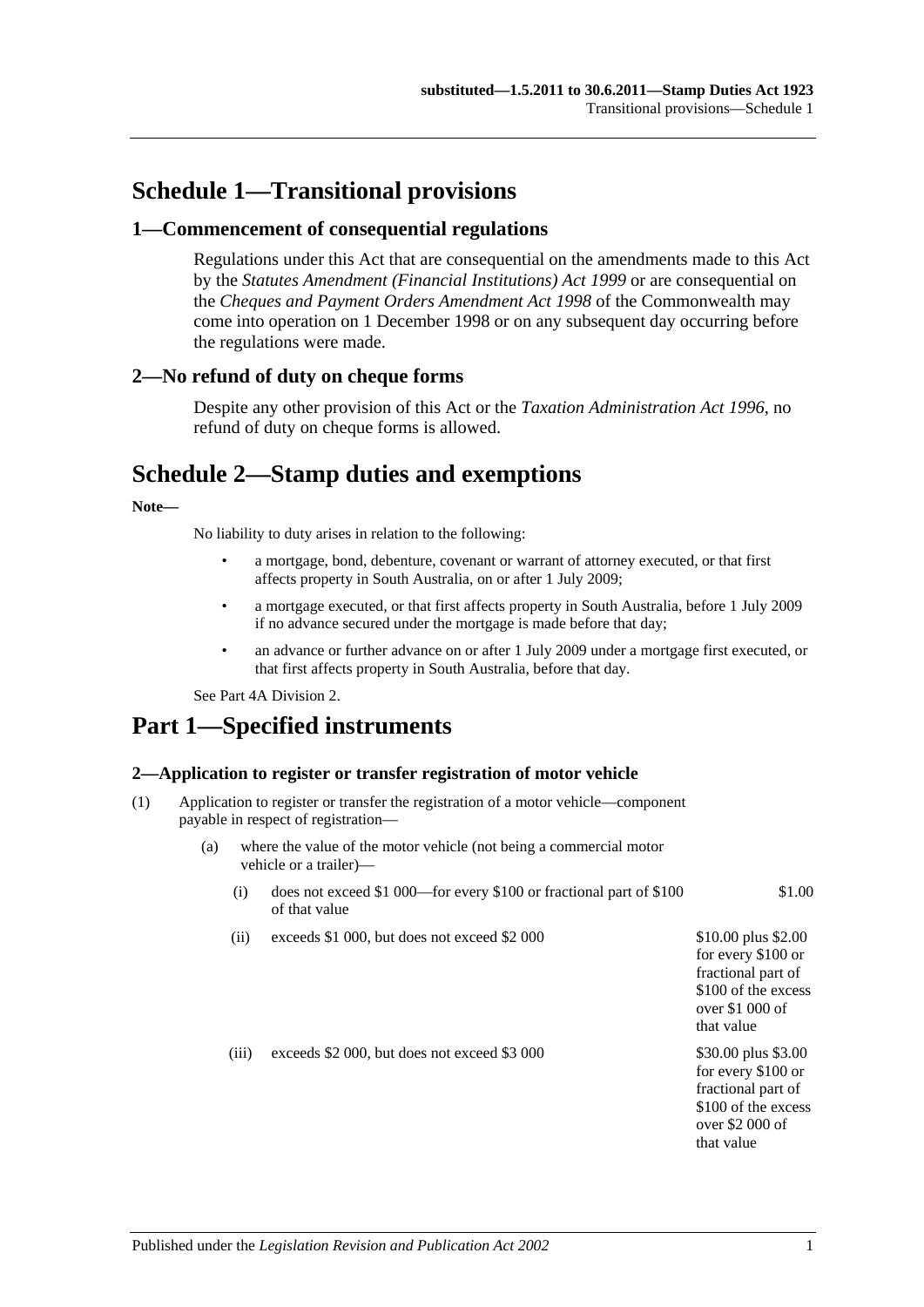# Schedule 1—Transitional provisions

## 1—Commencement of consequential regulations

Regulations under this Act that are consequential on the amendments made to this Act by the *Statutes Amendment (Financial Institutions) Act 1999* or are consequential on the *Cheques and Payment Orders Amendment Act 1998* of the Commonwealth may come into operation on 1 December 1998 or on any subsequent day occurring before the regulations were made.

## 2—No refund of duty on cheque forms

Despite any other provision of this Act or the *Taxation Administration Act 1996*, no refund of duty on cheque forms is allowed.

# Schedule 2—Stamp duties and exemptions

**Note—**

No liability to duty arises in relation to the following:

- a mortgage, bond, debenture, covenant or warrant of attorney executed, or that first affects property in South Australia, on or after 1 July 2009;
- a mortgage executed, or that first affects property in South Australia, before 1 July 2009 if no advance secured under the mortgage is made before that day;
- an advance or further advance on or after 1 July 2009 under a mortgage first executed, or that first affects property in South Australia, before that day.

See Part 4A Division 2.

# Part 1—Specified instruments

### 2—Application to register or transfer registration of motor vehicle

(1) Application to register or transfer the registration of a motor vehicle—component payable in respect of registration—

(a) where the value of the motor vehicle (not being a commercial motor vehicle or a trailer)—

| | | |
|---|---|---|
| (i) | does not exceed $1 000—for every $100 or fractional part of $100 of that value | $1.00 |
| (ii) | exceeds $1 000, but does not exceed $2 000 | $10.00 plus $2.00 for every $100 or fractional part of $100 of the excess over $1 000 of that value |
| (iii) | exceeds $2 000, but does not exceed $3 000 | $30.00 plus $3.00 for every $100 or fractional part of $100 of the excess over $2 000 of that value |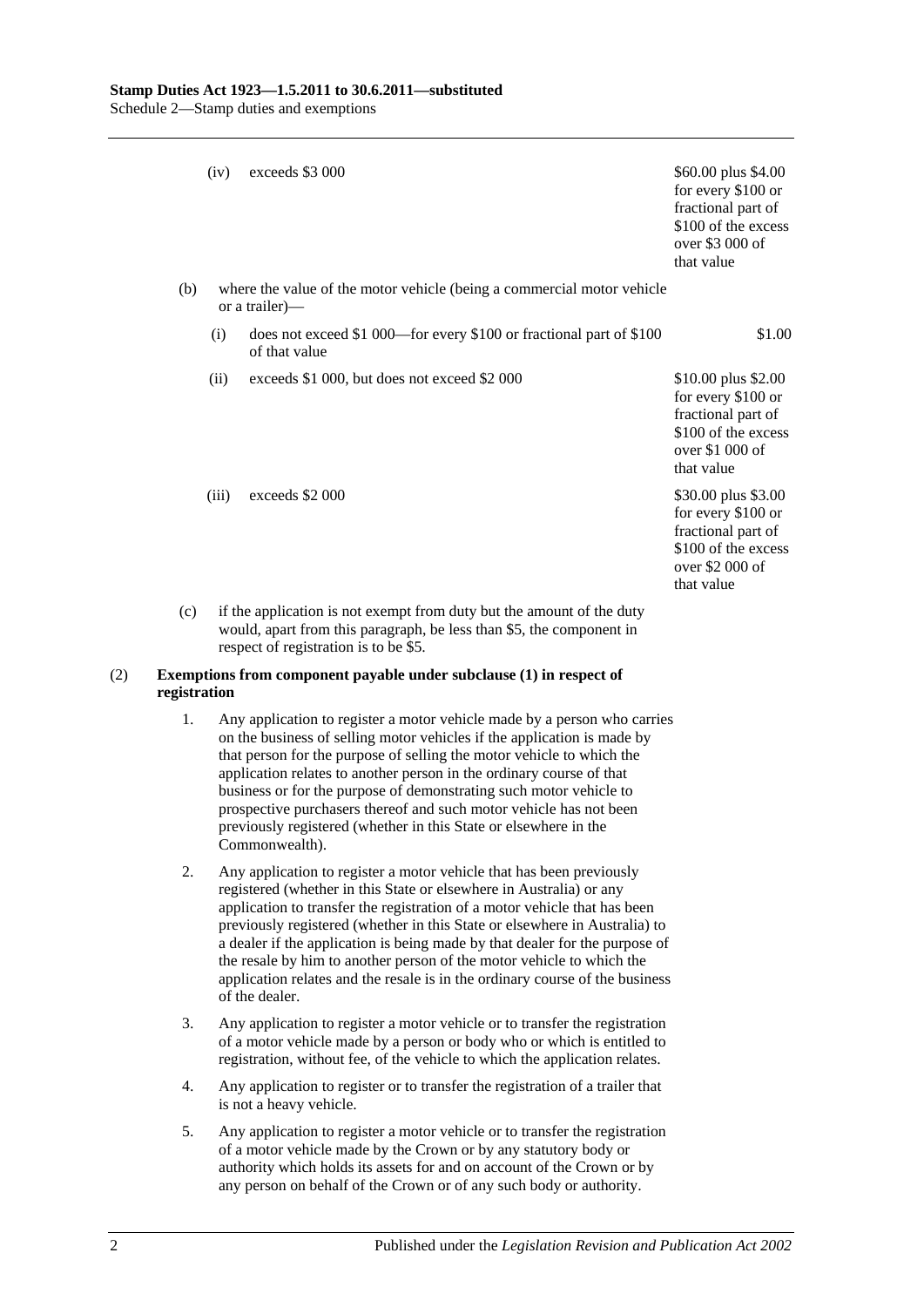(iv) exceeds $3 000 — $60.00 plus $4.00 for every $100 or fractional part of $100 of the excess over $3 000 of that value

(b) where the value of the motor vehicle (being a commercial motor vehicle or a trailer)—

(i) does not exceed $1 000—for every $100 or fractional part of $100 of that value — $1.00

(ii) exceeds $1 000, but does not exceed $2 000 — $10.00 plus $2.00 for every $100 or fractional part of $100 of the excess over $1 000 of that value

(iii) exceeds $2 000 — $30.00 plus $3.00 for every $100 or fractional part of $100 of the excess over $2 000 of that value

(c) if the application is not exempt from duty but the amount of the duty would, apart from this paragraph, be less than $5, the component in respect of registration is to be $5.

(2) **Exemptions from component payable under subclause (1) in respect of registration**

1. Any application to register a motor vehicle made by a person who carries on the business of selling motor vehicles if the application is made by that person for the purpose of selling the motor vehicle to which the application relates to another person in the ordinary course of that business or for the purpose of demonstrating such motor vehicle to prospective purchasers thereof and such motor vehicle has not been previously registered (whether in this State or elsewhere in the Commonwealth).

2. Any application to register a motor vehicle that has been previously registered (whether in this State or elsewhere in Australia) or any application to transfer the registration of a motor vehicle that has been previously registered (whether in this State or elsewhere in Australia) to a dealer if the application is being made by that dealer for the purpose of the resale by him to another person of the motor vehicle to which the application relates and the resale is in the ordinary course of the business of the dealer.

3. Any application to register a motor vehicle or to transfer the registration of a motor vehicle made by a person or body who or which is entitled to registration, without fee, of the vehicle to which the application relates.

4. Any application to register or to transfer the registration of a trailer that is not a heavy vehicle.

5. Any application to register a motor vehicle or to transfer the registration of a motor vehicle made by the Crown or by any statutory body or authority which holds its assets for and on account of the Crown or by any person on behalf of the Crown or of any such body or authority.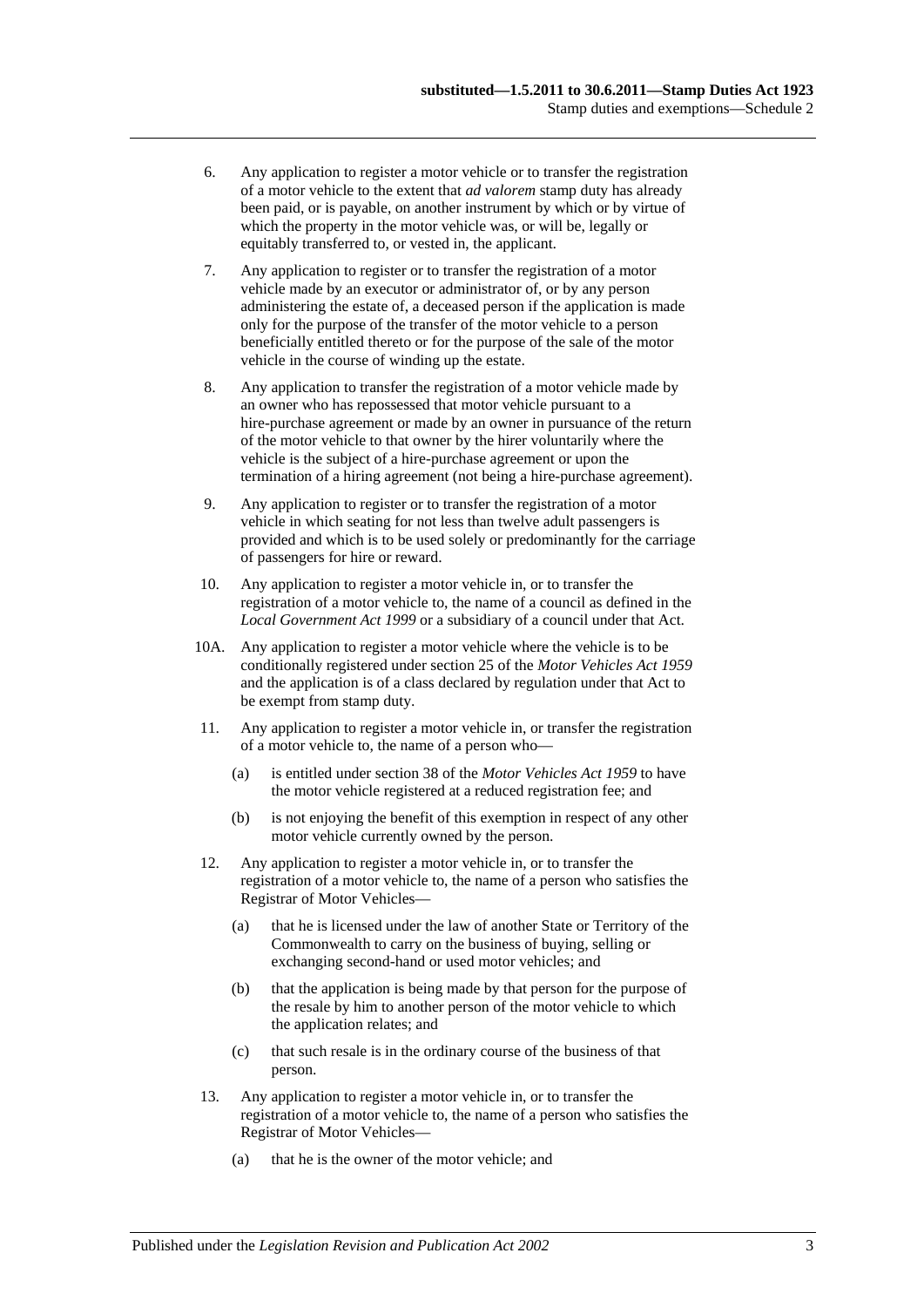6. Any application to register a motor vehicle or to transfer the registration of a motor vehicle to the extent that *ad valorem* stamp duty has already been paid, or is payable, on another instrument by which or by virtue of which the property in the motor vehicle was, or will be, legally or equitably transferred to, or vested in, the applicant.

7. Any application to register or to transfer the registration of a motor vehicle made by an executor or administrator of, or by any person administering the estate of, a deceased person if the application is made only for the purpose of the transfer of the motor vehicle to a person beneficially entitled thereto or for the purpose of the sale of the motor vehicle in the course of winding up the estate.

8. Any application to transfer the registration of a motor vehicle made by an owner who has repossessed that motor vehicle pursuant to a hire-purchase agreement or made by an owner in pursuance of the return of the motor vehicle to that owner by the hirer voluntarily where the vehicle is the subject of a hire-purchase agreement or upon the termination of a hiring agreement (not being a hire-purchase agreement).

9. Any application to register or to transfer the registration of a motor vehicle in which seating for not less than twelve adult passengers is provided and which is to be used solely or predominantly for the carriage of passengers for hire or reward.

10. Any application to register a motor vehicle in, or to transfer the registration of a motor vehicle to, the name of a council as defined in the *Local Government Act 1999* or a subsidiary of a council under that Act.

10A. Any application to register a motor vehicle where the vehicle is to be conditionally registered under section 25 of the *Motor Vehicles Act 1959* and the application is of a class declared by regulation under that Act to be exempt from stamp duty.

11. Any application to register a motor vehicle in, or transfer the registration of a motor vehicle to, the name of a person who—

    (a) is entitled under section 38 of the *Motor Vehicles Act 1959* to have the motor vehicle registered at a reduced registration fee; and

    (b) is not enjoying the benefit of this exemption in respect of any other motor vehicle currently owned by the person.

12. Any application to register a motor vehicle in, or to transfer the registration of a motor vehicle to, the name of a person who satisfies the Registrar of Motor Vehicles—

    (a) that he is licensed under the law of another State or Territory of the Commonwealth to carry on the business of buying, selling or exchanging second-hand or used motor vehicles; and

    (b) that the application is being made by that person for the purpose of the resale by him to another person of the motor vehicle to which the application relates; and

    (c) that such resale is in the ordinary course of the business of that person.

13. Any application to register a motor vehicle in, or to transfer the registration of a motor vehicle to, the name of a person who satisfies the Registrar of Motor Vehicles—

    (a) that he is the owner of the motor vehicle; and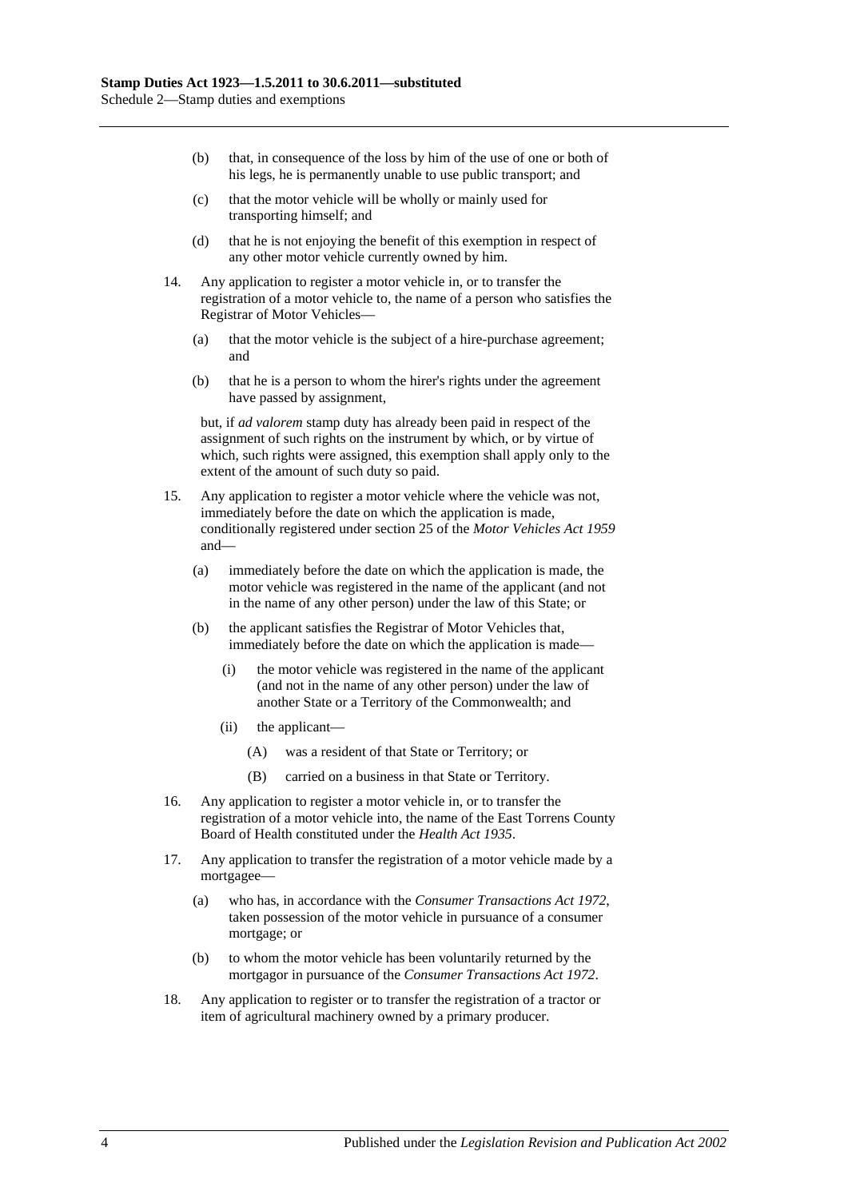(b) that, in consequence of the loss by him of the use of one or both of his legs, he is permanently unable to use public transport; and

(c) that the motor vehicle will be wholly or mainly used for transporting himself; and

(d) that he is not enjoying the benefit of this exemption in respect of any other motor vehicle currently owned by him.

14. Any application to register a motor vehicle in, or to transfer the registration of a motor vehicle to, the name of a person who satisfies the Registrar of Motor Vehicles—

(a) that the motor vehicle is the subject of a hire-purchase agreement; and

(b) that he is a person to whom the hirer's rights under the agreement have passed by assignment,

but, if *ad valorem* stamp duty has already been paid in respect of the assignment of such rights on the instrument by which, or by virtue of which, such rights were assigned, this exemption shall apply only to the extent of the amount of such duty so paid.

15. Any application to register a motor vehicle where the vehicle was not, immediately before the date on which the application is made, conditionally registered under section 25 of the *Motor Vehicles Act 1959* and—

(a) immediately before the date on which the application is made, the motor vehicle was registered in the name of the applicant (and not in the name of any other person) under the law of this State; or

(b) the applicant satisfies the Registrar of Motor Vehicles that, immediately before the date on which the application is made—

(i) the motor vehicle was registered in the name of the applicant (and not in the name of any other person) under the law of another State or a Territory of the Commonwealth; and

(ii) the applicant—

(A) was a resident of that State or Territory; or

(B) carried on a business in that State or Territory.

16. Any application to register a motor vehicle in, or to transfer the registration of a motor vehicle into, the name of the East Torrens County Board of Health constituted under the *Health Act 1935*.

17. Any application to transfer the registration of a motor vehicle made by a mortgagee—

(a) who has, in accordance with the *Consumer Transactions Act 1972*, taken possession of the motor vehicle in pursuance of a consumer mortgage; or

(b) to whom the motor vehicle has been voluntarily returned by the mortgagor in pursuance of the *Consumer Transactions Act 1972*.

18. Any application to register or to transfer the registration of a tractor or item of agricultural machinery owned by a primary producer.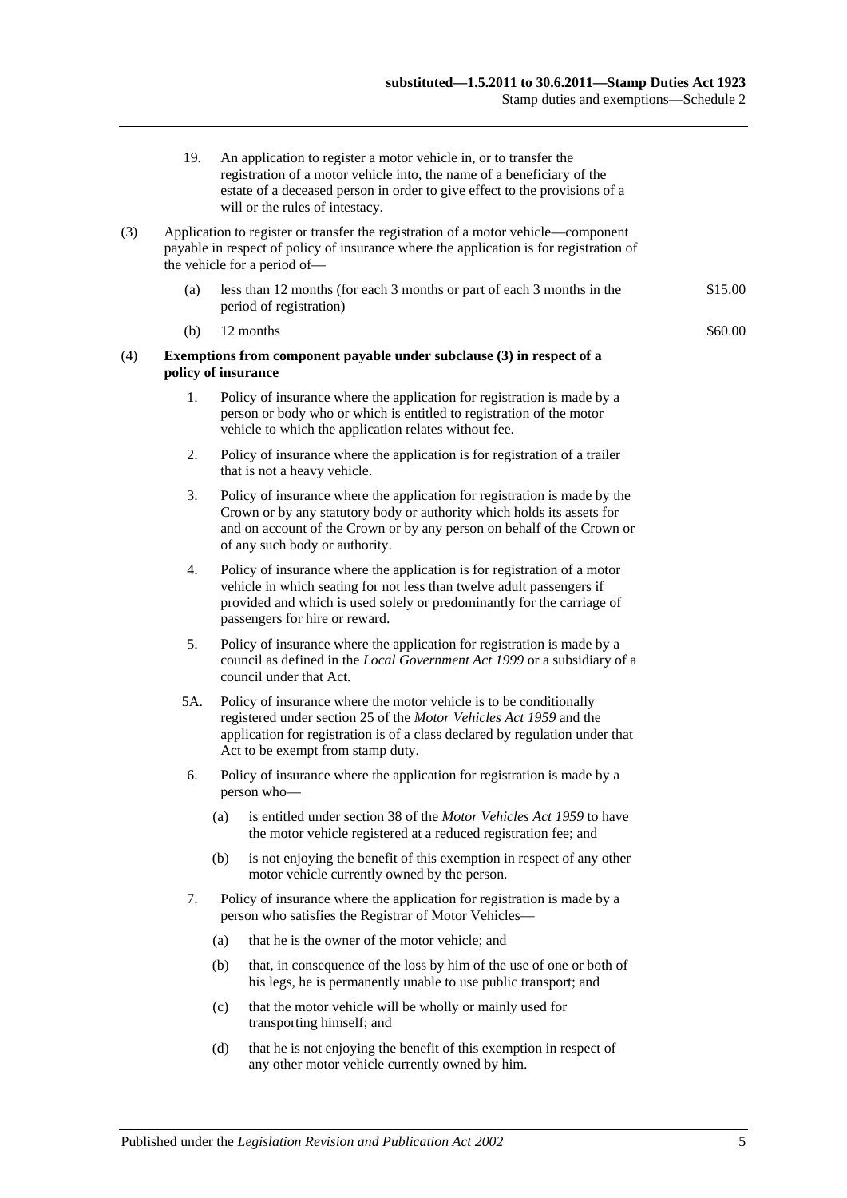19. An application to register a motor vehicle in, or to transfer the registration of a motor vehicle into, the name of a beneficiary of the estate of a deceased person in order to give effect to the provisions of a will or the rules of intestacy.

(3) Application to register or transfer the registration of a motor vehicle—component payable in respect of policy of insurance where the application is for registration of the vehicle for a period of—

(a) less than 12 months (for each 3 months or part of each 3 months in the period of registration) — $15.00

(b) 12 months — $60.00

(4) **Exemptions from component payable under subclause (3) in respect of a policy of insurance**

1. Policy of insurance where the application for registration is made by a person or body who or which is entitled to registration of the motor vehicle to which the application relates without fee.

2. Policy of insurance where the application is for registration of a trailer that is not a heavy vehicle.

3. Policy of insurance where the application for registration is made by the Crown or by any statutory body or authority which holds its assets for and on account of the Crown or by any person on behalf of the Crown or of any such body or authority.

4. Policy of insurance where the application is for registration of a motor vehicle in which seating for not less than twelve adult passengers if provided and which is used solely or predominantly for the carriage of passengers for hire or reward.

5. Policy of insurance where the application for registration is made by a council as defined in the *Local Government Act 1999* or a subsidiary of a council under that Act.

5A. Policy of insurance where the motor vehicle is to be conditionally registered under section 25 of the *Motor Vehicles Act 1959* and the application for registration is of a class declared by regulation under that Act to be exempt from stamp duty.

6. Policy of insurance where the application for registration is made by a person who—

   (a) is entitled under section 38 of the *Motor Vehicles Act 1959* to have the motor vehicle registered at a reduced registration fee; and

   (b) is not enjoying the benefit of this exemption in respect of any other motor vehicle currently owned by the person.

7. Policy of insurance where the application for registration is made by a person who satisfies the Registrar of Motor Vehicles—

   (a) that he is the owner of the motor vehicle; and

   (b) that, in consequence of the loss by him of the use of one or both of his legs, he is permanently unable to use public transport; and

   (c) that the motor vehicle will be wholly or mainly used for transporting himself; and

   (d) that he is not enjoying the benefit of this exemption in respect of any other motor vehicle currently owned by him.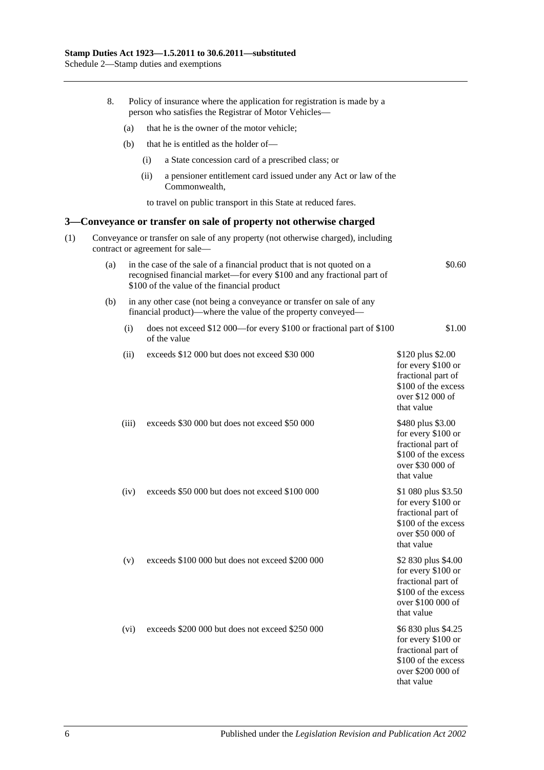8. Policy of insurance where the application for registration is made by a person who satisfies the Registrar of Motor Vehicles—

   (a) that he is the owner of the motor vehicle;

   (b) that he is entitled as the holder of—

      (i) a State concession card of a prescribed class; or

      (ii) a pensioner entitlement card issued under any Act or law of the Commonwealth,

      to travel on public transport in this State at reduced fares.

## 3—Conveyance or transfer on sale of property not otherwise charged

(1) Conveyance or transfer on sale of any property (not otherwise charged), including contract or agreement for sale—

| | | |
|---|---|---|
| (a) | in the case of the sale of a financial product that is not quoted on a recognised financial market—for every $100 and any fractional part of $100 of the value of the financial product | $0.60 |
| (b) | in any other case (not being a conveyance or transfer on sale of any financial product)—where the value of the property conveyed— | |
| (i) | does not exceed $12 000—for every $100 or fractional part of $100 of the value | $1.00 |
| (ii) | exceeds $12 000 but does not exceed $30 000 | $120 plus $2.00 for every $100 or fractional part of $100 of the excess over $12 000 of that value |
| (iii) | exceeds $30 000 but does not exceed $50 000 | $480 plus $3.00 for every $100 or fractional part of $100 of the excess over $30 000 of that value |
| (iv) | exceeds $50 000 but does not exceed $100 000 | $1 080 plus $3.50 for every $100 or fractional part of $100 of the excess over $50 000 of that value |
| (v) | exceeds $100 000 but does not exceed $200 000 | $2 830 plus $4.00 for every $100 or fractional part of $100 of the excess over $100 000 of that value |
| (vi) | exceeds $200 000 but does not exceed $250 000 | $6 830 plus $4.25 for every $100 or fractional part of $100 of the excess over $200 000 of that value |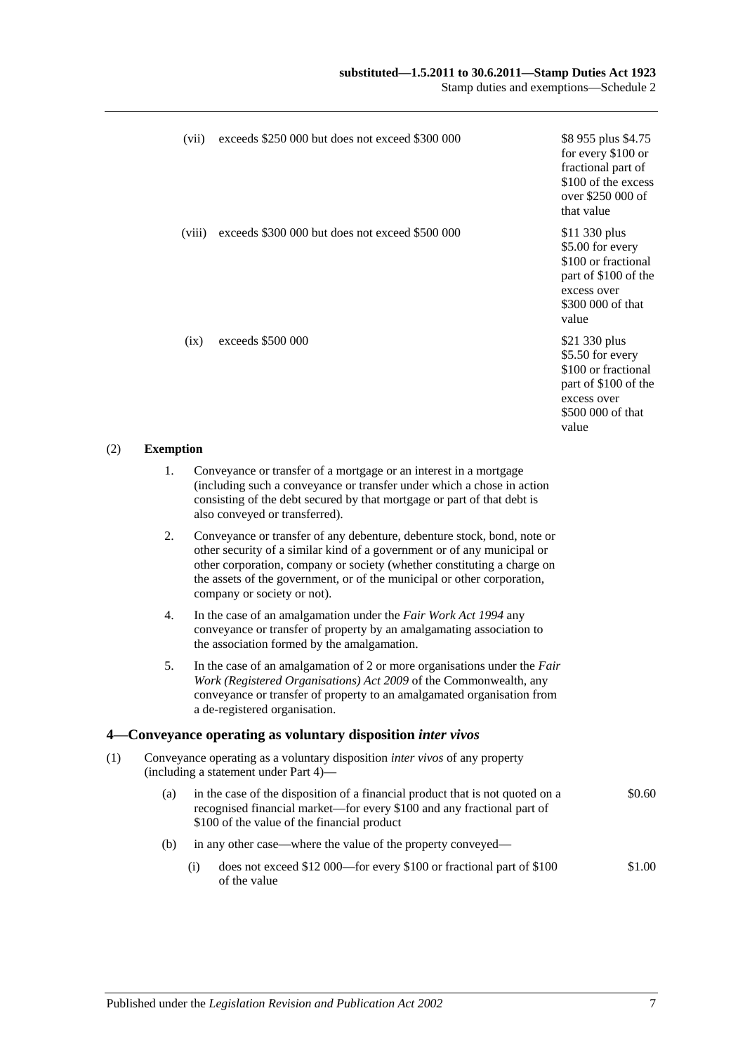| | | |
|---|---|---|
| (vii) | exceeds \$250 000 but does not exceed \$300 000 | \$8 955 plus \$4.75 for every \$100 or fractional part of \$100 of the excess over \$250 000 of that value |
| (viii) | exceeds \$300 000 but does not exceed \$500 000 | \$11 330 plus \$5.00 for every \$100 or fractional part of \$100 of the excess over \$300 000 of that value |
| (ix) | exceeds \$500 000 | \$21 330 plus \$5.50 for every \$100 or fractional part of \$100 of the excess over \$500 000 of that value |

(2) **Exemption**

1. Conveyance or transfer of a mortgage or an interest in a mortgage (including such a conveyance or transfer under which a chose in action consisting of the debt secured by that mortgage or part of that debt is also conveyed or transferred).

2. Conveyance or transfer of any debenture, debenture stock, bond, note or other security of a similar kind of a government or of any municipal or other corporation, company or society (whether constituting a charge on the assets of the government, or of the municipal or other corporation, company or society or not).

4. In the case of an amalgamation under the *Fair Work Act 1994* any conveyance or transfer of property by an amalgamating association to the association formed by the amalgamation.

5. In the case of an amalgamation of 2 or more organisations under the *Fair Work (Registered Organisations) Act 2009* of the Commonwealth, any conveyance or transfer of property to an amalgamated organisation from a de-registered organisation.

## 4—Conveyance operating as voluntary disposition *inter vivos*

(1) Conveyance operating as a voluntary disposition *inter vivos* of any property (including a statement under Part 4)—

| | | |
|---|---|---|
| (a) | in the case of the disposition of a financial product that is not quoted on a recognised financial market—for every \$100 and any fractional part of \$100 of the value of the financial product | \$0.60 |
| (b) | in any other case—where the value of the property conveyed— | |
| (i) | does not exceed \$12 000—for every \$100 or fractional part of \$100 of the value | \$1.00 |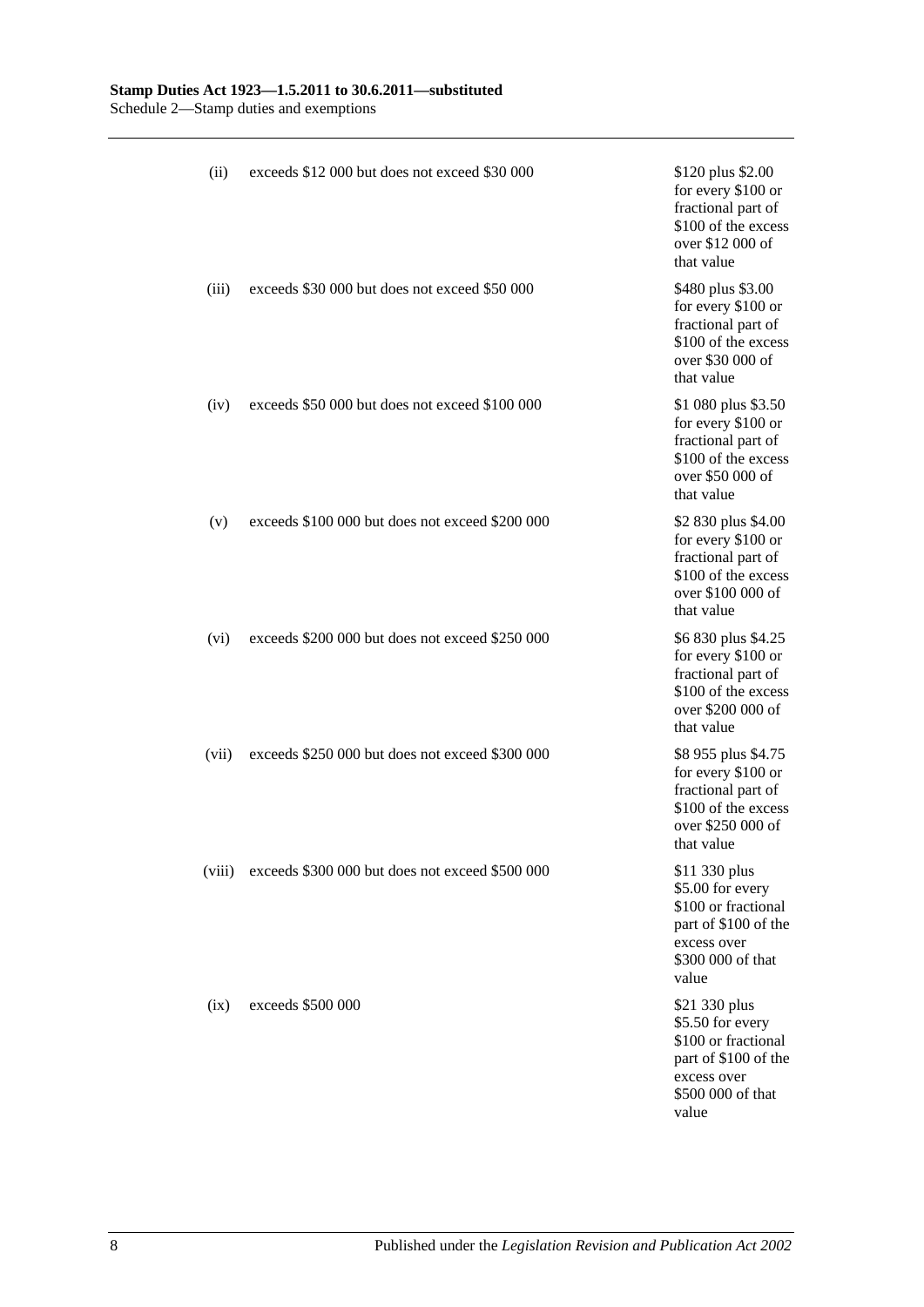| | | |
|---|---|---|
| (ii) | exceeds \$12 000 but does not exceed \$30 000 | \$120 plus \$2.00 for every \$100 or fractional part of \$100 of the excess over \$12 000 of that value |
| (iii) | exceeds \$30 000 but does not exceed \$50 000 | \$480 plus \$3.00 for every \$100 or fractional part of \$100 of the excess over \$30 000 of that value |
| (iv) | exceeds \$50 000 but does not exceed \$100 000 | \$1 080 plus \$3.50 for every \$100 or fractional part of \$100 of the excess over \$50 000 of that value |
| (v) | exceeds \$100 000 but does not exceed \$200 000 | \$2 830 plus \$4.00 for every \$100 or fractional part of \$100 of the excess over \$100 000 of that value |
| (vi) | exceeds \$200 000 but does not exceed \$250 000 | \$6 830 plus \$4.25 for every \$100 or fractional part of \$100 of the excess over \$200 000 of that value |
| (vii) | exceeds \$250 000 but does not exceed \$300 000 | \$8 955 plus \$4.75 for every \$100 or fractional part of \$100 of the excess over \$250 000 of that value |
| (viii) | exceeds \$300 000 but does not exceed \$500 000 | \$11 330 plus \$5.00 for every \$100 or fractional part of \$100 of the excess over \$300 000 of that value |
| (ix) | exceeds \$500 000 | \$21 330 plus \$5.50 for every \$100 or fractional part of \$100 of the excess over \$500 000 of that value |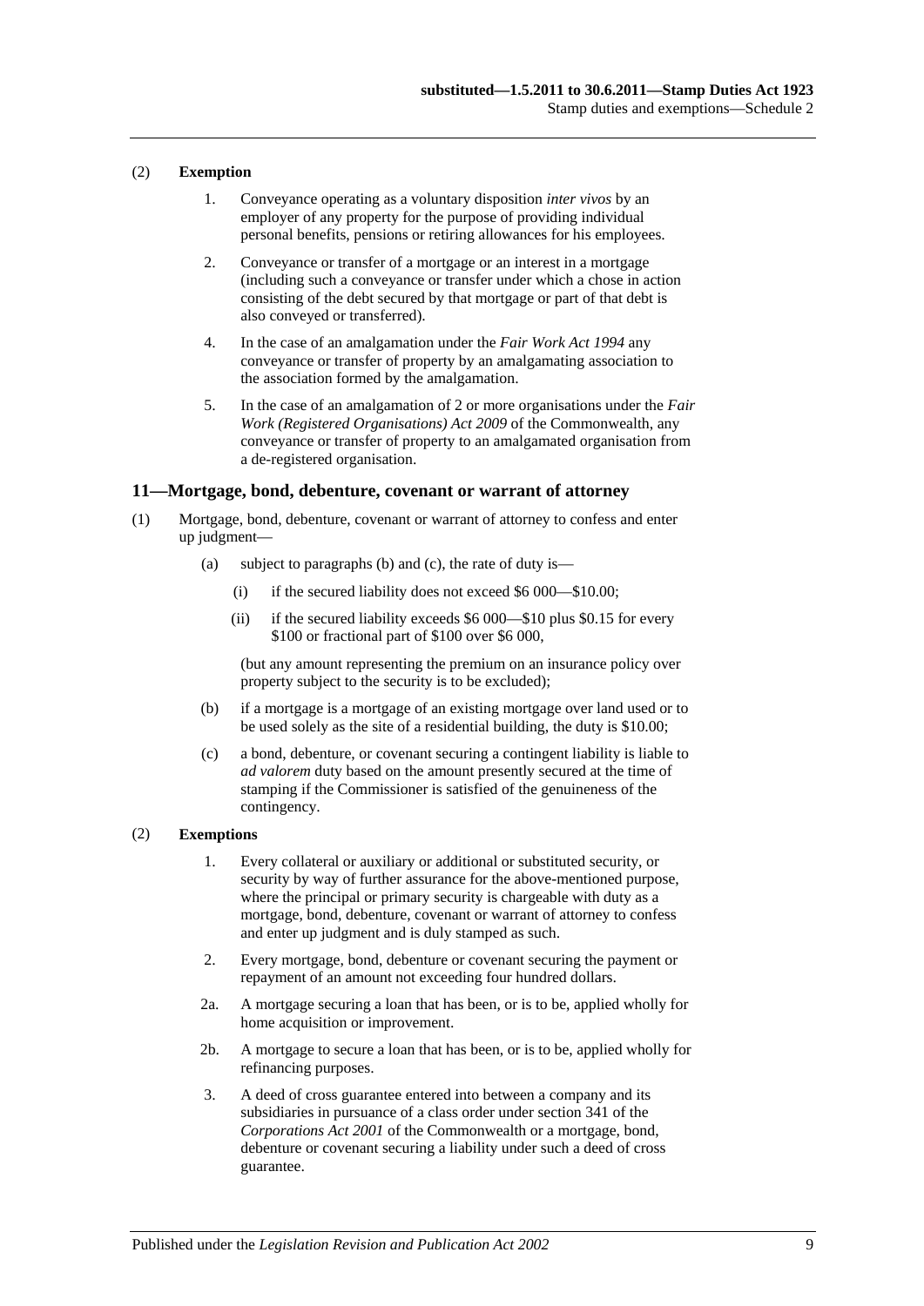(2) **Exemption**

1. Conveyance operating as a voluntary disposition *inter vivos* by an employer of any property for the purpose of providing individual personal benefits, pensions or retiring allowances for his employees.

2. Conveyance or transfer of a mortgage or an interest in a mortgage (including such a conveyance or transfer under which a chose in action consisting of the debt secured by that mortgage or part of that debt is also conveyed or transferred).

4. In the case of an amalgamation under the *Fair Work Act 1994* any conveyance or transfer of property by an amalgamating association to the association formed by the amalgamation.

5. In the case of an amalgamation of 2 or more organisations under the *Fair Work (Registered Organisations) Act 2009* of the Commonwealth, any conveyance or transfer of property to an amalgamated organisation from a de-registered organisation.

## 11—Mortgage, bond, debenture, covenant or warrant of attorney

(1) Mortgage, bond, debenture, covenant or warrant of attorney to confess and enter up judgment—

(a) subject to paragraphs (b) and (c), the rate of duty is—

(i) if the secured liability does not exceed $6 000—$10.00;

(ii) if the secured liability exceeds $6 000—$10 plus $0.15 for every $100 or fractional part of $100 over $6 000,

(but any amount representing the premium on an insurance policy over property subject to the security is to be excluded);

(b) if a mortgage is a mortgage of an existing mortgage over land used or to be used solely as the site of a residential building, the duty is $10.00;

(c) a bond, debenture, or covenant securing a contingent liability is liable to *ad valorem* duty based on the amount presently secured at the time of stamping if the Commissioner is satisfied of the genuineness of the contingency.

(2) **Exemptions**

1. Every collateral or auxiliary or additional or substituted security, or security by way of further assurance for the above-mentioned purpose, where the principal or primary security is chargeable with duty as a mortgage, bond, debenture, covenant or warrant of attorney to confess and enter up judgment and is duly stamped as such.

2. Every mortgage, bond, debenture or covenant securing the payment or repayment of an amount not exceeding four hundred dollars.

2a. A mortgage securing a loan that has been, or is to be, applied wholly for home acquisition or improvement.

2b. A mortgage to secure a loan that has been, or is to be, applied wholly for refinancing purposes.

3. A deed of cross guarantee entered into between a company and its subsidiaries in pursuance of a class order under section 341 of the *Corporations Act 2001* of the Commonwealth or a mortgage, bond, debenture or covenant securing a liability under such a deed of cross guarantee.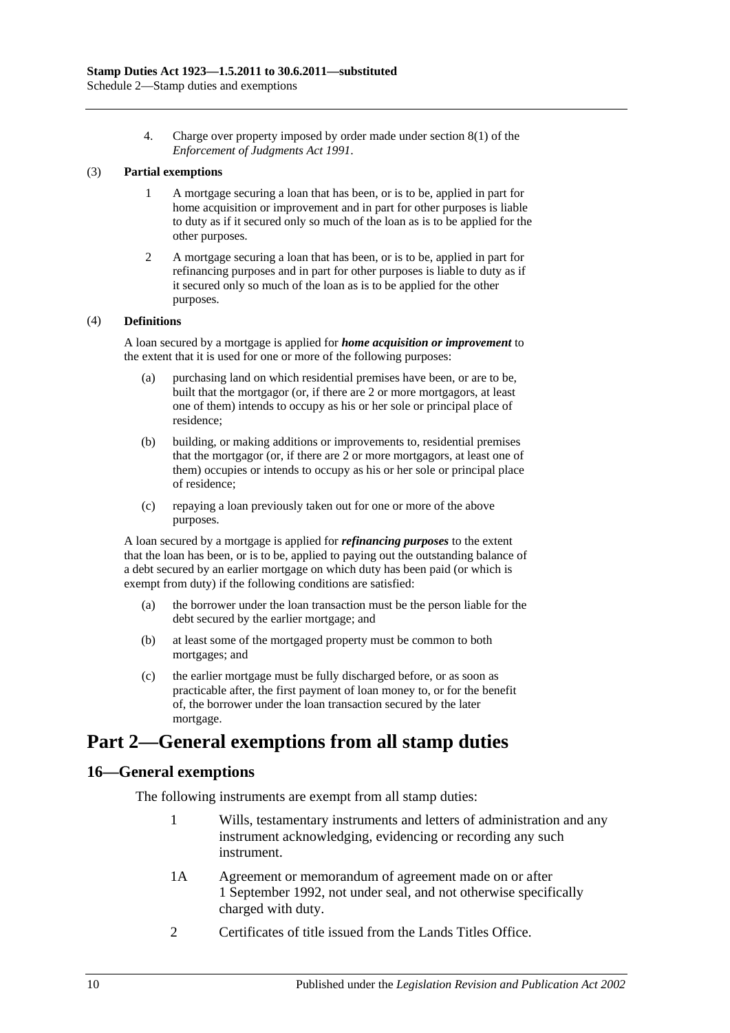4. Charge over property imposed by order made under section 8(1) of the *Enforcement of Judgments Act 1991*.

(3) **Partial exemptions**

1 A mortgage securing a loan that has been, or is to be, applied in part for home acquisition or improvement and in part for other purposes is liable to duty as if it secured only so much of the loan as is to be applied for the other purposes.

2 A mortgage securing a loan that has been, or is to be, applied in part for refinancing purposes and in part for other purposes is liable to duty as if it secured only so much of the loan as is to be applied for the other purposes.

(4) **Definitions**

A loan secured by a mortgage is applied for ***home acquisition or improvement*** to the extent that it is used for one or more of the following purposes:

(a) purchasing land on which residential premises have been, or are to be, built that the mortgagor (or, if there are 2 or more mortgagors, at least one of them) intends to occupy as his or her sole or principal place of residence;

(b) building, or making additions or improvements to, residential premises that the mortgagor (or, if there are 2 or more mortgagors, at least one of them) occupies or intends to occupy as his or her sole or principal place of residence;

(c) repaying a loan previously taken out for one or more of the above purposes.

A loan secured by a mortgage is applied for ***refinancing purposes*** to the extent that the loan has been, or is to be, applied to paying out the outstanding balance of a debt secured by an earlier mortgage on which duty has been paid (or which is exempt from duty) if the following conditions are satisfied:

(a) the borrower under the loan transaction must be the person liable for the debt secured by the earlier mortgage; and

(b) at least some of the mortgaged property must be common to both mortgages; and

(c) the earlier mortgage must be fully discharged before, or as soon as practicable after, the first payment of loan money to, or for the benefit of, the borrower under the loan transaction secured by the later mortgage.

# Part 2—General exemptions from all stamp duties

## 16—General exemptions

The following instruments are exempt from all stamp duties:

1 Wills, testamentary instruments and letters of administration and any instrument acknowledging, evidencing or recording any such instrument.

1A Agreement or memorandum of agreement made on or after 1 September 1992, not under seal, and not otherwise specifically charged with duty.

2 Certificates of title issued from the Lands Titles Office.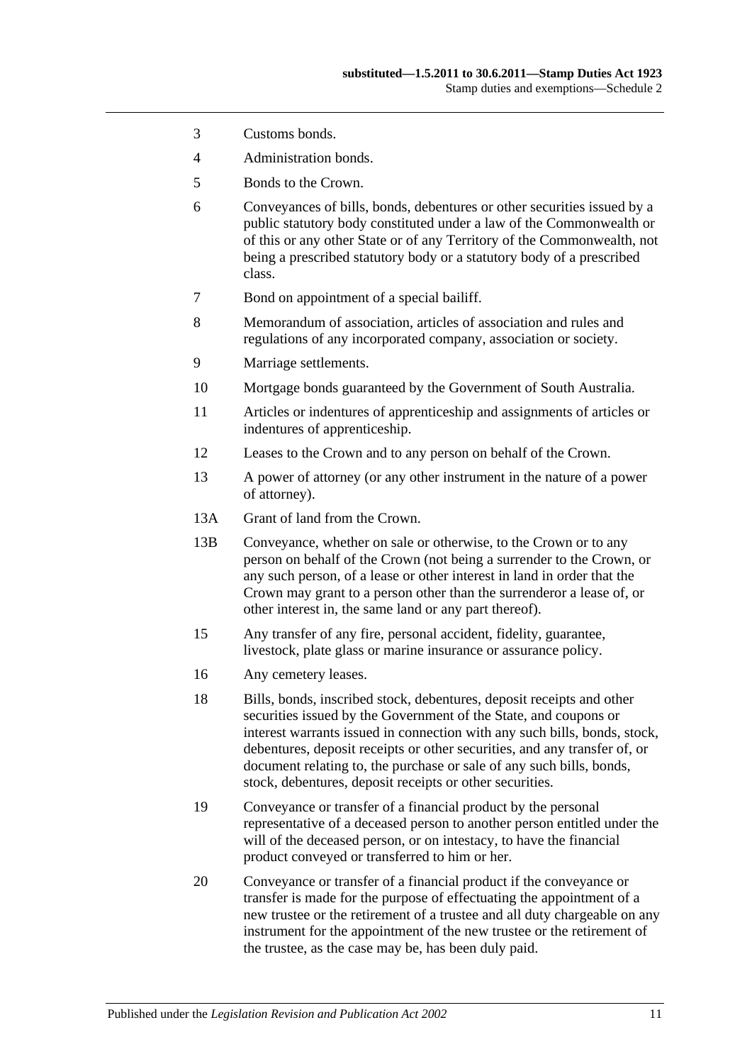3 Customs bonds.

4 Administration bonds.

5 Bonds to the Crown.

6 Conveyances of bills, bonds, debentures or other securities issued by a public statutory body constituted under a law of the Commonwealth or of this or any other State or of any Territory of the Commonwealth, not being a prescribed statutory body or a statutory body of a prescribed class.

7 Bond on appointment of a special bailiff.

8 Memorandum of association, articles of association and rules and regulations of any incorporated company, association or society.

9 Marriage settlements.

10 Mortgage bonds guaranteed by the Government of South Australia.

11 Articles or indentures of apprenticeship and assignments of articles or indentures of apprenticeship.

12 Leases to the Crown and to any person on behalf of the Crown.

13 A power of attorney (or any other instrument in the nature of a power of attorney).

13A Grant of land from the Crown.

13B Conveyance, whether on sale or otherwise, to the Crown or to any person on behalf of the Crown (not being a surrender to the Crown, or any such person, of a lease or other interest in land in order that the Crown may grant to a person other than the surrenderor a lease of, or other interest in, the same land or any part thereof).

15 Any transfer of any fire, personal accident, fidelity, guarantee, livestock, plate glass or marine insurance or assurance policy.

16 Any cemetery leases.

18 Bills, bonds, inscribed stock, debentures, deposit receipts and other securities issued by the Government of the State, and coupons or interest warrants issued in connection with any such bills, bonds, stock, debentures, deposit receipts or other securities, and any transfer of, or document relating to, the purchase or sale of any such bills, bonds, stock, debentures, deposit receipts or other securities.

19 Conveyance or transfer of a financial product by the personal representative of a deceased person to another person entitled under the will of the deceased person, or on intestacy, to have the financial product conveyed or transferred to him or her.

20 Conveyance or transfer of a financial product if the conveyance or transfer is made for the purpose of effectuating the appointment of a new trustee or the retirement of a trustee and all duty chargeable on any instrument for the appointment of the new trustee or the retirement of the trustee, as the case may be, has been duly paid.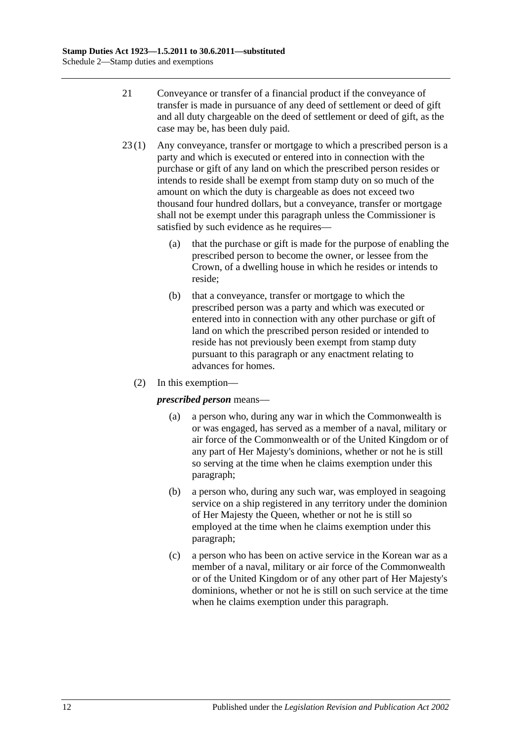21 Conveyance or transfer of a financial product if the conveyance of transfer is made in pursuance of any deed of settlement or deed of gift and all duty chargeable on the deed of settlement or deed of gift, as the case may be, has been duly paid.

23 (1) Any conveyance, transfer or mortgage to which a prescribed person is a party and which is executed or entered into in connection with the purchase or gift of any land on which the prescribed person resides or intends to reside shall be exempt from stamp duty on so much of the amount on which the duty is chargeable as does not exceed two thousand four hundred dollars, but a conveyance, transfer or mortgage shall not be exempt under this paragraph unless the Commissioner is satisfied by such evidence as he requires—

(a) that the purchase or gift is made for the purpose of enabling the prescribed person to become the owner, or lessee from the Crown, of a dwelling house in which he resides or intends to reside;

(b) that a conveyance, transfer or mortgage to which the prescribed person was a party and which was executed or entered into in connection with any other purchase or gift of land on which the prescribed person resided or intended to reside has not previously been exempt from stamp duty pursuant to this paragraph or any enactment relating to advances for homes.

(2) In this exemption—

***prescribed person*** means—

(a) a person who, during any war in which the Commonwealth is or was engaged, has served as a member of a naval, military or air force of the Commonwealth or of the United Kingdom or of any part of Her Majesty's dominions, whether or not he is still so serving at the time when he claims exemption under this paragraph;

(b) a person who, during any such war, was employed in seagoing service on a ship registered in any territory under the dominion of Her Majesty the Queen, whether or not he is still so employed at the time when he claims exemption under this paragraph;

(c) a person who has been on active service in the Korean war as a member of a naval, military or air force of the Commonwealth or of the United Kingdom or of any other part of Her Majesty's dominions, whether or not he is still on such service at the time when he claims exemption under this paragraph.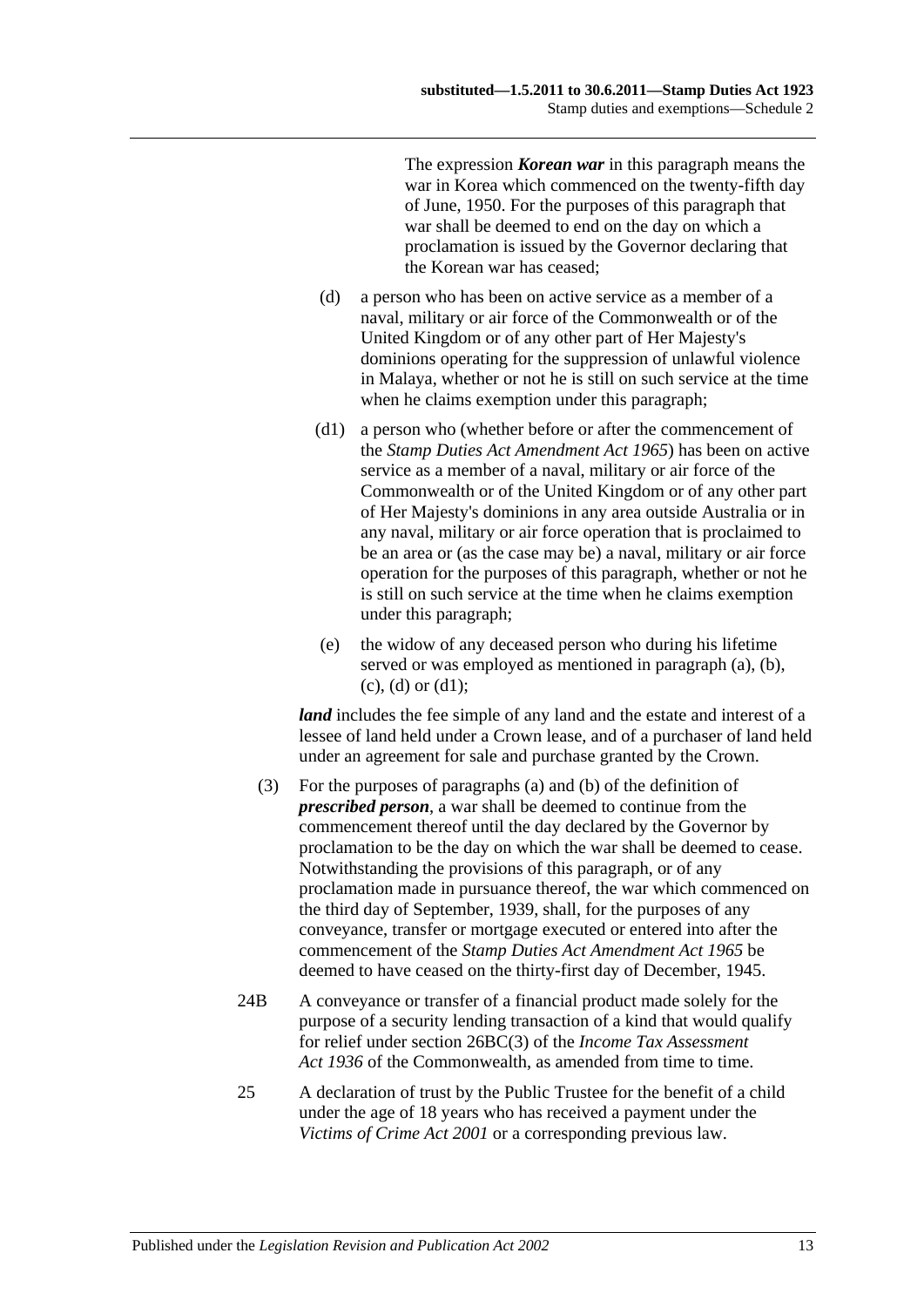The expression ***Korean war*** in this paragraph means the war in Korea which commenced on the twenty-fifth day of June, 1950. For the purposes of this paragraph that war shall be deemed to end on the day on which a proclamation is issued by the Governor declaring that the Korean war has ceased;

(d) a person who has been on active service as a member of a naval, military or air force of the Commonwealth or of the United Kingdom or of any other part of Her Majesty's dominions operating for the suppression of unlawful violence in Malaya, whether or not he is still on such service at the time when he claims exemption under this paragraph;

(d1) a person who (whether before or after the commencement of the *Stamp Duties Act Amendment Act 1965*) has been on active service as a member of a naval, military or air force of the Commonwealth or of the United Kingdom or of any other part of Her Majesty's dominions in any area outside Australia or in any naval, military or air force operation that is proclaimed to be an area or (as the case may be) a naval, military or air force operation for the purposes of this paragraph, whether or not he is still on such service at the time when he claims exemption under this paragraph;

(e) the widow of any deceased person who during his lifetime served or was employed as mentioned in paragraph (a), (b), (c), (d) or (d1);

***land*** includes the fee simple of any land and the estate and interest of a lessee of land held under a Crown lease, and of a purchaser of land held under an agreement for sale and purchase granted by the Crown.

(3) For the purposes of paragraphs (a) and (b) of the definition of ***prescribed person***, a war shall be deemed to continue from the commencement thereof until the day declared by the Governor by proclamation to be the day on which the war shall be deemed to cease. Notwithstanding the provisions of this paragraph, or of any proclamation made in pursuance thereof, the war which commenced on the third day of September, 1939, shall, for the purposes of any conveyance, transfer or mortgage executed or entered into after the commencement of the *Stamp Duties Act Amendment Act 1965* be deemed to have ceased on the thirty-first day of December, 1945.

24B A conveyance or transfer of a financial product made solely for the purpose of a security lending transaction of a kind that would qualify for relief under section 26BC(3) of the *Income Tax Assessment Act 1936* of the Commonwealth, as amended from time to time.

25 A declaration of trust by the Public Trustee for the benefit of a child under the age of 18 years who has received a payment under the *Victims of Crime Act 2001* or a corresponding previous law.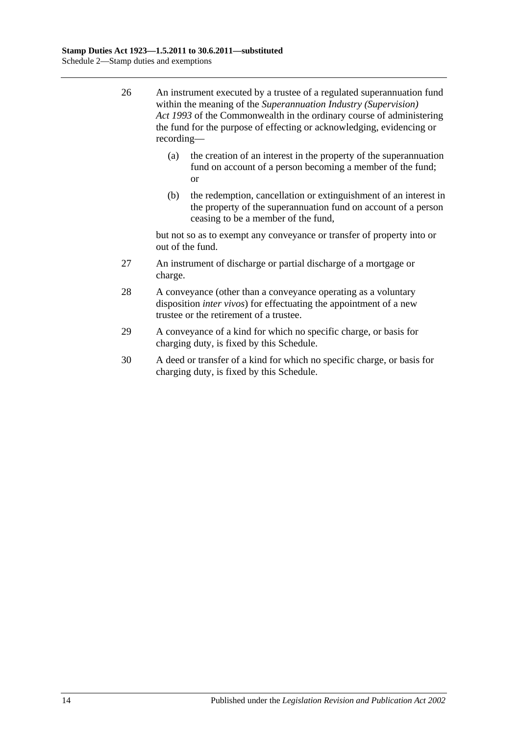26 An instrument executed by a trustee of a regulated superannuation fund within the meaning of the *Superannuation Industry (Supervision) Act 1993* of the Commonwealth in the ordinary course of administering the fund for the purpose of effecting or acknowledging, evidencing or recording—

(a) the creation of an interest in the property of the superannuation fund on account of a person becoming a member of the fund; or

(b) the redemption, cancellation or extinguishment of an interest in the property of the superannuation fund on account of a person ceasing to be a member of the fund,

but not so as to exempt any conveyance or transfer of property into or out of the fund.

27 An instrument of discharge or partial discharge of a mortgage or charge.

28 A conveyance (other than a conveyance operating as a voluntary disposition *inter vivos*) for effectuating the appointment of a new trustee or the retirement of a trustee.

29 A conveyance of a kind for which no specific charge, or basis for charging duty, is fixed by this Schedule.

30 A deed or transfer of a kind for which no specific charge, or basis for charging duty, is fixed by this Schedule.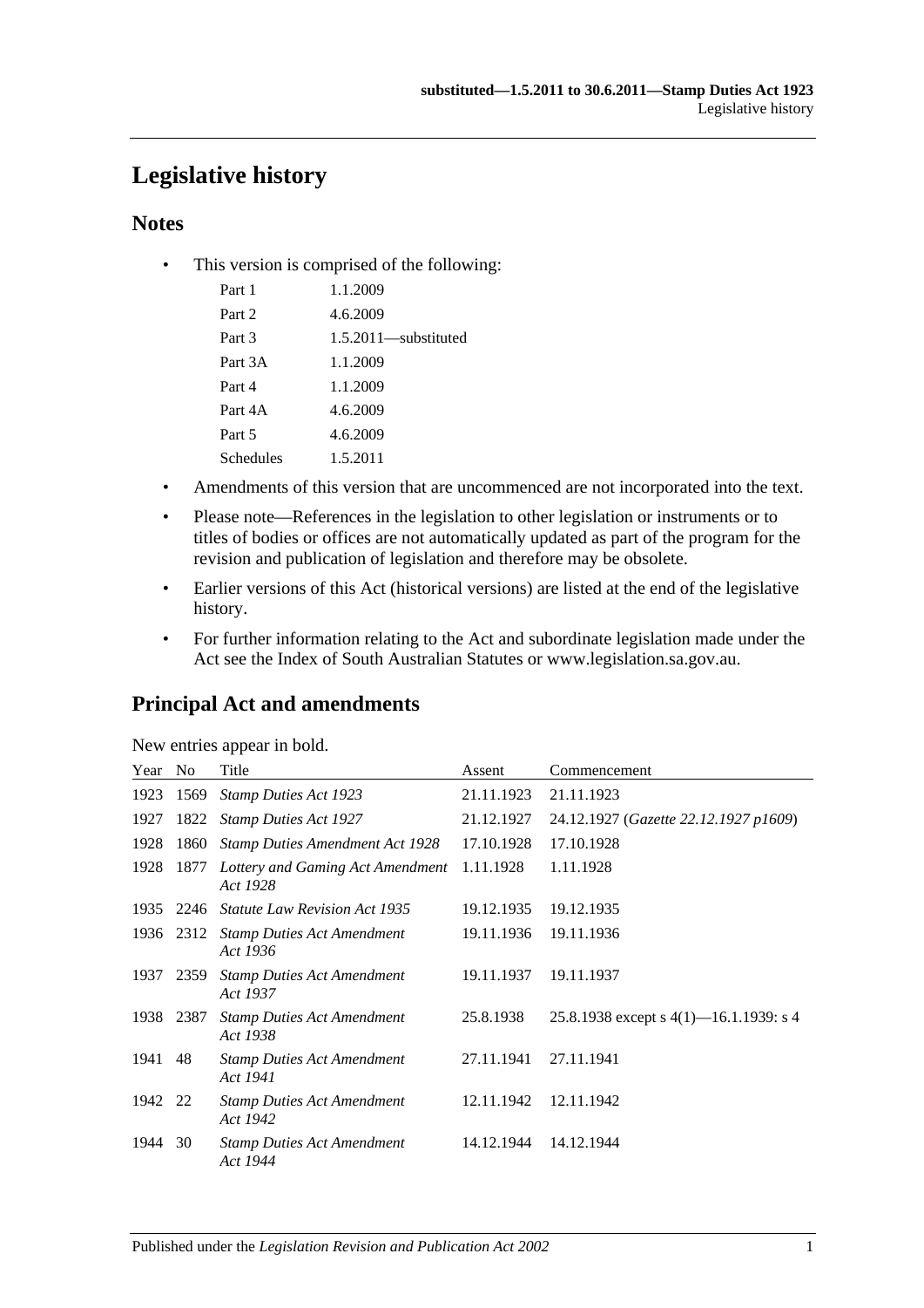# Legislative history

## Notes

- This version is comprised of the following:

| | |
|---|---|
| Part 1 | 1.1.2009 |
| Part 2 | 4.6.2009 |
| Part 3 | 1.5.2011—substituted |
| Part 3A | 1.1.2009 |
| Part 4 | 1.1.2009 |
| Part 4A | 4.6.2009 |
| Part 5 | 4.6.2009 |
| Schedules | 1.5.2011 |

- Amendments of this version that are uncommenced are not incorporated into the text.
- Please note—References in the legislation to other legislation or instruments or to titles of bodies or offices are not automatically updated as part of the program for the revision and publication of legislation and therefore may be obsolete.
- Earlier versions of this Act (historical versions) are listed at the end of the legislative history.
- For further information relating to the Act and subordinate legislation made under the Act see the Index of South Australian Statutes or www.legislation.sa.gov.au.

## Principal Act and amendments

New entries appear in bold.

| Year | No | Title | Assent | Commencement |
|---|---|---|---|---|
| 1923 | 1569 | *Stamp Duties Act 1923* | 21.11.1923 | 21.11.1923 |
| 1927 | 1822 | *Stamp Duties Act 1927* | 21.12.1927 | 24.12.1927 (*Gazette 22.12.1927 p1609*) |
| 1928 | 1860 | *Stamp Duties Amendment Act 1928* | 17.10.1928 | 17.10.1928 |
| 1928 | 1877 | *Lottery and Gaming Act Amendment Act 1928* | 1.11.1928 | 1.11.1928 |
| 1935 | 2246 | *Statute Law Revision Act 1935* | 19.12.1935 | 19.12.1935 |
| 1936 | 2312 | *Stamp Duties Act Amendment Act 1936* | 19.11.1936 | 19.11.1936 |
| 1937 | 2359 | *Stamp Duties Act Amendment Act 1937* | 19.11.1937 | 19.11.1937 |
| 1938 | 2387 | *Stamp Duties Act Amendment Act 1938* | 25.8.1938 | 25.8.1938 except s 4(1)—16.1.1939: s 4 |
| 1941 | 48 | *Stamp Duties Act Amendment Act 1941* | 27.11.1941 | 27.11.1941 |
| 1942 | 22 | *Stamp Duties Act Amendment Act 1942* | 12.11.1942 | 12.11.1942 |
| 1944 | 30 | *Stamp Duties Act Amendment Act 1944* | 14.12.1944 | 14.12.1944 |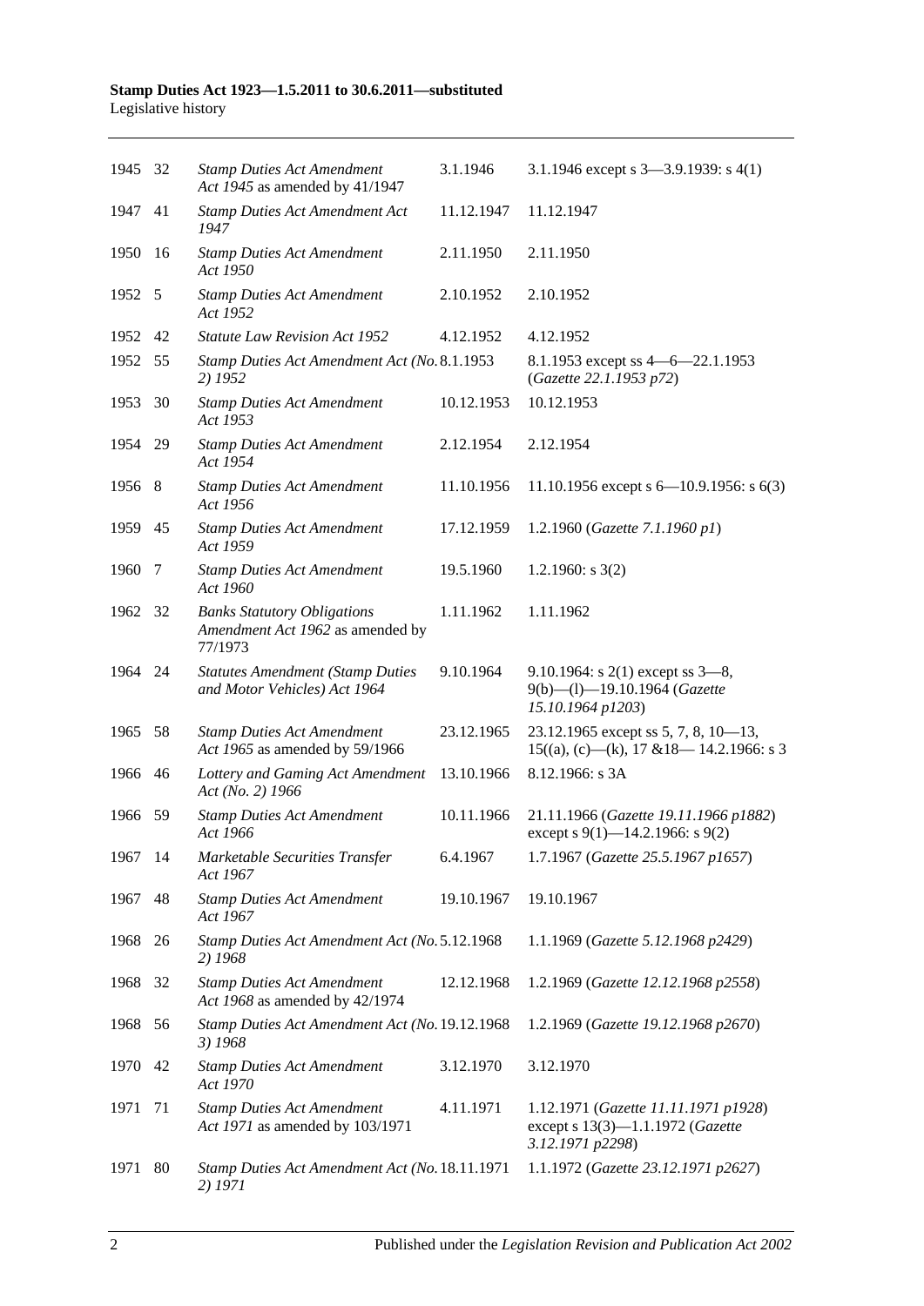| 1945 | 32 | *Stamp Duties Act Amendment Act 1945* as amended by 41/1947 | 3.1.1946 | 3.1.1946 except s 3—3.9.1939: s 4(1) |
|---|---|---|---|---|
| 1947 | 41 | *Stamp Duties Act Amendment Act 1947* | 11.12.1947 | 11.12.1947 |
| 1950 | 16 | *Stamp Duties Act Amendment Act 1950* | 2.11.1950 | 2.11.1950 |
| 1952 | 5 | *Stamp Duties Act Amendment Act 1952* | 2.10.1952 | 2.10.1952 |
| 1952 | 42 | *Statute Law Revision Act 1952* | 4.12.1952 | 4.12.1952 |
| 1952 | 55 | *Stamp Duties Act Amendment Act (No. 2) 1952* | 8.1.1953 | 8.1.1953 except ss 4—6—22.1.1953 (*Gazette 22.1.1953 p72*) |
| 1953 | 30 | *Stamp Duties Act Amendment Act 1953* | 10.12.1953 | 10.12.1953 |
| 1954 | 29 | *Stamp Duties Act Amendment Act 1954* | 2.12.1954 | 2.12.1954 |
| 1956 | 8 | *Stamp Duties Act Amendment Act 1956* | 11.10.1956 | 11.10.1956 except s 6—10.9.1956: s 6(3) |
| 1959 | 45 | *Stamp Duties Act Amendment Act 1959* | 17.12.1959 | 1.2.1960 (*Gazette 7.1.1960 p1*) |
| 1960 | 7 | *Stamp Duties Act Amendment Act 1960* | 19.5.1960 | 1.2.1960: s 3(2) |
| 1962 | 32 | *Banks Statutory Obligations Amendment Act 1962* as amended by 77/1973 | 1.11.1962 | 1.11.1962 |
| 1964 | 24 | *Statutes Amendment (Stamp Duties and Motor Vehicles) Act 1964* | 9.10.1964 | 9.10.1964: s 2(1) except ss 3—8, 9(b)—(l)—19.10.1964 (*Gazette 15.10.1964 p1203*) |
| 1965 | 58 | *Stamp Duties Act Amendment Act 1965* as amended by 59/1966 | 23.12.1965 | 23.12.1965 except ss 5, 7, 8, 10—13, 15((a), (c)—(k), 17 &18— 14.2.1966: s 3 |
| 1966 | 46 | *Lottery and Gaming Act Amendment Act (No. 2) 1966* | 13.10.1966 | 8.12.1966: s 3A |
| 1966 | 59 | *Stamp Duties Act Amendment Act 1966* | 10.11.1966 | 21.11.1966 (*Gazette 19.11.1966 p1882*) except s 9(1)—14.2.1966: s 9(2) |
| 1967 | 14 | *Marketable Securities Transfer Act 1967* | 6.4.1967 | 1.7.1967 (*Gazette 25.5.1967 p1657*) |
| 1967 | 48 | *Stamp Duties Act Amendment Act 1967* | 19.10.1967 | 19.10.1967 |
| 1968 | 26 | *Stamp Duties Act Amendment Act (No. 2) 1968* | 5.12.1968 | 1.1.1969 (*Gazette 5.12.1968 p2429*) |
| 1968 | 32 | *Stamp Duties Act Amendment Act 1968* as amended by 42/1974 | 12.12.1968 | 1.2.1969 (*Gazette 12.12.1968 p2558*) |
| 1968 | 56 | *Stamp Duties Act Amendment Act (No. 3) 1968* | 19.12.1968 | 1.2.1969 (*Gazette 19.12.1968 p2670*) |
| 1970 | 42 | *Stamp Duties Act Amendment Act 1970* | 3.12.1970 | 3.12.1970 |
| 1971 | 71 | *Stamp Duties Act Amendment Act 1971* as amended by 103/1971 | 4.11.1971 | 1.12.1971 (*Gazette 11.11.1971 p1928*) except s 13(3)—1.1.1972 (*Gazette 3.12.1971 p2298*) |
| 1971 | 80 | *Stamp Duties Act Amendment Act (No. 2) 1971* | 18.11.1971 | 1.1.1972 (*Gazette 23.12.1971 p2627*) |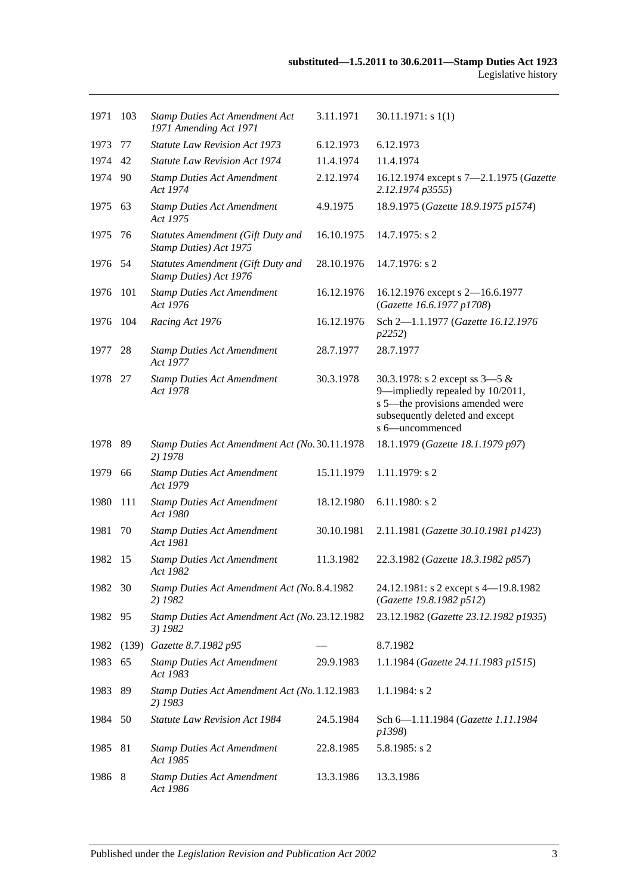| 1971 | 103 | *Stamp Duties Act Amendment Act 1971 Amending Act 1971* | 3.11.1971 | 30.11.1971: s 1(1) |
|---|---|---|---|---|
| 1973 | 77 | *Statute Law Revision Act 1973* | 6.12.1973 | 6.12.1973 |
| 1974 | 42 | *Statute Law Revision Act 1974* | 11.4.1974 | 11.4.1974 |
| 1974 | 90 | *Stamp Duties Act Amendment Act 1974* | 2.12.1974 | 16.12.1974 except s 7—2.1.1975 (*Gazette 2.12.1974 p3555*) |
| 1975 | 63 | *Stamp Duties Act Amendment Act 1975* | 4.9.1975 | 18.9.1975 (*Gazette 18.9.1975 p1574*) |
| 1975 | 76 | *Statutes Amendment (Gift Duty and Stamp Duties) Act 1975* | 16.10.1975 | 14.7.1975: s 2 |
| 1976 | 54 | *Statutes Amendment (Gift Duty and Stamp Duties) Act 1976* | 28.10.1976 | 14.7.1976: s 2 |
| 1976 | 101 | *Stamp Duties Act Amendment Act 1976* | 16.12.1976 | 16.12.1976 except s 2—16.6.1977 (*Gazette 16.6.1977 p1708*) |
| 1976 | 104 | *Racing Act 1976* | 16.12.1976 | Sch 2—1.1.1977 (*Gazette 16.12.1976 p2252*) |
| 1977 | 28 | *Stamp Duties Act Amendment Act 1977* | 28.7.1977 | 28.7.1977 |
| 1978 | 27 | *Stamp Duties Act Amendment Act 1978* | 30.3.1978 | 30.3.1978: s 2 except ss 3—5 & 9—impliedly repealed by 10/2011, s 5—the provisions amended were subsequently deleted and except s 6—uncommenced |
| 1978 | 89 | *Stamp Duties Act Amendment Act (No. 2) 1978* | 30.11.1978 | 18.1.1979 (*Gazette 18.1.1979 p97*) |
| 1979 | 66 | *Stamp Duties Act Amendment Act 1979* | 15.11.1979 | 1.11.1979: s 2 |
| 1980 | 111 | *Stamp Duties Act Amendment Act 1980* | 18.12.1980 | 6.11.1980: s 2 |
| 1981 | 70 | *Stamp Duties Act Amendment Act 1981* | 30.10.1981 | 2.11.1981 (*Gazette 30.10.1981 p1423*) |
| 1982 | 15 | *Stamp Duties Act Amendment Act 1982* | 11.3.1982 | 22.3.1982 (*Gazette 18.3.1982 p857*) |
| 1982 | 30 | *Stamp Duties Act Amendment Act (No. 2) 1982* | 8.4.1982 | 24.12.1981: s 2 except s 4—19.8.1982 (*Gazette 19.8.1982 p512*) |
| 1982 | 95 | *Stamp Duties Act Amendment Act (No. 3) 1982* | 23.12.1982 | 23.12.1982 (*Gazette 23.12.1982 p1935*) |
| 1982 | (139) | *Gazette 8.7.1982 p95* | — | 8.7.1982 |
| 1983 | 65 | *Stamp Duties Act Amendment Act 1983* | 29.9.1983 | 1.1.1984 (*Gazette 24.11.1983 p1515*) |
| 1983 | 89 | *Stamp Duties Act Amendment Act (No. 2) 1983* | 1.12.1983 | 1.1.1984: s 2 |
| 1984 | 50 | *Statute Law Revision Act 1984* | 24.5.1984 | Sch 6—1.11.1984 (*Gazette 1.11.1984 p1398*) |
| 1985 | 81 | *Stamp Duties Act Amendment Act 1985* | 22.8.1985 | 5.8.1985: s 2 |
| 1986 | 8 | *Stamp Duties Act Amendment Act 1986* | 13.3.1986 | 13.3.1986 |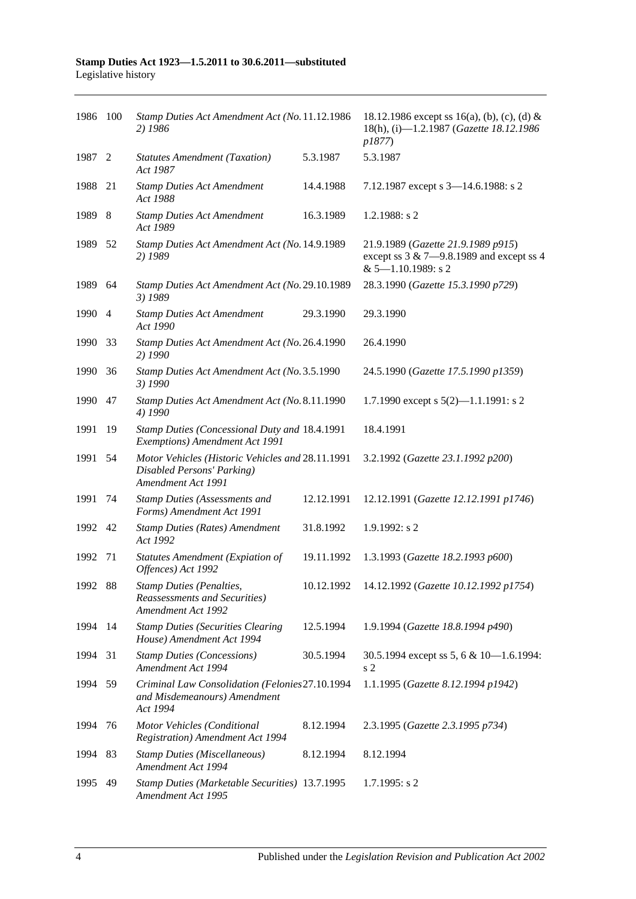| 1986 | 100 | *Stamp Duties Act Amendment Act (No. 2) 1986* | 11.12.1986 | 18.12.1986 except ss 16(a), (b), (c), (d) & 18(h), (i)—1.2.1987 (*Gazette 18.12.1986 p1877*) |
|---|---|---|---|---|
| 1987 | 2 | *Statutes Amendment (Taxation) Act 1987* | 5.3.1987 | 5.3.1987 |
| 1988 | 21 | *Stamp Duties Act Amendment Act 1988* | 14.4.1988 | 7.12.1987 except s 3—14.6.1988: s 2 |
| 1989 | 8 | *Stamp Duties Act Amendment Act 1989* | 16.3.1989 | 1.2.1988: s 2 |
| 1989 | 52 | *Stamp Duties Act Amendment Act (No. 2) 1989* | 14.9.1989 | 21.9.1989 (*Gazette 21.9.1989 p915*) except ss 3 & 7—9.8.1989 and except ss 4 & 5—1.10.1989: s 2 |
| 1989 | 64 | *Stamp Duties Act Amendment Act (No. 3) 1989* | 29.10.1989 | 28.3.1990 (*Gazette 15.3.1990 p729*) |
| 1990 | 4 | *Stamp Duties Act Amendment Act 1990* | 29.3.1990 | 29.3.1990 |
| 1990 | 33 | *Stamp Duties Act Amendment Act (No. 2) 1990* | 26.4.1990 | 26.4.1990 |
| 1990 | 36 | *Stamp Duties Act Amendment Act (No. 3) 1990* | 3.5.1990 | 24.5.1990 (*Gazette 17.5.1990 p1359*) |
| 1990 | 47 | *Stamp Duties Act Amendment Act (No. 4) 1990* | 8.11.1990 | 1.7.1990 except s 5(2)—1.1.1991: s 2 |
| 1991 | 19 | *Stamp Duties (Concessional Duty and Exemptions) Amendment Act 1991* | 18.4.1991 | 18.4.1991 |
| 1991 | 54 | *Motor Vehicles (Historic Vehicles and Disabled Persons' Parking) Amendment Act 1991* | 28.11.1991 | 3.2.1992 (*Gazette 23.1.1992 p200*) |
| 1991 | 74 | *Stamp Duties (Assessments and Forms) Amendment Act 1991* | 12.12.1991 | 12.12.1991 (*Gazette 12.12.1991 p1746*) |
| 1992 | 42 | *Stamp Duties (Rates) Amendment Act 1992* | 31.8.1992 | 1.9.1992: s 2 |
| 1992 | 71 | *Statutes Amendment (Expiation of Offences) Act 1992* | 19.11.1992 | 1.3.1993 (*Gazette 18.2.1993 p600*) |
| 1992 | 88 | *Stamp Duties (Penalties, Reassessments and Securities) Amendment Act 1992* | 10.12.1992 | 14.12.1992 (*Gazette 10.12.1992 p1754*) |
| 1994 | 14 | *Stamp Duties (Securities Clearing House) Amendment Act 1994* | 12.5.1994 | 1.9.1994 (*Gazette 18.8.1994 p490*) |
| 1994 | 31 | *Stamp Duties (Concessions) Amendment Act 1994* | 30.5.1994 | 30.5.1994 except ss 5, 6 & 10—1.6.1994: s 2 |
| 1994 | 59 | *Criminal Law Consolidation (Felonies and Misdemeanours) Amendment Act 1994* | 27.10.1994 | 1.1.1995 (*Gazette 8.12.1994 p1942*) |
| 1994 | 76 | *Motor Vehicles (Conditional Registration) Amendment Act 1994* | 8.12.1994 | 2.3.1995 (*Gazette 2.3.1995 p734*) |
| 1994 | 83 | *Stamp Duties (Miscellaneous) Amendment Act 1994* | 8.12.1994 | 8.12.1994 |
| 1995 | 49 | *Stamp Duties (Marketable Securities) Amendment Act 1995* | 13.7.1995 | 1.7.1995: s 2 |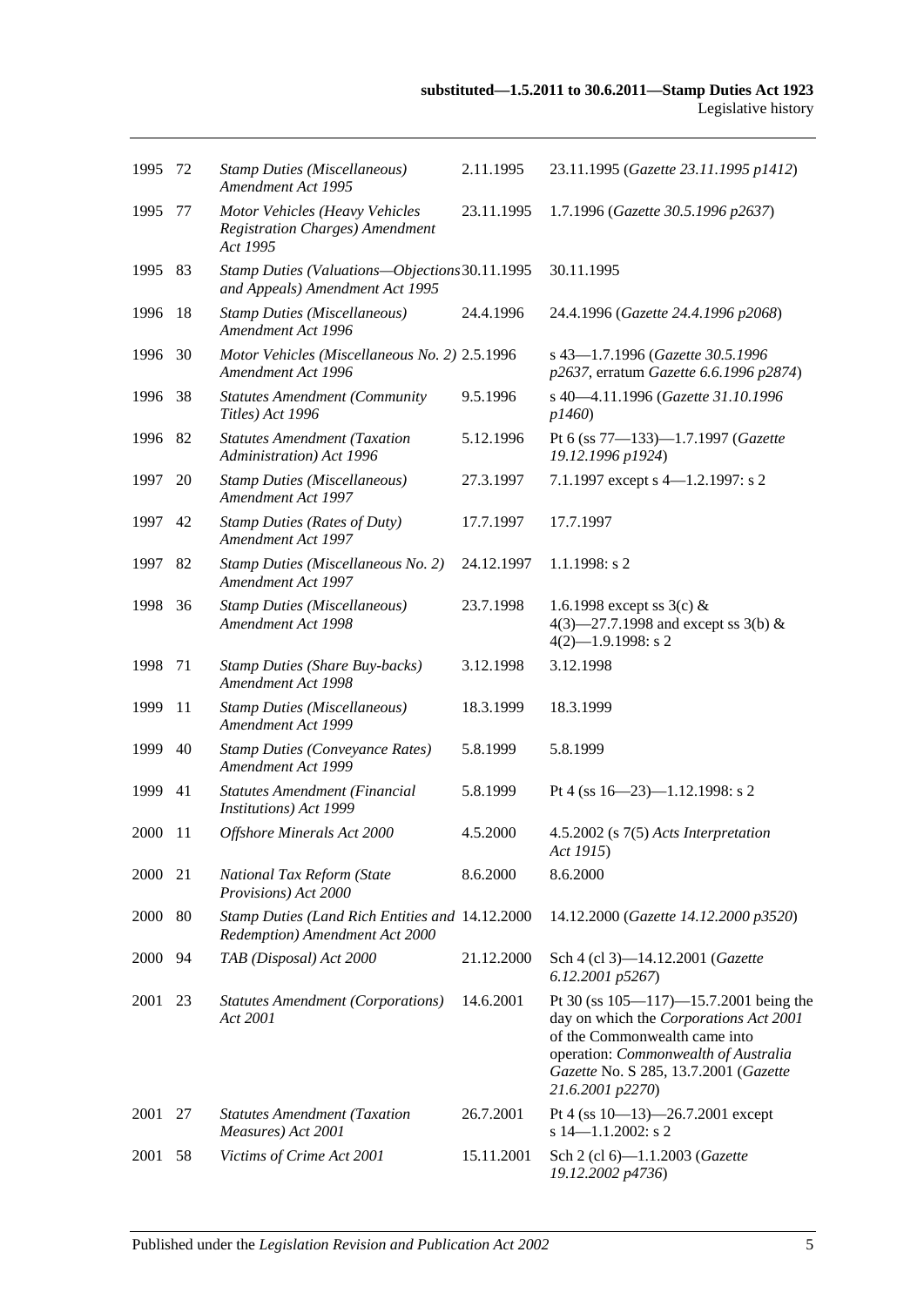| | | | | |
|---|---|---|---|---|
| 1995 | 72 | *Stamp Duties (Miscellaneous) Amendment Act 1995* | 2.11.1995 | 23.11.1995 (*Gazette 23.11.1995 p1412*) |
| 1995 | 77 | *Motor Vehicles (Heavy Vehicles Registration Charges) Amendment Act 1995* | 23.11.1995 | 1.7.1996 (*Gazette 30.5.1996 p2637*) |
| 1995 | 83 | *Stamp Duties (Valuations—Objections and Appeals) Amendment Act 1995* | 30.11.1995 | 30.11.1995 |
| 1996 | 18 | *Stamp Duties (Miscellaneous) Amendment Act 1996* | 24.4.1996 | 24.4.1996 (*Gazette 24.4.1996 p2068*) |
| 1996 | 30 | *Motor Vehicles (Miscellaneous No. 2) Amendment Act 1996* | 2.5.1996 | s 43—1.7.1996 (*Gazette 30.5.1996 p2637*, erratum *Gazette 6.6.1996 p2874*) |
| 1996 | 38 | *Statutes Amendment (Community Titles) Act 1996* | 9.5.1996 | s 40—4.11.1996 (*Gazette 31.10.1996 p1460*) |
| 1996 | 82 | *Statutes Amendment (Taxation Administration) Act 1996* | 5.12.1996 | Pt 6 (ss 77—133)—1.7.1997 (*Gazette 19.12.1996 p1924*) |
| 1997 | 20 | *Stamp Duties (Miscellaneous) Amendment Act 1997* | 27.3.1997 | 7.1.1997 except s 4—1.2.1997: s 2 |
| 1997 | 42 | *Stamp Duties (Rates of Duty) Amendment Act 1997* | 17.7.1997 | 17.7.1997 |
| 1997 | 82 | *Stamp Duties (Miscellaneous No. 2) Amendment Act 1997* | 24.12.1997 | 1.1.1998: s 2 |
| 1998 | 36 | *Stamp Duties (Miscellaneous) Amendment Act 1998* | 23.7.1998 | 1.6.1998 except ss 3(c) & 4(3)—27.7.1998 and except ss 3(b) & 4(2)—1.9.1998: s 2 |
| 1998 | 71 | *Stamp Duties (Share Buy-backs) Amendment Act 1998* | 3.12.1998 | 3.12.1998 |
| 1999 | 11 | *Stamp Duties (Miscellaneous) Amendment Act 1999* | 18.3.1999 | 18.3.1999 |
| 1999 | 40 | *Stamp Duties (Conveyance Rates) Amendment Act 1999* | 5.8.1999 | 5.8.1999 |
| 1999 | 41 | *Statutes Amendment (Financial Institutions) Act 1999* | 5.8.1999 | Pt 4 (ss 16—23)—1.12.1998: s 2 |
| 2000 | 11 | *Offshore Minerals Act 2000* | 4.5.2000 | 4.5.2002 (s 7(5) *Acts Interpretation Act 1915*) |
| 2000 | 21 | *National Tax Reform (State Provisions) Act 2000* | 8.6.2000 | 8.6.2000 |
| 2000 | 80 | *Stamp Duties (Land Rich Entities and Redemption) Amendment Act 2000* | 14.12.2000 | 14.12.2000 (*Gazette 14.12.2000 p3520*) |
| 2000 | 94 | *TAB (Disposal) Act 2000* | 21.12.2000 | Sch 4 (cl 3)—14.12.2001 (*Gazette 6.12.2001 p5267*) |
| 2001 | 23 | *Statutes Amendment (Corporations) Act 2001* | 14.6.2001 | Pt 30 (ss 105—117)—15.7.2001 being the day on which the *Corporations Act 2001* of the Commonwealth came into operation: *Commonwealth of Australia Gazette* No. S 285, 13.7.2001 (*Gazette 21.6.2001 p2270*) |
| 2001 | 27 | *Statutes Amendment (Taxation Measures) Act 2001* | 26.7.2001 | Pt 4 (ss 10—13)—26.7.2001 except s 14—1.1.2002: s 2 |
| 2001 | 58 | *Victims of Crime Act 2001* | 15.11.2001 | Sch 2 (cl 6)—1.1.2003 (*Gazette 19.12.2002 p4736*) |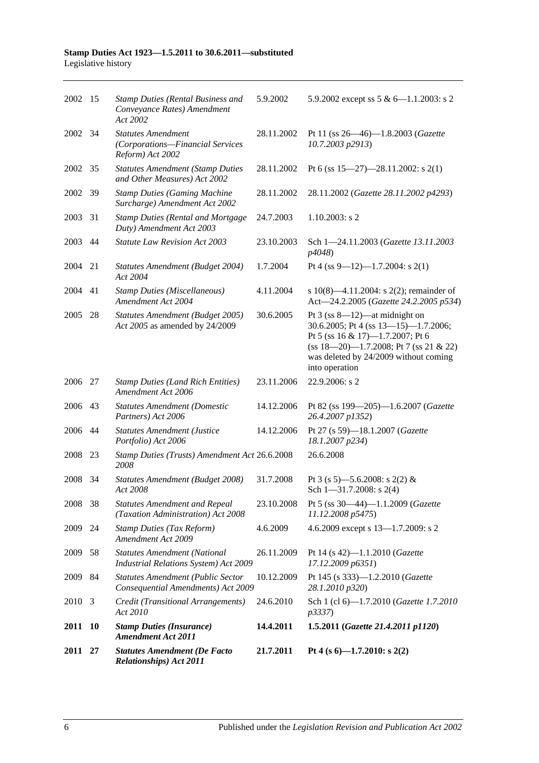| | | | | |
|---|---|---|---|---|
| 2002 | 15 | *Stamp Duties (Rental Business and Conveyance Rates) Amendment Act 2002* | 5.9.2002 | 5.9.2002 except ss 5 & 6—1.1.2003: s 2 |
| 2002 | 34 | *Statutes Amendment (Corporations—Financial Services Reform) Act 2002* | 28.11.2002 | Pt 11 (ss 26—46)—1.8.2003 (*Gazette 10.7.2003 p2913*) |
| 2002 | 35 | *Statutes Amendment (Stamp Duties and Other Measures) Act 2002* | 28.11.2002 | Pt 6 (ss 15—27)—28.11.2002: s 2(1) |
| 2002 | 39 | *Stamp Duties (Gaming Machine Surcharge) Amendment Act 2002* | 28.11.2002 | 28.11.2002 (*Gazette 28.11.2002 p4293*) |
| 2003 | 31 | *Stamp Duties (Rental and Mortgage Duty) Amendment Act 2003* | 24.7.2003 | 1.10.2003: s 2 |
| 2003 | 44 | *Statute Law Revision Act 2003* | 23.10.2003 | Sch 1—24.11.2003 (*Gazette 13.11.2003 p4048*) |
| 2004 | 21 | *Statutes Amendment (Budget 2004) Act 2004* | 1.7.2004 | Pt 4 (ss 9—12)—1.7.2004: s 2(1) |
| 2004 | 41 | *Stamp Duties (Miscellaneous) Amendment Act 2004* | 4.11.2004 | s 10(8)—4.11.2004: s 2(2); remainder of Act—24.2.2005 (*Gazette 24.2.2005 p534*) |
| 2005 | 28 | *Statutes Amendment (Budget 2005) Act 2005* as amended by 24/2009 | 30.6.2005 | Pt 3 (ss 8—12)—at midnight on 30.6.2005; Pt 4 (ss 13—15)—1.7.2006; Pt 5 (ss 16 & 17)—1.7.2007; Pt 6 (ss 18—20)—1.7.2008; Pt 7 (ss 21 & 22) was deleted by 24/2009 without coming into operation |
| 2006 | 27 | *Stamp Duties (Land Rich Entities) Amendment Act 2006* | 23.11.2006 | 22.9.2006: s 2 |
| 2006 | 43 | *Statutes Amendment (Domestic Partners) Act 2006* | 14.12.2006 | Pt 82 (ss 199—205)—1.6.2007 (*Gazette 26.4.2007 p1352*) |
| 2006 | 44 | *Statutes Amendment (Justice Portfolio) Act 2006* | 14.12.2006 | Pt 27 (s 59)—18.1.2007 (*Gazette 18.1.2007 p234*) |
| 2008 | 23 | *Stamp Duties (Trusts) Amendment Act 2008* | 26.6.2008 | 26.6.2008 |
| 2008 | 34 | *Statutes Amendment (Budget 2008) Act 2008* | 31.7.2008 | Pt 3 (s 5)—5.6.2008: s 2(2) & Sch 1—31.7.2008: s 2(4) |
| 2008 | 38 | *Statutes Amendment and Repeal (Taxation Administration) Act 2008* | 23.10.2008 | Pt 5 (ss 30—44)—1.1.2009 (*Gazette 11.12.2008 p5475*) |
| 2009 | 24 | *Stamp Duties (Tax Reform) Amendment Act 2009* | 4.6.2009 | 4.6.2009 except s 13—1.7.2009: s 2 |
| 2009 | 58 | *Statutes Amendment (National Industrial Relations System) Act 2009* | 26.11.2009 | Pt 14 (s 42)—1.1.2010 (*Gazette 17.12.2009 p6351*) |
| 2009 | 84 | *Statutes Amendment (Public Sector Consequential Amendments) Act 2009* | 10.12.2009 | Pt 145 (s 333)—1.2.2010 (*Gazette 28.1.2010 p320*) |
| 2010 | 3 | *Credit (Transitional Arrangements) Act 2010* | 24.6.2010 | Sch 1 (cl 6)—1.7.2010 (*Gazette 1.7.2010 p3337*) |
| **2011** | **10** | ***Stamp Duties (Insurance) Amendment Act 2011*** | **14.4.2011** | **1.5.2011 (*Gazette 21.4.2011 p1120*)** |
| **2011** | **27** | ***Statutes Amendment (De Facto Relationships) Act 2011*** | **21.7.2011** | **Pt 4 (s 6)—1.7.2010: s 2(2)** |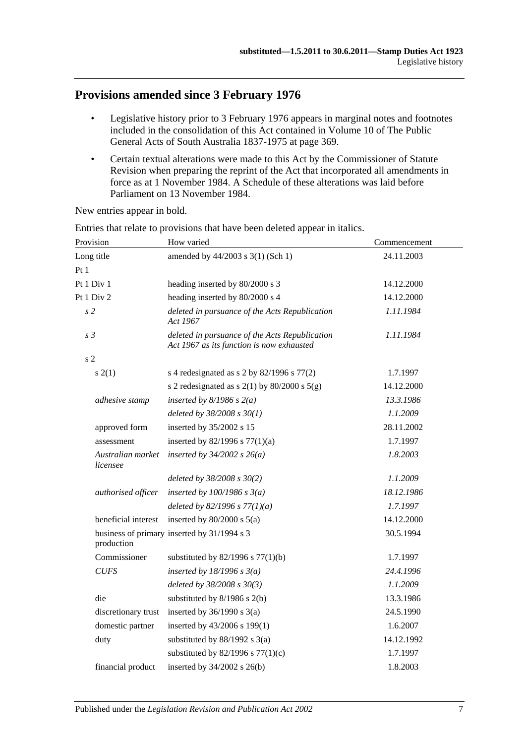## Provisions amended since 3 February 1976

- Legislative history prior to 3 February 1976 appears in marginal notes and footnotes included in the consolidation of this Act contained in Volume 10 of The Public General Acts of South Australia 1837-1975 at page 369.
- Certain textual alterations were made to this Act by the Commissioner of Statute Revision when preparing the reprint of the Act that incorporated all amendments in force as at 1 November 1984. A Schedule of these alterations was laid before Parliament on 13 November 1984.

New entries appear in bold.

Entries that relate to provisions that have been deleted appear in italics.

| Provision | | How varied | Commencement |
|---|---|---|---|
| Long title | | amended by 44/2003 s 3(1) (Sch 1) | 24.11.2003 |
| Pt 1 | | | |
| Pt 1 Div 1 | | heading inserted by 80/2000 s 3 | 14.12.2000 |
| Pt 1 Div 2 | | heading inserted by 80/2000 s 4 | 14.12.2000 |
| *s 2* | | *deleted in pursuance of the Acts Republication Act 1967* | *1.11.1984* |
| *s 3* | | *deleted in pursuance of the Acts Republication Act 1967 as its function is now exhausted* | *1.11.1984* |
| s 2 | | | |
| s 2(1) | | s 4 redesignated as s 2 by 82/1996 s 77(2) | 1.7.1997 |
| | | s 2 redesignated as s 2(1) by 80/2000 s 5(g) | 14.12.2000 |
| | *adhesive stamp* | *inserted by 8/1986 s 2(a)* | *13.3.1986* |
| | | *deleted by 38/2008 s 30(1)* | *1.1.2009* |
| | approved form | inserted by 35/2002 s 15 | 28.11.2002 |
| | assessment | inserted by 82/1996 s 77(1)(a) | 1.7.1997 |
| | *Australian market licensee* | *inserted by 34/2002 s 26(a)* | *1.8.2003* |
| | | *deleted by 38/2008 s 30(2)* | *1.1.2009* |
| | *authorised officer* | *inserted by 100/1986 s 3(a)* | *18.12.1986* |
| | | *deleted by 82/1996 s 77(1)(a)* | *1.7.1997* |
| | beneficial interest | inserted by 80/2000 s 5(a) | 14.12.2000 |
| | business of primary production | inserted by 31/1994 s 3 | 30.5.1994 |
| | Commissioner | substituted by 82/1996 s 77(1)(b) | 1.7.1997 |
| | *CUFS* | *inserted by 18/1996 s 3(a)* | *24.4.1996* |
| | | *deleted by 38/2008 s 30(3)* | *1.1.2009* |
| | die | substituted by 8/1986 s 2(b) | 13.3.1986 |
| | discretionary trust | inserted by 36/1990 s 3(a) | 24.5.1990 |
| | domestic partner | inserted by 43/2006 s 199(1) | 1.6.2007 |
| | duty | substituted by 88/1992 s 3(a) | 14.12.1992 |
| | | substituted by 82/1996 s 77(1)(c) | 1.7.1997 |
| | financial product | inserted by 34/2002 s 26(b) | 1.8.2003 |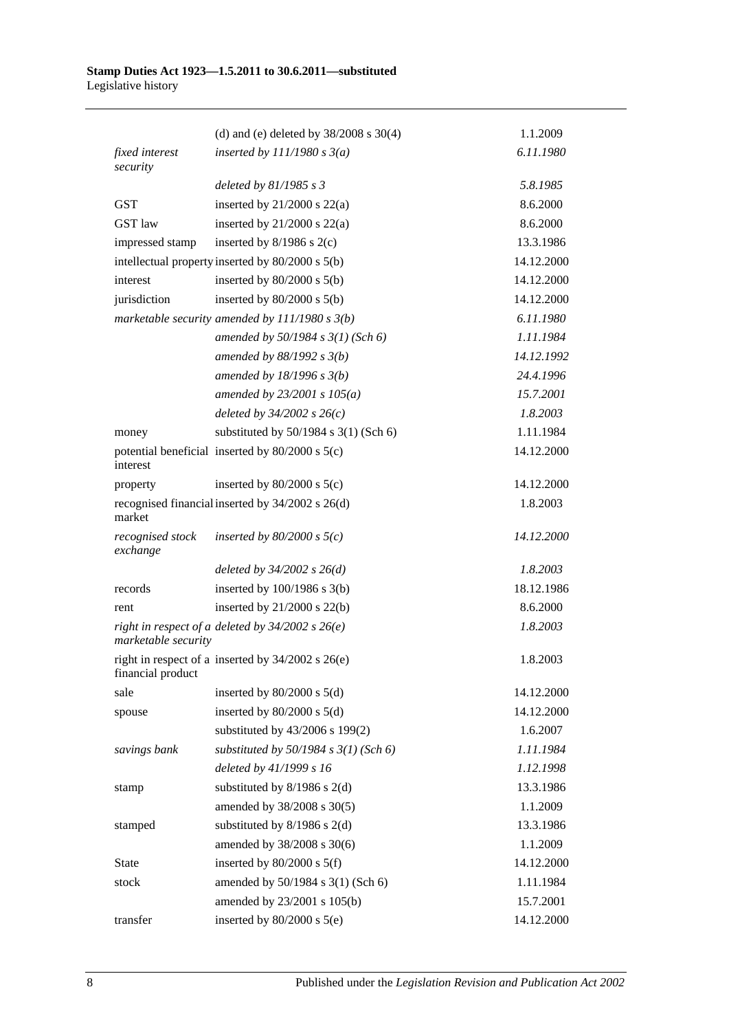| | | |
|---|---|---|
| | (d) and (e) deleted by 38/2008 s 30(4) | 1.1.2009 |
| *fixed interest security* | *inserted by 111/1980 s 3(a)* | *6.11.1980* |
| | *deleted by 81/1985 s 3* | *5.8.1985* |
| GST | inserted by 21/2000 s 22(a) | 8.6.2000 |
| GST law | inserted by 21/2000 s 22(a) | 8.6.2000 |
| impressed stamp | inserted by 8/1986 s 2(c) | 13.3.1986 |
| intellectual property | inserted by 80/2000 s 5(b) | 14.12.2000 |
| interest | inserted by 80/2000 s 5(b) | 14.12.2000 |
| jurisdiction | inserted by 80/2000 s 5(b) | 14.12.2000 |
| *marketable security* | *amended by 111/1980 s 3(b)* | *6.11.1980* |
| | *amended by 50/1984 s 3(1) (Sch 6)* | *1.11.1984* |
| | *amended by 88/1992 s 3(b)* | *14.12.1992* |
| | *amended by 18/1996 s 3(b)* | *24.4.1996* |
| | *amended by 23/2001 s 105(a)* | *15.7.2001* |
| | *deleted by 34/2002 s 26(c)* | *1.8.2003* |
| money | substituted by 50/1984 s 3(1) (Sch 6) | 1.11.1984 |
| potential beneficial interest | inserted by 80/2000 s 5(c) | 14.12.2000 |
| property | inserted by 80/2000 s 5(c) | 14.12.2000 |
| recognised financial market | inserted by 34/2002 s 26(d) | 1.8.2003 |
| *recognised stock exchange* | *inserted by 80/2000 s 5(c)* | *14.12.2000* |
| | *deleted by 34/2002 s 26(d)* | *1.8.2003* |
| records | inserted by 100/1986 s 3(b) | 18.12.1986 |
| rent | inserted by 21/2000 s 22(b) | 8.6.2000 |
| *right in respect of a marketable security* | *deleted by 34/2002 s 26(e)* | *1.8.2003* |
| right in respect of a financial product | inserted by 34/2002 s 26(e) | 1.8.2003 |
| sale | inserted by 80/2000 s 5(d) | 14.12.2000 |
| spouse | inserted by 80/2000 s 5(d) | 14.12.2000 |
| | substituted by 43/2006 s 199(2) | 1.6.2007 |
| *savings bank* | *substituted by 50/1984 s 3(1) (Sch 6)* | *1.11.1984* |
| | *deleted by 41/1999 s 16* | *1.12.1998* |
| stamp | substituted by 8/1986 s 2(d) | 13.3.1986 |
| | amended by 38/2008 s 30(5) | 1.1.2009 |
| stamped | substituted by 8/1986 s 2(d) | 13.3.1986 |
| | amended by 38/2008 s 30(6) | 1.1.2009 |
| State | inserted by 80/2000 s 5(f) | 14.12.2000 |
| stock | amended by 50/1984 s 3(1) (Sch 6) | 1.11.1984 |
| | amended by 23/2001 s 105(b) | 15.7.2001 |
| transfer | inserted by 80/2000 s 5(e) | 14.12.2000 |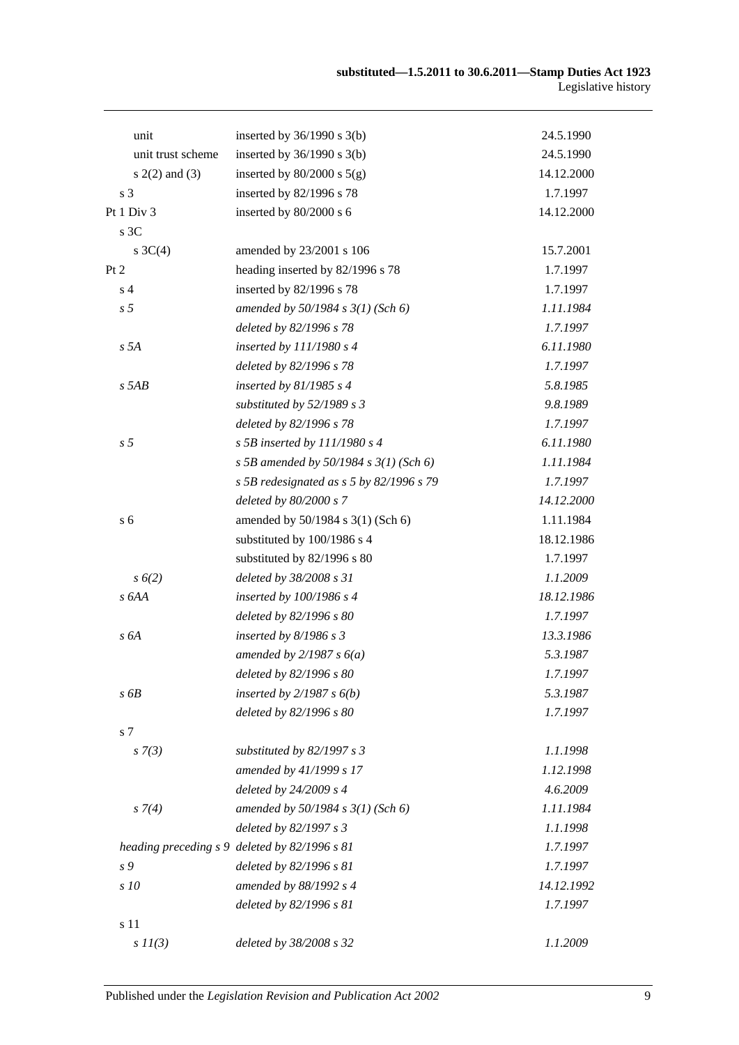| | | |
|---|---|---|
| unit | inserted by 36/1990 s 3(b) | 24.5.1990 |
| unit trust scheme | inserted by 36/1990 s 3(b) | 24.5.1990 |
| s 2(2) and (3) | inserted by 80/2000 s 5(g) | 14.12.2000 |
| s 3 | inserted by 82/1996 s 78 | 1.7.1997 |
| Pt 1 Div 3 | inserted by 80/2000 s 6 | 14.12.2000 |
| s 3C | | |
| s 3C(4) | amended by 23/2001 s 106 | 15.7.2001 |
| Pt 2 | heading inserted by 82/1996 s 78 | 1.7.1997 |
| s 4 | inserted by 82/1996 s 78 | 1.7.1997 |
| *s 5* | *amended by 50/1984 s 3(1) (Sch 6)* | *1.11.1984* |
| | *deleted by 82/1996 s 78* | *1.7.1997* |
| *s 5A* | *inserted by 111/1980 s 4* | *6.11.1980* |
| | *deleted by 82/1996 s 78* | *1.7.1997* |
| *s 5AB* | *inserted by 81/1985 s 4* | *5.8.1985* |
| | *substituted by 52/1989 s 3* | *9.8.1989* |
| | *deleted by 82/1996 s 78* | *1.7.1997* |
| *s 5* | *s 5B inserted by 111/1980 s 4* | *6.11.1980* |
| | *s 5B amended by 50/1984 s 3(1) (Sch 6)* | *1.11.1984* |
| | *s 5B redesignated as s 5 by 82/1996 s 79* | *1.7.1997* |
| | *deleted by 80/2000 s 7* | *14.12.2000* |
| s 6 | amended by 50/1984 s 3(1) (Sch 6) | 1.11.1984 |
| | substituted by 100/1986 s 4 | 18.12.1986 |
| | substituted by 82/1996 s 80 | 1.7.1997 |
| *s 6(2)* | *deleted by 38/2008 s 31* | *1.1.2009* |
| *s 6AA* | *inserted by 100/1986 s 4* | *18.12.1986* |
| | *deleted by 82/1996 s 80* | *1.7.1997* |
| *s 6A* | *inserted by 8/1986 s 3* | *13.3.1986* |
| | *amended by 2/1987 s 6(a)* | *5.3.1987* |
| | *deleted by 82/1996 s 80* | *1.7.1997* |
| *s 6B* | *inserted by 2/1987 s 6(b)* | *5.3.1987* |
| | *deleted by 82/1996 s 80* | *1.7.1997* |
| s 7 | | |
| *s 7(3)* | *substituted by 82/1997 s 3* | *1.1.1998* |
| | *amended by 41/1999 s 17* | *1.12.1998* |
| | *deleted by 24/2009 s 4* | *4.6.2009* |
| *s 7(4)* | *amended by 50/1984 s 3(1) (Sch 6)* | *1.11.1984* |
| | *deleted by 82/1997 s 3* | *1.1.1998* |
| *heading preceding s 9* | *deleted by 82/1996 s 81* | *1.7.1997* |
| *s 9* | *deleted by 82/1996 s 81* | *1.7.1997* |
| *s 10* | *amended by 88/1992 s 4* | *14.12.1992* |
| | *deleted by 82/1996 s 81* | *1.7.1997* |
| s 11 | | |
| *s 11(3)* | *deleted by 38/2008 s 32* | *1.1.2009* |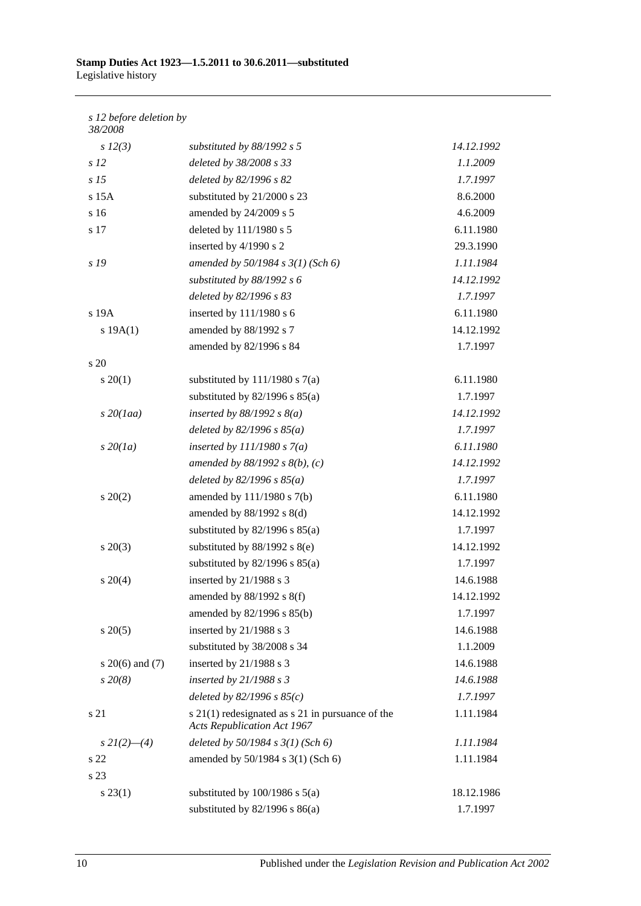| | | |
|---|---|---|
| *s 12 before deletion by 38/2008* | | |
| *s 12(3)* | *substituted by 88/1992 s 5* | *14.12.1992* |
| *s 12* | *deleted by 38/2008 s 33* | *1.1.2009* |
| *s 15* | *deleted by 82/1996 s 82* | *1.7.1997* |
| s 15A | substituted by 21/2000 s 23 | 8.6.2000 |
| s 16 | amended by 24/2009 s 5 | 4.6.2009 |
| s 17 | deleted by 111/1980 s 5 | 6.11.1980 |
| | inserted by 4/1990 s 2 | 29.3.1990 |
| *s 19* | *amended by 50/1984 s 3(1) (Sch 6)* | *1.11.1984* |
| | *substituted by 88/1992 s 6* | *14.12.1992* |
| | *deleted by 82/1996 s 83* | *1.7.1997* |
| s 19A | inserted by 111/1980 s 6 | 6.11.1980 |
| s 19A(1) | amended by 88/1992 s 7 | 14.12.1992 |
| | amended by 82/1996 s 84 | 1.7.1997 |
| s 20 | | |
| s 20(1) | substituted by 111/1980 s 7(a) | 6.11.1980 |
| | substituted by 82/1996 s 85(a) | 1.7.1997 |
| *s 20(1aa)* | *inserted by 88/1992 s 8(a)* | *14.12.1992* |
| | *deleted by 82/1996 s 85(a)* | *1.7.1997* |
| *s 20(1a)* | *inserted by 111/1980 s 7(a)* | *6.11.1980* |
| | *amended by 88/1992 s 8(b), (c)* | *14.12.1992* |
| | *deleted by 82/1996 s 85(a)* | *1.7.1997* |
| s 20(2) | amended by 111/1980 s 7(b) | 6.11.1980 |
| | amended by 88/1992 s 8(d) | 14.12.1992 |
| | substituted by 82/1996 s 85(a) | 1.7.1997 |
| s 20(3) | substituted by 88/1992 s 8(e) | 14.12.1992 |
| | substituted by 82/1996 s 85(a) | 1.7.1997 |
| s 20(4) | inserted by 21/1988 s 3 | 14.6.1988 |
| | amended by 88/1992 s 8(f) | 14.12.1992 |
| | amended by 82/1996 s 85(b) | 1.7.1997 |
| s 20(5) | inserted by 21/1988 s 3 | 14.6.1988 |
| | substituted by 38/2008 s 34 | 1.1.2009 |
| s 20(6) and (7) | inserted by 21/1988 s 3 | 14.6.1988 |
| *s 20(8)* | *inserted by 21/1988 s 3* | *14.6.1988* |
| | *deleted by 82/1996 s 85(c)* | *1.7.1997* |
| s 21 | s 21(1) redesignated as s 21 in pursuance of the *Acts Republication Act 1967* | 1.11.1984 |
| *s 21(2)—(4)* | *deleted by 50/1984 s 3(1) (Sch 6)* | *1.11.1984* |
| s 22 | amended by 50/1984 s 3(1) (Sch 6) | 1.11.1984 |
| s 23 | | |
| s 23(1) | substituted by 100/1986 s 5(a) | 18.12.1986 |
| | substituted by 82/1996 s 86(a) | 1.7.1997 |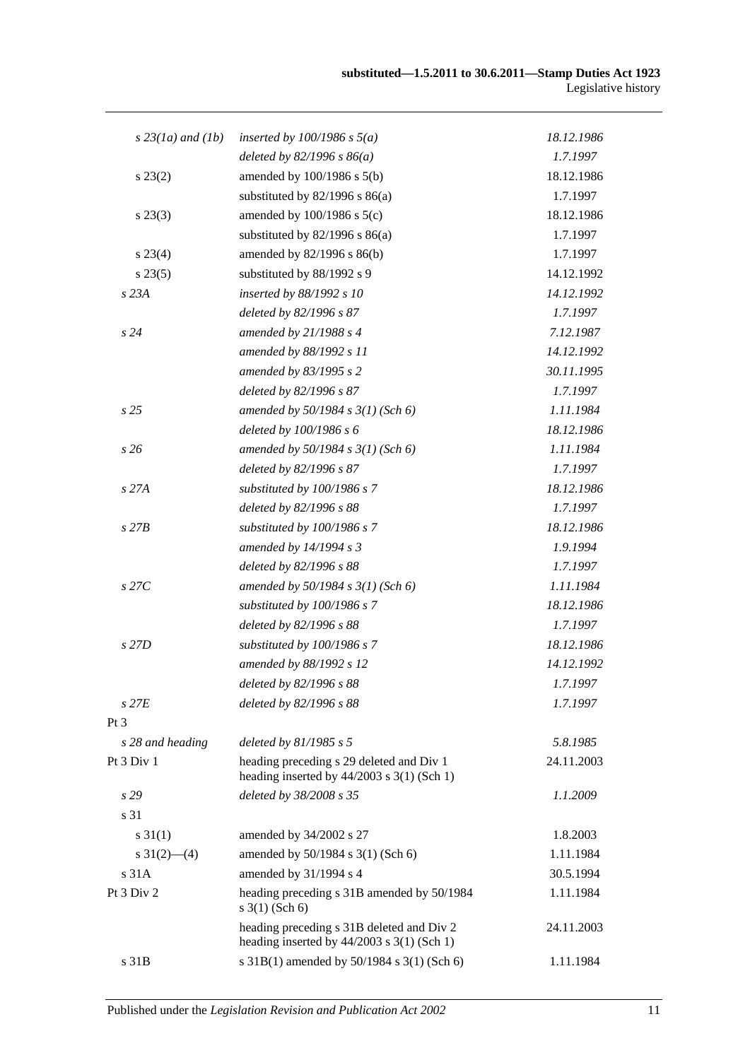| | | |
|---|---|---|
| *s 23(1a) and (1b)* | *inserted by 100/1986 s 5(a)* | *18.12.1986* |
| | *deleted by 82/1996 s 86(a)* | *1.7.1997* |
| s 23(2) | amended by 100/1986 s 5(b) | 18.12.1986 |
| | substituted by 82/1996 s 86(a) | 1.7.1997 |
| s 23(3) | amended by 100/1986 s 5(c) | 18.12.1986 |
| | substituted by 82/1996 s 86(a) | 1.7.1997 |
| s 23(4) | amended by 82/1996 s 86(b) | 1.7.1997 |
| s 23(5) | substituted by 88/1992 s 9 | 14.12.1992 |
| *s 23A* | *inserted by 88/1992 s 10* | *14.12.1992* |
| | *deleted by 82/1996 s 87* | *1.7.1997* |
| *s 24* | *amended by 21/1988 s 4* | *7.12.1987* |
| | *amended by 88/1992 s 11* | *14.12.1992* |
| | *amended by 83/1995 s 2* | *30.11.1995* |
| | *deleted by 82/1996 s 87* | *1.7.1997* |
| *s 25* | *amended by 50/1984 s 3(1) (Sch 6)* | *1.11.1984* |
| | *deleted by 100/1986 s 6* | *18.12.1986* |
| *s 26* | *amended by 50/1984 s 3(1) (Sch 6)* | *1.11.1984* |
| | *deleted by 82/1996 s 87* | *1.7.1997* |
| *s 27A* | *substituted by 100/1986 s 7* | *18.12.1986* |
| | *deleted by 82/1996 s 88* | *1.7.1997* |
| *s 27B* | *substituted by 100/1986 s 7* | *18.12.1986* |
| | *amended by 14/1994 s 3* | *1.9.1994* |
| | *deleted by 82/1996 s 88* | *1.7.1997* |
| *s 27C* | *amended by 50/1984 s 3(1) (Sch 6)* | *1.11.1984* |
| | *substituted by 100/1986 s 7* | *18.12.1986* |
| | *deleted by 82/1996 s 88* | *1.7.1997* |
| *s 27D* | *substituted by 100/1986 s 7* | *18.12.1986* |
| | *amended by 88/1992 s 12* | *14.12.1992* |
| | *deleted by 82/1996 s 88* | *1.7.1997* |
| *s 27E* | *deleted by 82/1996 s 88* | *1.7.1997* |
| Pt 3 | | |
| *s 28 and heading* | *deleted by 81/1985 s 5* | *5.8.1985* |
| Pt 3 Div 1 | heading preceding s 29 deleted and Div 1 heading inserted by 44/2003 s 3(1) (Sch 1) | 24.11.2003 |
| *s 29* | *deleted by 38/2008 s 35* | *1.1.2009* |
| s 31 | | |
| s 31(1) | amended by 34/2002 s 27 | 1.8.2003 |
| s 31(2)—(4) | amended by 50/1984 s 3(1) (Sch 6) | 1.11.1984 |
| s 31A | amended by 31/1994 s 4 | 30.5.1994 |
| Pt 3 Div 2 | heading preceding s 31B amended by 50/1984 s 3(1) (Sch 6) | 1.11.1984 |
| | heading preceding s 31B deleted and Div 2 heading inserted by 44/2003 s 3(1) (Sch 1) | 24.11.2003 |
| s 31B | s 31B(1) amended by 50/1984 s 3(1) (Sch 6) | 1.11.1984 |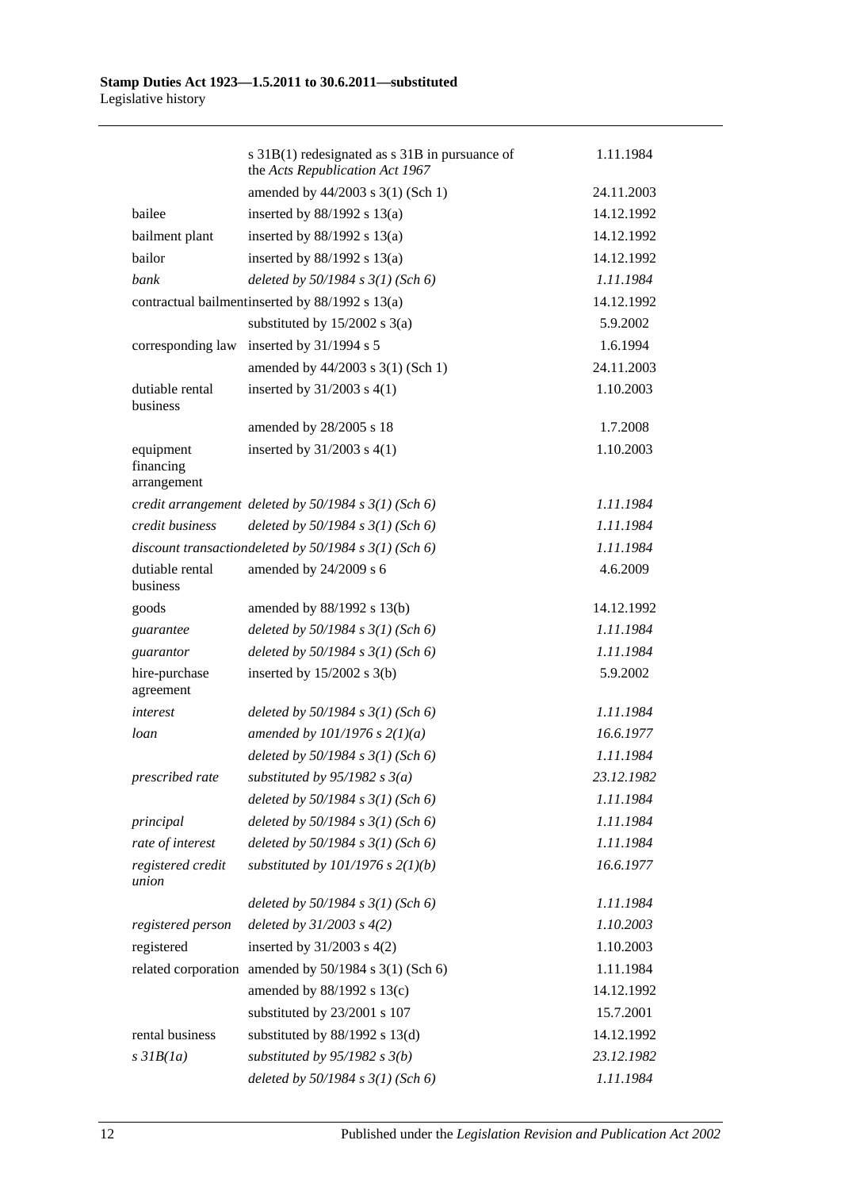| | | |
|---|---|---|
| | s 31B(1) redesignated as s 31B in pursuance of the *Acts Republication Act 1967* | 1.11.1984 |
| | amended by 44/2003 s 3(1) (Sch 1) | 24.11.2003 |
| bailee | inserted by 88/1992 s 13(a) | 14.12.1992 |
| bailment plant | inserted by 88/1992 s 13(a) | 14.12.1992 |
| bailor | inserted by 88/1992 s 13(a) | 14.12.1992 |
| *bank* | *deleted by 50/1984 s 3(1) (Sch 6)* | *1.11.1984* |
| contractual bailment | inserted by 88/1992 s 13(a) | 14.12.1992 |
| | substituted by 15/2002 s 3(a) | 5.9.2002 |
| corresponding law | inserted by 31/1994 s 5 | 1.6.1994 |
| | amended by 44/2003 s 3(1) (Sch 1) | 24.11.2003 |
| dutiable rental business | inserted by 31/2003 s 4(1) | 1.10.2003 |
| | amended by 28/2005 s 18 | 1.7.2008 |
| equipment financing arrangement | inserted by 31/2003 s 4(1) | 1.10.2003 |
| *credit arrangement* | *deleted by 50/1984 s 3(1) (Sch 6)* | *1.11.1984* |
| *credit business* | *deleted by 50/1984 s 3(1) (Sch 6)* | *1.11.1984* |
| *discount transaction* | *deleted by 50/1984 s 3(1) (Sch 6)* | *1.11.1984* |
| dutiable rental business | amended by 24/2009 s 6 | 4.6.2009 |
| goods | amended by 88/1992 s 13(b) | 14.12.1992 |
| *guarantee* | *deleted by 50/1984 s 3(1) (Sch 6)* | *1.11.1984* |
| *guarantor* | *deleted by 50/1984 s 3(1) (Sch 6)* | *1.11.1984* |
| hire-purchase agreement | inserted by 15/2002 s 3(b) | 5.9.2002 |
| *interest* | *deleted by 50/1984 s 3(1) (Sch 6)* | *1.11.1984* |
| *loan* | *amended by 101/1976 s 2(1)(a)* | *16.6.1977* |
| | *deleted by 50/1984 s 3(1) (Sch 6)* | *1.11.1984* |
| *prescribed rate* | *substituted by 95/1982 s 3(a)* | *23.12.1982* |
| | *deleted by 50/1984 s 3(1) (Sch 6)* | *1.11.1984* |
| *principal* | *deleted by 50/1984 s 3(1) (Sch 6)* | *1.11.1984* |
| *rate of interest* | *deleted by 50/1984 s 3(1) (Sch 6)* | *1.11.1984* |
| *registered credit union* | *substituted by 101/1976 s 2(1)(b)* | *16.6.1977* |
| | *deleted by 50/1984 s 3(1) (Sch 6)* | *1.11.1984* |
| *registered person* | *deleted by 31/2003 s 4(2)* | *1.10.2003* |
| registered | inserted by 31/2003 s 4(2) | 1.10.2003 |
| related corporation | amended by 50/1984 s 3(1) (Sch 6) | 1.11.1984 |
| | amended by 88/1992 s 13(c) | 14.12.1992 |
| | substituted by 23/2001 s 107 | 15.7.2001 |
| rental business | substituted by 88/1992 s 13(d) | 14.12.1992 |
| *s 31B(1a)* | *substituted by 95/1982 s 3(b)* | *23.12.1982* |
| | *deleted by 50/1984 s 3(1) (Sch 6)* | *1.11.1984* |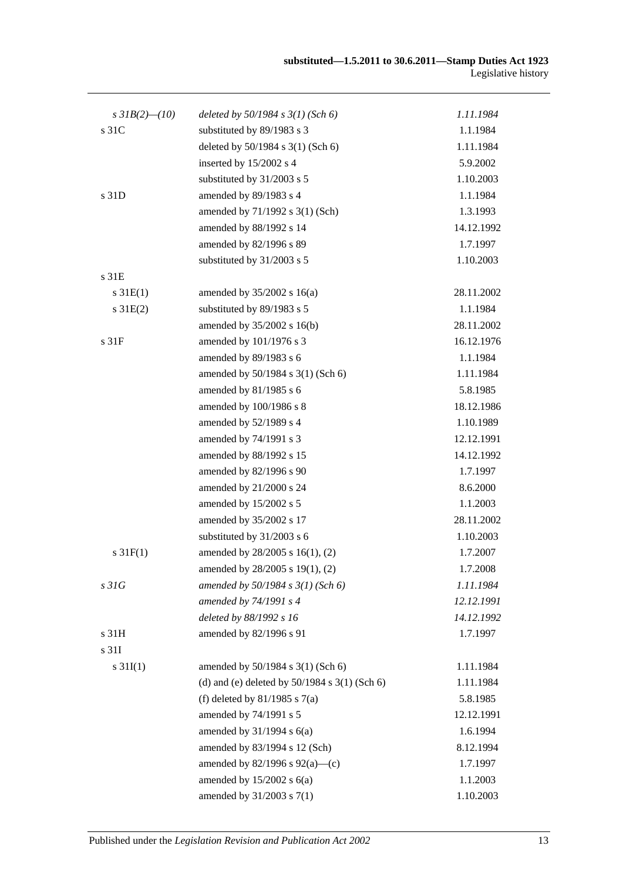| | | |
|---|---|---|
| *s 31B(2)—(10)* | *deleted by 50/1984 s 3(1) (Sch 6)* | *1.11.1984* |
| s 31C | substituted by 89/1983 s 3 | 1.1.1984 |
| | deleted by 50/1984 s 3(1) (Sch 6) | 1.11.1984 |
| | inserted by 15/2002 s 4 | 5.9.2002 |
| | substituted by 31/2003 s 5 | 1.10.2003 |
| s 31D | amended by 89/1983 s 4 | 1.1.1984 |
| | amended by 71/1992 s 3(1) (Sch) | 1.3.1993 |
| | amended by 88/1992 s 14 | 14.12.1992 |
| | amended by 82/1996 s 89 | 1.7.1997 |
| | substituted by 31/2003 s 5 | 1.10.2003 |
| s 31E | | |
| s 31E(1) | amended by 35/2002 s 16(a) | 28.11.2002 |
| s 31E(2) | substituted by 89/1983 s 5 | 1.1.1984 |
| | amended by 35/2002 s 16(b) | 28.11.2002 |
| s 31F | amended by 101/1976 s 3 | 16.12.1976 |
| | amended by 89/1983 s 6 | 1.1.1984 |
| | amended by 50/1984 s 3(1) (Sch 6) | 1.11.1984 |
| | amended by 81/1985 s 6 | 5.8.1985 |
| | amended by 100/1986 s 8 | 18.12.1986 |
| | amended by 52/1989 s 4 | 1.10.1989 |
| | amended by 74/1991 s 3 | 12.12.1991 |
| | amended by 88/1992 s 15 | 14.12.1992 |
| | amended by 82/1996 s 90 | 1.7.1997 |
| | amended by 21/2000 s 24 | 8.6.2000 |
| | amended by 15/2002 s 5 | 1.1.2003 |
| | amended by 35/2002 s 17 | 28.11.2002 |
| | substituted by 31/2003 s 6 | 1.10.2003 |
| s 31F(1) | amended by 28/2005 s 16(1), (2) | 1.7.2007 |
| | amended by 28/2005 s 19(1), (2) | 1.7.2008 |
| *s 31G* | *amended by 50/1984 s 3(1) (Sch 6)* | *1.11.1984* |
| | *amended by 74/1991 s 4* | *12.12.1991* |
| | *deleted by 88/1992 s 16* | *14.12.1992* |
| s 31H | amended by 82/1996 s 91 | 1.7.1997 |
| s 31I | | |
| s 31I(1) | amended by 50/1984 s 3(1) (Sch 6) | 1.11.1984 |
| | (d) and (e) deleted by 50/1984 s 3(1) (Sch 6) | 1.11.1984 |
| | (f) deleted by 81/1985 s 7(a) | 5.8.1985 |
| | amended by 74/1991 s 5 | 12.12.1991 |
| | amended by 31/1994 s 6(a) | 1.6.1994 |
| | amended by 83/1994 s 12 (Sch) | 8.12.1994 |
| | amended by 82/1996 s 92(a)—(c) | 1.7.1997 |
| | amended by 15/2002 s 6(a) | 1.1.2003 |
| | amended by 31/2003 s 7(1) | 1.10.2003 |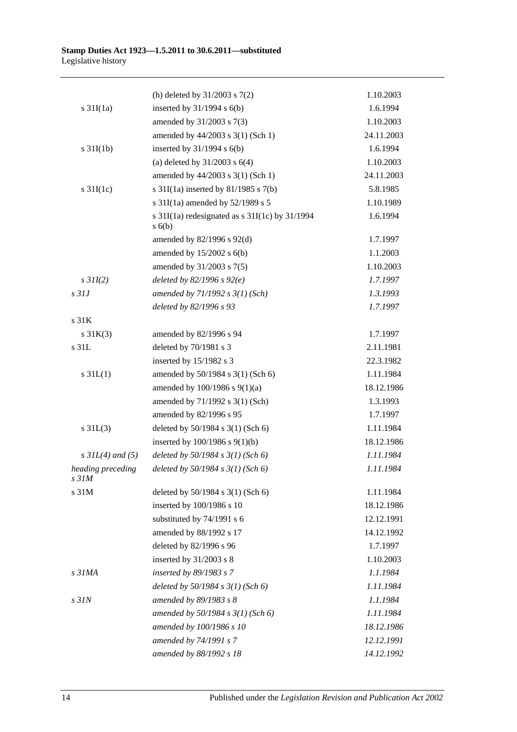| | | |
|---|---|---|
| | (h) deleted by 31/2003 s 7(2) | 1.10.2003 |
| s 31I(1a) | inserted by 31/1994 s 6(b) | 1.6.1994 |
| | amended by 31/2003 s 7(3) | 1.10.2003 |
| | amended by 44/2003 s 3(1) (Sch 1) | 24.11.2003 |
| s 31I(1b) | inserted by 31/1994 s 6(b) | 1.6.1994 |
| | (a) deleted by 31/2003 s 6(4) | 1.10.2003 |
| | amended by 44/2003 s 3(1) (Sch 1) | 24.11.2003 |
| s 31I(1c) | s 31I(1a) inserted by 81/1985 s 7(b) | 5.8.1985 |
| | s 31I(1a) amended by 52/1989 s 5 | 1.10.1989 |
| | s 31I(1a) redesignated as s 31I(1c) by 31/1994 s 6(b) | 1.6.1994 |
| | amended by 82/1996 s 92(d) | 1.7.1997 |
| | amended by 15/2002 s 6(b) | 1.1.2003 |
| | amended by 31/2003 s 7(5) | 1.10.2003 |
| *s 31I(2)* | *deleted by 82/1996 s 92(e)* | *1.7.1997* |
| *s 31J* | *amended by 71/1992 s 3(1) (Sch)* | *1.3.1993* |
| | *deleted by 82/1996 s 93* | *1.7.1997* |
| s 31K | | |
| s 31K(3) | amended by 82/1996 s 94 | 1.7.1997 |
| s 31L | deleted by 70/1981 s 3 | 2.11.1981 |
| | inserted by 15/1982 s 3 | 22.3.1982 |
| s 31L(1) | amended by 50/1984 s 3(1) (Sch 6) | 1.11.1984 |
| | amended by 100/1986 s 9(1)(a) | 18.12.1986 |
| | amended by 71/1992 s 3(1) (Sch) | 1.3.1993 |
| | amended by 82/1996 s 95 | 1.7.1997 |
| s 31L(3) | deleted by 50/1984 s 3(1) (Sch 6) | 1.11.1984 |
| | inserted by 100/1986 s 9(1)(b) | 18.12.1986 |
| *s 31L(4) and (5)* | *deleted by 50/1984 s 3(1) (Sch 6)* | *1.11.1984* |
| *heading preceding s 31M* | *deleted by 50/1984 s 3(1) (Sch 6)* | *1.11.1984* |
| s 31M | deleted by 50/1984 s 3(1) (Sch 6) | 1.11.1984 |
| | inserted by 100/1986 s 10 | 18.12.1986 |
| | substituted by 74/1991 s 6 | 12.12.1991 |
| | amended by 88/1992 s 17 | 14.12.1992 |
| | deleted by 82/1996 s 96 | 1.7.1997 |
| | inserted by 31/2003 s 8 | 1.10.2003 |
| *s 31MA* | *inserted by 89/1983 s 7* | *1.1.1984* |
| | *deleted by 50/1984 s 3(1) (Sch 6)* | *1.11.1984* |
| *s 31N* | *amended by 89/1983 s 8* | *1.1.1984* |
| | *amended by 50/1984 s 3(1) (Sch 6)* | *1.11.1984* |
| | *amended by 100/1986 s 10* | *18.12.1986* |
| | *amended by 74/1991 s 7* | *12.12.1991* |
| | *amended by 88/1992 s 18* | *14.12.1992* |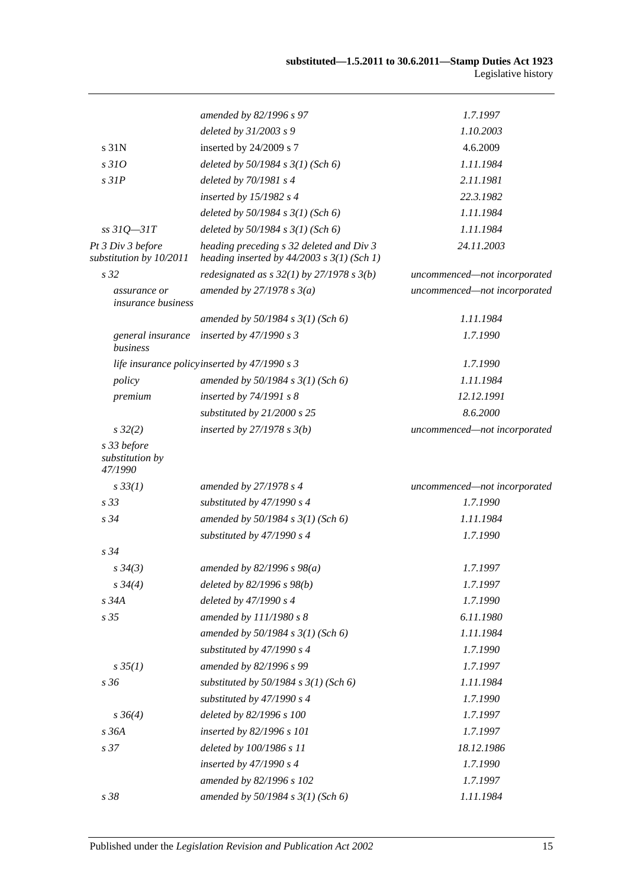| | | |
|---|---|---|
| | *amended by 82/1996 s 97* | *1.7.1997* |
| | *deleted by 31/2003 s 9* | *1.10.2003* |
| s 31N | inserted by 24/2009 s 7 | 4.6.2009 |
| *s 31O* | *deleted by 50/1984 s 3(1) (Sch 6)* | *1.11.1984* |
| *s 31P* | *deleted by 70/1981 s 4* | *2.11.1981* |
| | *inserted by 15/1982 s 4* | *22.3.1982* |
| | *deleted by 50/1984 s 3(1) (Sch 6)* | *1.11.1984* |
| *ss 31Q—31T* | *deleted by 50/1984 s 3(1) (Sch 6)* | *1.11.1984* |
| *Pt 3 Div 3 before substitution by 10/2011* | *heading preceding s 32 deleted and Div 3 heading inserted by 44/2003 s 3(1) (Sch 1)* | *24.11.2003* |
| *s 32* | *redesignated as s 32(1) by 27/1978 s 3(b)* | *uncommenced—not incorporated* |
| *assurance or insurance business* | *amended by 27/1978 s 3(a)* | *uncommenced—not incorporated* |
| | *amended by 50/1984 s 3(1) (Sch 6)* | *1.11.1984* |
| *general insurance business* | *inserted by 47/1990 s 3* | *1.7.1990* |
| *life insurance policy* | *inserted by 47/1990 s 3* | *1.7.1990* |
| *policy* | *amended by 50/1984 s 3(1) (Sch 6)* | *1.11.1984* |
| *premium* | *inserted by 74/1991 s 8* | *12.12.1991* |
| | *substituted by 21/2000 s 25* | *8.6.2000* |
| *s 32(2)* | *inserted by 27/1978 s 3(b)* | *uncommenced—not incorporated* |
| *s 33 before substitution by 47/1990* | | |
| *s 33(1)* | *amended by 27/1978 s 4* | *uncommenced—not incorporated* |
| *s 33* | *substituted by 47/1990 s 4* | *1.7.1990* |
| *s 34* | *amended by 50/1984 s 3(1) (Sch 6)* | *1.11.1984* |
| | *substituted by 47/1990 s 4* | *1.7.1990* |
| *s 34* | | |
| *s 34(3)* | *amended by 82/1996 s 98(a)* | *1.7.1997* |
| *s 34(4)* | *deleted by 82/1996 s 98(b)* | *1.7.1997* |
| *s 34A* | *deleted by 47/1990 s 4* | *1.7.1990* |
| *s 35* | *amended by 111/1980 s 8* | *6.11.1980* |
| | *amended by 50/1984 s 3(1) (Sch 6)* | *1.11.1984* |
| | *substituted by 47/1990 s 4* | *1.7.1990* |
| *s 35(1)* | *amended by 82/1996 s 99* | *1.7.1997* |
| *s 36* | *substituted by 50/1984 s 3(1) (Sch 6)* | *1.11.1984* |
| | *substituted by 47/1990 s 4* | *1.7.1990* |
| *s 36(4)* | *deleted by 82/1996 s 100* | *1.7.1997* |
| *s 36A* | *inserted by 82/1996 s 101* | *1.7.1997* |
| *s 37* | *deleted by 100/1986 s 11* | *18.12.1986* |
| | *inserted by 47/1990 s 4* | *1.7.1990* |
| | *amended by 82/1996 s 102* | *1.7.1997* |
| *s 38* | *amended by 50/1984 s 3(1) (Sch 6)* | *1.11.1984* |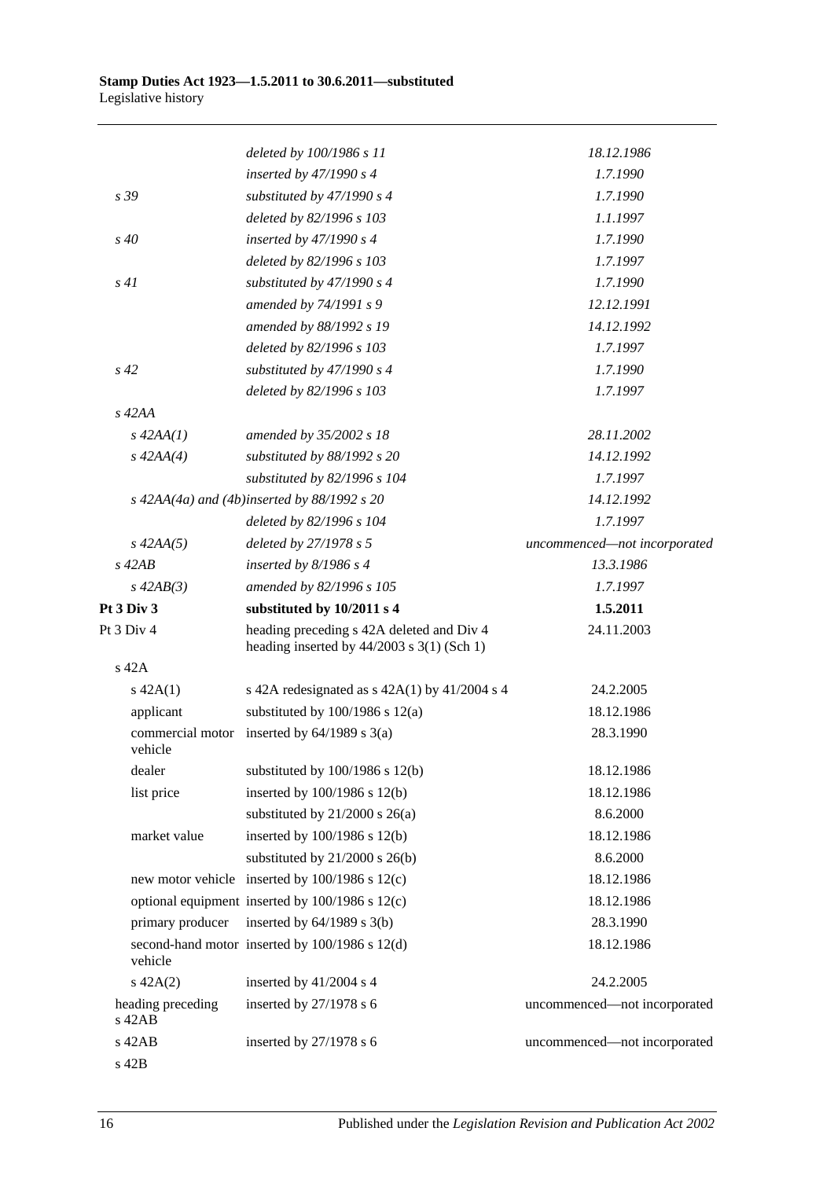| | | |
|---|---|---|
| | *deleted by 100/1986 s 11* | *18.12.1986* |
| | *inserted by 47/1990 s 4* | *1.7.1990* |
| *s 39* | *substituted by 47/1990 s 4* | *1.7.1990* |
| | *deleted by 82/1996 s 103* | *1.1.1997* |
| *s 40* | *inserted by 47/1990 s 4* | *1.7.1990* |
| | *deleted by 82/1996 s 103* | *1.7.1997* |
| *s 41* | *substituted by 47/1990 s 4* | *1.7.1990* |
| | *amended by 74/1991 s 9* | *12.12.1991* |
| | *amended by 88/1992 s 19* | *14.12.1992* |
| | *deleted by 82/1996 s 103* | *1.7.1997* |
| *s 42* | *substituted by 47/1990 s 4* | *1.7.1990* |
| | *deleted by 82/1996 s 103* | *1.7.1997* |
| *s 42AA* | | |
| *s 42AA(1)* | *amended by 35/2002 s 18* | *28.11.2002* |
| *s 42AA(4)* | *substituted by 88/1992 s 20* | *14.12.1992* |
| | *substituted by 82/1996 s 104* | *1.7.1997* |
| *s 42AA(4a) and (4b)* | *inserted by 88/1992 s 20* | *14.12.1992* |
| | *deleted by 82/1996 s 104* | *1.7.1997* |
| *s 42AA(5)* | *deleted by 27/1978 s 5* | *uncommenced—not incorporated* |
| *s 42AB* | *inserted by 8/1986 s 4* | *13.3.1986* |
| *s 42AB(3)* | *amended by 82/1996 s 105* | *1.7.1997* |
| **Pt 3 Div 3** | **substituted by 10/2011 s 4** | **1.5.2011** |
| Pt 3 Div 4 | heading preceding s 42A deleted and Div 4 heading inserted by 44/2003 s 3(1) (Sch 1) | 24.11.2003 |
| s 42A | | |
| s 42A(1) | s 42A redesignated as s 42A(1) by 41/2004 s 4 | 24.2.2005 |
| applicant | substituted by 100/1986 s 12(a) | 18.12.1986 |
| commercial motor vehicle | inserted by 64/1989 s 3(a) | 28.3.1990 |
| dealer | substituted by 100/1986 s 12(b) | 18.12.1986 |
| list price | inserted by 100/1986 s 12(b) | 18.12.1986 |
| | substituted by 21/2000 s 26(a) | 8.6.2000 |
| market value | inserted by 100/1986 s 12(b) | 18.12.1986 |
| | substituted by 21/2000 s 26(b) | 8.6.2000 |
| new motor vehicle | inserted by 100/1986 s 12(c) | 18.12.1986 |
| optional equipment | inserted by 100/1986 s 12(c) | 18.12.1986 |
| primary producer | inserted by 64/1989 s 3(b) | 28.3.1990 |
| second-hand motor vehicle | inserted by 100/1986 s 12(d) | 18.12.1986 |
| s 42A(2) | inserted by 41/2004 s 4 | 24.2.2005 |
| heading preceding s 42AB | inserted by 27/1978 s 6 | uncommenced—not incorporated |
| s 42AB | inserted by 27/1978 s 6 | uncommenced—not incorporated |
| s 42B | | |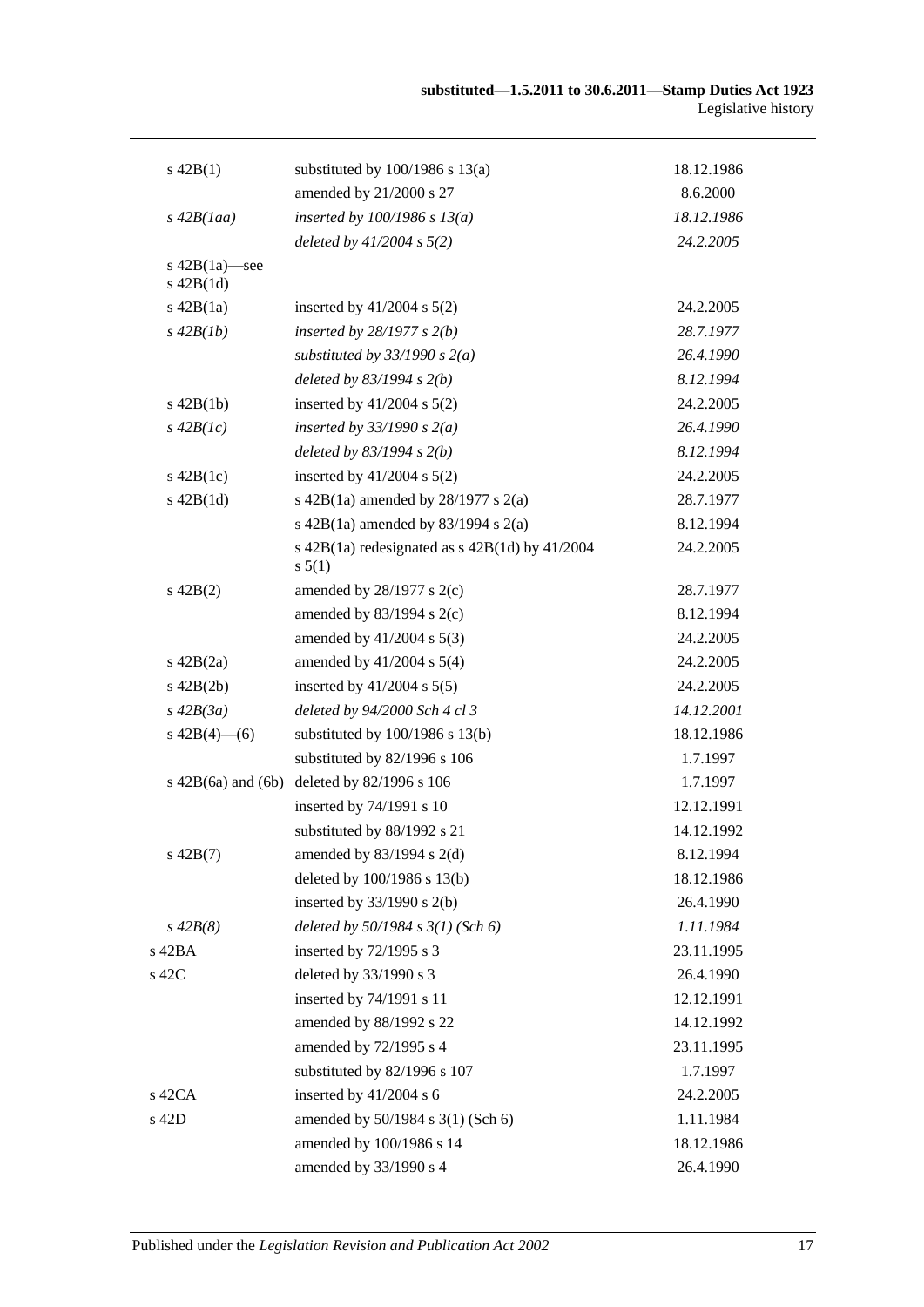| | | |
|---|---|---|
| s 42B(1) | substituted by 100/1986 s 13(a) | 18.12.1986 |
| | amended by 21/2000 s 27 | 8.6.2000 |
| *s 42B(1aa)* | *inserted by 100/1986 s 13(a)* | *18.12.1986* |
| | *deleted by 41/2004 s 5(2)* | *24.2.2005* |
| s 42B(1a)—see s 42B(1d) | | |
| s 42B(1a) | inserted by 41/2004 s 5(2) | 24.2.2005 |
| *s 42B(1b)* | *inserted by 28/1977 s 2(b)* | *28.7.1977* |
| | *substituted by 33/1990 s 2(a)* | *26.4.1990* |
| | *deleted by 83/1994 s 2(b)* | *8.12.1994* |
| s 42B(1b) | inserted by 41/2004 s 5(2) | 24.2.2005 |
| *s 42B(1c)* | *inserted by 33/1990 s 2(a)* | *26.4.1990* |
| | *deleted by 83/1994 s 2(b)* | *8.12.1994* |
| s 42B(1c) | inserted by 41/2004 s 5(2) | 24.2.2005 |
| s 42B(1d) | s 42B(1a) amended by 28/1977 s 2(a) | 28.7.1977 |
| | s 42B(1a) amended by 83/1994 s 2(a) | 8.12.1994 |
| | s 42B(1a) redesignated as s 42B(1d) by 41/2004 s 5(1) | 24.2.2005 |
| s 42B(2) | amended by 28/1977 s 2(c) | 28.7.1977 |
| | amended by 83/1994 s 2(c) | 8.12.1994 |
| | amended by 41/2004 s 5(3) | 24.2.2005 |
| s 42B(2a) | amended by 41/2004 s 5(4) | 24.2.2005 |
| s 42B(2b) | inserted by 41/2004 s 5(5) | 24.2.2005 |
| *s 42B(3a)* | *deleted by 94/2000 Sch 4 cl 3* | *14.12.2001* |
| s 42B(4)—(6) | substituted by 100/1986 s 13(b) | 18.12.1986 |
| | substituted by 82/1996 s 106 | 1.7.1997 |
| s 42B(6a) and (6b) | deleted by 82/1996 s 106 | 1.7.1997 |
| | inserted by 74/1991 s 10 | 12.12.1991 |
| | substituted by 88/1992 s 21 | 14.12.1992 |
| s 42B(7) | amended by 83/1994 s 2(d) | 8.12.1994 |
| | deleted by 100/1986 s 13(b) | 18.12.1986 |
| | inserted by 33/1990 s 2(b) | 26.4.1990 |
| *s 42B(8)* | *deleted by 50/1984 s 3(1) (Sch 6)* | *1.11.1984* |
| s 42BA | inserted by 72/1995 s 3 | 23.11.1995 |
| s 42C | deleted by 33/1990 s 3 | 26.4.1990 |
| | inserted by 74/1991 s 11 | 12.12.1991 |
| | amended by 88/1992 s 22 | 14.12.1992 |
| | amended by 72/1995 s 4 | 23.11.1995 |
| | substituted by 82/1996 s 107 | 1.7.1997 |
| s 42CA | inserted by 41/2004 s 6 | 24.2.2005 |
| s 42D | amended by 50/1984 s 3(1) (Sch 6) | 1.11.1984 |
| | amended by 100/1986 s 14 | 18.12.1986 |
| | amended by 33/1990 s 4 | 26.4.1990 |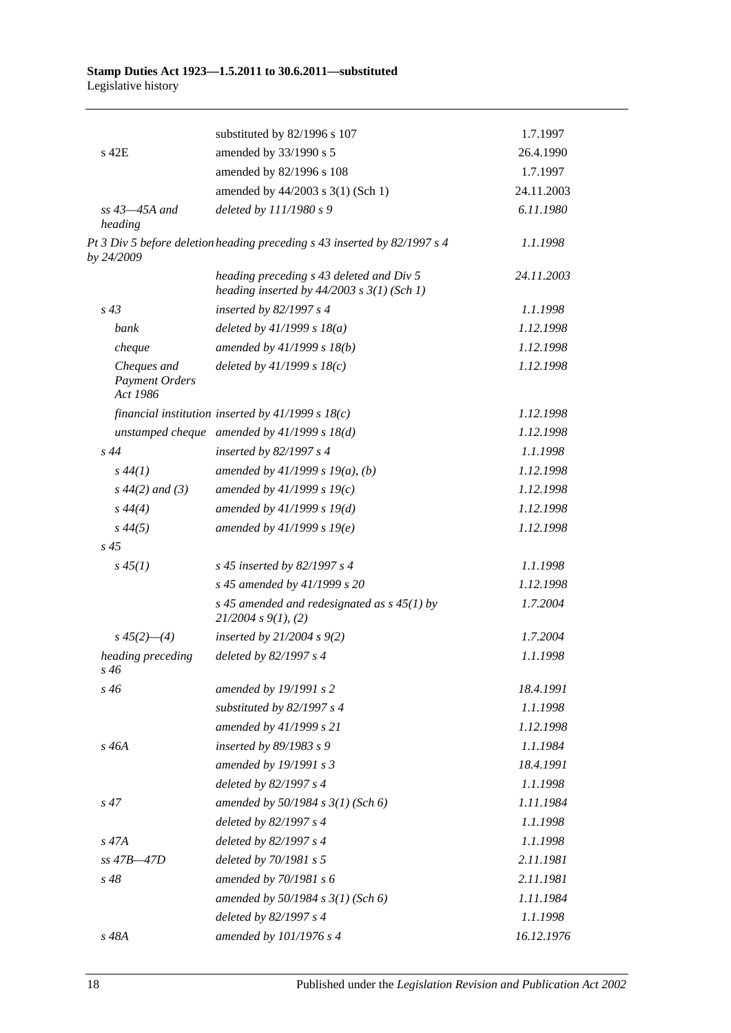| | | |
|---|---|---|
| | substituted by 82/1996 s 107 | 1.7.1997 |
| s 42E | amended by 33/1990 s 5 | 26.4.1990 |
| | amended by 82/1996 s 108 | 1.7.1997 |
| | amended by 44/2003 s 3(1) (Sch 1) | 24.11.2003 |
| *ss 43—45A and heading* | *deleted by 111/1980 s 9* | *6.11.1980* |
| *Pt 3 Div 5 before deletion by 24/2009* | *heading preceding s 43 inserted by 82/1997 s 4* | *1.1.1998* |
| | *heading preceding s 43 deleted and Div 5 heading inserted by 44/2003 s 3(1) (Sch 1)* | *24.11.2003* |
| *s 43* | *inserted by 82/1997 s 4* | *1.1.1998* |
| *bank* | *deleted by 41/1999 s 18(a)* | *1.12.1998* |
| *cheque* | *amended by 41/1999 s 18(b)* | *1.12.1998* |
| *Cheques and Payment Orders Act 1986* | *deleted by 41/1999 s 18(c)* | *1.12.1998* |
| *financial institution* | *inserted by 41/1999 s 18(c)* | *1.12.1998* |
| *unstamped cheque* | *amended by 41/1999 s 18(d)* | *1.12.1998* |
| *s 44* | *inserted by 82/1997 s 4* | *1.1.1998* |
| *s 44(1)* | *amended by 41/1999 s 19(a), (b)* | *1.12.1998* |
| *s 44(2) and (3)* | *amended by 41/1999 s 19(c)* | *1.12.1998* |
| *s 44(4)* | *amended by 41/1999 s 19(d)* | *1.12.1998* |
| *s 44(5)* | *amended by 41/1999 s 19(e)* | *1.12.1998* |
| *s 45* | | |
| *s 45(1)* | *s 45 inserted by 82/1997 s 4* | *1.1.1998* |
| | *s 45 amended by 41/1999 s 20* | *1.12.1998* |
| | *s 45 amended and redesignated as s 45(1) by 21/2004 s 9(1), (2)* | *1.7.2004* |
| *s 45(2)—(4)* | *inserted by 21/2004 s 9(2)* | *1.7.2004* |
| *heading preceding s 46* | *deleted by 82/1997 s 4* | *1.1.1998* |
| *s 46* | *amended by 19/1991 s 2* | *18.4.1991* |
| | *substituted by 82/1997 s 4* | *1.1.1998* |
| | *amended by 41/1999 s 21* | *1.12.1998* |
| *s 46A* | *inserted by 89/1983 s 9* | *1.1.1984* |
| | *amended by 19/1991 s 3* | *18.4.1991* |
| | *deleted by 82/1997 s 4* | *1.1.1998* |
| *s 47* | *amended by 50/1984 s 3(1) (Sch 6)* | *1.11.1984* |
| | *deleted by 82/1997 s 4* | *1.1.1998* |
| *s 47A* | *deleted by 82/1997 s 4* | *1.1.1998* |
| *ss 47B—47D* | *deleted by 70/1981 s 5* | *2.11.1981* |
| *s 48* | *amended by 70/1981 s 6* | *2.11.1981* |
| | *amended by 50/1984 s 3(1) (Sch 6)* | *1.11.1984* |
| | *deleted by 82/1997 s 4* | *1.1.1998* |
| *s 48A* | *amended by 101/1976 s 4* | *16.12.1976* |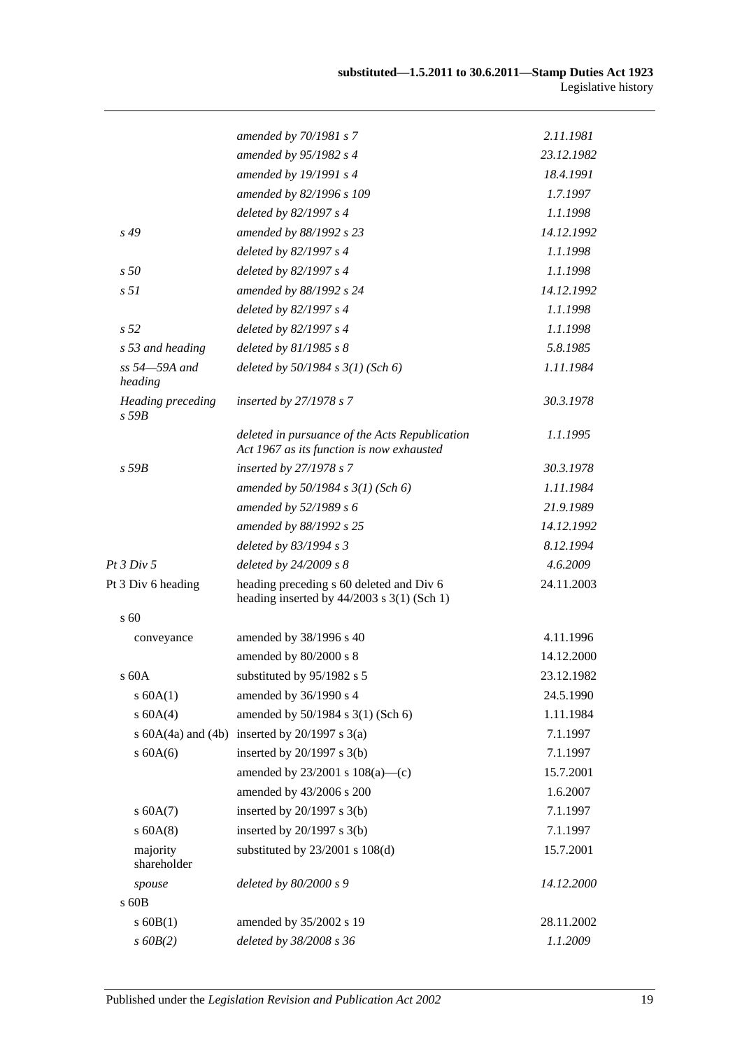| | | |
|---|---|---|
| | *amended by 70/1981 s 7* | *2.11.1981* |
| | *amended by 95/1982 s 4* | *23.12.1982* |
| | *amended by 19/1991 s 4* | *18.4.1991* |
| | *amended by 82/1996 s 109* | *1.7.1997* |
| | *deleted by 82/1997 s 4* | *1.1.1998* |
| *s 49* | *amended by 88/1992 s 23* | *14.12.1992* |
| | *deleted by 82/1997 s 4* | *1.1.1998* |
| *s 50* | *deleted by 82/1997 s 4* | *1.1.1998* |
| *s 51* | *amended by 88/1992 s 24* | *14.12.1992* |
| | *deleted by 82/1997 s 4* | *1.1.1998* |
| *s 52* | *deleted by 82/1997 s 4* | *1.1.1998* |
| *s 53 and heading* | *deleted by 81/1985 s 8* | *5.8.1985* |
| *ss 54—59A and heading* | *deleted by 50/1984 s 3(1) (Sch 6)* | *1.11.1984* |
| *Heading preceding s 59B* | *inserted by 27/1978 s 7* | *30.3.1978* |
| | *deleted in pursuance of the Acts Republication Act 1967 as its function is now exhausted* | *1.1.1995* |
| *s 59B* | *inserted by 27/1978 s 7* | *30.3.1978* |
| | *amended by 50/1984 s 3(1) (Sch 6)* | *1.11.1984* |
| | *amended by 52/1989 s 6* | *21.9.1989* |
| | *amended by 88/1992 s 25* | *14.12.1992* |
| | *deleted by 83/1994 s 3* | *8.12.1994* |
| *Pt 3 Div 5* | *deleted by 24/2009 s 8* | *4.6.2009* |
| Pt 3 Div 6 heading | heading preceding s 60 deleted and Div 6 heading inserted by 44/2003 s 3(1) (Sch 1) | 24.11.2003 |
| s 60 | | |
| conveyance | amended by 38/1996 s 40 | 4.11.1996 |
| | amended by 80/2000 s 8 | 14.12.2000 |
| s 60A | substituted by 95/1982 s 5 | 23.12.1982 |
| s 60A(1) | amended by 36/1990 s 4 | 24.5.1990 |
| s 60A(4) | amended by 50/1984 s 3(1) (Sch 6) | 1.11.1984 |
| s 60A(4a) and (4b) | inserted by 20/1997 s 3(a) | 7.1.1997 |
| s 60A(6) | inserted by 20/1997 s 3(b) | 7.1.1997 |
| | amended by 23/2001 s 108(a)—(c) | 15.7.2001 |
| | amended by 43/2006 s 200 | 1.6.2007 |
| s 60A(7) | inserted by 20/1997 s 3(b) | 7.1.1997 |
| s 60A(8) | inserted by 20/1997 s 3(b) | 7.1.1997 |
| majority shareholder | substituted by 23/2001 s 108(d) | 15.7.2001 |
| *spouse* | *deleted by 80/2000 s 9* | *14.12.2000* |
| s 60B | | |
| s 60B(1) | amended by 35/2002 s 19 | 28.11.2002 |
| *s 60B(2)* | *deleted by 38/2008 s 36* | *1.1.2009* |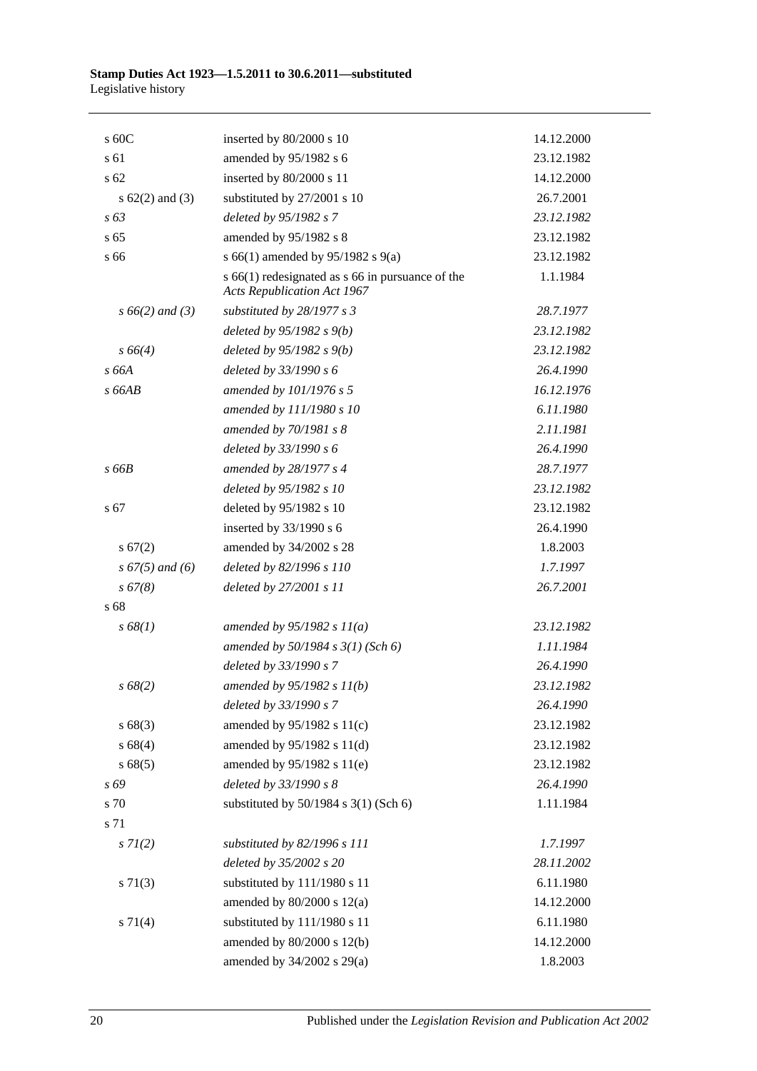| | | |
|---|---|---|
| s 60C | inserted by 80/2000 s 10 | 14.12.2000 |
| s 61 | amended by 95/1982 s 6 | 23.12.1982 |
| s 62 | inserted by 80/2000 s 11 | 14.12.2000 |
| s 62(2) and (3) | substituted by 27/2001 s 10 | 26.7.2001 |
| *s 63* | *deleted by 95/1982 s 7* | *23.12.1982* |
| s 65 | amended by 95/1982 s 8 | 23.12.1982 |
| s 66 | s 66(1) amended by 95/1982 s 9(a) | 23.12.1982 |
| | s 66(1) redesignated as s 66 in pursuance of the *Acts Republication Act 1967* | 1.1.1984 |
| *s 66(2) and (3)* | *substituted by 28/1977 s 3* | *28.7.1977* |
| | *deleted by 95/1982 s 9(b)* | *23.12.1982* |
| *s 66(4)* | *deleted by 95/1982 s 9(b)* | *23.12.1982* |
| *s 66A* | *deleted by 33/1990 s 6* | *26.4.1990* |
| *s 66AB* | *amended by 101/1976 s 5* | *16.12.1976* |
| | *amended by 111/1980 s 10* | *6.11.1980* |
| | *amended by 70/1981 s 8* | *2.11.1981* |
| | *deleted by 33/1990 s 6* | *26.4.1990* |
| *s 66B* | *amended by 28/1977 s 4* | *28.7.1977* |
| | *deleted by 95/1982 s 10* | *23.12.1982* |
| s 67 | deleted by 95/1982 s 10 | 23.12.1982 |
| | inserted by 33/1990 s 6 | 26.4.1990 |
| s 67(2) | amended by 34/2002 s 28 | 1.8.2003 |
| *s 67(5) and (6)* | *deleted by 82/1996 s 110* | *1.7.1997* |
| *s 67(8)* | *deleted by 27/2001 s 11* | *26.7.2001* |
| s 68 | | |
| *s 68(1)* | *amended by 95/1982 s 11(a)* | *23.12.1982* |
| | *amended by 50/1984 s 3(1) (Sch 6)* | *1.11.1984* |
| | *deleted by 33/1990 s 7* | *26.4.1990* |
| *s 68(2)* | *amended by 95/1982 s 11(b)* | *23.12.1982* |
| | *deleted by 33/1990 s 7* | *26.4.1990* |
| s 68(3) | amended by 95/1982 s 11(c) | 23.12.1982 |
| s 68(4) | amended by 95/1982 s 11(d) | 23.12.1982 |
| s 68(5) | amended by 95/1982 s 11(e) | 23.12.1982 |
| *s 69* | *deleted by 33/1990 s 8* | *26.4.1990* |
| s 70 | substituted by 50/1984 s 3(1) (Sch 6) | 1.11.1984 |
| s 71 | | |
| *s 71(2)* | *substituted by 82/1996 s 111* | *1.7.1997* |
| | *deleted by 35/2002 s 20* | *28.11.2002* |
| s 71(3) | substituted by 111/1980 s 11 | 6.11.1980 |
| | amended by 80/2000 s 12(a) | 14.12.2000 |
| s 71(4) | substituted by 111/1980 s 11 | 6.11.1980 |
| | amended by 80/2000 s 12(b) | 14.12.2000 |
| | amended by 34/2002 s 29(a) | 1.8.2003 |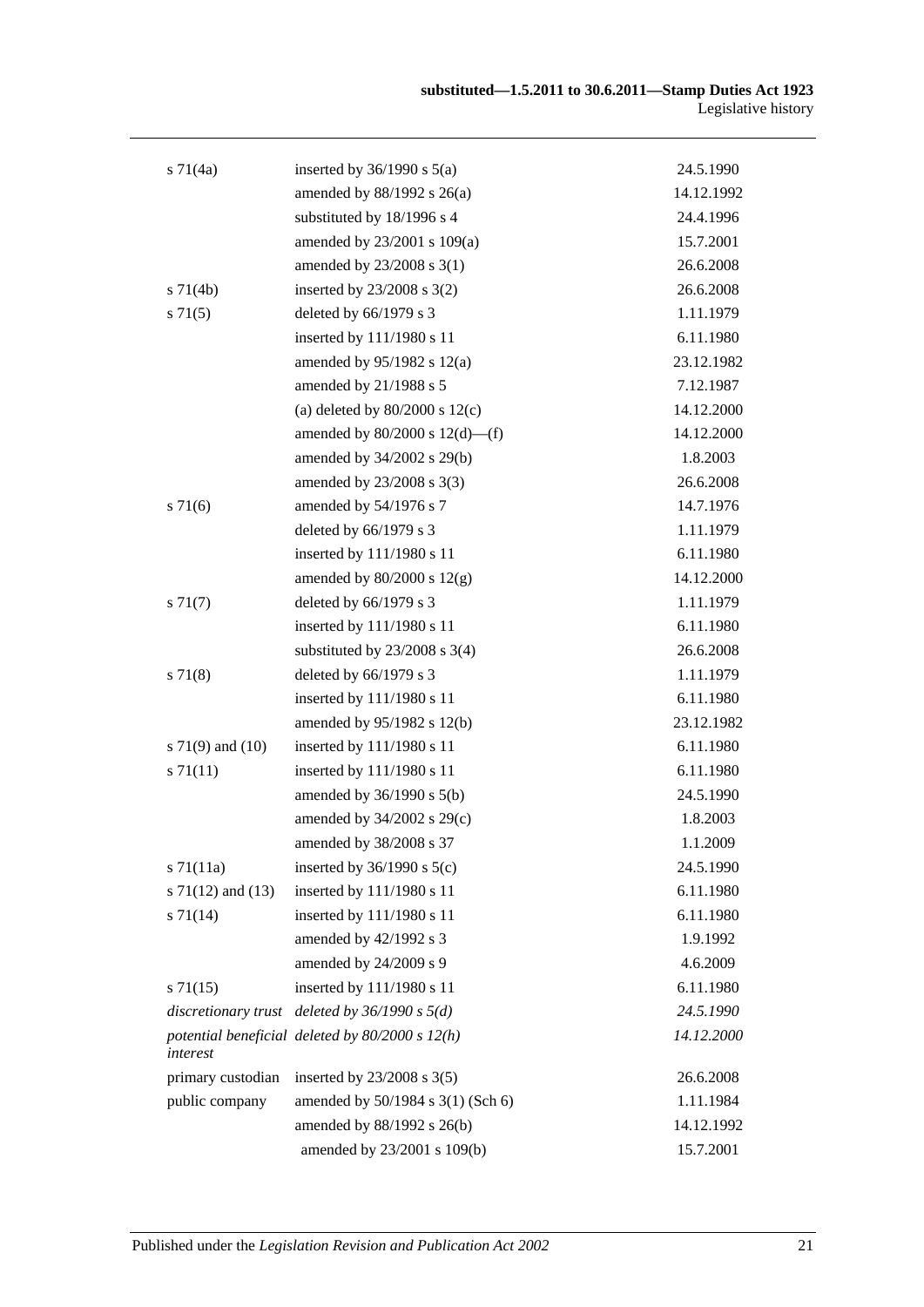| | | |
|---|---|---|
| s 71(4a) | inserted by 36/1990 s 5(a) | 24.5.1990 |
| | amended by 88/1992 s 26(a) | 14.12.1992 |
| | substituted by 18/1996 s 4 | 24.4.1996 |
| | amended by 23/2001 s 109(a) | 15.7.2001 |
| | amended by 23/2008 s 3(1) | 26.6.2008 |
| s 71(4b) | inserted by 23/2008 s 3(2) | 26.6.2008 |
| s 71(5) | deleted by 66/1979 s 3 | 1.11.1979 |
| | inserted by 111/1980 s 11 | 6.11.1980 |
| | amended by 95/1982 s 12(a) | 23.12.1982 |
| | amended by 21/1988 s 5 | 7.12.1987 |
| | (a) deleted by 80/2000 s 12(c) | 14.12.2000 |
| | amended by 80/2000 s 12(d)—(f) | 14.12.2000 |
| | amended by 34/2002 s 29(b) | 1.8.2003 |
| | amended by 23/2008 s 3(3) | 26.6.2008 |
| s 71(6) | amended by 54/1976 s 7 | 14.7.1976 |
| | deleted by 66/1979 s 3 | 1.11.1979 |
| | inserted by 111/1980 s 11 | 6.11.1980 |
| | amended by 80/2000 s 12(g) | 14.12.2000 |
| s 71(7) | deleted by 66/1979 s 3 | 1.11.1979 |
| | inserted by 111/1980 s 11 | 6.11.1980 |
| | substituted by 23/2008 s 3(4) | 26.6.2008 |
| s 71(8) | deleted by 66/1979 s 3 | 1.11.1979 |
| | inserted by 111/1980 s 11 | 6.11.1980 |
| | amended by 95/1982 s 12(b) | 23.12.1982 |
| s 71(9) and (10) | inserted by 111/1980 s 11 | 6.11.1980 |
| s 71(11) | inserted by 111/1980 s 11 | 6.11.1980 |
| | amended by 36/1990 s 5(b) | 24.5.1990 |
| | amended by 34/2002 s 29(c) | 1.8.2003 |
| | amended by 38/2008 s 37 | 1.1.2009 |
| s 71(11a) | inserted by 36/1990 s 5(c) | 24.5.1990 |
| s 71(12) and (13) | inserted by 111/1980 s 11 | 6.11.1980 |
| s 71(14) | inserted by 111/1980 s 11 | 6.11.1980 |
| | amended by 42/1992 s 3 | 1.9.1992 |
| | amended by 24/2009 s 9 | 4.6.2009 |
| s 71(15) | inserted by 111/1980 s 11 | 6.11.1980 |
| *discretionary trust* | *deleted by 36/1990 s 5(d)* | *24.5.1990* |
| *potential beneficial interest* | *deleted by 80/2000 s 12(h)* | *14.12.2000* |
| primary custodian | inserted by 23/2008 s 3(5) | 26.6.2008 |
| public company | amended by 50/1984 s 3(1) (Sch 6) | 1.11.1984 |
| | amended by 88/1992 s 26(b) | 14.12.1992 |
| | amended by 23/2001 s 109(b) | 15.7.2001 |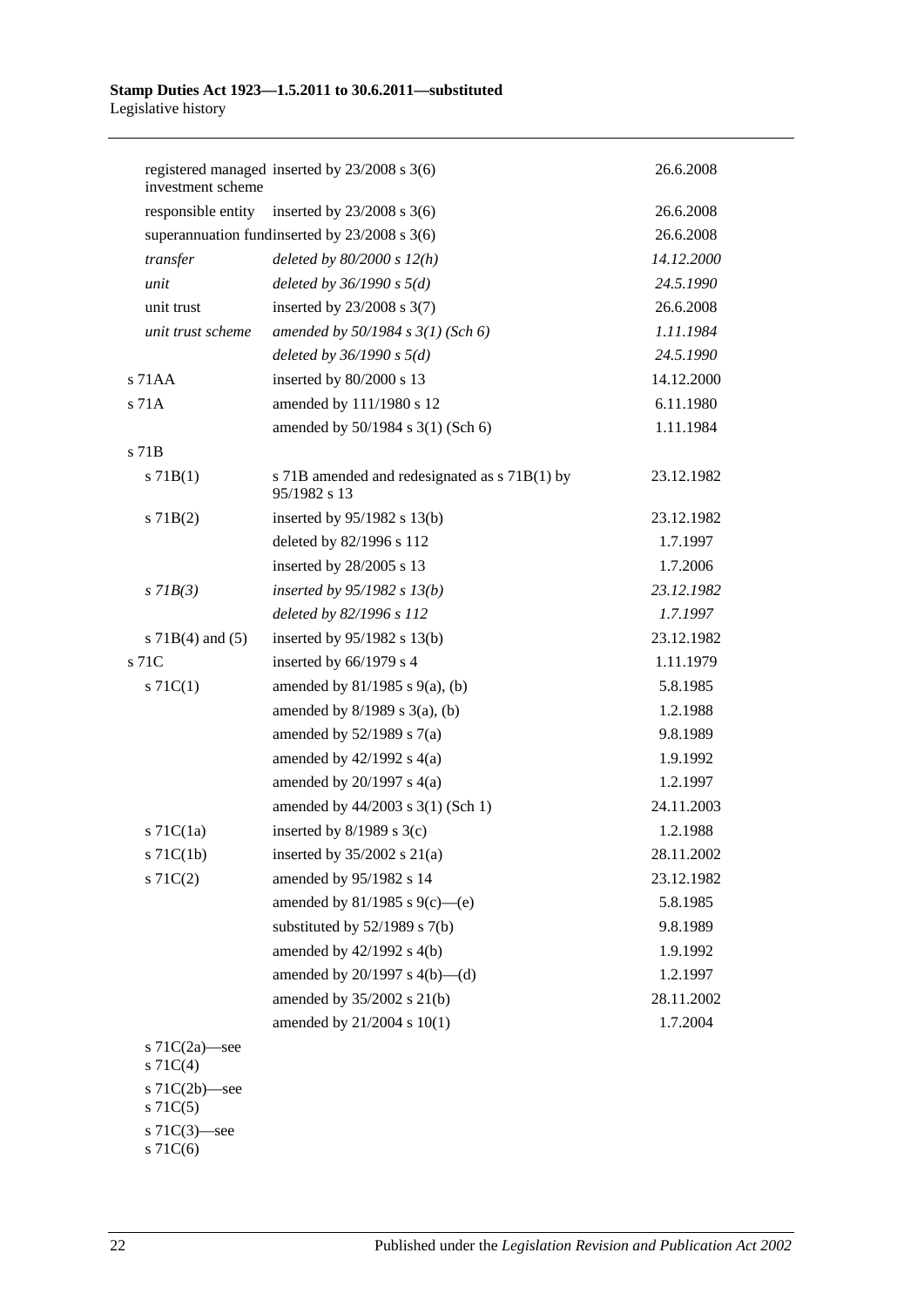| | | |
|---|---|---|
| registered managed investment scheme | inserted by 23/2008 s 3(6) | 26.6.2008 |
| responsible entity | inserted by 23/2008 s 3(6) | 26.6.2008 |
| superannuation fund | inserted by 23/2008 s 3(6) | 26.6.2008 |
| *transfer* | *deleted by 80/2000 s 12(h)* | *14.12.2000* |
| *unit* | *deleted by 36/1990 s 5(d)* | *24.5.1990* |
| unit trust | inserted by 23/2008 s 3(7) | 26.6.2008 |
| *unit trust scheme* | *amended by 50/1984 s 3(1) (Sch 6)* | *1.11.1984* |
| | *deleted by 36/1990 s 5(d)* | *24.5.1990* |
| s 71AA | inserted by 80/2000 s 13 | 14.12.2000 |
| s 71A | amended by 111/1980 s 12 | 6.11.1980 |
| | amended by 50/1984 s 3(1) (Sch 6) | 1.11.1984 |
| s 71B | | |
| s 71B(1) | s 71B amended and redesignated as s 71B(1) by 95/1982 s 13 | 23.12.1982 |
| s 71B(2) | inserted by 95/1982 s 13(b) | 23.12.1982 |
| | deleted by 82/1996 s 112 | 1.7.1997 |
| | inserted by 28/2005 s 13 | 1.7.2006 |
| *s 71B(3)* | *inserted by 95/1982 s 13(b)* | *23.12.1982* |
| | *deleted by 82/1996 s 112* | *1.7.1997* |
| s 71B(4) and (5) | inserted by 95/1982 s 13(b) | 23.12.1982 |
| s 71C | inserted by 66/1979 s 4 | 1.11.1979 |
| s 71C(1) | amended by 81/1985 s 9(a), (b) | 5.8.1985 |
| | amended by 8/1989 s 3(a), (b) | 1.2.1988 |
| | amended by 52/1989 s 7(a) | 9.8.1989 |
| | amended by 42/1992 s 4(a) | 1.9.1992 |
| | amended by 20/1997 s 4(a) | 1.2.1997 |
| | amended by 44/2003 s 3(1) (Sch 1) | 24.11.2003 |
| s 71C(1a) | inserted by 8/1989 s 3(c) | 1.2.1988 |
| s 71C(1b) | inserted by 35/2002 s 21(a) | 28.11.2002 |
| s 71C(2) | amended by 95/1982 s 14 | 23.12.1982 |
| | amended by 81/1985 s 9(c)—(e) | 5.8.1985 |
| | substituted by 52/1989 s 7(b) | 9.8.1989 |
| | amended by 42/1992 s 4(b) | 1.9.1992 |
| | amended by 20/1997 s 4(b)—(d) | 1.2.1997 |
| | amended by 35/2002 s 21(b) | 28.11.2002 |
| | amended by 21/2004 s 10(1) | 1.7.2004 |
| s 71C(2a)—see s 71C(4) | | |
| s 71C(2b)—see s 71C(5) | | |
| s 71C(3)—see s 71C(6) | | |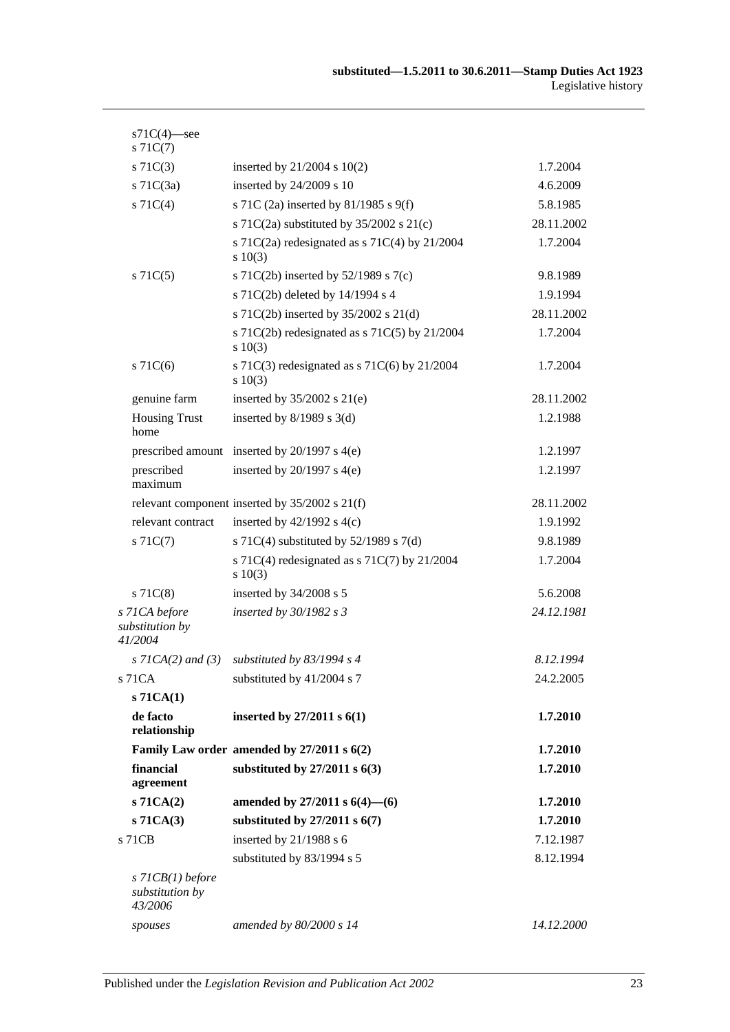| | | |
|---|---|---|
| s71C(4)—see s 71C(7) | | |
| s 71C(3) | inserted by 21/2004 s 10(2) | 1.7.2004 |
| s 71C(3a) | inserted by 24/2009 s 10 | 4.6.2009 |
| s 71C(4) | s 71C (2a) inserted by 81/1985 s 9(f) | 5.8.1985 |
| | s 71C(2a) substituted by 35/2002 s 21(c) | 28.11.2002 |
| | s 71C(2a) redesignated as s 71C(4) by 21/2004 s 10(3) | 1.7.2004 |
| s 71C(5) | s 71C(2b) inserted by 52/1989 s 7(c) | 9.8.1989 |
| | s 71C(2b) deleted by 14/1994 s 4 | 1.9.1994 |
| | s 71C(2b) inserted by 35/2002 s 21(d) | 28.11.2002 |
| | s 71C(2b) redesignated as s 71C(5) by 21/2004 s 10(3) | 1.7.2004 |
| s 71C(6) | s 71C(3) redesignated as s 71C(6) by 21/2004 s 10(3) | 1.7.2004 |
| genuine farm | inserted by 35/2002 s 21(e) | 28.11.2002 |
| Housing Trust home | inserted by 8/1989 s 3(d) | 1.2.1988 |
| prescribed amount | inserted by 20/1997 s 4(e) | 1.2.1997 |
| prescribed maximum | inserted by 20/1997 s 4(e) | 1.2.1997 |
| relevant component | inserted by 35/2002 s 21(f) | 28.11.2002 |
| relevant contract | inserted by 42/1992 s 4(c) | 1.9.1992 |
| s 71C(7) | s 71C(4) substituted by 52/1989 s 7(d) | 9.8.1989 |
| | s 71C(4) redesignated as s 71C(7) by 21/2004 s 10(3) | 1.7.2004 |
| s 71C(8) | inserted by 34/2008 s 5 | 5.6.2008 |
| *s 71CA before substitution by 41/2004* | *inserted by 30/1982 s 3* | *24.12.1981* |
| *s 71CA(2) and (3)* | *substituted by 83/1994 s 4* | *8.12.1994* |
| s 71CA | substituted by 41/2004 s 7 | 24.2.2005 |
| **s 71CA(1)** | | |
| **de facto relationship** | **inserted by 27/2011 s 6(1)** | **1.7.2010** |
| **Family Law order** | **amended by 27/2011 s 6(2)** | **1.7.2010** |
| **financial agreement** | **substituted by 27/2011 s 6(3)** | **1.7.2010** |
| **s 71CA(2)** | **amended by 27/2011 s 6(4)—(6)** | **1.7.2010** |
| **s 71CA(3)** | **substituted by 27/2011 s 6(7)** | **1.7.2010** |
| s 71CB | inserted by 21/1988 s 6 | 7.12.1987 |
| | substituted by 83/1994 s 5 | 8.12.1994 |
| *s 71CB(1) before substitution by 43/2006* | | |
| *spouses* | *amended by 80/2000 s 14* | *14.12.2000* |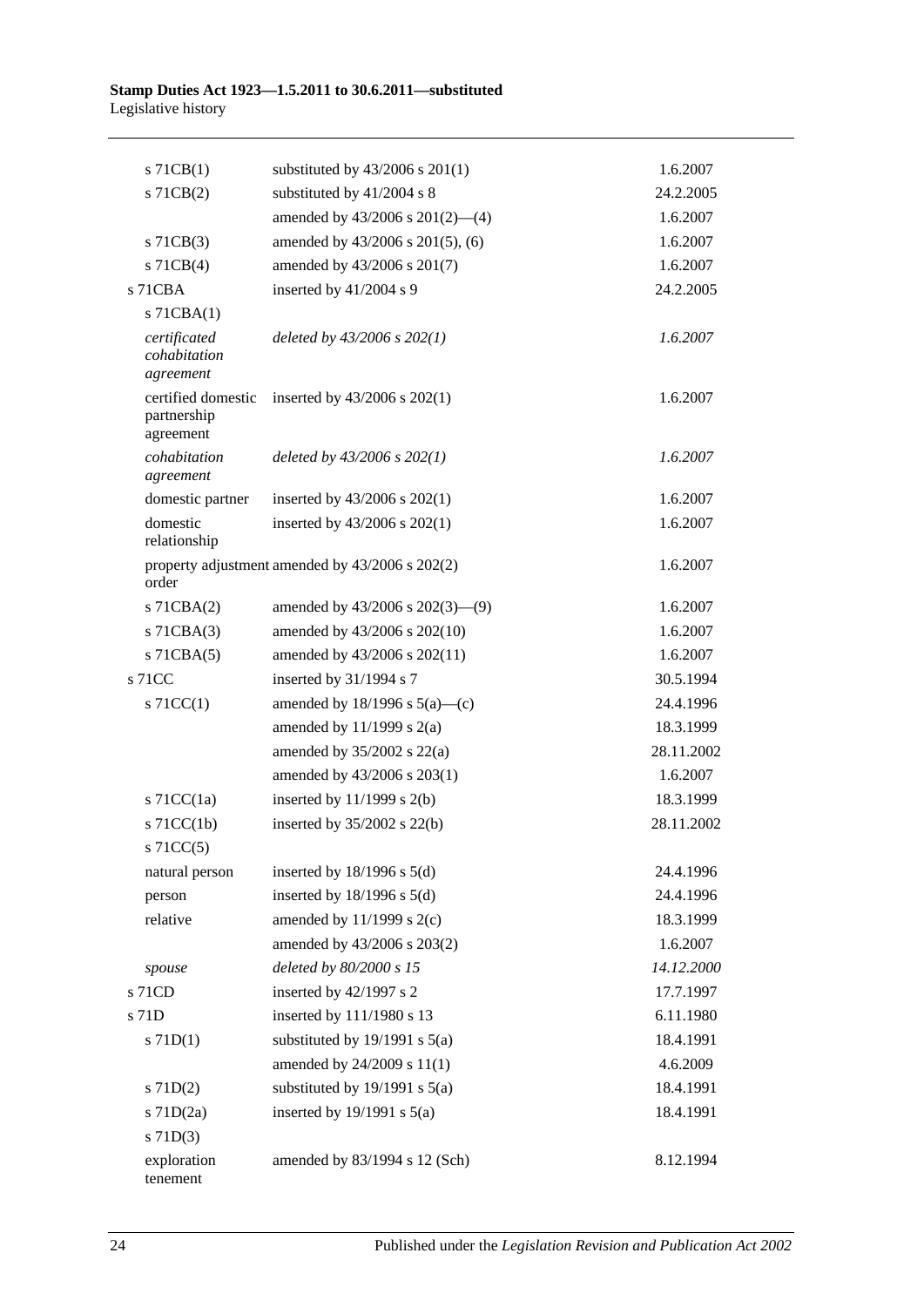| | | |
|---|---|---|
| s 71CB(1) | substituted by 43/2006 s 201(1) | 1.6.2007 |
| s 71CB(2) | substituted by 41/2004 s 8 | 24.2.2005 |
| | amended by 43/2006 s 201(2)—(4) | 1.6.2007 |
| s 71CB(3) | amended by 43/2006 s 201(5), (6) | 1.6.2007 |
| s 71CB(4) | amended by 43/2006 s 201(7) | 1.6.2007 |
| s 71CBA | inserted by 41/2004 s 9 | 24.2.2005 |
| s 71CBA(1) | | |
| *certificated cohabitation agreement* | *deleted by 43/2006 s 202(1)* | *1.6.2007* |
| certified domestic partnership agreement | inserted by 43/2006 s 202(1) | 1.6.2007 |
| *cohabitation agreement* | *deleted by 43/2006 s 202(1)* | *1.6.2007* |
| domestic partner | inserted by 43/2006 s 202(1) | 1.6.2007 |
| domestic relationship | inserted by 43/2006 s 202(1) | 1.6.2007 |
| property adjustment order | amended by 43/2006 s 202(2) | 1.6.2007 |
| s 71CBA(2) | amended by 43/2006 s 202(3)—(9) | 1.6.2007 |
| s 71CBA(3) | amended by 43/2006 s 202(10) | 1.6.2007 |
| s 71CBA(5) | amended by 43/2006 s 202(11) | 1.6.2007 |
| s 71CC | inserted by 31/1994 s 7 | 30.5.1994 |
| s 71CC(1) | amended by 18/1996 s 5(a)—(c) | 24.4.1996 |
| | amended by 11/1999 s 2(a) | 18.3.1999 |
| | amended by 35/2002 s 22(a) | 28.11.2002 |
| | amended by 43/2006 s 203(1) | 1.6.2007 |
| s 71CC(1a) | inserted by 11/1999 s 2(b) | 18.3.1999 |
| s 71CC(1b) | inserted by 35/2002 s 22(b) | 28.11.2002 |
| s 71CC(5) | | |
| natural person | inserted by 18/1996 s 5(d) | 24.4.1996 |
| person | inserted by 18/1996 s 5(d) | 24.4.1996 |
| relative | amended by 11/1999 s 2(c) | 18.3.1999 |
| | amended by 43/2006 s 203(2) | 1.6.2007 |
| *spouse* | *deleted by 80/2000 s 15* | *14.12.2000* |
| s 71CD | inserted by 42/1997 s 2 | 17.7.1997 |
| s 71D | inserted by 111/1980 s 13 | 6.11.1980 |
| s 71D(1) | substituted by 19/1991 s 5(a) | 18.4.1991 |
| | amended by 24/2009 s 11(1) | 4.6.2009 |
| s 71D(2) | substituted by 19/1991 s 5(a) | 18.4.1991 |
| s 71D(2a) | inserted by 19/1991 s 5(a) | 18.4.1991 |
| s 71D(3) | | |
| exploration tenement | amended by 83/1994 s 12 (Sch) | 8.12.1994 |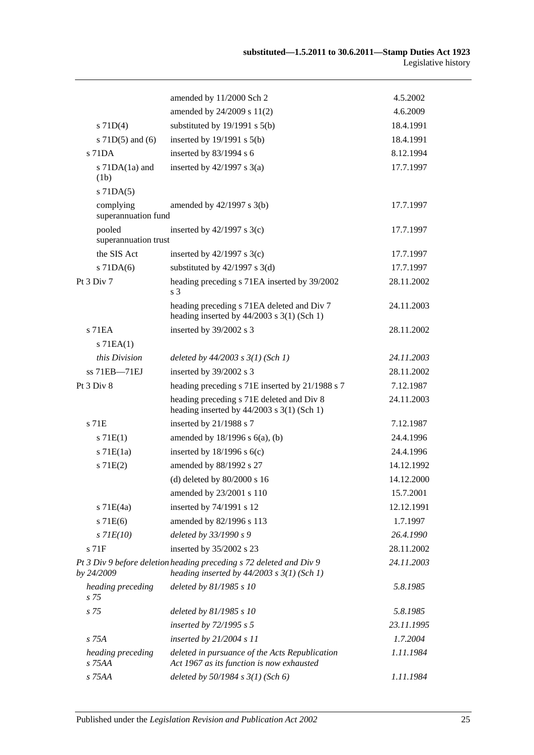| | | |
|---|---|---|
| | amended by 11/2000 Sch 2 | 4.5.2002 |
| | amended by 24/2009 s 11(2) | 4.6.2009 |
| s 71D(4) | substituted by 19/1991 s 5(b) | 18.4.1991 |
| s 71D(5) and (6) | inserted by 19/1991 s 5(b) | 18.4.1991 |
| s 71DA | inserted by 83/1994 s 6 | 8.12.1994 |
| s 71DA(1a) and (1b) | inserted by 42/1997 s 3(a) | 17.7.1997 |
| s 71DA(5) | | |
| complying superannuation fund | amended by 42/1997 s 3(b) | 17.7.1997 |
| pooled superannuation trust | inserted by 42/1997 s 3(c) | 17.7.1997 |
| the SIS Act | inserted by 42/1997 s 3(c) | 17.7.1997 |
| s 71DA(6) | substituted by 42/1997 s 3(d) | 17.7.1997 |
| Pt 3 Div 7 | heading preceding s 71EA inserted by 39/2002 s 3 | 28.11.2002 |
| | heading preceding s 71EA deleted and Div 7 heading inserted by 44/2003 s 3(1) (Sch 1) | 24.11.2003 |
| s 71EA | inserted by 39/2002 s 3 | 28.11.2002 |
| s 71EA(1) | | |
| *this Division* | *deleted by 44/2003 s 3(1) (Sch 1)* | *24.11.2003* |
| ss 71EB—71EJ | inserted by 39/2002 s 3 | 28.11.2002 |
| Pt 3 Div 8 | heading preceding s 71E inserted by 21/1988 s 7 | 7.12.1987 |
| | heading preceding s 71E deleted and Div 8 heading inserted by 44/2003 s 3(1) (Sch 1) | 24.11.2003 |
| s 71E | inserted by 21/1988 s 7 | 7.12.1987 |
| s 71E(1) | amended by 18/1996 s 6(a), (b) | 24.4.1996 |
| s 71E(1a) | inserted by 18/1996 s 6(c) | 24.4.1996 |
| s 71E(2) | amended by 88/1992 s 27 | 14.12.1992 |
| | (d) deleted by 80/2000 s 16 | 14.12.2000 |
| | amended by 23/2001 s 110 | 15.7.2001 |
| s 71E(4a) | inserted by 74/1991 s 12 | 12.12.1991 |
| s 71E(6) | amended by 82/1996 s 113 | 1.7.1997 |
| *s 71E(10)* | *deleted by 33/1990 s 9* | *26.4.1990* |
| s 71F | inserted by 35/2002 s 23 | 28.11.2002 |
| *Pt 3 Div 9 before deletion by 24/2009* | *heading preceding s 72 deleted and Div 9 heading inserted by 44/2003 s 3(1) (Sch 1)* | *24.11.2003* |
| *heading preceding s 75* | *deleted by 81/1985 s 10* | *5.8.1985* |
| *s 75* | *deleted by 81/1985 s 10* | *5.8.1985* |
| | *inserted by 72/1995 s 5* | *23.11.1995* |
| *s 75A* | *inserted by 21/2004 s 11* | *1.7.2004* |
| *heading preceding s 75AA* | *deleted in pursuance of the Acts Republication Act 1967 as its function is now exhausted* | *1.11.1984* |
| *s 75AA* | *deleted by 50/1984 s 3(1) (Sch 6)* | *1.11.1984* |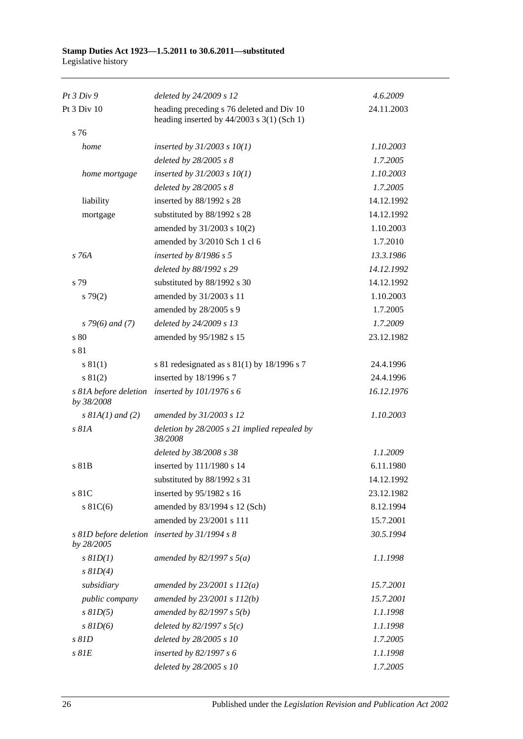| | | |
|---|---|---|
| *Pt 3 Div 9* | *deleted by 24/2009 s 12* | *4.6.2009* |
| Pt 3 Div 10 | heading preceding s 76 deleted and Div 10 heading inserted by 44/2003 s 3(1) (Sch 1) | 24.11.2003 |
| s 76 | | |
| *home* | *inserted by 31/2003 s 10(1)* | *1.10.2003* |
| | *deleted by 28/2005 s 8* | *1.7.2005* |
| *home mortgage* | *inserted by 31/2003 s 10(1)* | *1.10.2003* |
| | *deleted by 28/2005 s 8* | *1.7.2005* |
| liability | inserted by 88/1992 s 28 | 14.12.1992 |
| mortgage | substituted by 88/1992 s 28 | 14.12.1992 |
| | amended by 31/2003 s 10(2) | 1.10.2003 |
| | amended by 3/2010 Sch 1 cl 6 | 1.7.2010 |
| *s 76A* | *inserted by 8/1986 s 5* | *13.3.1986* |
| | *deleted by 88/1992 s 29* | *14.12.1992* |
| s 79 | substituted by 88/1992 s 30 | 14.12.1992 |
| s 79(2) | amended by 31/2003 s 11 | 1.10.2003 |
| | amended by 28/2005 s 9 | 1.7.2005 |
| *s 79(6) and (7)* | *deleted by 24/2009 s 13* | *1.7.2009* |
| s 80 | amended by 95/1982 s 15 | 23.12.1982 |
| s 81 | | |
| s 81(1) | s 81 redesignated as s 81(1) by 18/1996 s 7 | 24.4.1996 |
| s 81(2) | inserted by 18/1996 s 7 | 24.4.1996 |
| *s 81A before deletion by 38/2008* | *inserted by 101/1976 s 6* | *16.12.1976* |
| *s 81A(1) and (2)* | *amended by 31/2003 s 12* | *1.10.2003* |
| *s 81A* | *deletion by 28/2005 s 21 implied repealed by 38/2008* | |
| | *deleted by 38/2008 s 38* | *1.1.2009* |
| s 81B | inserted by 111/1980 s 14 | 6.11.1980 |
| | substituted by 88/1992 s 31 | 14.12.1992 |
| s 81C | inserted by 95/1982 s 16 | 23.12.1982 |
| s 81C(6) | amended by 83/1994 s 12 (Sch) | 8.12.1994 |
| | amended by 23/2001 s 111 | 15.7.2001 |
| *s 81D before deletion by 28/2005* | *inserted by 31/1994 s 8* | *30.5.1994* |
| *s 81D(1)* | *amended by 82/1997 s 5(a)* | *1.1.1998* |
| *s 81D(4)* | | |
| *subsidiary* | *amended by 23/2001 s 112(a)* | *15.7.2001* |
| *public company* | *amended by 23/2001 s 112(b)* | *15.7.2001* |
| *s 81D(5)* | *amended by 82/1997 s 5(b)* | *1.1.1998* |
| *s 81D(6)* | *deleted by 82/1997 s 5(c)* | *1.1.1998* |
| *s 81D* | *deleted by 28/2005 s 10* | *1.7.2005* |
| *s 81E* | *inserted by 82/1997 s 6* | *1.1.1998* |
| | *deleted by 28/2005 s 10* | *1.7.2005* |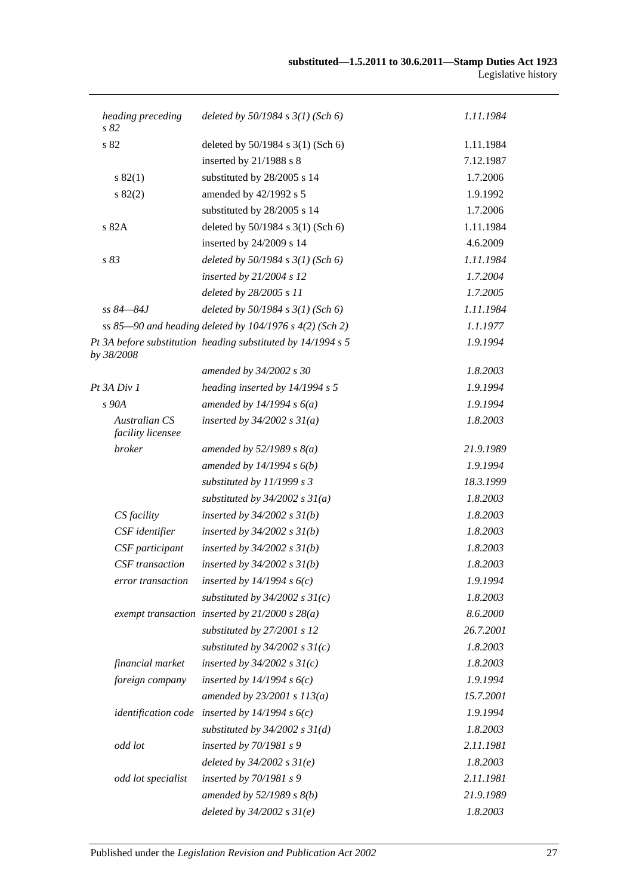| | | |
|---|---|---|
| *heading preceding s 82* | *deleted by 50/1984 s 3(1) (Sch 6)* | *1.11.1984* |
| s 82 | deleted by 50/1984 s 3(1) (Sch 6) | 1.11.1984 |
| | inserted by 21/1988 s 8 | 7.12.1987 |
| s 82(1) | substituted by 28/2005 s 14 | 1.7.2006 |
| s 82(2) | amended by 42/1992 s 5 | 1.9.1992 |
| | substituted by 28/2005 s 14 | 1.7.2006 |
| s 82A | deleted by 50/1984 s 3(1) (Sch 6) | 1.11.1984 |
| | inserted by 24/2009 s 14 | 4.6.2009 |
| *s 83* | *deleted by 50/1984 s 3(1) (Sch 6)* | *1.11.1984* |
| | *inserted by 21/2004 s 12* | *1.7.2004* |
| | *deleted by 28/2005 s 11* | *1.7.2005* |
| *ss 84—84J* | *deleted by 50/1984 s 3(1) (Sch 6)* | *1.11.1984* |
| *ss 85—90 and heading deleted by 104/1976 s 4(2) (Sch 2)* | | *1.1.1977* |
| *Pt 3A before substitution by 38/2008* | *heading substituted by 14/1994 s 5* | *1.9.1994* |
| | *amended by 34/2002 s 30* | *1.8.2003* |
| *Pt 3A Div 1* | *heading inserted by 14/1994 s 5* | *1.9.1994* |
| *s 90A* | *amended by 14/1994 s 6(a)* | *1.9.1994* |
| *Australian CS facility licensee* | *inserted by 34/2002 s 31(a)* | *1.8.2003* |
| *broker* | *amended by 52/1989 s 8(a)* | *21.9.1989* |
| | *amended by 14/1994 s 6(b)* | *1.9.1994* |
| | *substituted by 11/1999 s 3* | *18.3.1999* |
| | *substituted by 34/2002 s 31(a)* | *1.8.2003* |
| *CS facility* | *inserted by 34/2002 s 31(b)* | *1.8.2003* |
| *CSF identifier* | *inserted by 34/2002 s 31(b)* | *1.8.2003* |
| *CSF participant* | *inserted by 34/2002 s 31(b)* | *1.8.2003* |
| *CSF transaction* | *inserted by 34/2002 s 31(b)* | *1.8.2003* |
| *error transaction* | *inserted by 14/1994 s 6(c)* | *1.9.1994* |
| | *substituted by 34/2002 s 31(c)* | *1.8.2003* |
| *exempt transaction* | *inserted by 21/2000 s 28(a)* | *8.6.2000* |
| | *substituted by 27/2001 s 12* | *26.7.2001* |
| | *substituted by 34/2002 s 31(c)* | *1.8.2003* |
| *financial market* | *inserted by 34/2002 s 31(c)* | *1.8.2003* |
| *foreign company* | *inserted by 14/1994 s 6(c)* | *1.9.1994* |
| | *amended by 23/2001 s 113(a)* | *15.7.2001* |
| *identification code* | *inserted by 14/1994 s 6(c)* | *1.9.1994* |
| | *substituted by 34/2002 s 31(d)* | *1.8.2003* |
| *odd lot* | *inserted by 70/1981 s 9* | *2.11.1981* |
| | *deleted by 34/2002 s 31(e)* | *1.8.2003* |
| *odd lot specialist* | *inserted by 70/1981 s 9* | *2.11.1981* |
| | *amended by 52/1989 s 8(b)* | *21.9.1989* |
| | *deleted by 34/2002 s 31(e)* | *1.8.2003* |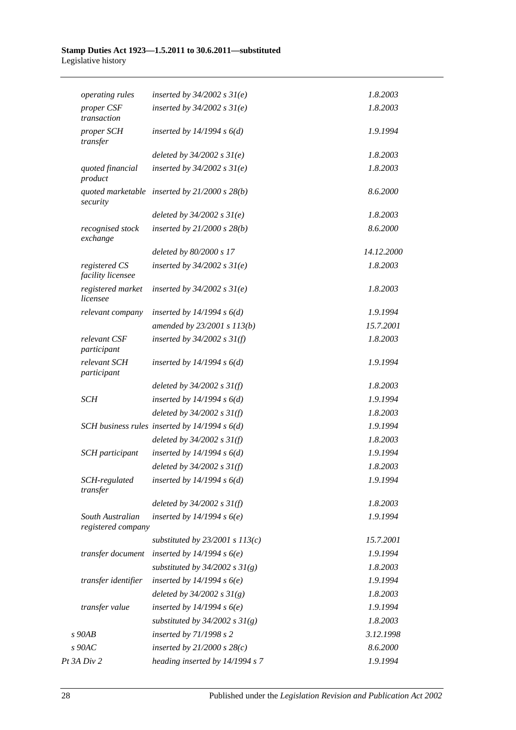| | | |
|---|---|---|
| *operating rules* | *inserted by 34/2002 s 31(e)* | *1.8.2003* |
| *proper CSF transaction* | *inserted by 34/2002 s 31(e)* | *1.8.2003* |
| *proper SCH transfer* | *inserted by 14/1994 s 6(d)* | *1.9.1994* |
| | *deleted by 34/2002 s 31(e)* | *1.8.2003* |
| *quoted financial product* | *inserted by 34/2002 s 31(e)* | *1.8.2003* |
| *quoted marketable security* | *inserted by 21/2000 s 28(b)* | *8.6.2000* |
| | *deleted by 34/2002 s 31(e)* | *1.8.2003* |
| *recognised stock exchange* | *inserted by 21/2000 s 28(b)* | *8.6.2000* |
| | *deleted by 80/2000 s 17* | *14.12.2000* |
| *registered CS facility licensee* | *inserted by 34/2002 s 31(e)* | *1.8.2003* |
| *registered market licensee* | *inserted by 34/2002 s 31(e)* | *1.8.2003* |
| *relevant company* | *inserted by 14/1994 s 6(d)* | *1.9.1994* |
| | *amended by 23/2001 s 113(b)* | *15.7.2001* |
| *relevant CSF participant* | *inserted by 34/2002 s 31(f)* | *1.8.2003* |
| *relevant SCH participant* | *inserted by 14/1994 s 6(d)* | *1.9.1994* |
| | *deleted by 34/2002 s 31(f)* | *1.8.2003* |
| *SCH* | *inserted by 14/1994 s 6(d)* | *1.9.1994* |
| | *deleted by 34/2002 s 31(f)* | *1.8.2003* |
| *SCH business rules* | *inserted by 14/1994 s 6(d)* | *1.9.1994* |
| | *deleted by 34/2002 s 31(f)* | *1.8.2003* |
| *SCH participant* | *inserted by 14/1994 s 6(d)* | *1.9.1994* |
| | *deleted by 34/2002 s 31(f)* | *1.8.2003* |
| *SCH-regulated transfer* | *inserted by 14/1994 s 6(d)* | *1.9.1994* |
| | *deleted by 34/2002 s 31(f)* | *1.8.2003* |
| *South Australian registered company* | *inserted by 14/1994 s 6(e)* | *1.9.1994* |
| | *substituted by 23/2001 s 113(c)* | *15.7.2001* |
| *transfer document* | *inserted by 14/1994 s 6(e)* | *1.9.1994* |
| | *substituted by 34/2002 s 31(g)* | *1.8.2003* |
| *transfer identifier* | *inserted by 14/1994 s 6(e)* | *1.9.1994* |
| | *deleted by 34/2002 s 31(g)* | *1.8.2003* |
| *transfer value* | *inserted by 14/1994 s 6(e)* | *1.9.1994* |
| | *substituted by 34/2002 s 31(g)* | *1.8.2003* |
| *s 90AB* | *inserted by 71/1998 s 2* | *3.12.1998* |
| *s 90AC* | *inserted by 21/2000 s 28(c)* | *8.6.2000* |
| *Pt 3A Div 2* | *heading inserted by 14/1994 s 7* | *1.9.1994* |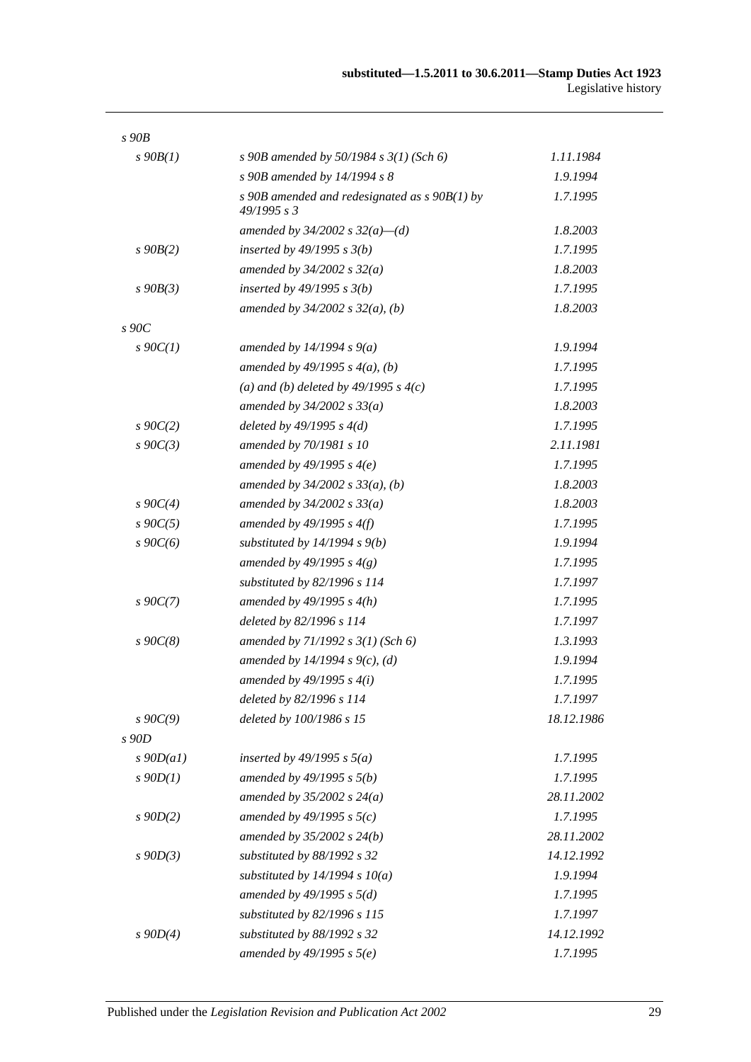| | | |
|---|---|---|
| *s 90B* | | |
| *s 90B(1)* | *s 90B amended by 50/1984 s 3(1) (Sch 6)* | *1.11.1984* |
| | *s 90B amended by 14/1994 s 8* | *1.9.1994* |
| | *s 90B amended and redesignated as s 90B(1) by 49/1995 s 3* | *1.7.1995* |
| | *amended by 34/2002 s 32(a)—(d)* | *1.8.2003* |
| *s 90B(2)* | *inserted by 49/1995 s 3(b)* | *1.7.1995* |
| | *amended by 34/2002 s 32(a)* | *1.8.2003* |
| *s 90B(3)* | *inserted by 49/1995 s 3(b)* | *1.7.1995* |
| | *amended by 34/2002 s 32(a), (b)* | *1.8.2003* |
| *s 90C* | | |
| *s 90C(1)* | *amended by 14/1994 s 9(a)* | *1.9.1994* |
| | *amended by 49/1995 s 4(a), (b)* | *1.7.1995* |
| | *(a) and (b) deleted by 49/1995 s 4(c)* | *1.7.1995* |
| | *amended by 34/2002 s 33(a)* | *1.8.2003* |
| *s 90C(2)* | *deleted by 49/1995 s 4(d)* | *1.7.1995* |
| *s 90C(3)* | *amended by 70/1981 s 10* | *2.11.1981* |
| | *amended by 49/1995 s 4(e)* | *1.7.1995* |
| | *amended by 34/2002 s 33(a), (b)* | *1.8.2003* |
| *s 90C(4)* | *amended by 34/2002 s 33(a)* | *1.8.2003* |
| *s 90C(5)* | *amended by 49/1995 s 4(f)* | *1.7.1995* |
| *s 90C(6)* | *substituted by 14/1994 s 9(b)* | *1.9.1994* |
| | *amended by 49/1995 s 4(g)* | *1.7.1995* |
| | *substituted by 82/1996 s 114* | *1.7.1997* |
| *s 90C(7)* | *amended by 49/1995 s 4(h)* | *1.7.1995* |
| | *deleted by 82/1996 s 114* | *1.7.1997* |
| *s 90C(8)* | *amended by 71/1992 s 3(1) (Sch 6)* | *1.3.1993* |
| | *amended by 14/1994 s 9(c), (d)* | *1.9.1994* |
| | *amended by 49/1995 s 4(i)* | *1.7.1995* |
| | *deleted by 82/1996 s 114* | *1.7.1997* |
| *s 90C(9)* | *deleted by 100/1986 s 15* | *18.12.1986* |
| *s 90D* | | |
| *s 90D(a1)* | *inserted by 49/1995 s 5(a)* | *1.7.1995* |
| *s 90D(1)* | *amended by 49/1995 s 5(b)* | *1.7.1995* |
| | *amended by 35/2002 s 24(a)* | *28.11.2002* |
| *s 90D(2)* | *amended by 49/1995 s 5(c)* | *1.7.1995* |
| | *amended by 35/2002 s 24(b)* | *28.11.2002* |
| *s 90D(3)* | *substituted by 88/1992 s 32* | *14.12.1992* |
| | *substituted by 14/1994 s 10(a)* | *1.9.1994* |
| | *amended by 49/1995 s 5(d)* | *1.7.1995* |
| | *substituted by 82/1996 s 115* | *1.7.1997* |
| *s 90D(4)* | *substituted by 88/1992 s 32* | *14.12.1992* |
| | *amended by 49/1995 s 5(e)* | *1.7.1995* |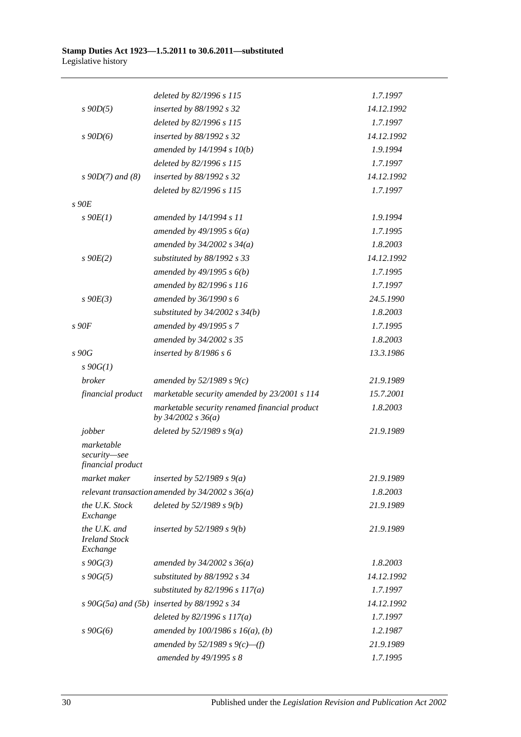| | | |
|---|---|---|
| | *deleted by 82/1996 s 115* | *1.7.1997* |
| *s 90D(5)* | *inserted by 88/1992 s 32* | *14.12.1992* |
| | *deleted by 82/1996 s 115* | *1.7.1997* |
| *s 90D(6)* | *inserted by 88/1992 s 32* | *14.12.1992* |
| | *amended by 14/1994 s 10(b)* | *1.9.1994* |
| | *deleted by 82/1996 s 115* | *1.7.1997* |
| *s 90D(7) and (8)* | *inserted by 88/1992 s 32* | *14.12.1992* |
| | *deleted by 82/1996 s 115* | *1.7.1997* |
| *s 90E* | | |
| *s 90E(1)* | *amended by 14/1994 s 11* | *1.9.1994* |
| | *amended by 49/1995 s 6(a)* | *1.7.1995* |
| | *amended by 34/2002 s 34(a)* | *1.8.2003* |
| *s 90E(2)* | *substituted by 88/1992 s 33* | *14.12.1992* |
| | *amended by 49/1995 s 6(b)* | *1.7.1995* |
| | *amended by 82/1996 s 116* | *1.7.1997* |
| *s 90E(3)* | *amended by 36/1990 s 6* | *24.5.1990* |
| | *substituted by 34/2002 s 34(b)* | *1.8.2003* |
| *s 90F* | *amended by 49/1995 s 7* | *1.7.1995* |
| | *amended by 34/2002 s 35* | *1.8.2003* |
| *s 90G* | *inserted by 8/1986 s 6* | *13.3.1986* |
| *s 90G(1)* | | |
| *broker* | *amended by 52/1989 s 9(c)* | *21.9.1989* |
| *financial product* | *marketable security amended by 23/2001 s 114* | *15.7.2001* |
| | *marketable security renamed financial product by 34/2002 s 36(a)* | *1.8.2003* |
| *jobber* | *deleted by 52/1989 s 9(a)* | *21.9.1989* |
| *marketable security—see financial product* | | |
| *market maker* | *inserted by 52/1989 s 9(a)* | *21.9.1989* |
| *relevant transaction* | *amended by 34/2002 s 36(a)* | *1.8.2003* |
| *the U.K. Stock Exchange* | *deleted by 52/1989 s 9(b)* | *21.9.1989* |
| *the U.K. and Ireland Stock Exchange* | *inserted by 52/1989 s 9(b)* | *21.9.1989* |
| *s 90G(3)* | *amended by 34/2002 s 36(a)* | *1.8.2003* |
| *s 90G(5)* | *substituted by 88/1992 s 34* | *14.12.1992* |
| | *substituted by 82/1996 s 117(a)* | *1.7.1997* |
| *s 90G(5a) and (5b)* | *inserted by 88/1992 s 34* | *14.12.1992* |
| | *deleted by 82/1996 s 117(a)* | *1.7.1997* |
| *s 90G(6)* | *amended by 100/1986 s 16(a), (b)* | *1.2.1987* |
| | *amended by 52/1989 s 9(c)—(f)* | *21.9.1989* |
| | *amended by 49/1995 s 8* | *1.7.1995* |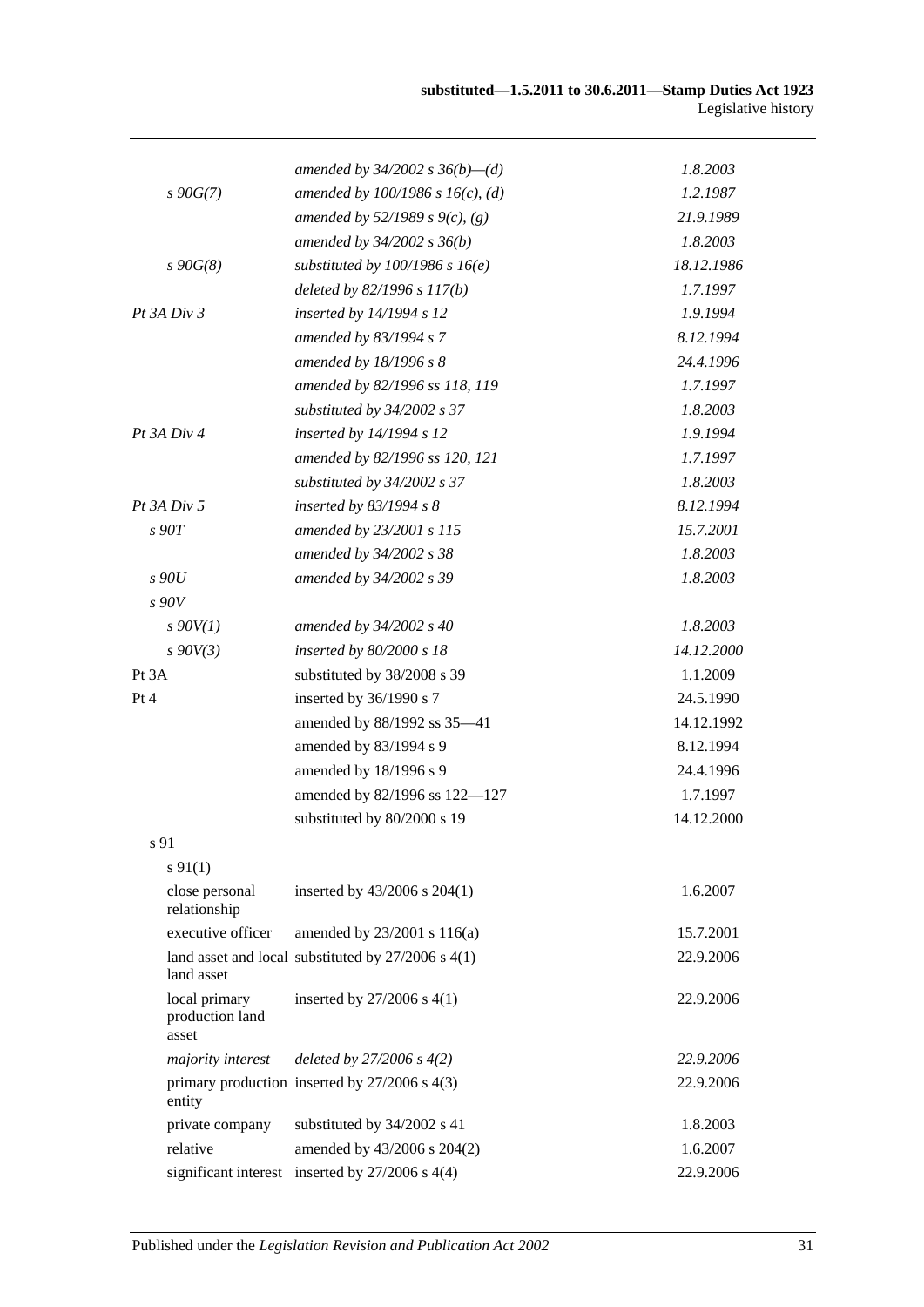| | | |
|---|---|---|
| | *amended by 34/2002 s 36(b)—(d)* | *1.8.2003* |
| *s 90G(7)* | *amended by 100/1986 s 16(c), (d)* | *1.2.1987* |
| | *amended by 52/1989 s 9(c), (g)* | *21.9.1989* |
| | *amended by 34/2002 s 36(b)* | *1.8.2003* |
| *s 90G(8)* | *substituted by 100/1986 s 16(e)* | *18.12.1986* |
| | *deleted by 82/1996 s 117(b)* | *1.7.1997* |
| *Pt 3A Div 3* | *inserted by 14/1994 s 12* | *1.9.1994* |
| | *amended by 83/1994 s 7* | *8.12.1994* |
| | *amended by 18/1996 s 8* | *24.4.1996* |
| | *amended by 82/1996 ss 118, 119* | *1.7.1997* |
| | *substituted by 34/2002 s 37* | *1.8.2003* |
| *Pt 3A Div 4* | *inserted by 14/1994 s 12* | *1.9.1994* |
| | *amended by 82/1996 ss 120, 121* | *1.7.1997* |
| | *substituted by 34/2002 s 37* | *1.8.2003* |
| *Pt 3A Div 5* | *inserted by 83/1994 s 8* | *8.12.1994* |
| *s 90T* | *amended by 23/2001 s 115* | *15.7.2001* |
| | *amended by 34/2002 s 38* | *1.8.2003* |
| *s 90U* | *amended by 34/2002 s 39* | *1.8.2003* |
| *s 90V* | | |
| *s 90V(1)* | *amended by 34/2002 s 40* | *1.8.2003* |
| *s 90V(3)* | *inserted by 80/2000 s 18* | *14.12.2000* |
| Pt 3A | substituted by 38/2008 s 39 | 1.1.2009 |
| Pt 4 | inserted by 36/1990 s 7 | 24.5.1990 |
| | amended by 88/1992 ss 35—41 | 14.12.1992 |
| | amended by 83/1994 s 9 | 8.12.1994 |
| | amended by 18/1996 s 9 | 24.4.1996 |
| | amended by 82/1996 ss 122—127 | 1.7.1997 |
| | substituted by 80/2000 s 19 | 14.12.2000 |
| s 91 | | |
| s 91(1) | | |
| close personal relationship | inserted by 43/2006 s 204(1) | 1.6.2007 |
| executive officer | amended by 23/2001 s 116(a) | 15.7.2001 |
| land asset and local land asset | substituted by 27/2006 s 4(1) | 22.9.2006 |
| local primary production land asset | inserted by 27/2006 s 4(1) | 22.9.2006 |
| *majority interest* | *deleted by 27/2006 s 4(2)* | *22.9.2006* |
| primary production entity | inserted by 27/2006 s 4(3) | 22.9.2006 |
| private company | substituted by 34/2002 s 41 | 1.8.2003 |
| relative | amended by 43/2006 s 204(2) | 1.6.2007 |
| significant interest | inserted by 27/2006 s 4(4) | 22.9.2006 |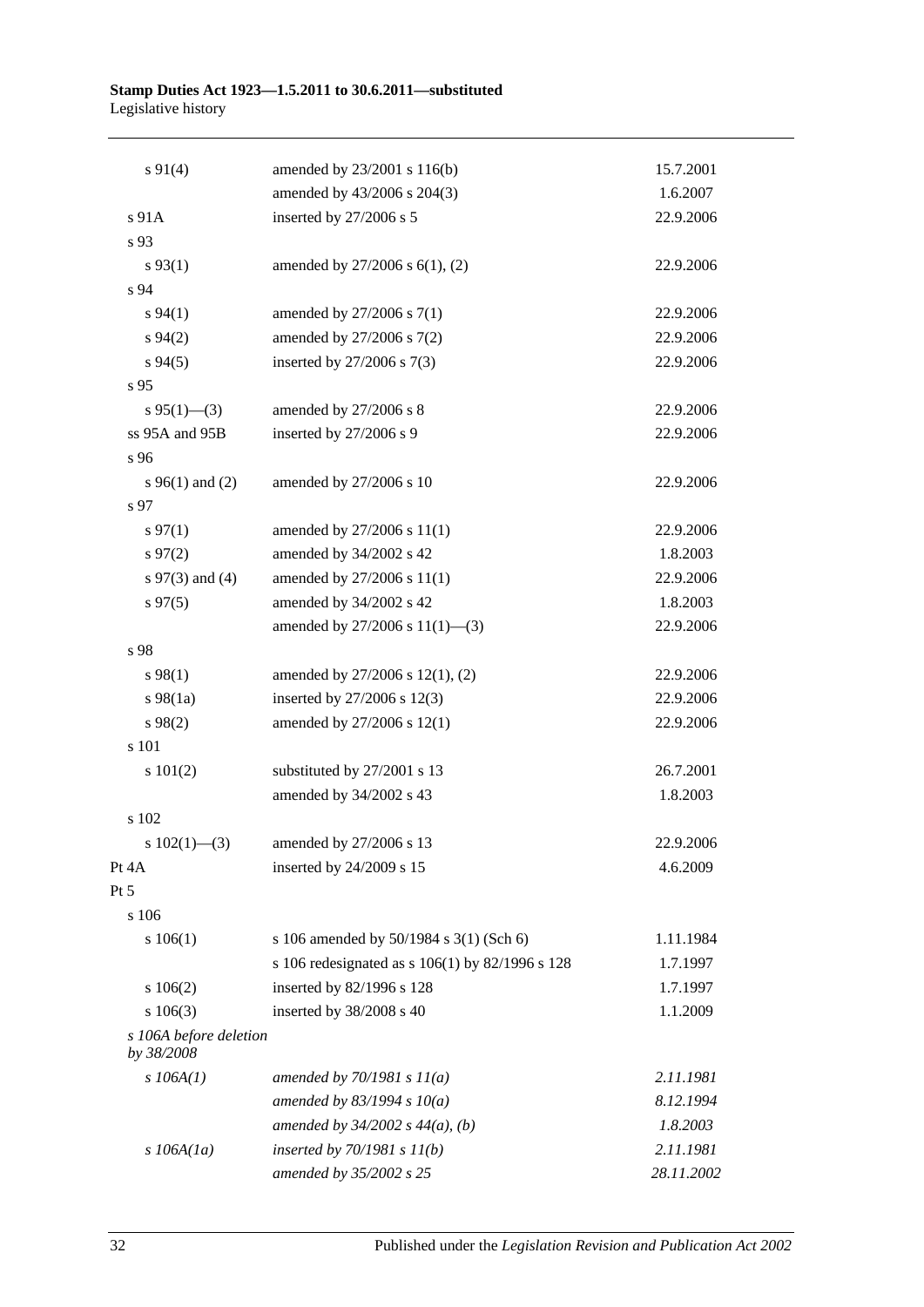| | | |
|---|---|---|
| s 91(4) | amended by 23/2001 s 116(b) | 15.7.2001 |
| | amended by 43/2006 s 204(3) | 1.6.2007 |
| s 91A | inserted by 27/2006 s 5 | 22.9.2006 |
| s 93 | | |
| s 93(1) | amended by 27/2006 s 6(1), (2) | 22.9.2006 |
| s 94 | | |
| s 94(1) | amended by 27/2006 s 7(1) | 22.9.2006 |
| s 94(2) | amended by 27/2006 s 7(2) | 22.9.2006 |
| s 94(5) | inserted by 27/2006 s 7(3) | 22.9.2006 |
| s 95 | | |
| s 95(1)—(3) | amended by 27/2006 s 8 | 22.9.2006 |
| ss 95A and 95B | inserted by 27/2006 s 9 | 22.9.2006 |
| s 96 | | |
| s 96(1) and (2) | amended by 27/2006 s 10 | 22.9.2006 |
| s 97 | | |
| s 97(1) | amended by 27/2006 s 11(1) | 22.9.2006 |
| s 97(2) | amended by 34/2002 s 42 | 1.8.2003 |
| s 97(3) and (4) | amended by 27/2006 s 11(1) | 22.9.2006 |
| s 97(5) | amended by 34/2002 s 42 | 1.8.2003 |
| | amended by 27/2006 s 11(1)—(3) | 22.9.2006 |
| s 98 | | |
| s 98(1) | amended by 27/2006 s 12(1), (2) | 22.9.2006 |
| s 98(1a) | inserted by 27/2006 s 12(3) | 22.9.2006 |
| s 98(2) | amended by 27/2006 s 12(1) | 22.9.2006 |
| s 101 | | |
| s 101(2) | substituted by 27/2001 s 13 | 26.7.2001 |
| | amended by 34/2002 s 43 | 1.8.2003 |
| s 102 | | |
| s 102(1)—(3) | amended by 27/2006 s 13 | 22.9.2006 |
| Pt 4A | inserted by 24/2009 s 15 | 4.6.2009 |
| Pt 5 | | |
| s 106 | | |
| s 106(1) | s 106 amended by 50/1984 s 3(1) (Sch 6) | 1.11.1984 |
| | s 106 redesignated as s 106(1) by 82/1996 s 128 | 1.7.1997 |
| s 106(2) | inserted by 82/1996 s 128 | 1.7.1997 |
| s 106(3) | inserted by 38/2008 s 40 | 1.1.2009 |
| *s 106A before deletion by 38/2008* | | |
| *s 106A(1)* | *amended by 70/1981 s 11(a)* | *2.11.1981* |
| | *amended by 83/1994 s 10(a)* | *8.12.1994* |
| | *amended by 34/2002 s 44(a), (b)* | *1.8.2003* |
| *s 106A(1a)* | *inserted by 70/1981 s 11(b)* | *2.11.1981* |
| | *amended by 35/2002 s 25* | *28.11.2002* |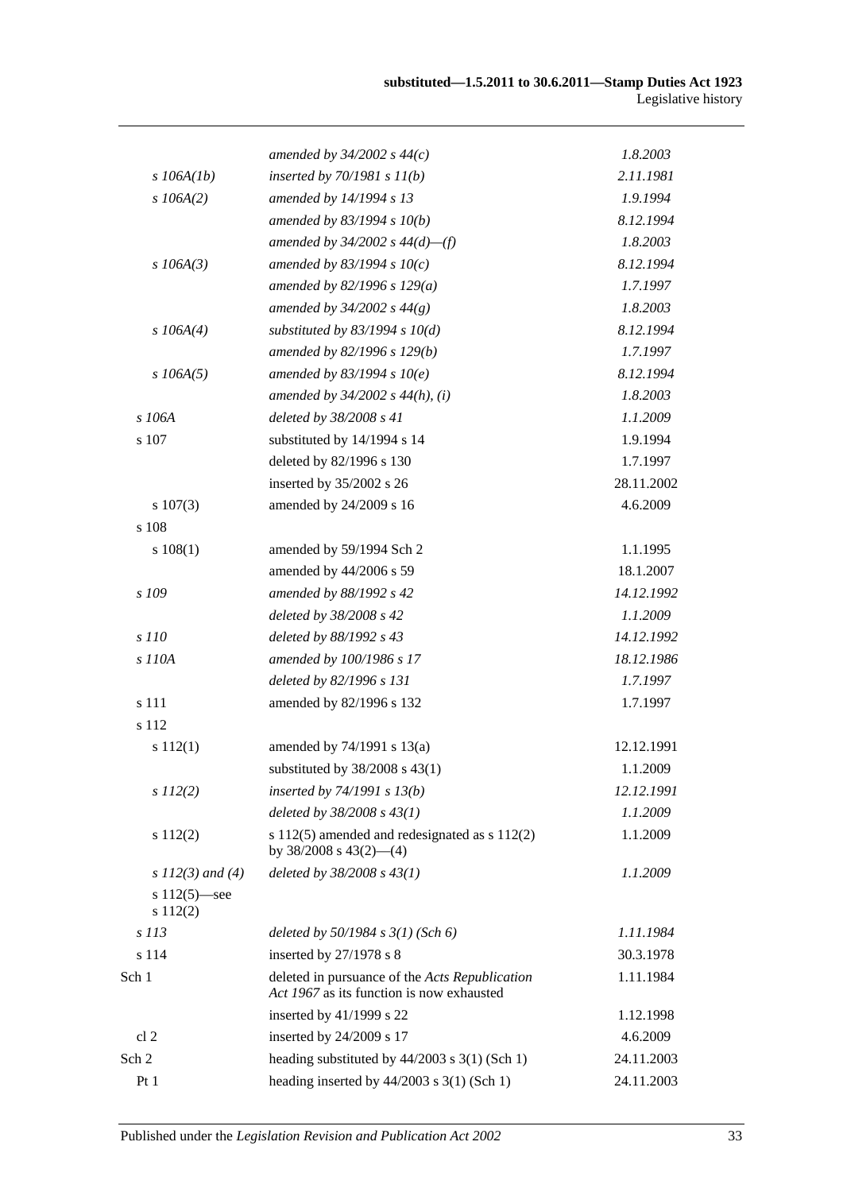| | | |
|---|---|---|
| | *amended by 34/2002 s 44(c)* | *1.8.2003* |
| *s 106A(1b)* | *inserted by 70/1981 s 11(b)* | *2.11.1981* |
| *s 106A(2)* | *amended by 14/1994 s 13* | *1.9.1994* |
| | *amended by 83/1994 s 10(b)* | *8.12.1994* |
| | *amended by 34/2002 s 44(d)—(f)* | *1.8.2003* |
| *s 106A(3)* | *amended by 83/1994 s 10(c)* | *8.12.1994* |
| | *amended by 82/1996 s 129(a)* | *1.7.1997* |
| | *amended by 34/2002 s 44(g)* | *1.8.2003* |
| *s 106A(4)* | *substituted by 83/1994 s 10(d)* | *8.12.1994* |
| | *amended by 82/1996 s 129(b)* | *1.7.1997* |
| *s 106A(5)* | *amended by 83/1994 s 10(e)* | *8.12.1994* |
| | *amended by 34/2002 s 44(h), (i)* | *1.8.2003* |
| *s 106A* | *deleted by 38/2008 s 41* | *1.1.2009* |
| s 107 | substituted by 14/1994 s 14 | 1.9.1994 |
| | deleted by 82/1996 s 130 | 1.7.1997 |
| | inserted by 35/2002 s 26 | 28.11.2002 |
| s 107(3) | amended by 24/2009 s 16 | 4.6.2009 |
| s 108 | | |
| s 108(1) | amended by 59/1994 Sch 2 | 1.1.1995 |
| | amended by 44/2006 s 59 | 18.1.2007 |
| *s 109* | *amended by 88/1992 s 42* | *14.12.1992* |
| | *deleted by 38/2008 s 42* | *1.1.2009* |
| *s 110* | *deleted by 88/1992 s 43* | *14.12.1992* |
| *s 110A* | *amended by 100/1986 s 17* | *18.12.1986* |
| | *deleted by 82/1996 s 131* | *1.7.1997* |
| s 111 | amended by 82/1996 s 132 | 1.7.1997 |
| s 112 | | |
| s 112(1) | amended by 74/1991 s 13(a) | 12.12.1991 |
| | substituted by 38/2008 s 43(1) | 1.1.2009 |
| *s 112(2)* | *inserted by 74/1991 s 13(b)* | *12.12.1991* |
| | *deleted by 38/2008 s 43(1)* | *1.1.2009* |
| s 112(2) | s 112(5) amended and redesignated as s 112(2) by 38/2008 s 43(2)—(4) | 1.1.2009 |
| *s 112(3) and (4)* | *deleted by 38/2008 s 43(1)* | *1.1.2009* |
| s 112(5)—see s 112(2) | | |
| *s 113* | *deleted by 50/1984 s 3(1) (Sch 6)* | *1.11.1984* |
| s 114 | inserted by 27/1978 s 8 | 30.3.1978 |
| Sch 1 | deleted in pursuance of the *Acts Republication Act 1967* as its function is now exhausted | 1.11.1984 |
| | inserted by 41/1999 s 22 | 1.12.1998 |
| cl 2 | inserted by 24/2009 s 17 | 4.6.2009 |
| Sch 2 | heading substituted by 44/2003 s 3(1) (Sch 1) | 24.11.2003 |
| Pt 1 | heading inserted by 44/2003 s 3(1) (Sch 1) | 24.11.2003 |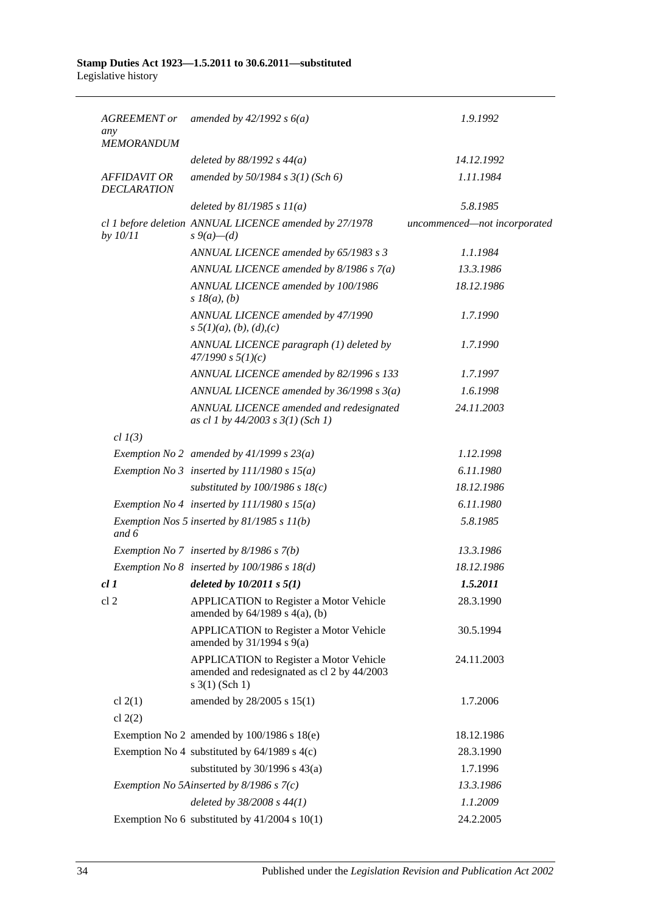| | | |
|---|---|---|
| *AGREEMENT or any MEMORANDUM* | *amended by 42/1992 s 6(a)* | *1.9.1992* |
| | *deleted by 88/1992 s 44(a)* | *14.12.1992* |
| *AFFIDAVIT OR DECLARATION* | *amended by 50/1984 s 3(1) (Sch 6)* | *1.11.1984* |
| | *deleted by 81/1985 s 11(a)* | *5.8.1985* |
| *cl 1 before deletion by 10/11* | *ANNUAL LICENCE amended by 27/1978 s 9(a)—(d)* | *uncommenced—not incorporated* |
| | *ANNUAL LICENCE amended by 65/1983 s 3* | *1.1.1984* |
| | *ANNUAL LICENCE amended by 8/1986 s 7(a)* | *13.3.1986* |
| | *ANNUAL LICENCE amended by 100/1986 s 18(a), (b)* | *18.12.1986* |
| | *ANNUAL LICENCE amended by 47/1990 s 5(1)(a), (b), (d),(c)* | *1.7.1990* |
| | *ANNUAL LICENCE paragraph (1) deleted by 47/1990 s 5(1)(c)* | *1.7.1990* |
| | *ANNUAL LICENCE amended by 82/1996 s 133* | *1.7.1997* |
| | *ANNUAL LICENCE amended by 36/1998 s 3(a)* | *1.6.1998* |
| | *ANNUAL LICENCE amended and redesignated as cl 1 by 44/2003 s 3(1) (Sch 1)* | *24.11.2003* |
| *cl 1(3)* | | |
| *Exemption No 2* | *amended by 41/1999 s 23(a)* | *1.12.1998* |
| *Exemption No 3* | *inserted by 111/1980 s 15(a)* | *6.11.1980* |
| | *substituted by 100/1986 s 18(c)* | *18.12.1986* |
| *Exemption No 4* | *inserted by 111/1980 s 15(a)* | *6.11.1980* |
| *Exemption Nos 5 and 6* | *inserted by 81/1985 s 11(b)* | *5.8.1985* |
| *Exemption No 7* | *inserted by 8/1986 s 7(b)* | *13.3.1986* |
| *Exemption No 8* | *inserted by 100/1986 s 18(d)* | *18.12.1986* |
| ***cl 1*** | ***deleted by 10/2011 s 5(1)*** | ***1.5.2011*** |
| cl 2 | APPLICATION to Register a Motor Vehicle amended by 64/1989 s 4(a), (b) | 28.3.1990 |
| | APPLICATION to Register a Motor Vehicle amended by 31/1994 s 9(a) | 30.5.1994 |
| | APPLICATION to Register a Motor Vehicle amended and redesignated as cl 2 by 44/2003 s 3(1) (Sch 1) | 24.11.2003 |
| cl 2(1) | amended by 28/2005 s 15(1) | 1.7.2006 |
| cl 2(2) | | |
| Exemption No 2 | amended by 100/1986 s 18(e) | 18.12.1986 |
| Exemption No 4 | substituted by 64/1989 s 4(c) | 28.3.1990 |
| | substituted by 30/1996 s 43(a) | 1.7.1996 |
| *Exemption No 5A* | *inserted by 8/1986 s 7(c)* | *13.3.1986* |
| | *deleted by 38/2008 s 44(1)* | *1.1.2009* |
| Exemption No 6 | substituted by 41/2004 s 10(1) | 24.2.2005 |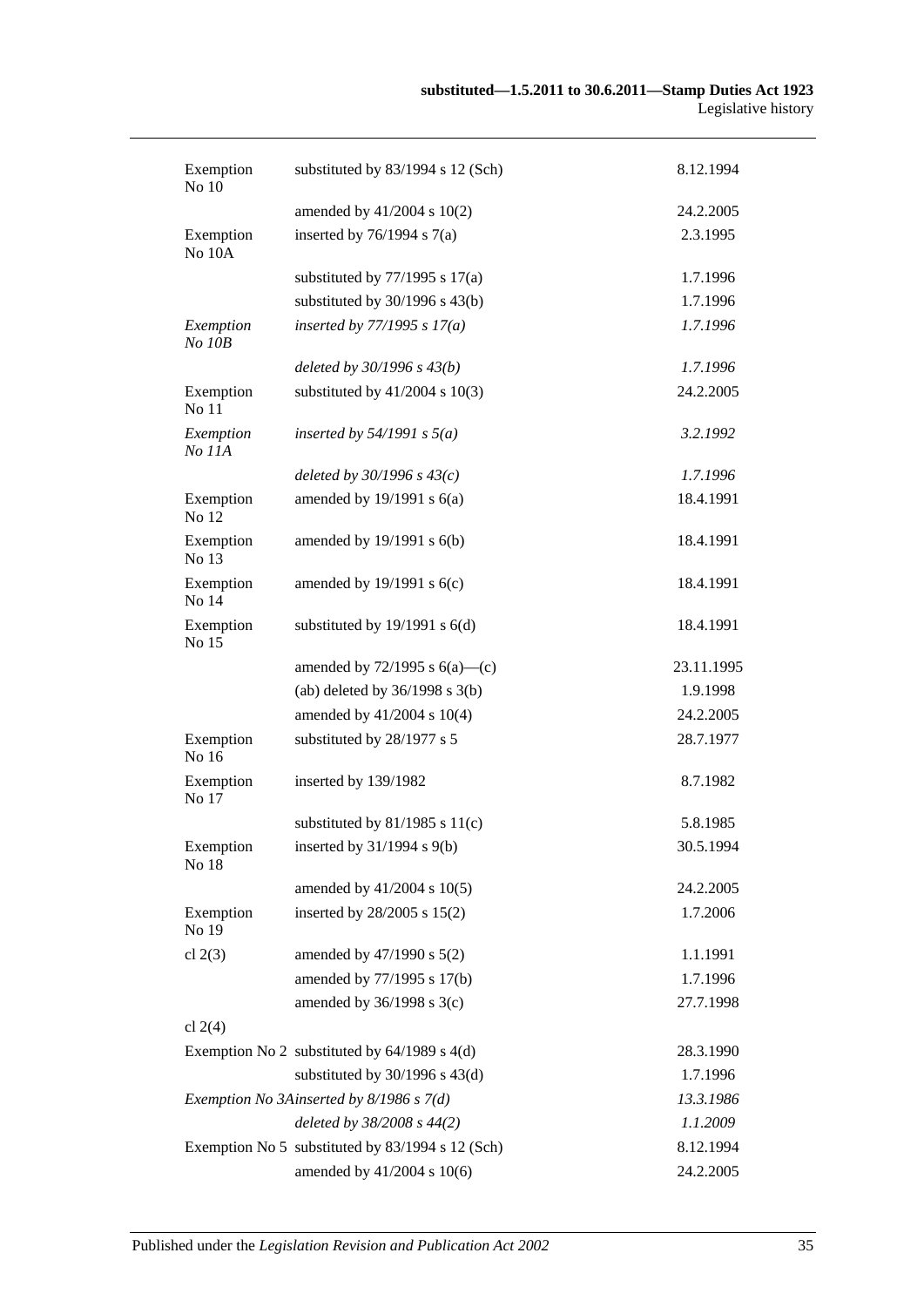| | | |
|---|---|---|
| Exemption No 10 | substituted by 83/1994 s 12 (Sch) | 8.12.1994 |
| | amended by 41/2004 s 10(2) | 24.2.2005 |
| Exemption No 10A | inserted by 76/1994 s 7(a) | 2.3.1995 |
| | substituted by 77/1995 s 17(a) | 1.7.1996 |
| | substituted by 30/1996 s 43(b) | 1.7.1996 |
| *Exemption No 10B* | *inserted by 77/1995 s 17(a)* | *1.7.1996* |
| | *deleted by 30/1996 s 43(b)* | *1.7.1996* |
| Exemption No 11 | substituted by 41/2004 s 10(3) | 24.2.2005 |
| *Exemption No 11A* | *inserted by 54/1991 s 5(a)* | *3.2.1992* |
| | *deleted by 30/1996 s 43(c)* | *1.7.1996* |
| Exemption No 12 | amended by 19/1991 s 6(a) | 18.4.1991 |
| Exemption No 13 | amended by 19/1991 s 6(b) | 18.4.1991 |
| Exemption No 14 | amended by 19/1991 s 6(c) | 18.4.1991 |
| Exemption No 15 | substituted by 19/1991 s 6(d) | 18.4.1991 |
| | amended by 72/1995 s 6(a)—(c) | 23.11.1995 |
| | (ab) deleted by 36/1998 s 3(b) | 1.9.1998 |
| | amended by 41/2004 s 10(4) | 24.2.2005 |
| Exemption No 16 | substituted by 28/1977 s 5 | 28.7.1977 |
| Exemption No 17 | inserted by 139/1982 | 8.7.1982 |
| | substituted by 81/1985 s 11(c) | 5.8.1985 |
| Exemption No 18 | inserted by 31/1994 s 9(b) | 30.5.1994 |
| | amended by 41/2004 s 10(5) | 24.2.2005 |
| Exemption No 19 | inserted by 28/2005 s 15(2) | 1.7.2006 |
| cl 2(3) | amended by 47/1990 s 5(2) | 1.1.1991 |
| | amended by 77/1995 s 17(b) | 1.7.1996 |
| | amended by 36/1998 s 3(c) | 27.7.1998 |
| cl 2(4) | | |
| Exemption No 2 | substituted by 64/1989 s 4(d) | 28.3.1990 |
| | substituted by 30/1996 s 43(d) | 1.7.1996 |
| *Exemption No 3A* | *inserted by 8/1986 s 7(d)* | *13.3.1986* |
| | *deleted by 38/2008 s 44(2)* | *1.1.2009* |
| Exemption No 5 | substituted by 83/1994 s 12 (Sch) | 8.12.1994 |
| | amended by 41/2004 s 10(6) | 24.2.2005 |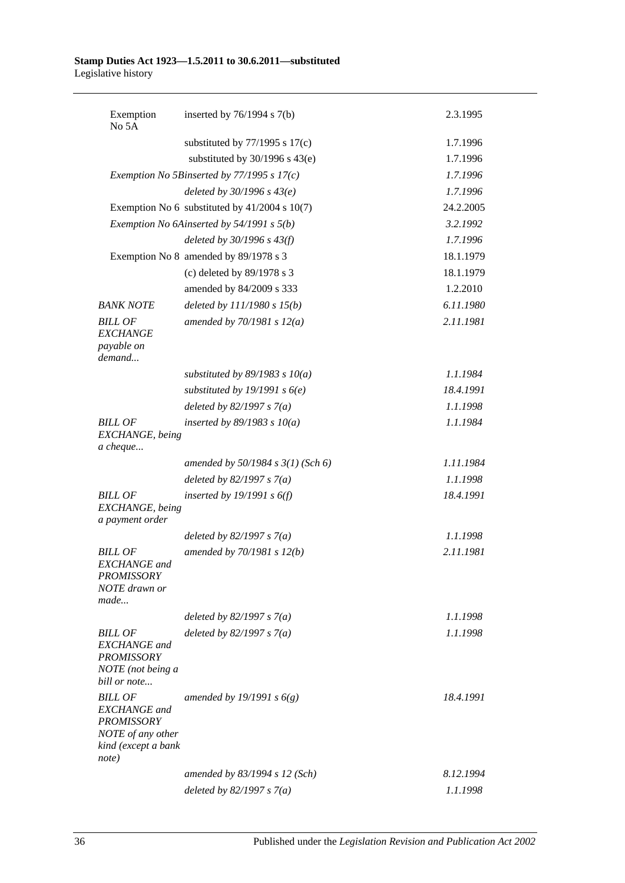| | | |
|---|---|---|
| Exemption No 5A | inserted by 76/1994 s 7(b) | 2.3.1995 |
| | substituted by 77/1995 s 17(c) | 1.7.1996 |
| | substituted by 30/1996 s 43(e) | 1.7.1996 |
| *Exemption No 5B* | *inserted by 77/1995 s 17(c)* | *1.7.1996* |
| | *deleted by 30/1996 s 43(e)* | *1.7.1996* |
| Exemption No 6 | substituted by 41/2004 s 10(7) | 24.2.2005 |
| *Exemption No 6A* | *inserted by 54/1991 s 5(b)* | *3.2.1992* |
| | *deleted by 30/1996 s 43(f)* | *1.7.1996* |
| Exemption No 8 | amended by 89/1978 s 3 | 18.1.1979 |
| | (c) deleted by 89/1978 s 3 | 18.1.1979 |
| | amended by 84/2009 s 333 | 1.2.2010 |
| *BANK NOTE* | *deleted by 111/1980 s 15(b)* | *6.11.1980* |
| *BILL OF EXCHANGE payable on demand...* | *amended by 70/1981 s 12(a)* | *2.11.1981* |
| | *substituted by 89/1983 s 10(a)* | *1.1.1984* |
| | *substituted by 19/1991 s 6(e)* | *18.4.1991* |
| | *deleted by 82/1997 s 7(a)* | *1.1.1998* |
| *BILL OF EXCHANGE, being a cheque...* | *inserted by 89/1983 s 10(a)* | *1.1.1984* |
| | *amended by 50/1984 s 3(1) (Sch 6)* | *1.11.1984* |
| | *deleted by 82/1997 s 7(a)* | *1.1.1998* |
| *BILL OF EXCHANGE, being a payment order* | *inserted by 19/1991 s 6(f)* | *18.4.1991* |
| | *deleted by 82/1997 s 7(a)* | *1.1.1998* |
| *BILL OF EXCHANGE and PROMISSORY NOTE drawn or made...* | *amended by 70/1981 s 12(b)* | *2.11.1981* |
| | *deleted by 82/1997 s 7(a)* | *1.1.1998* |
| *BILL OF EXCHANGE and PROMISSORY NOTE (not being a bill or note...* | *deleted by 82/1997 s 7(a)* | *1.1.1998* |
| *BILL OF EXCHANGE and PROMISSORY NOTE of any other kind (except a bank note)* | *amended by 19/1991 s 6(g)* | *18.4.1991* |
| | *amended by 83/1994 s 12 (Sch)* | *8.12.1994* |
| | *deleted by 82/1997 s 7(a)* | *1.1.1998* |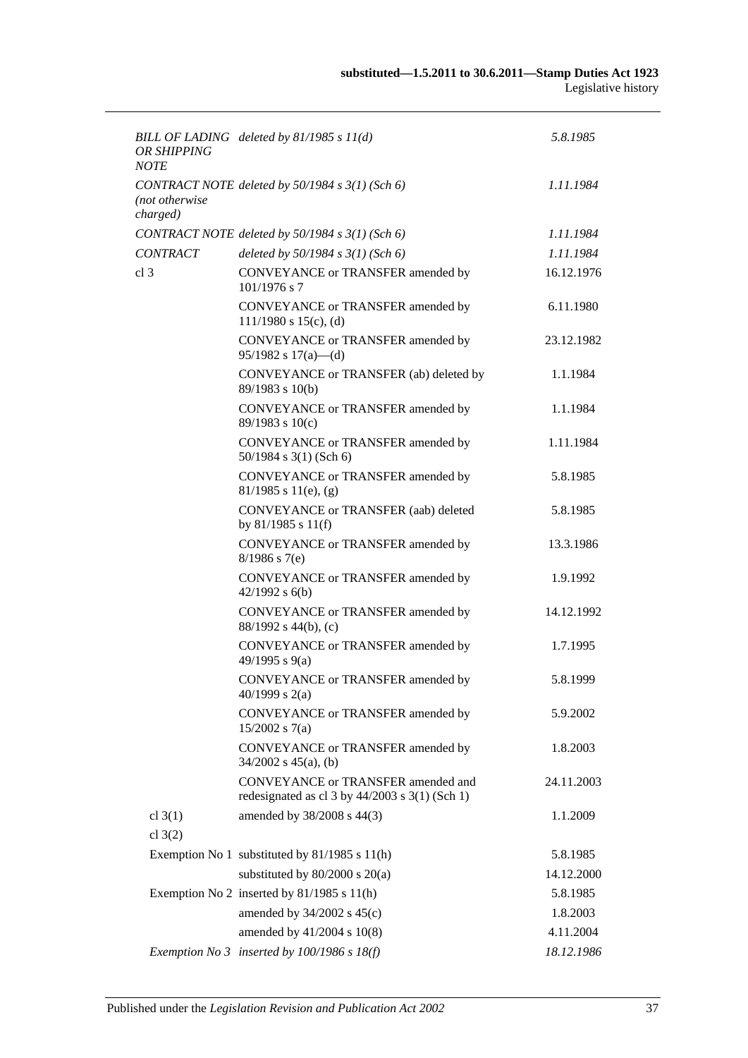| | | |
|---|---|---|
| *BILL OF LADING OR SHIPPING NOTE* | *deleted by 81/1985 s 11(d)* | *5.8.1985* |
| *CONTRACT NOTE (not otherwise charged)* | *deleted by 50/1984 s 3(1) (Sch 6)* | *1.11.1984* |
| *CONTRACT NOTE* | *deleted by 50/1984 s 3(1) (Sch 6)* | *1.11.1984* |
| *CONTRACT* | *deleted by 50/1984 s 3(1) (Sch 6)* | *1.11.1984* |
| cl 3 | CONVEYANCE or TRANSFER amended by 101/1976 s 7 | 16.12.1976 |
| | CONVEYANCE or TRANSFER amended by 111/1980 s 15(c), (d) | 6.11.1980 |
| | CONVEYANCE or TRANSFER amended by 95/1982 s 17(a)—(d) | 23.12.1982 |
| | CONVEYANCE or TRANSFER (ab) deleted by 89/1983 s 10(b) | 1.1.1984 |
| | CONVEYANCE or TRANSFER amended by 89/1983 s 10(c) | 1.1.1984 |
| | CONVEYANCE or TRANSFER amended by 50/1984 s 3(1) (Sch 6) | 1.11.1984 |
| | CONVEYANCE or TRANSFER amended by 81/1985 s 11(e), (g) | 5.8.1985 |
| | CONVEYANCE or TRANSFER (aab) deleted by 81/1985 s 11(f) | 5.8.1985 |
| | CONVEYANCE or TRANSFER amended by 8/1986 s 7(e) | 13.3.1986 |
| | CONVEYANCE or TRANSFER amended by 42/1992 s 6(b) | 1.9.1992 |
| | CONVEYANCE or TRANSFER amended by 88/1992 s 44(b), (c) | 14.12.1992 |
| | CONVEYANCE or TRANSFER amended by 49/1995 s 9(a) | 1.7.1995 |
| | CONVEYANCE or TRANSFER amended by 40/1999 s 2(a) | 5.8.1999 |
| | CONVEYANCE or TRANSFER amended by 15/2002 s 7(a) | 5.9.2002 |
| | CONVEYANCE or TRANSFER amended by 34/2002 s 45(a), (b) | 1.8.2003 |
| | CONVEYANCE or TRANSFER amended and redesignated as cl 3 by 44/2003 s 3(1) (Sch 1) | 24.11.2003 |
| cl 3(1) | amended by 38/2008 s 44(3) | 1.1.2009 |
| cl 3(2) | | |
| | Exemption No 1 substituted by 81/1985 s 11(h) | 5.8.1985 |
| | substituted by 80/2000 s 20(a) | 14.12.2000 |
| | Exemption No 2 inserted by 81/1985 s 11(h) | 5.8.1985 |
| | amended by 34/2002 s 45(c) | 1.8.2003 |
| | amended by 41/2004 s 10(8) | 4.11.2004 |
| | *Exemption No 3 inserted by 100/1986 s 18(f)* | *18.12.1986* |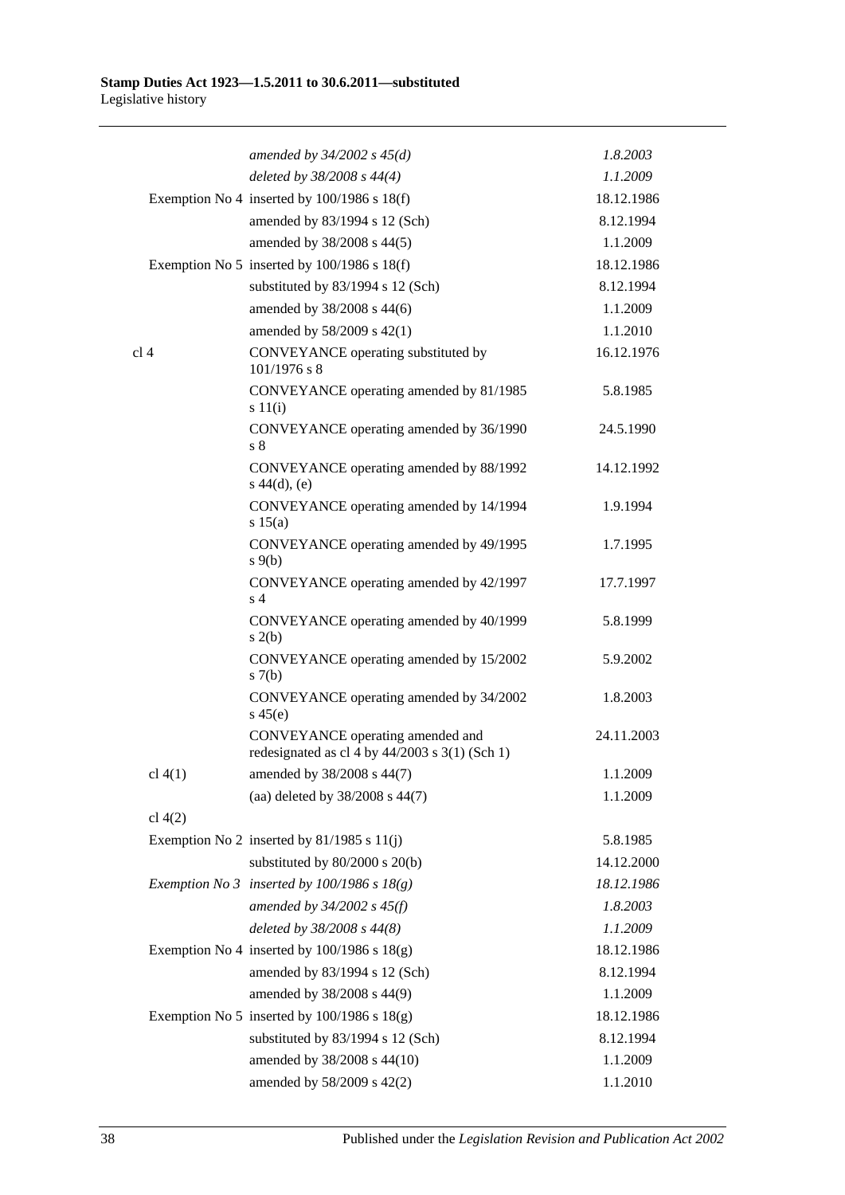| | | |
|---|---|---|
| | *amended by 34/2002 s 45(d)* | *1.8.2003* |
| | *deleted by 38/2008 s 44(4)* | *1.1.2009* |
| | Exemption No 4 inserted by 100/1986 s 18(f) | 18.12.1986 |
| | amended by 83/1994 s 12 (Sch) | 8.12.1994 |
| | amended by 38/2008 s 44(5) | 1.1.2009 |
| | Exemption No 5 inserted by 100/1986 s 18(f) | 18.12.1986 |
| | substituted by 83/1994 s 12 (Sch) | 8.12.1994 |
| | amended by 38/2008 s 44(6) | 1.1.2009 |
| | amended by 58/2009 s 42(1) | 1.1.2010 |
| cl 4 | CONVEYANCE operating substituted by 101/1976 s 8 | 16.12.1976 |
| | CONVEYANCE operating amended by 81/1985 s 11(i) | 5.8.1985 |
| | CONVEYANCE operating amended by 36/1990 s 8 | 24.5.1990 |
| | CONVEYANCE operating amended by 88/1992 s 44(d), (e) | 14.12.1992 |
| | CONVEYANCE operating amended by 14/1994 s 15(a) | 1.9.1994 |
| | CONVEYANCE operating amended by 49/1995 s 9(b) | 1.7.1995 |
| | CONVEYANCE operating amended by 42/1997 s 4 | 17.7.1997 |
| | CONVEYANCE operating amended by 40/1999 s 2(b) | 5.8.1999 |
| | CONVEYANCE operating amended by 15/2002 s 7(b) | 5.9.2002 |
| | CONVEYANCE operating amended by 34/2002 s 45(e) | 1.8.2003 |
| | CONVEYANCE operating amended and redesignated as cl 4 by 44/2003 s 3(1) (Sch 1) | 24.11.2003 |
| cl 4(1) | amended by 38/2008 s 44(7) | 1.1.2009 |
| | (aa) deleted by 38/2008 s 44(7) | 1.1.2009 |
| cl 4(2) | | |
| | Exemption No 2 inserted by 81/1985 s 11(j) | 5.8.1985 |
| | substituted by 80/2000 s 20(b) | 14.12.2000 |
| | *Exemption No 3 inserted by 100/1986 s 18(g)* | *18.12.1986* |
| | *amended by 34/2002 s 45(f)* | *1.8.2003* |
| | *deleted by 38/2008 s 44(8)* | *1.1.2009* |
| | Exemption No 4 inserted by 100/1986 s 18(g) | 18.12.1986 |
| | amended by 83/1994 s 12 (Sch) | 8.12.1994 |
| | amended by 38/2008 s 44(9) | 1.1.2009 |
| | Exemption No 5 inserted by 100/1986 s 18(g) | 18.12.1986 |
| | substituted by 83/1994 s 12 (Sch) | 8.12.1994 |
| | amended by 38/2008 s 44(10) | 1.1.2009 |
| | amended by 58/2009 s 42(2) | 1.1.2010 |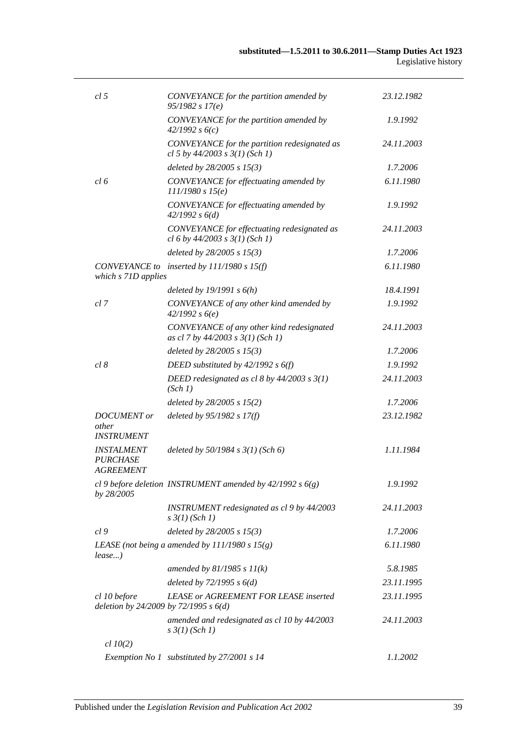| | | |
|---|---|---|
| *cl 5* | *CONVEYANCE for the partition amended by 95/1982 s 17(e)* | *23.12.1982* |
| | *CONVEYANCE for the partition amended by 42/1992 s 6(c)* | *1.9.1992* |
| | *CONVEYANCE for the partition redesignated as cl 5 by 44/2003 s 3(1) (Sch 1)* | *24.11.2003* |
| | *deleted by 28/2005 s 15(3)* | *1.7.2006* |
| *cl 6* | *CONVEYANCE for effectuating amended by 111/1980 s 15(e)* | *6.11.1980* |
| | *CONVEYANCE for effectuating amended by 42/1992 s 6(d)* | *1.9.1992* |
| | *CONVEYANCE for effectuating redesignated as cl 6 by 44/2003 s 3(1) (Sch 1)* | *24.11.2003* |
| | *deleted by 28/2005 s 15(3)* | *1.7.2006* |
| *CONVEYANCE to which s 71D applies* | *inserted by 111/1980 s 15(f)* | *6.11.1980* |
| | *deleted by 19/1991 s 6(h)* | *18.4.1991* |
| *cl 7* | *CONVEYANCE of any other kind amended by 42/1992 s 6(e)* | *1.9.1992* |
| | *CONVEYANCE of any other kind redesignated as cl 7 by 44/2003 s 3(1) (Sch 1)* | *24.11.2003* |
| | *deleted by 28/2005 s 15(3)* | *1.7.2006* |
| *cl 8* | *DEED substituted by 42/1992 s 6(f)* | *1.9.1992* |
| | *DEED redesignated as cl 8 by 44/2003 s 3(1) (Sch 1)* | *24.11.2003* |
| | *deleted by 28/2005 s 15(2)* | *1.7.2006* |
| *DOCUMENT or other INSTRUMENT* | *deleted by 95/1982 s 17(f)* | *23.12.1982* |
| *INSTALMENT PURCHASE AGREEMENT* | *deleted by 50/1984 s 3(1) (Sch 6)* | *1.11.1984* |
| *cl 9 before deletion by 28/2005* | *INSTRUMENT amended by 42/1992 s 6(g)* | *1.9.1992* |
| | *INSTRUMENT redesignated as cl 9 by 44/2003 s 3(1) (Sch 1)* | *24.11.2003* |
| *cl 9* | *deleted by 28/2005 s 15(3)* | *1.7.2006* |
| *LEASE (not being a lease...)* | *amended by 111/1980 s 15(g)* | *6.11.1980* |
| | *amended by 81/1985 s 11(k)* | *5.8.1985* |
| | *deleted by 72/1995 s 6(d)* | *23.11.1995* |
| *cl 10 before deletion by 24/2009* | *LEASE or AGREEMENT FOR LEASE inserted by 72/1995 s 6(d)* | *23.11.1995* |
| | *amended and redesignated as cl 10 by 44/2003 s 3(1) (Sch 1)* | *24.11.2003* |
| *cl 10(2)* | | |
| *Exemption No 1* | *substituted by 27/2001 s 14* | *1.1.2002* |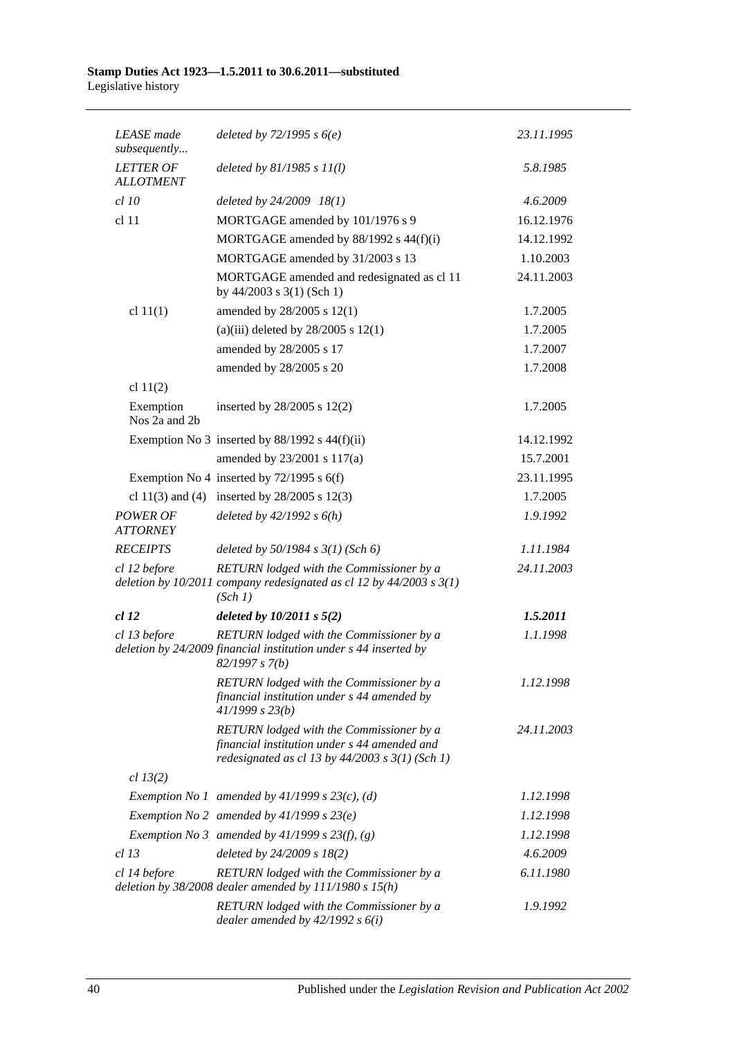| | | |
|---|---|---|
| *LEASE made subsequently...* | *deleted by 72/1995 s 6(e)* | *23.11.1995* |
| *LETTER OF ALLOTMENT* | *deleted by 81/1985 s 11(l)* | *5.8.1985* |
| *cl 10* | *deleted by 24/2009 18(1)* | *4.6.2009* |
| cl 11 | MORTGAGE amended by 101/1976 s 9 | 16.12.1976 |
| | MORTGAGE amended by 88/1992 s 44(f)(i) | 14.12.1992 |
| | MORTGAGE amended by 31/2003 s 13 | 1.10.2003 |
| | MORTGAGE amended and redesignated as cl 11 by 44/2003 s 3(1) (Sch 1) | 24.11.2003 |
| cl 11(1) | amended by 28/2005 s 12(1) | 1.7.2005 |
| | (a)(iii) deleted by 28/2005 s 12(1) | 1.7.2005 |
| | amended by 28/2005 s 17 | 1.7.2007 |
| | amended by 28/2005 s 20 | 1.7.2008 |
| cl 11(2) | | |
| Exemption Nos 2a and 2b | inserted by 28/2005 s 12(2) | 1.7.2005 |
| | Exemption No 3 inserted by 88/1992 s 44(f)(ii) | 14.12.1992 |
| | amended by 23/2001 s 117(a) | 15.7.2001 |
| | Exemption No 4 inserted by 72/1995 s 6(f) | 23.11.1995 |
| | cl 11(3) and (4) inserted by 28/2005 s 12(3) | 1.7.2005 |
| *POWER OF ATTORNEY* | *deleted by 42/1992 s 6(h)* | *1.9.1992* |
| *RECEIPTS* | *deleted by 50/1984 s 3(1) (Sch 6)* | *1.11.1984* |
| *cl 12 before deletion by 10/2011* | *RETURN lodged with the Commissioner by a company redesignated as cl 12 by 44/2003 s 3(1) (Sch 1)* | *24.11.2003* |
| ***cl 12*** | ***deleted by 10/2011 s 5(2)*** | ***1.5.2011*** |
| *cl 13 before deletion by 24/2009* | *RETURN lodged with the Commissioner by a financial institution under s 44 inserted by 82/1997 s 7(b)* | *1.1.1998* |
| | *RETURN lodged with the Commissioner by a financial institution under s 44 amended by 41/1999 s 23(b)* | *1.12.1998* |
| | *RETURN lodged with the Commissioner by a financial institution under s 44 amended and redesignated as cl 13 by 44/2003 s 3(1) (Sch 1)* | *24.11.2003* |
| *cl 13(2)* | | |
| | *Exemption No 1 amended by 41/1999 s 23(c), (d)* | *1.12.1998* |
| | *Exemption No 2 amended by 41/1999 s 23(e)* | *1.12.1998* |
| | *Exemption No 3 amended by 41/1999 s 23(f), (g)* | *1.12.1998* |
| *cl 13* | *deleted by 24/2009 s 18(2)* | *4.6.2009* |
| *cl 14 before deletion by 38/2008* | *RETURN lodged with the Commissioner by a dealer amended by 111/1980 s 15(h)* | *6.11.1980* |
| | *RETURN lodged with the Commissioner by a dealer amended by 42/1992 s 6(i)* | *1.9.1992* |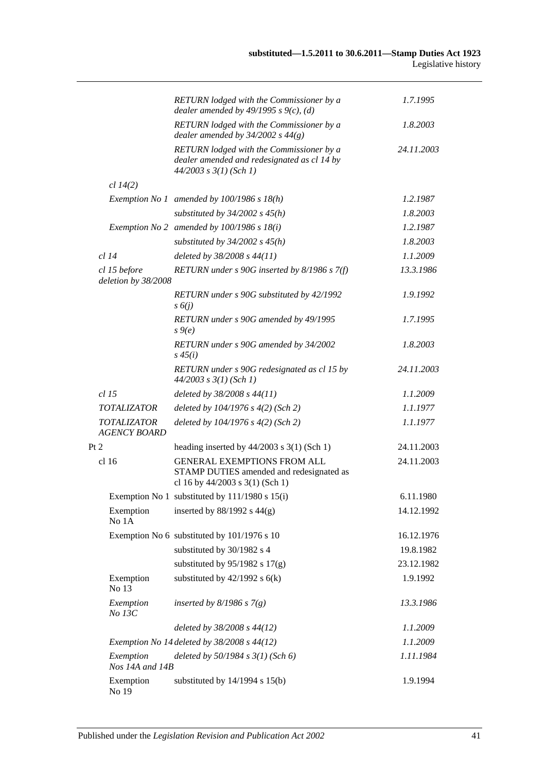| | | |
|---|---|---|
| | *RETURN lodged with the Commissioner by a dealer amended by 49/1995 s 9(c), (d)* | *1.7.1995* |
| | *RETURN lodged with the Commissioner by a dealer amended by 34/2002 s 44(g)* | *1.8.2003* |
| | *RETURN lodged with the Commissioner by a dealer amended and redesignated as cl 14 by 44/2003 s 3(1) (Sch 1)* | *24.11.2003* |
| *cl 14(2)* | | |
| *Exemption No 1* | *amended by 100/1986 s 18(h)* | *1.2.1987* |
| | *substituted by 34/2002 s 45(h)* | *1.8.2003* |
| *Exemption No 2* | *amended by 100/1986 s 18(i)* | *1.2.1987* |
| | *substituted by 34/2002 s 45(h)* | *1.8.2003* |
| *cl 14* | *deleted by 38/2008 s 44(11)* | *1.1.2009* |
| *cl 15 before deletion by 38/2008* | *RETURN under s 90G inserted by 8/1986 s 7(f)* | *13.3.1986* |
| | *RETURN under s 90G substituted by 42/1992 s 6(j)* | *1.9.1992* |
| | *RETURN under s 90G amended by 49/1995 s 9(e)* | *1.7.1995* |
| | *RETURN under s 90G amended by 34/2002 s 45(i)* | *1.8.2003* |
| | *RETURN under s 90G redesignated as cl 15 by 44/2003 s 3(1) (Sch 1)* | *24.11.2003* |
| *cl 15* | *deleted by 38/2008 s 44(11)* | *1.1.2009* |
| *TOTALIZATOR* | *deleted by 104/1976 s 4(2) (Sch 2)* | *1.1.1977* |
| *TOTALIZATOR AGENCY BOARD* | *deleted by 104/1976 s 4(2) (Sch 2)* | *1.1.1977* |
| Pt 2 | heading inserted by 44/2003 s 3(1) (Sch 1) | 24.11.2003 |
| cl 16 | GENERAL EXEMPTIONS FROM ALL STAMP DUTIES amended and redesignated as cl 16 by 44/2003 s 3(1) (Sch 1) | 24.11.2003 |
| Exemption No 1 | substituted by 111/1980 s 15(i) | 6.11.1980 |
| Exemption No 1A | inserted by 88/1992 s 44(g) | 14.12.1992 |
| Exemption No 6 | substituted by 101/1976 s 10 | 16.12.1976 |
| | substituted by 30/1982 s 4 | 19.8.1982 |
| | substituted by 95/1982 s 17(g) | 23.12.1982 |
| Exemption No 13 | substituted by 42/1992 s 6(k) | 1.9.1992 |
| *Exemption No 13C* | *inserted by 8/1986 s 7(g)* | *13.3.1986* |
| | *deleted by 38/2008 s 44(12)* | *1.1.2009* |
| *Exemption No 14* | *deleted by 38/2008 s 44(12)* | *1.1.2009* |
| *Exemption Nos 14A and 14B* | *deleted by 50/1984 s 3(1) (Sch 6)* | *1.11.1984* |
| Exemption No 19 | substituted by 14/1994 s 15(b) | 1.9.1994 |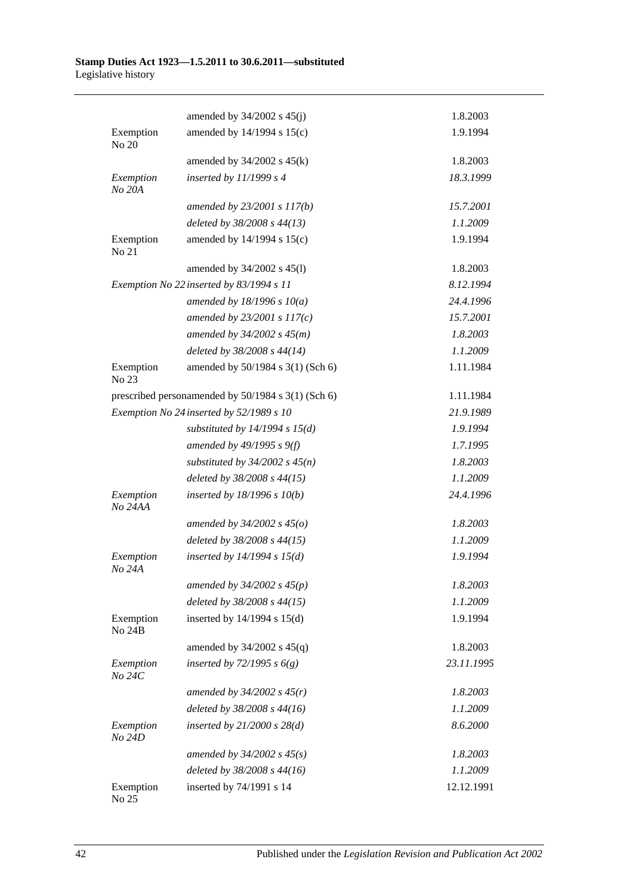| | | |
|---|---|---|
| | amended by 34/2002 s 45(j) | 1.8.2003 |
| Exemption No 20 | amended by 14/1994 s 15(c) | 1.9.1994 |
| | amended by 34/2002 s 45(k) | 1.8.2003 |
| *Exemption No 20A* | *inserted by 11/1999 s 4* | *18.3.1999* |
| | *amended by 23/2001 s 117(b)* | *15.7.2001* |
| | *deleted by 38/2008 s 44(13)* | *1.1.2009* |
| Exemption No 21 | amended by 14/1994 s 15(c) | 1.9.1994 |
| | amended by 34/2002 s 45(l) | 1.8.2003 |
| *Exemption No 22* | *inserted by 83/1994 s 11* | *8.12.1994* |
| | *amended by 18/1996 s 10(a)* | *24.4.1996* |
| | *amended by 23/2001 s 117(c)* | *15.7.2001* |
| | *amended by 34/2002 s 45(m)* | *1.8.2003* |
| | *deleted by 38/2008 s 44(14)* | *1.1.2009* |
| Exemption No 23 | amended by 50/1984 s 3(1) (Sch 6) | 1.11.1984 |
| prescribed person | amended by 50/1984 s 3(1) (Sch 6) | 1.11.1984 |
| *Exemption No 24* | *inserted by 52/1989 s 10* | *21.9.1989* |
| | *substituted by 14/1994 s 15(d)* | *1.9.1994* |
| | *amended by 49/1995 s 9(f)* | *1.7.1995* |
| | *substituted by 34/2002 s 45(n)* | *1.8.2003* |
| | *deleted by 38/2008 s 44(15)* | *1.1.2009* |
| *Exemption No 24AA* | *inserted by 18/1996 s 10(b)* | *24.4.1996* |
| | *amended by 34/2002 s 45(o)* | *1.8.2003* |
| | *deleted by 38/2008 s 44(15)* | *1.1.2009* |
| *Exemption No 24A* | *inserted by 14/1994 s 15(d)* | *1.9.1994* |
| | *amended by 34/2002 s 45(p)* | *1.8.2003* |
| | *deleted by 38/2008 s 44(15)* | *1.1.2009* |
| Exemption No 24B | inserted by 14/1994 s 15(d) | 1.9.1994 |
| | amended by 34/2002 s 45(q) | 1.8.2003 |
| *Exemption No 24C* | *inserted by 72/1995 s 6(g)* | *23.11.1995* |
| | *amended by 34/2002 s 45(r)* | *1.8.2003* |
| | *deleted by 38/2008 s 44(16)* | *1.1.2009* |
| *Exemption No 24D* | *inserted by 21/2000 s 28(d)* | *8.6.2000* |
| | *amended by 34/2002 s 45(s)* | *1.8.2003* |
| | *deleted by 38/2008 s 44(16)* | *1.1.2009* |
| Exemption No 25 | inserted by 74/1991 s 14 | 12.12.1991 |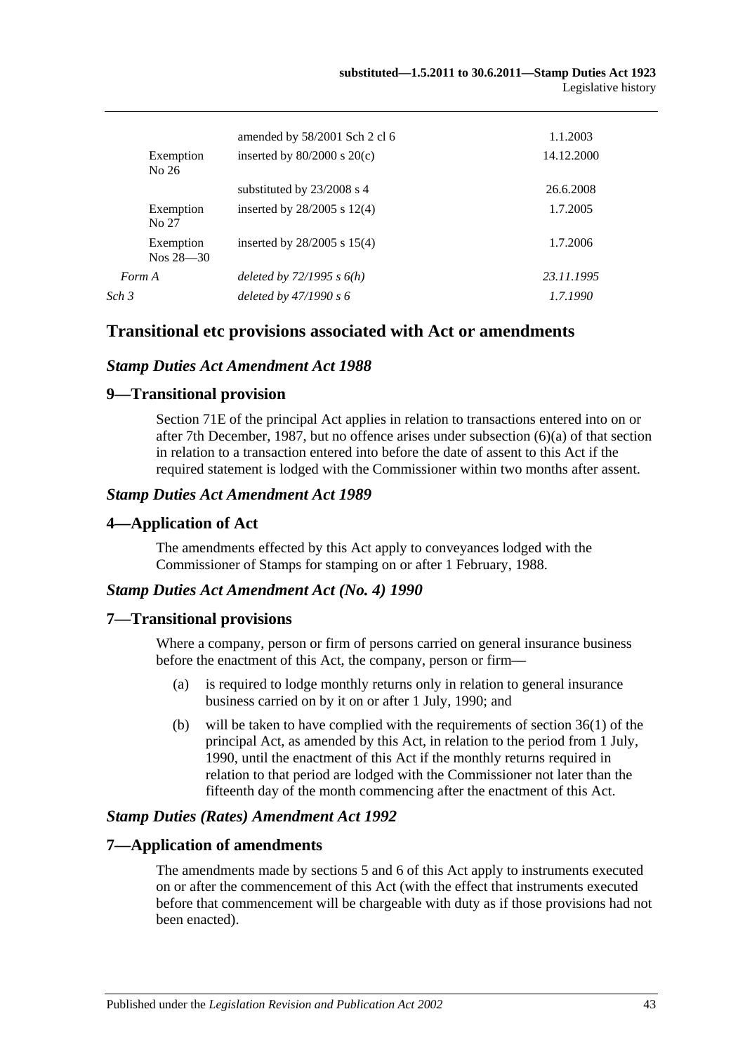| | | |
|---|---|---|
| | amended by 58/2001 Sch 2 cl 6 | 1.1.2003 |
| Exemption No 26 | inserted by 80/2000 s 20(c) | 14.12.2000 |
| | substituted by 23/2008 s 4 | 26.6.2008 |
| Exemption No 27 | inserted by 28/2005 s 12(4) | 1.7.2005 |
| Exemption Nos 28—30 | inserted by 28/2005 s 15(4) | 1.7.2006 |
| *Form A* | *deleted by 72/1995 s 6(h)* | *23.11.1995* |
| *Sch 3* | *deleted by 47/1990 s 6* | *1.7.1990* |

## Transitional etc provisions associated with Act or amendments

### *Stamp Duties Act Amendment Act 1988*

### 9—Transitional provision

Section 71E of the principal Act applies in relation to transactions entered into on or after 7th December, 1987, but no offence arises under subsection (6)(a) of that section in relation to a transaction entered into before the date of assent to this Act if the required statement is lodged with the Commissioner within two months after assent.

### *Stamp Duties Act Amendment Act 1989*

### 4—Application of Act

The amendments effected by this Act apply to conveyances lodged with the Commissioner of Stamps for stamping on or after 1 February, 1988.

### *Stamp Duties Act Amendment Act (No. 4) 1990*

### 7—Transitional provisions

Where a company, person or firm of persons carried on general insurance business before the enactment of this Act, the company, person or firm—

(a) is required to lodge monthly returns only in relation to general insurance business carried on by it on or after 1 July, 1990; and

(b) will be taken to have complied with the requirements of section 36(1) of the principal Act, as amended by this Act, in relation to the period from 1 July, 1990, until the enactment of this Act if the monthly returns required in relation to that period are lodged with the Commissioner not later than the fifteenth day of the month commencing after the enactment of this Act.

### *Stamp Duties (Rates) Amendment Act 1992*

### 7—Application of amendments

The amendments made by sections 5 and 6 of this Act apply to instruments executed on or after the commencement of this Act (with the effect that instruments executed before that commencement will be chargeable with duty as if those provisions had not been enacted).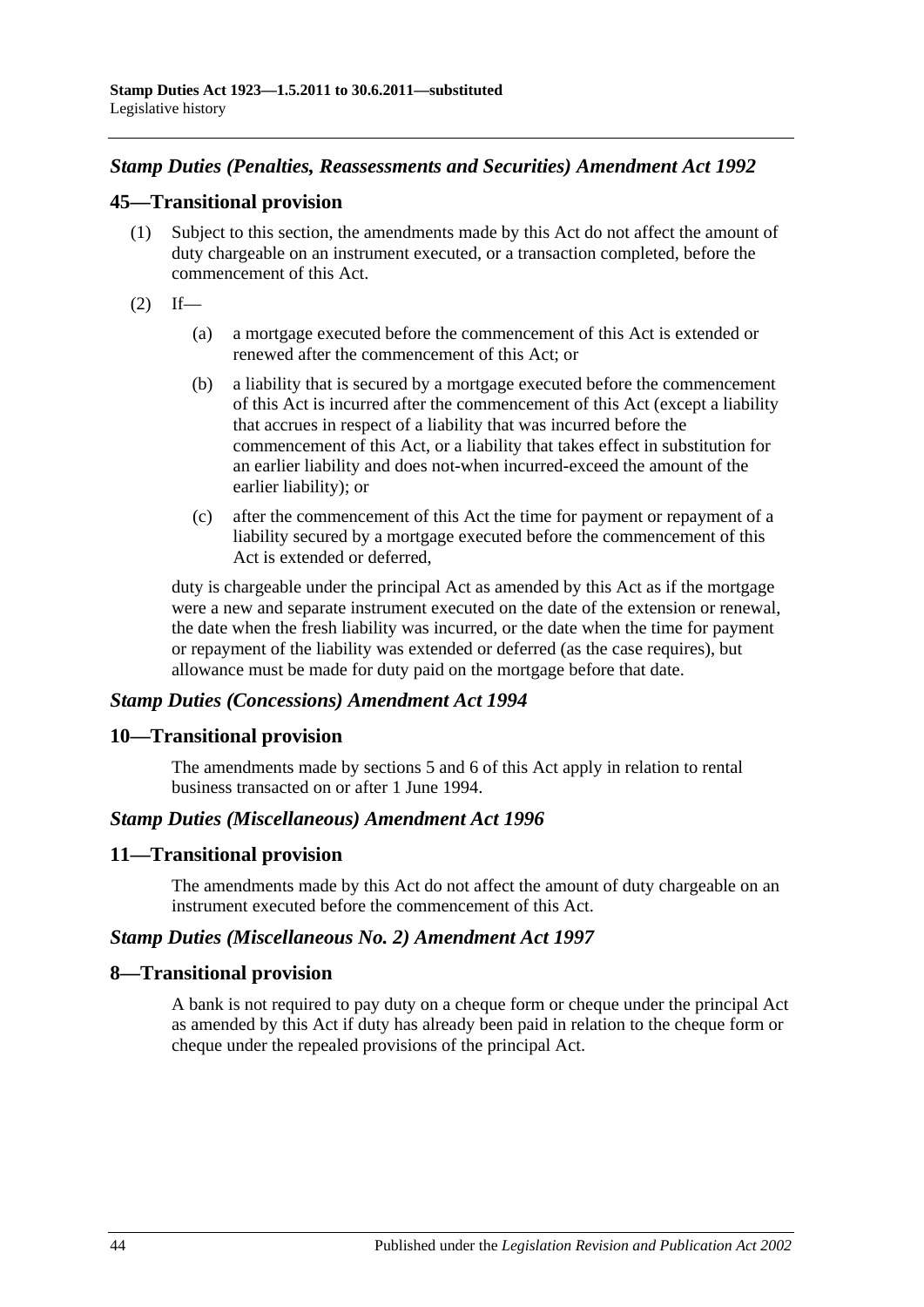### *Stamp Duties (Penalties, Reassessments and Securities) Amendment Act 1992*

## 45—Transitional provision

(1) Subject to this section, the amendments made by this Act do not affect the amount of duty chargeable on an instrument executed, or a transaction completed, before the commencement of this Act.

(2) If—

(a) a mortgage executed before the commencement of this Act is extended or renewed after the commencement of this Act; or

(b) a liability that is secured by a mortgage executed before the commencement of this Act is incurred after the commencement of this Act (except a liability that accrues in respect of a liability that was incurred before the commencement of this Act, or a liability that takes effect in substitution for an earlier liability and does not-when incurred-exceed the amount of the earlier liability); or

(c) after the commencement of this Act the time for payment or repayment of a liability secured by a mortgage executed before the commencement of this Act is extended or deferred,

duty is chargeable under the principal Act as amended by this Act as if the mortgage were a new and separate instrument executed on the date of the extension or renewal, the date when the fresh liability was incurred, or the date when the time for payment or repayment of the liability was extended or deferred (as the case requires), but allowance must be made for duty paid on the mortgage before that date.

### *Stamp Duties (Concessions) Amendment Act 1994*

## 10—Transitional provision

The amendments made by sections 5 and 6 of this Act apply in relation to rental business transacted on or after 1 June 1994.

### *Stamp Duties (Miscellaneous) Amendment Act 1996*

## 11—Transitional provision

The amendments made by this Act do not affect the amount of duty chargeable on an instrument executed before the commencement of this Act.

### *Stamp Duties (Miscellaneous No. 2) Amendment Act 1997*

## 8—Transitional provision

A bank is not required to pay duty on a cheque form or cheque under the principal Act as amended by this Act if duty has already been paid in relation to the cheque form or cheque under the repealed provisions of the principal Act.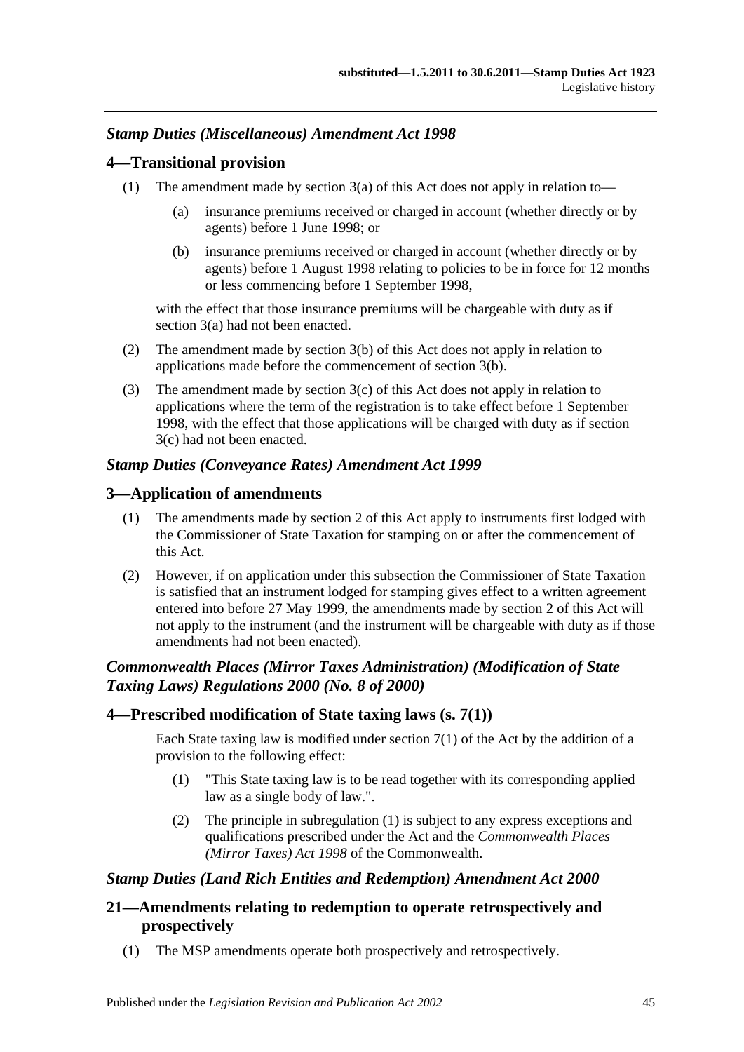### *Stamp Duties (Miscellaneous) Amendment Act 1998*

#### 4—Transitional provision

(1) The amendment made by section 3(a) of this Act does not apply in relation to—

(a) insurance premiums received or charged in account (whether directly or by agents) before 1 June 1998; or

(b) insurance premiums received or charged in account (whether directly or by agents) before 1 August 1998 relating to policies to be in force for 12 months or less commencing before 1 September 1998,

with the effect that those insurance premiums will be chargeable with duty as if section 3(a) had not been enacted.

(2) The amendment made by section 3(b) of this Act does not apply in relation to applications made before the commencement of section 3(b).

(3) The amendment made by section 3(c) of this Act does not apply in relation to applications where the term of the registration is to take effect before 1 September 1998, with the effect that those applications will be charged with duty as if section 3(c) had not been enacted.

### *Stamp Duties (Conveyance Rates) Amendment Act 1999*

#### 3—Application of amendments

(1) The amendments made by section 2 of this Act apply to instruments first lodged with the Commissioner of State Taxation for stamping on or after the commencement of this Act.

(2) However, if on application under this subsection the Commissioner of State Taxation is satisfied that an instrument lodged for stamping gives effect to a written agreement entered into before 27 May 1999, the amendments made by section 2 of this Act will not apply to the instrument (and the instrument will be chargeable with duty as if those amendments had not been enacted).

### *Commonwealth Places (Mirror Taxes Administration) (Modification of State Taxing Laws) Regulations 2000 (No. 8 of 2000)*

#### 4—Prescribed modification of State taxing laws (s. 7(1))

Each State taxing law is modified under section 7(1) of the Act by the addition of a provision to the following effect:

(1) "This State taxing law is to be read together with its corresponding applied law as a single body of law.".

(2) The principle in subregulation (1) is subject to any express exceptions and qualifications prescribed under the Act and the *Commonwealth Places (Mirror Taxes) Act 1998* of the Commonwealth.

### *Stamp Duties (Land Rich Entities and Redemption) Amendment Act 2000*

#### 21—Amendments relating to redemption to operate retrospectively and prospectively

(1) The MSP amendments operate both prospectively and retrospectively.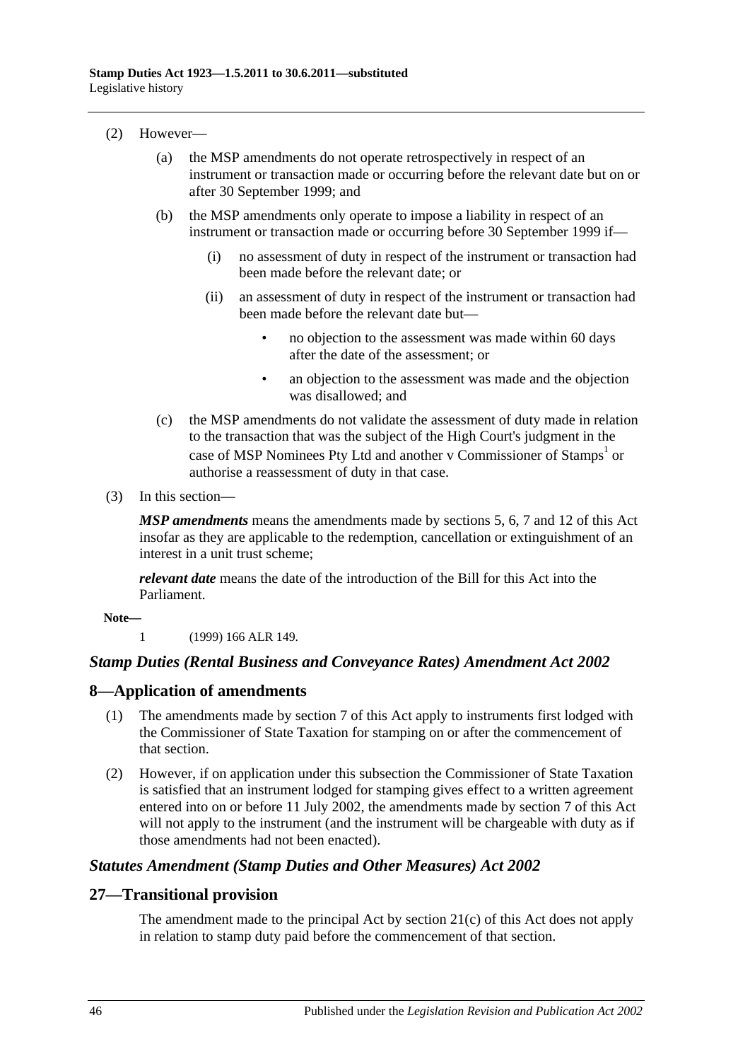(2) However—

(a) the MSP amendments do not operate retrospectively in respect of an instrument or transaction made or occurring before the relevant date but on or after 30 September 1999; and

(b) the MSP amendments only operate to impose a liability in respect of an instrument or transaction made or occurring before 30 September 1999 if—

(i) no assessment of duty in respect of the instrument or transaction had been made before the relevant date; or

(ii) an assessment of duty in respect of the instrument or transaction had been made before the relevant date but—

- no objection to the assessment was made within 60 days after the date of the assessment; or
- an objection to the assessment was made and the objection was disallowed; and

(c) the MSP amendments do not validate the assessment of duty made in relation to the transaction that was the subject of the High Court's judgment in the case of MSP Nominees Pty Ltd and another v Commissioner of Stamps[1] or authorise a reassessment of duty in that case.

(3) In this section—

***MSP amendments*** means the amendments made by sections 5, 6, 7 and 12 of this Act insofar as they are applicable to the redemption, cancellation or extinguishment of an interest in a unit trust scheme;

***relevant date*** means the date of the introduction of the Bill for this Act into the Parliament.

**Note—**

1 (1999) 166 ALR 149.

### *Stamp Duties (Rental Business and Conveyance Rates) Amendment Act 2002*

## 8—Application of amendments

(1) The amendments made by section 7 of this Act apply to instruments first lodged with the Commissioner of State Taxation for stamping on or after the commencement of that section.

(2) However, if on application under this subsection the Commissioner of State Taxation is satisfied that an instrument lodged for stamping gives effect to a written agreement entered into on or before 11 July 2002, the amendments made by section 7 of this Act will not apply to the instrument (and the instrument will be chargeable with duty as if those amendments had not been enacted).

### *Statutes Amendment (Stamp Duties and Other Measures) Act 2002*

## 27—Transitional provision

The amendment made to the principal Act by section 21(c) of this Act does not apply in relation to stamp duty paid before the commencement of that section.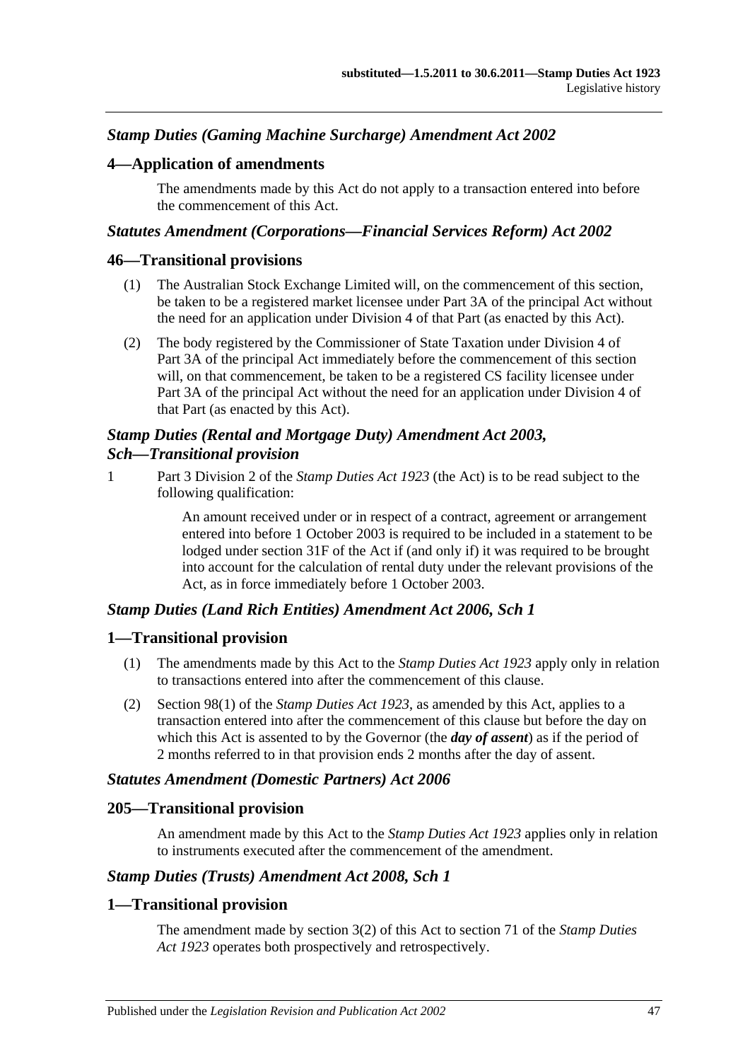### *Stamp Duties (Gaming Machine Surcharge) Amendment Act 2002*

## 4—Application of amendments

The amendments made by this Act do not apply to a transaction entered into before the commencement of this Act.

### *Statutes Amendment (Corporations—Financial Services Reform) Act 2002*

## 46—Transitional provisions

(1) The Australian Stock Exchange Limited will, on the commencement of this section, be taken to be a registered market licensee under Part 3A of the principal Act without the need for an application under Division 4 of that Part (as enacted by this Act).

(2) The body registered by the Commissioner of State Taxation under Division 4 of Part 3A of the principal Act immediately before the commencement of this section will, on that commencement, be taken to be a registered CS facility licensee under Part 3A of the principal Act without the need for an application under Division 4 of that Part (as enacted by this Act).

### *Stamp Duties (Rental and Mortgage Duty) Amendment Act 2003, Sch—Transitional provision*

1 Part 3 Division 2 of the *Stamp Duties Act 1923* (the Act) is to be read subject to the following qualification:

> An amount received under or in respect of a contract, agreement or arrangement entered into before 1 October 2003 is required to be included in a statement to be lodged under section 31F of the Act if (and only if) it was required to be brought into account for the calculation of rental duty under the relevant provisions of the Act, as in force immediately before 1 October 2003.

### *Stamp Duties (Land Rich Entities) Amendment Act 2006, Sch 1*

## 1—Transitional provision

(1) The amendments made by this Act to the *Stamp Duties Act 1923* apply only in relation to transactions entered into after the commencement of this clause.

(2) Section 98(1) of the *Stamp Duties Act 1923*, as amended by this Act, applies to a transaction entered into after the commencement of this clause but before the day on which this Act is assented to by the Governor (the ***day of assent***) as if the period of 2 months referred to in that provision ends 2 months after the day of assent.

### *Statutes Amendment (Domestic Partners) Act 2006*

## 205—Transitional provision

An amendment made by this Act to the *Stamp Duties Act 1923* applies only in relation to instruments executed after the commencement of the amendment.

### *Stamp Duties (Trusts) Amendment Act 2008, Sch 1*

## 1—Transitional provision

The amendment made by section 3(2) of this Act to section 71 of the *Stamp Duties Act 1923* operates both prospectively and retrospectively.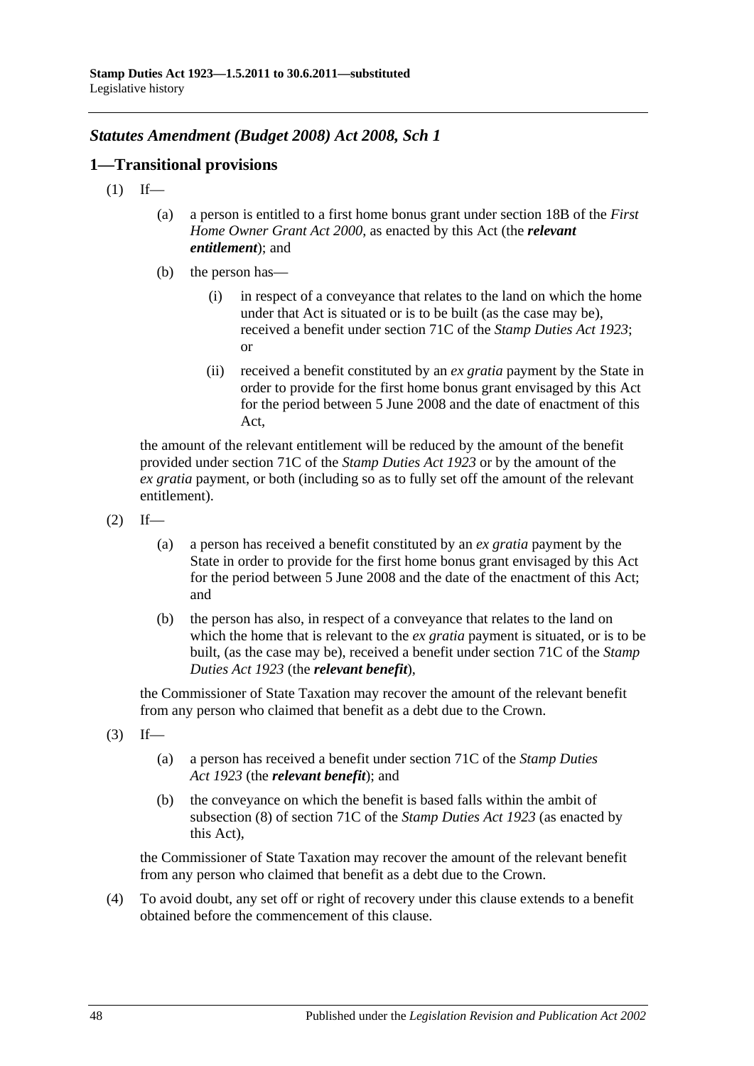## *Statutes Amendment (Budget 2008) Act 2008, Sch 1*

### 1—Transitional provisions

(1) If—

  (a) a person is entitled to a first home bonus grant under section 18B of the *First Home Owner Grant Act 2000*, as enacted by this Act (the ***relevant entitlement***); and

  (b) the person has—

    (i) in respect of a conveyance that relates to the land on which the home under that Act is situated or is to be built (as the case may be), received a benefit under section 71C of the *Stamp Duties Act 1923*; or

    (ii) received a benefit constituted by an *ex gratia* payment by the State in order to provide for the first home bonus grant envisaged by this Act for the period between 5 June 2008 and the date of enactment of this Act,

the amount of the relevant entitlement will be reduced by the amount of the benefit provided under section 71C of the *Stamp Duties Act 1923* or by the amount of the *ex gratia* payment, or both (including so as to fully set off the amount of the relevant entitlement).

(2) If—

  (a) a person has received a benefit constituted by an *ex gratia* payment by the State in order to provide for the first home bonus grant envisaged by this Act for the period between 5 June 2008 and the date of the enactment of this Act; and

  (b) the person has also, in respect of a conveyance that relates to the land on which the home that is relevant to the *ex gratia* payment is situated, or is to be built, (as the case may be), received a benefit under section 71C of the *Stamp Duties Act 1923* (the ***relevant benefit***),

the Commissioner of State Taxation may recover the amount of the relevant benefit from any person who claimed that benefit as a debt due to the Crown.

(3) If—

  (a) a person has received a benefit under section 71C of the *Stamp Duties Act 1923* (the ***relevant benefit***); and

  (b) the conveyance on which the benefit is based falls within the ambit of subsection (8) of section 71C of the *Stamp Duties Act 1923* (as enacted by this Act),

the Commissioner of State Taxation may recover the amount of the relevant benefit from any person who claimed that benefit as a debt due to the Crown.

(4) To avoid doubt, any set off or right of recovery under this clause extends to a benefit obtained before the commencement of this clause.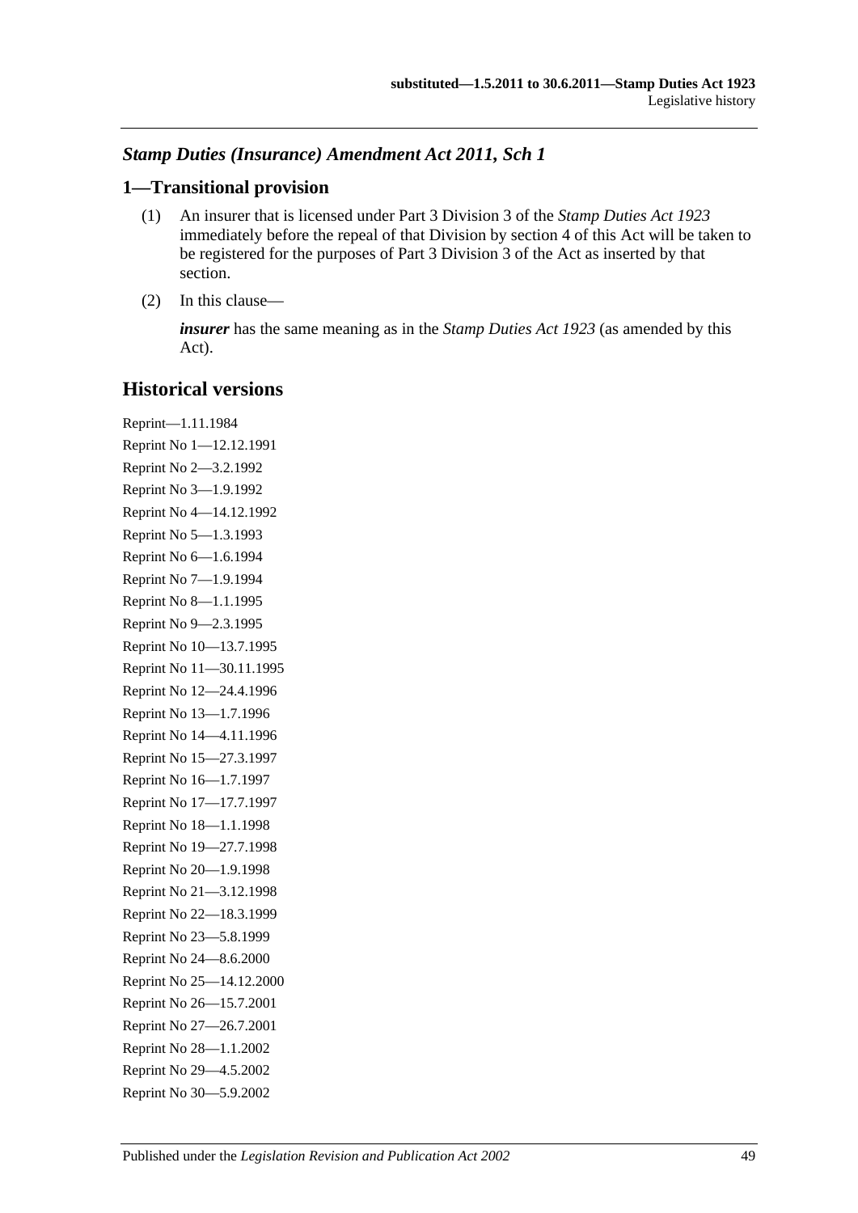### *Stamp Duties (Insurance) Amendment Act 2011, Sch 1*

## 1—Transitional provision

(1) An insurer that is licensed under Part 3 Division 3 of the *Stamp Duties Act 1923* immediately before the repeal of that Division by section 4 of this Act will be taken to be registered for the purposes of Part 3 Division 3 of the Act as inserted by that section.

(2) In this clause—

***insurer*** has the same meaning as in the *Stamp Duties Act 1923* (as amended by this Act).

## Historical versions

Reprint—1.11.1984
Reprint No 1—12.12.1991
Reprint No 2—3.2.1992
Reprint No 3—1.9.1992
Reprint No 4—14.12.1992
Reprint No 5—1.3.1993
Reprint No 6—1.6.1994
Reprint No 7—1.9.1994
Reprint No 8—1.1.1995
Reprint No 9—2.3.1995
Reprint No 10—13.7.1995
Reprint No 11—30.11.1995
Reprint No 12—24.4.1996
Reprint No 13—1.7.1996
Reprint No 14—4.11.1996
Reprint No 15—27.3.1997
Reprint No 16—1.7.1997
Reprint No 17—17.7.1997
Reprint No 18—1.1.1998
Reprint No 19—27.7.1998
Reprint No 20—1.9.1998
Reprint No 21—3.12.1998
Reprint No 22—18.3.1999
Reprint No 23—5.8.1999
Reprint No 24—8.6.2000
Reprint No 25—14.12.2000
Reprint No 26—15.7.2001
Reprint No 27—26.7.2001
Reprint No 28—1.1.2002
Reprint No 29—4.5.2002
Reprint No 30—5.9.2002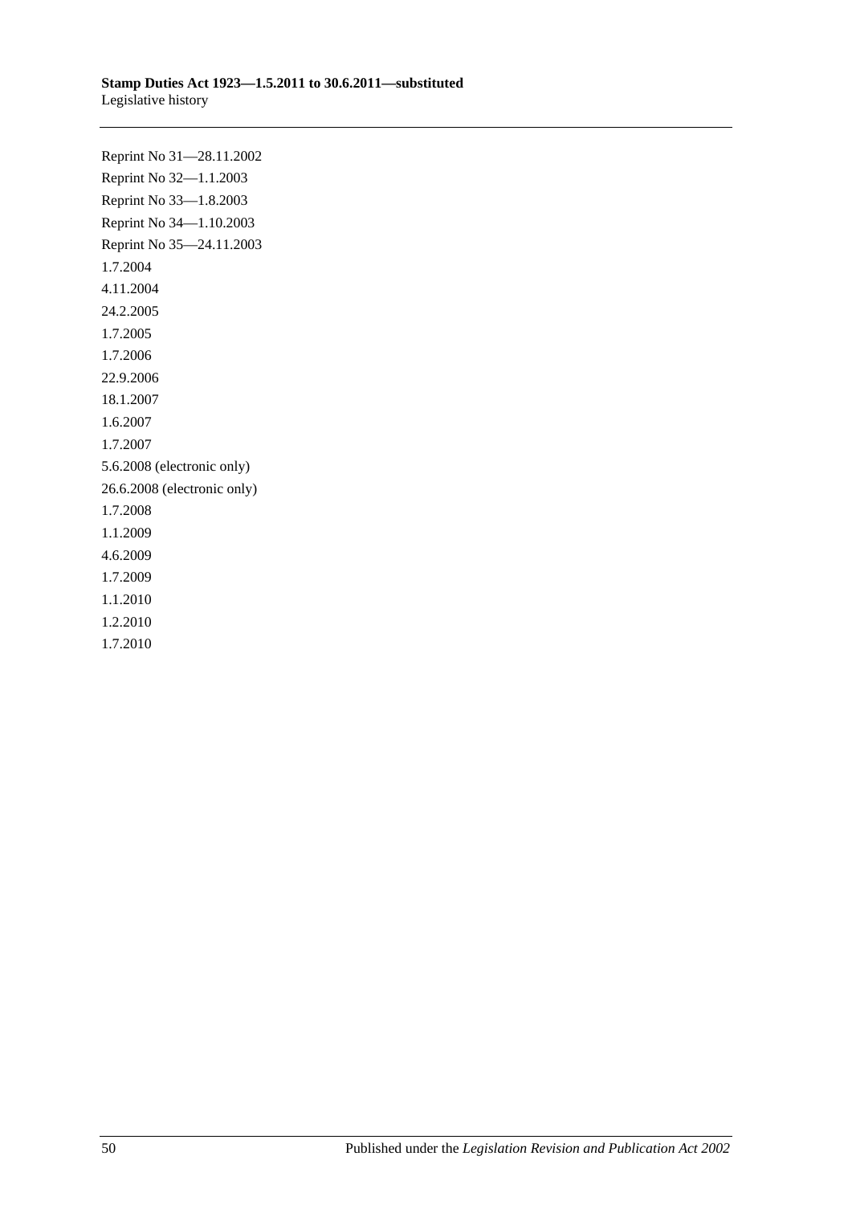Reprint No 31—28.11.2002

Reprint No 32—1.1.2003

Reprint No 33—1.8.2003

Reprint No 34—1.10.2003

Reprint No 35—24.11.2003

1.7.2004

4.11.2004

24.2.2005

1.7.2005

1.7.2006

22.9.2006

18.1.2007

1.6.2007

1.7.2007

5.6.2008 (electronic only)

26.6.2008 (electronic only)

1.7.2008

1.1.2009

4.6.2009

1.7.2009

1.1.2010

1.2.2010

1.7.2010